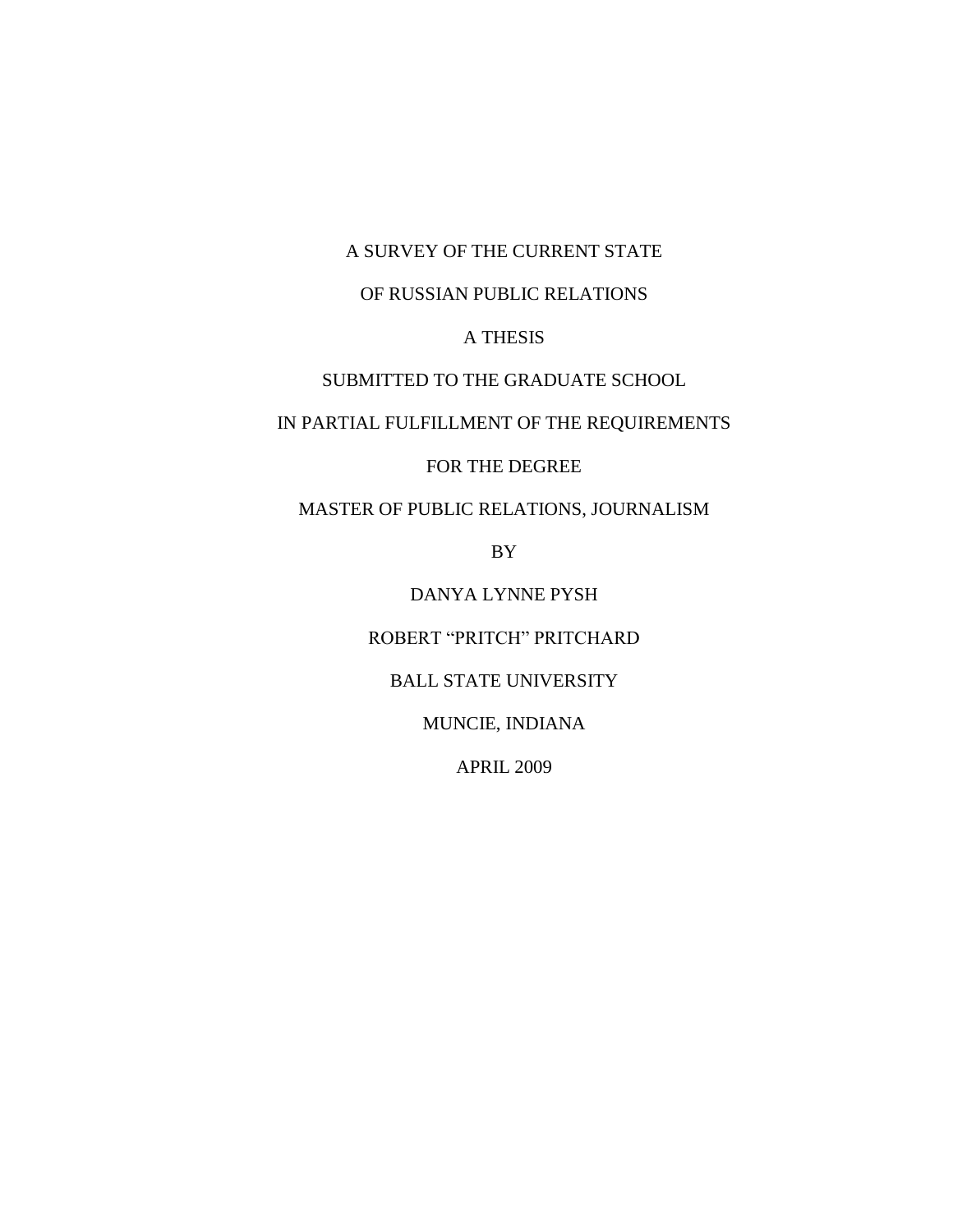# A SURVEY OF THE CURRENT STATE OF RUSSIAN PUBLIC RELATIONS

A THESIS

SUBMITTED TO THE GRADUATE SCHOOL

IN PARTIAL FULFILLMENT OF THE REQUIREMENTS

FOR THE DEGREE

MASTER OF PUBLIC RELATIONS, JOURNALISM

BY

DANYA LYNNE PYSH

ROBERT "PRITCH" PRITCHARD

BALL STATE UNIVERSITY

MUNCIE, INDIANA

APRIL 2009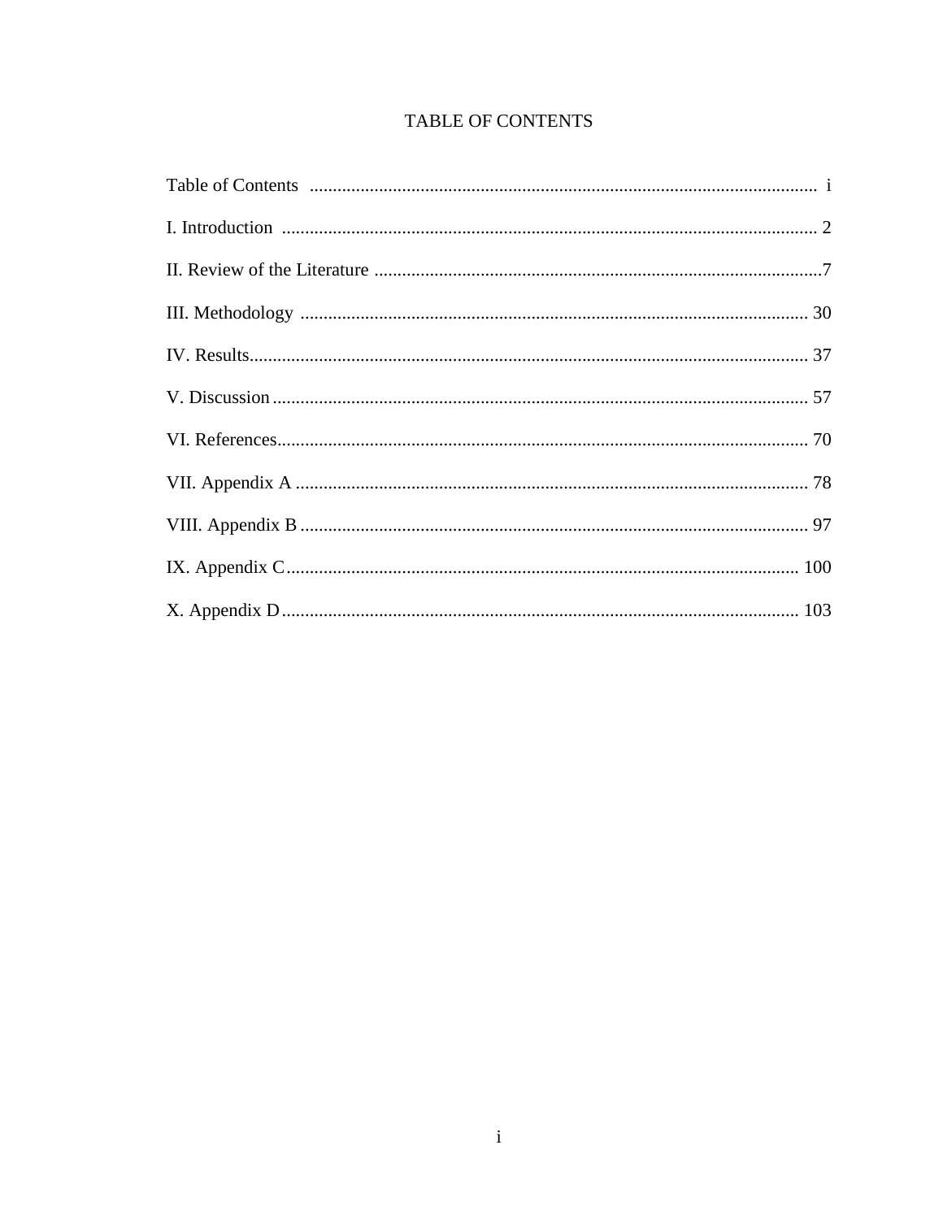# TABLE OF CONTENTS

Table of Contents ........................................................................................................... i

I. Introduction ................................................................................................................. 2

II. Review of the Literature ..............................................................................................7

III. Methodology ............................................................................................................ 30

IV. Results....................................................................................................................... 37

V. Discussion .................................................................................................................. 57

VI. References................................................................................................................. 70

VII. Appendix A ............................................................................................................. 78

VIII. Appendix B ............................................................................................................ 97

IX. Appendix C.............................................................................................................. 100

X. Appendix D............................................................................................................... 103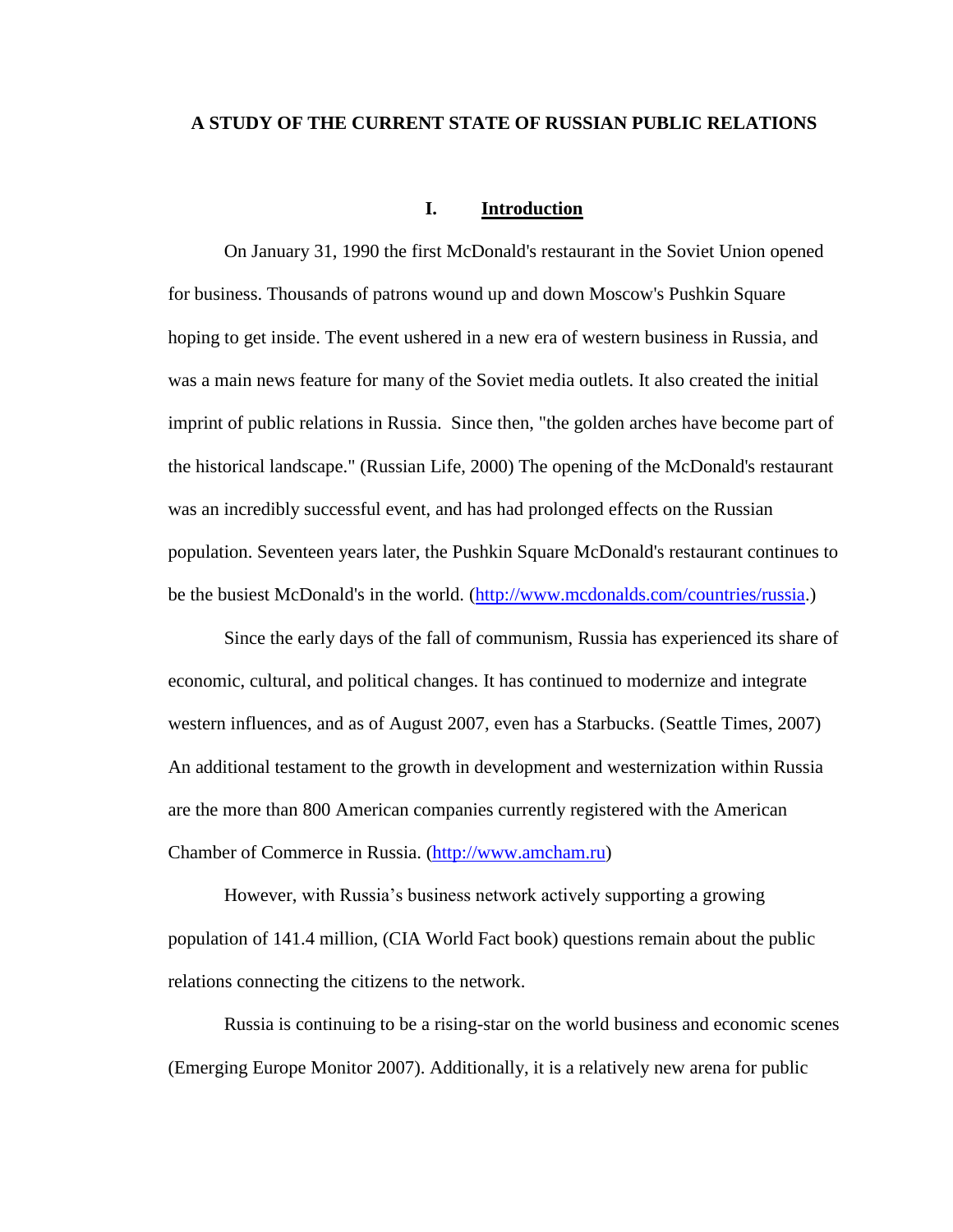# A STUDY OF THE CURRENT STATE OF RUSSIAN PUBLIC RELATIONS

## I. Introduction

On January 31, 1990 the first McDonald's restaurant in the Soviet Union opened for business. Thousands of patrons wound up and down Moscow's Pushkin Square hoping to get inside. The event ushered in a new era of western business in Russia, and was a main news feature for many of the Soviet media outlets. It also created the initial imprint of public relations in Russia. Since then, "the golden arches have become part of the historical landscape." (Russian Life, 2000) The opening of the McDonald's restaurant was an incredibly successful event, and has had prolonged effects on the Russian population. Seventeen years later, the Pushkin Square McDonald's restaurant continues to be the busiest McDonald's in the world. (http://www.mcdonalds.com/countries/russia.)

Since the early days of the fall of communism, Russia has experienced its share of economic, cultural, and political changes. It has continued to modernize and integrate western influences, and as of August 2007, even has a Starbucks. (Seattle Times, 2007) An additional testament to the growth in development and westernization within Russia are the more than 800 American companies currently registered with the American Chamber of Commerce in Russia. (http://www.amcham.ru)

However, with Russia's business network actively supporting a growing population of 141.4 million, (CIA World Fact book) questions remain about the public relations connecting the citizens to the network.

Russia is continuing to be a rising-star on the world business and economic scenes (Emerging Europe Monitor 2007). Additionally, it is a relatively new arena for public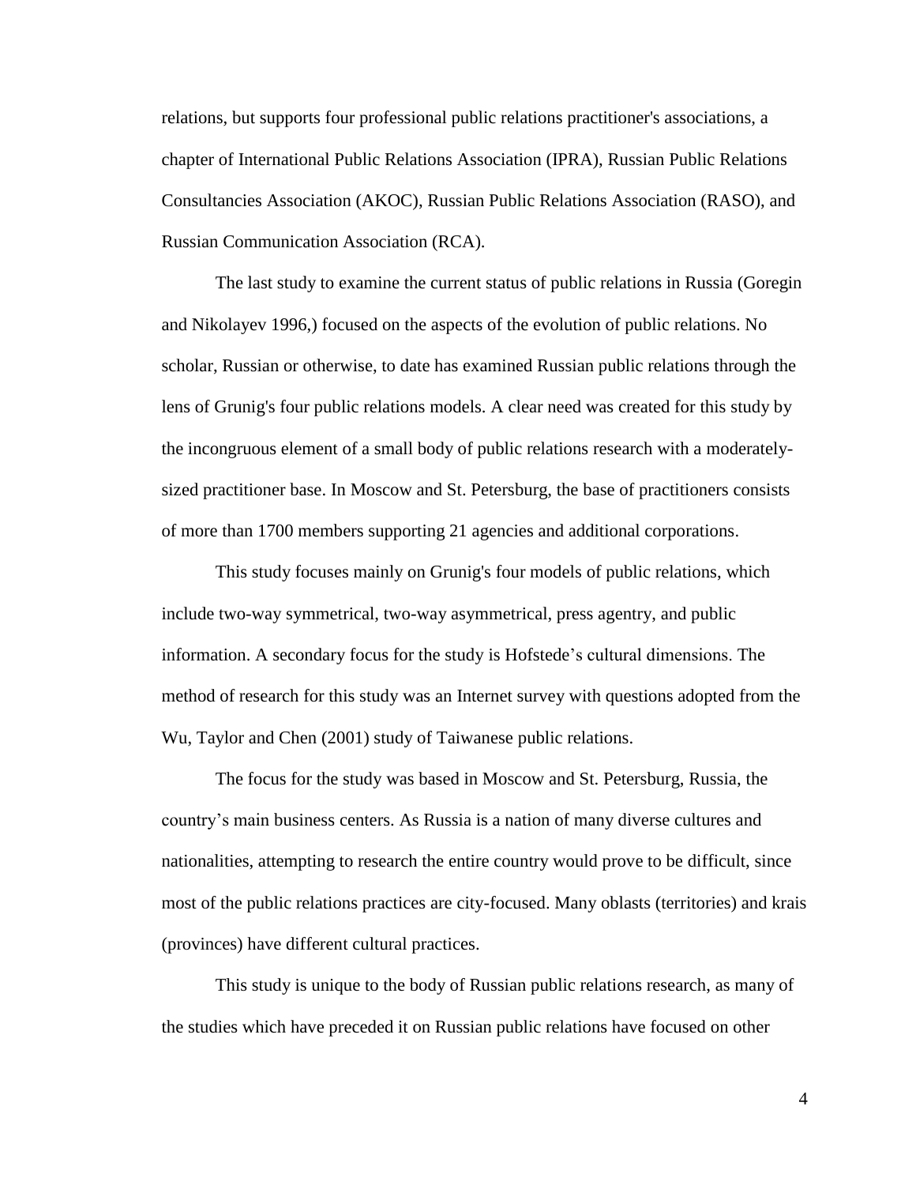relations, but supports four professional public relations practitioner's associations, a chapter of International Public Relations Association (IPRA), Russian Public Relations Consultancies Association (AKOC), Russian Public Relations Association (RASO), and Russian Communication Association (RCA).

The last study to examine the current status of public relations in Russia (Goregin and Nikolayev 1996,) focused on the aspects of the evolution of public relations. No scholar, Russian or otherwise, to date has examined Russian public relations through the lens of Grunig's four public relations models. A clear need was created for this study by the incongruous element of a small body of public relations research with a moderately-sized practitioner base. In Moscow and St. Petersburg, the base of practitioners consists of more than 1700 members supporting 21 agencies and additional corporations.

This study focuses mainly on Grunig's four models of public relations, which include two-way symmetrical, two-way asymmetrical, press agentry, and public information. A secondary focus for the study is Hofstede's cultural dimensions. The method of research for this study was an Internet survey with questions adopted from the Wu, Taylor and Chen (2001) study of Taiwanese public relations.

The focus for the study was based in Moscow and St. Petersburg, Russia, the country's main business centers. As Russia is a nation of many diverse cultures and nationalities, attempting to research the entire country would prove to be difficult, since most of the public relations practices are city-focused. Many oblasts (territories) and krais (provinces) have different cultural practices.

This study is unique to the body of Russian public relations research, as many of the studies which have preceded it on Russian public relations have focused on other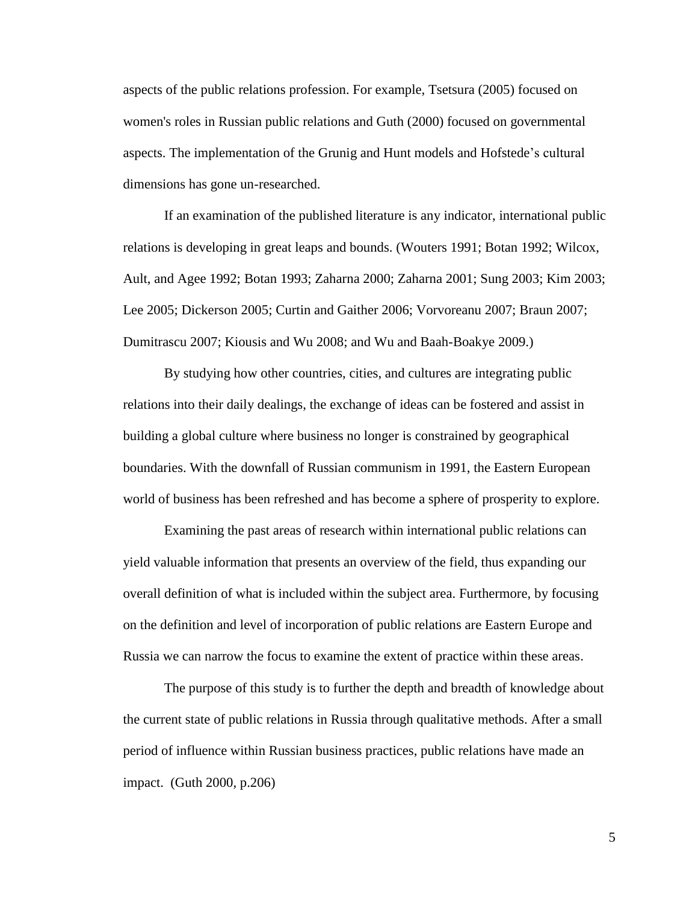aspects of the public relations profession. For example, Tsetsura (2005) focused on women's roles in Russian public relations and Guth (2000) focused on governmental aspects. The implementation of the Grunig and Hunt models and Hofstede's cultural dimensions has gone un-researched.

If an examination of the published literature is any indicator, international public relations is developing in great leaps and bounds. (Wouters 1991; Botan 1992; Wilcox, Ault, and Agee 1992; Botan 1993; Zaharna 2000; Zaharna 2001; Sung 2003; Kim 2003; Lee 2005; Dickerson 2005; Curtin and Gaither 2006; Vorvoreanu 2007; Braun 2007; Dumitrascu 2007; Kiousis and Wu 2008; and Wu and Baah-Boakye 2009.)

By studying how other countries, cities, and cultures are integrating public relations into their daily dealings, the exchange of ideas can be fostered and assist in building a global culture where business no longer is constrained by geographical boundaries. With the downfall of Russian communism in 1991, the Eastern European world of business has been refreshed and has become a sphere of prosperity to explore.

Examining the past areas of research within international public relations can yield valuable information that presents an overview of the field, thus expanding our overall definition of what is included within the subject area. Furthermore, by focusing on the definition and level of incorporation of public relations are Eastern Europe and Russia we can narrow the focus to examine the extent of practice within these areas.

The purpose of this study is to further the depth and breadth of knowledge about the current state of public relations in Russia through qualitative methods. After a small period of influence within Russian business practices, public relations have made an impact. (Guth 2000, p.206)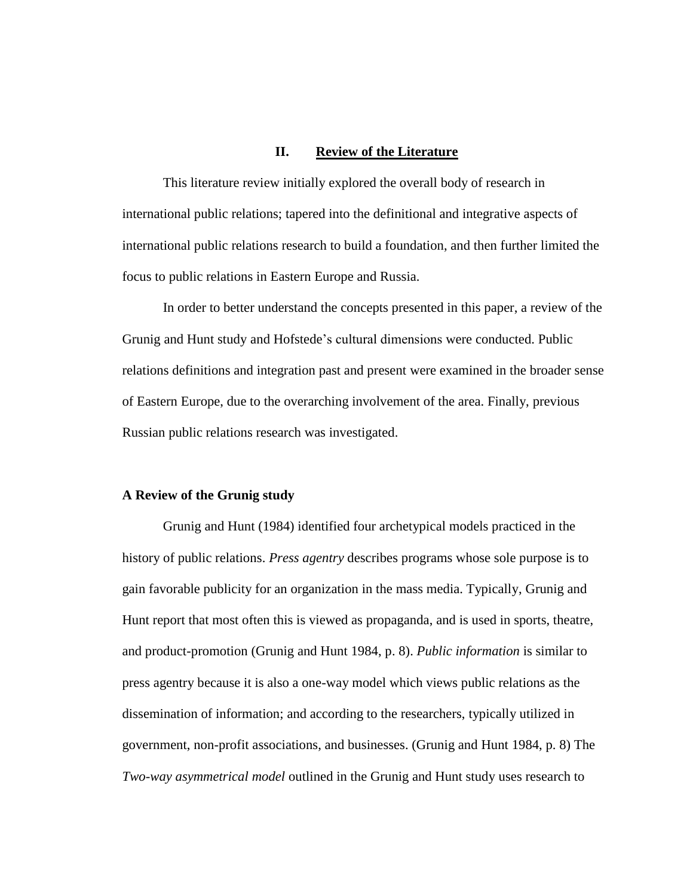## II. Review of the Literature

This literature review initially explored the overall body of research in international public relations; tapered into the definitional and integrative aspects of international public relations research to build a foundation, and then further limited the focus to public relations in Eastern Europe and Russia.

In order to better understand the concepts presented in this paper, a review of the Grunig and Hunt study and Hofstede's cultural dimensions were conducted. Public relations definitions and integration past and present were examined in the broader sense of Eastern Europe, due to the overarching involvement of the area. Finally, previous Russian public relations research was investigated.

### A Review of the Grunig study

Grunig and Hunt (1984) identified four archetypical models practiced in the history of public relations. *Press agentry* describes programs whose sole purpose is to gain favorable publicity for an organization in the mass media. Typically, Grunig and Hunt report that most often this is viewed as propaganda, and is used in sports, theatre, and product-promotion (Grunig and Hunt 1984, p. 8). *Public information* is similar to press agentry because it is also a one-way model which views public relations as the dissemination of information; and according to the researchers, typically utilized in government, non-profit associations, and businesses. (Grunig and Hunt 1984, p. 8) The *Two-way asymmetrical model* outlined in the Grunig and Hunt study uses research to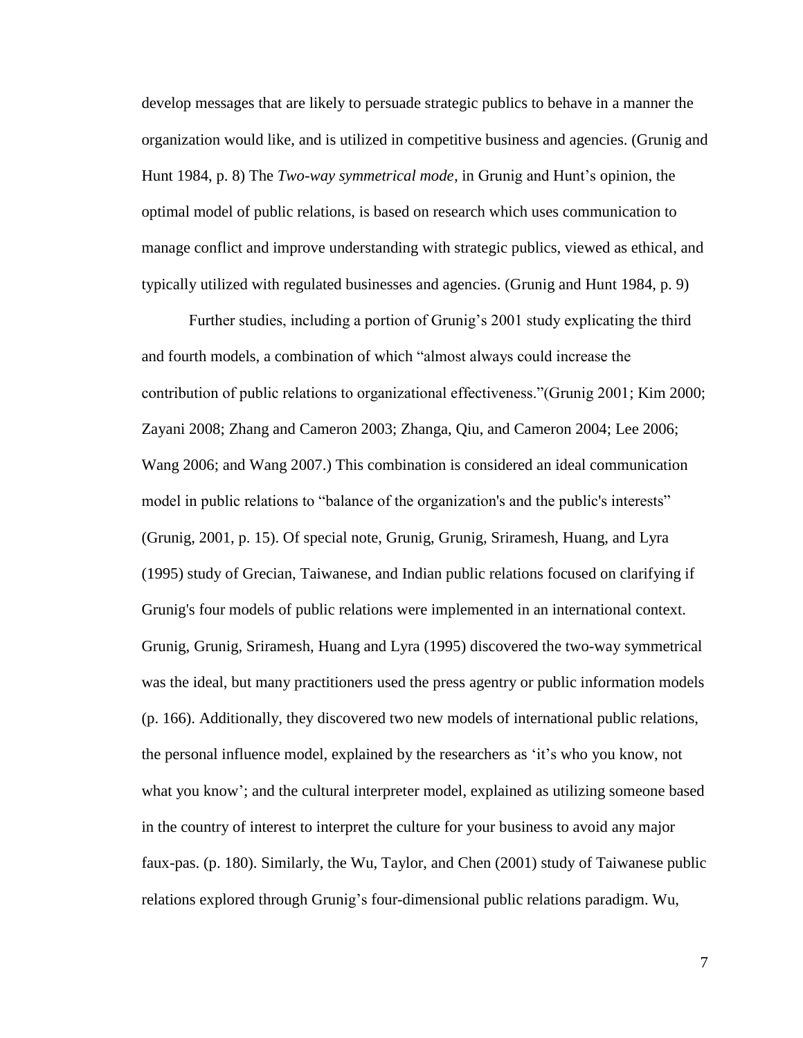develop messages that are likely to persuade strategic publics to behave in a manner the organization would like, and is utilized in competitive business and agencies. (Grunig and Hunt 1984, p. 8) The *Two-way symmetrical mode*, in Grunig and Hunt's opinion, the optimal model of public relations, is based on research which uses communication to manage conflict and improve understanding with strategic publics, viewed as ethical, and typically utilized with regulated businesses and agencies. (Grunig and Hunt 1984, p. 9)

Further studies, including a portion of Grunig's 2001 study explicating the third and fourth models, a combination of which "almost always could increase the contribution of public relations to organizational effectiveness."(Grunig 2001; Kim 2000; Zayani 2008; Zhang and Cameron 2003; Zhanga, Qiu, and Cameron 2004; Lee 2006; Wang 2006; and Wang 2007.) This combination is considered an ideal communication model in public relations to "balance of the organization's and the public's interests" (Grunig, 2001, p. 15). Of special note, Grunig, Grunig, Sriramesh, Huang, and Lyra (1995) study of Grecian, Taiwanese, and Indian public relations focused on clarifying if Grunig's four models of public relations were implemented in an international context. Grunig, Grunig, Sriramesh, Huang and Lyra (1995) discovered the two-way symmetrical was the ideal, but many practitioners used the press agentry or public information models (p. 166). Additionally, they discovered two new models of international public relations, the personal influence model, explained by the researchers as 'it's who you know, not what you know'; and the cultural interpreter model, explained as utilizing someone based in the country of interest to interpret the culture for your business to avoid any major faux-pas. (p. 180). Similarly, the Wu, Taylor, and Chen (2001) study of Taiwanese public relations explored through Grunig's four-dimensional public relations paradigm. Wu,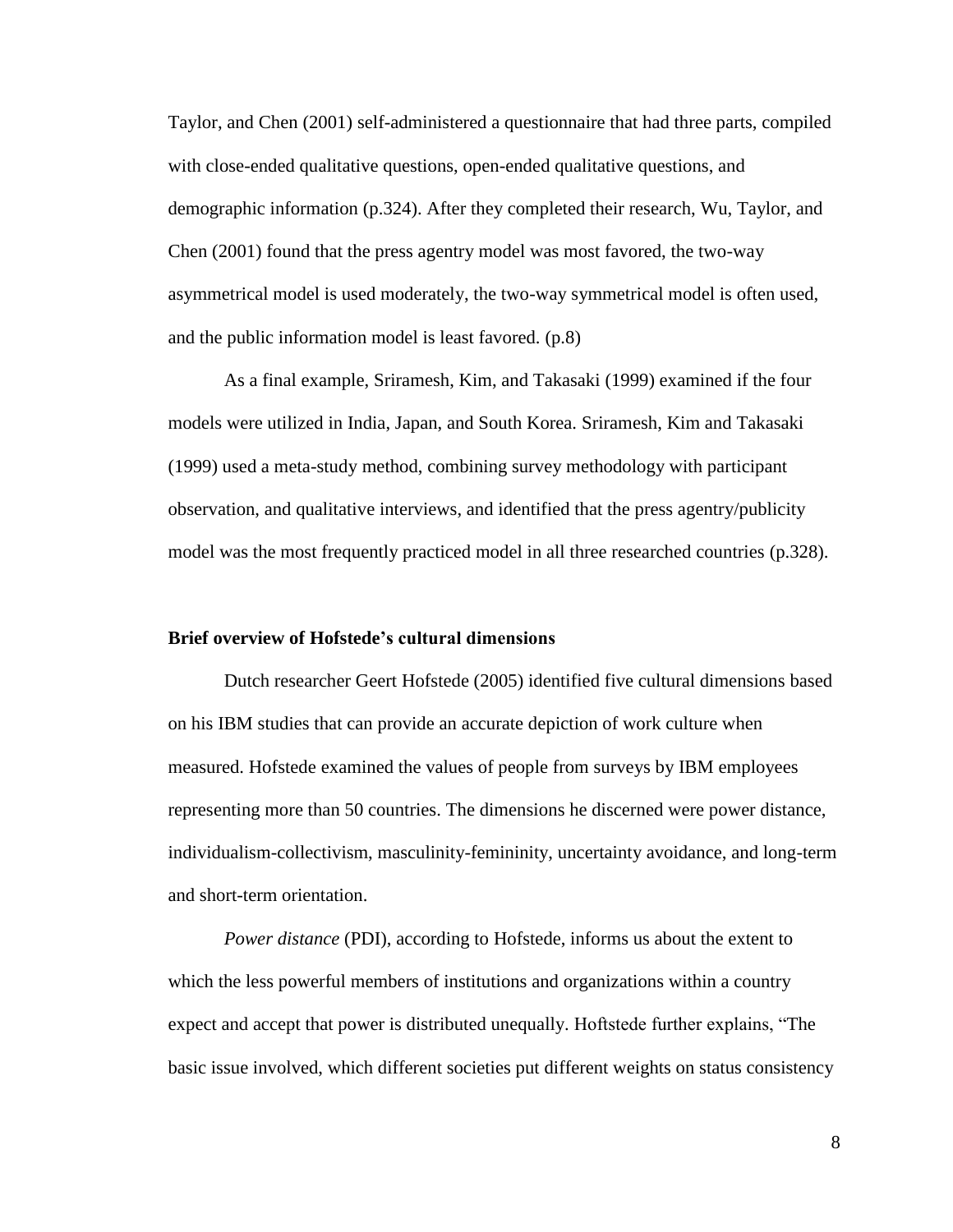Taylor, and Chen (2001) self-administered a questionnaire that had three parts, compiled with close-ended qualitative questions, open-ended qualitative questions, and demographic information (p.324). After they completed their research, Wu, Taylor, and Chen (2001) found that the press agentry model was most favored, the two-way asymmetrical model is used moderately, the two-way symmetrical model is often used, and the public information model is least favored. (p.8)

As a final example, Sriramesh, Kim, and Takasaki (1999) examined if the four models were utilized in India, Japan, and South Korea. Sriramesh, Kim and Takasaki (1999) used a meta-study method, combining survey methodology with participant observation, and qualitative interviews, and identified that the press agentry/publicity model was the most frequently practiced model in all three researched countries (p.328).

### Brief overview of Hofstede's cultural dimensions

Dutch researcher Geert Hofstede (2005) identified five cultural dimensions based on his IBM studies that can provide an accurate depiction of work culture when measured. Hofstede examined the values of people from surveys by IBM employees representing more than 50 countries. The dimensions he discerned were power distance, individualism-collectivism, masculinity-femininity, uncertainty avoidance, and long-term and short-term orientation.

*Power distance* (PDI), according to Hofstede, informs us about the extent to which the less powerful members of institutions and organizations within a country expect and accept that power is distributed unequally. Hoftstede further explains, "The basic issue involved, which different societies put different weights on status consistency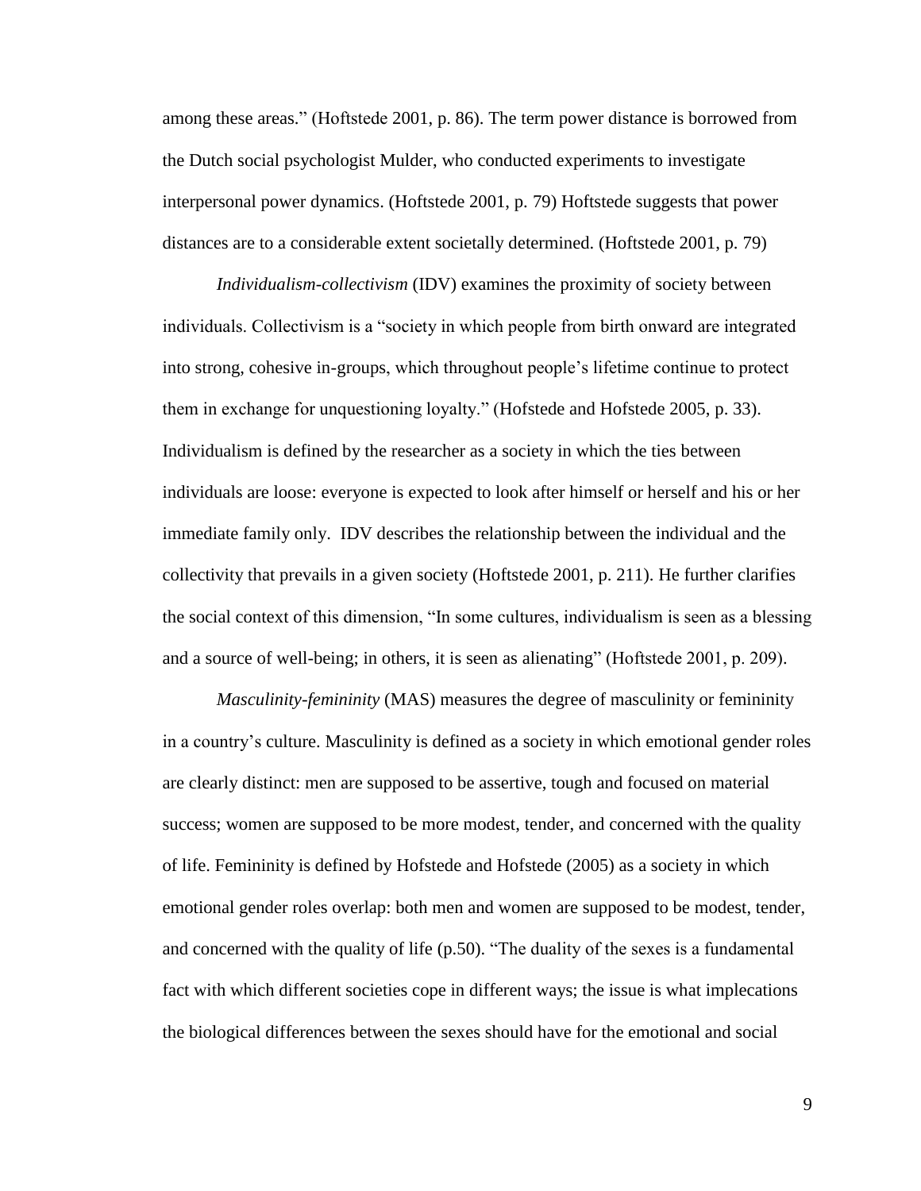among these areas." (Hoftstede 2001, p. 86). The term power distance is borrowed from the Dutch social psychologist Mulder, who conducted experiments to investigate interpersonal power dynamics. (Hoftstede 2001, p. 79) Hoftstede suggests that power distances are to a considerable extent societally determined. (Hoftstede 2001, p. 79)

*Individualism-collectivism* (IDV) examines the proximity of society between individuals. Collectivism is a "society in which people from birth onward are integrated into strong, cohesive in-groups, which throughout people's lifetime continue to protect them in exchange for unquestioning loyalty." (Hofstede and Hofstede 2005, p. 33). Individualism is defined by the researcher as a society in which the ties between individuals are loose: everyone is expected to look after himself or herself and his or her immediate family only. IDV describes the relationship between the individual and the collectivity that prevails in a given society (Hoftstede 2001, p. 211). He further clarifies the social context of this dimension, "In some cultures, individualism is seen as a blessing and a source of well-being; in others, it is seen as alienating" (Hoftstede 2001, p. 209).

*Masculinity-femininity* (MAS) measures the degree of masculinity or femininity in a country's culture. Masculinity is defined as a society in which emotional gender roles are clearly distinct: men are supposed to be assertive, tough and focused on material success; women are supposed to be more modest, tender, and concerned with the quality of life. Femininity is defined by Hofstede and Hofstede (2005) as a society in which emotional gender roles overlap: both men and women are supposed to be modest, tender, and concerned with the quality of life (p.50). "The duality of the sexes is a fundamental fact with which different societies cope in different ways; the issue is what implecations the biological differences between the sexes should have for the emotional and social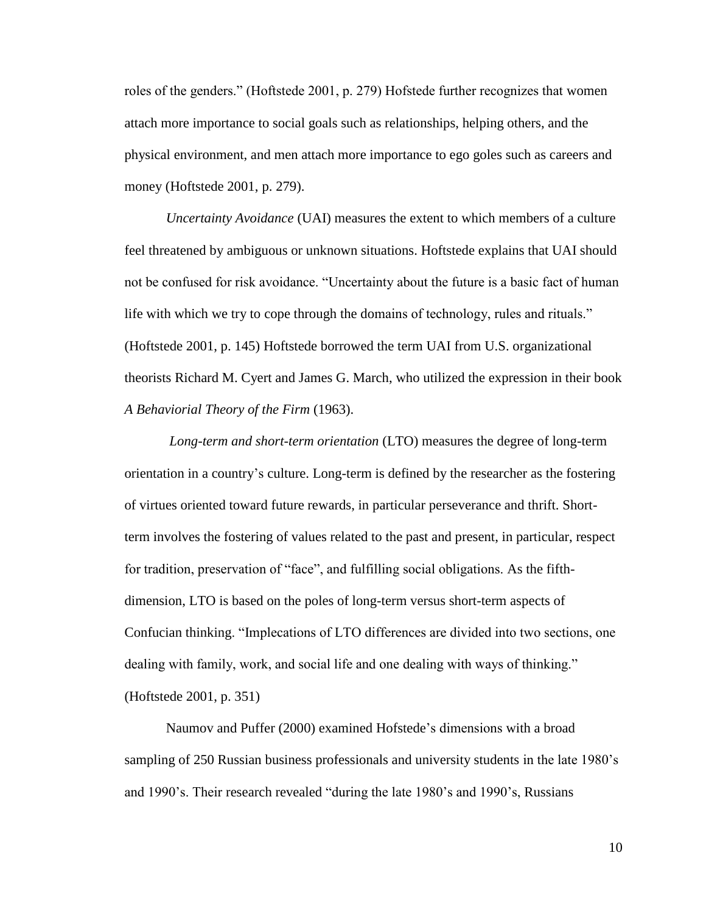roles of the genders." (Hoftstede 2001, p. 279) Hofstede further recognizes that women attach more importance to social goals such as relationships, helping others, and the physical environment, and men attach more importance to ego goles such as careers and money (Hoftstede 2001, p. 279).

*Uncertainty Avoidance* (UAI) measures the extent to which members of a culture feel threatened by ambiguous or unknown situations. Hoftstede explains that UAI should not be confused for risk avoidance. "Uncertainty about the future is a basic fact of human life with which we try to cope through the domains of technology, rules and rituals." (Hoftstede 2001, p. 145) Hoftstede borrowed the term UAI from U.S. organizational theorists Richard M. Cyert and James G. March, who utilized the expression in their book *A Behaviorial Theory of the Firm* (1963).

*Long-term and short-term orientation* (LTO) measures the degree of long-term orientation in a country's culture. Long-term is defined by the researcher as the fostering of virtues oriented toward future rewards, in particular perseverance and thrift. Short-term involves the fostering of values related to the past and present, in particular, respect for tradition, preservation of "face", and fulfilling social obligations. As the fifth-dimension, LTO is based on the poles of long-term versus short-term aspects of Confucian thinking. "Implecations of LTO differences are divided into two sections, one dealing with family, work, and social life and one dealing with ways of thinking." (Hoftstede 2001, p. 351)

Naumov and Puffer (2000) examined Hofstede's dimensions with a broad sampling of 250 Russian business professionals and university students in the late 1980's and 1990's. Their research revealed "during the late 1980's and 1990's, Russians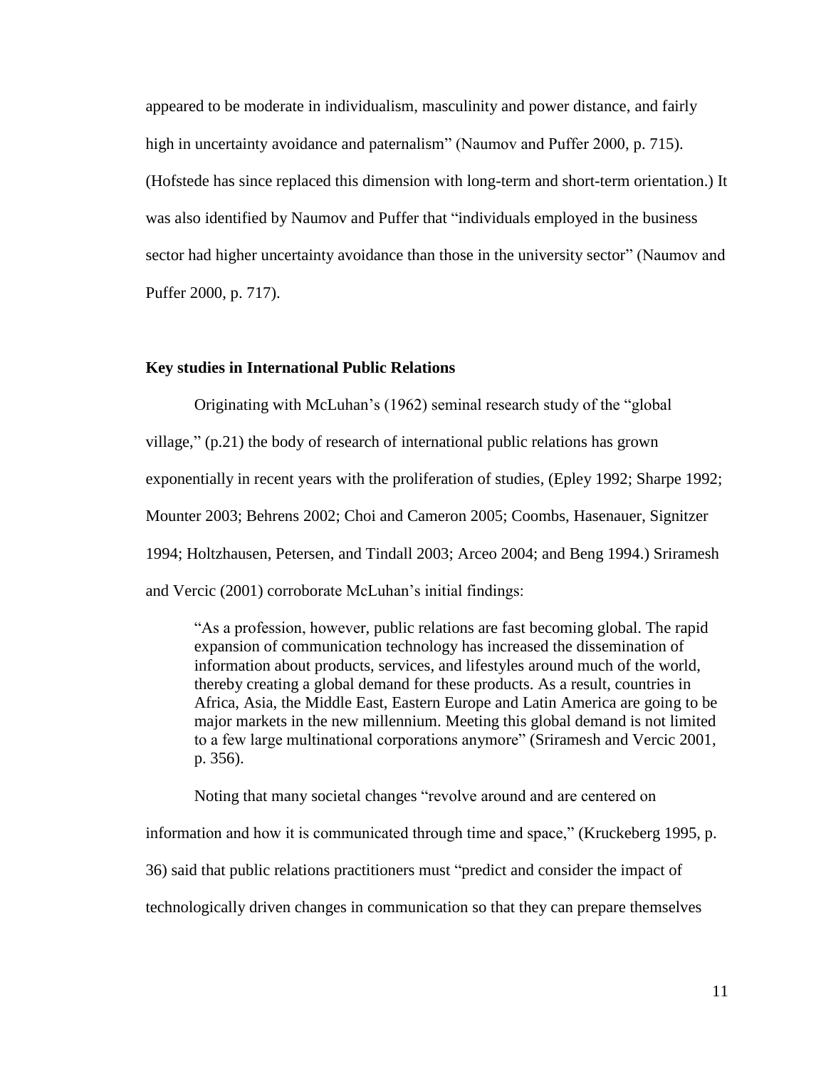appeared to be moderate in individualism, masculinity and power distance, and fairly high in uncertainty avoidance and paternalism" (Naumov and Puffer 2000, p. 715). (Hofstede has since replaced this dimension with long-term and short-term orientation.) It was also identified by Naumov and Puffer that "individuals employed in the business sector had higher uncertainty avoidance than those in the university sector" (Naumov and Puffer 2000, p. 717).

**Key studies in International Public Relations**

Originating with McLuhan's (1962) seminal research study of the "global village," (p.21) the body of research of international public relations has grown exponentially in recent years with the proliferation of studies, (Epley 1992; Sharpe 1992; Mounter 2003; Behrens 2002; Choi and Cameron 2005; Coombs, Hasenauer, Signitzer 1994; Holtzhausen, Petersen, and Tindall 2003; Arceo 2004; and Beng 1994.) Sriramesh and Vercic (2001) corroborate McLuhan's initial findings:

> "As a profession, however, public relations are fast becoming global. The rapid expansion of communication technology has increased the dissemination of information about products, services, and lifestyles around much of the world, thereby creating a global demand for these products. As a result, countries in Africa, Asia, the Middle East, Eastern Europe and Latin America are going to be major markets in the new millennium. Meeting this global demand is not limited to a few large multinational corporations anymore" (Sriramesh and Vercic 2001, p. 356).

Noting that many societal changes "revolve around and are centered on information and how it is communicated through time and space," (Kruckeberg 1995, p. 36) said that public relations practitioners must "predict and consider the impact of technologically driven changes in communication so that they can prepare themselves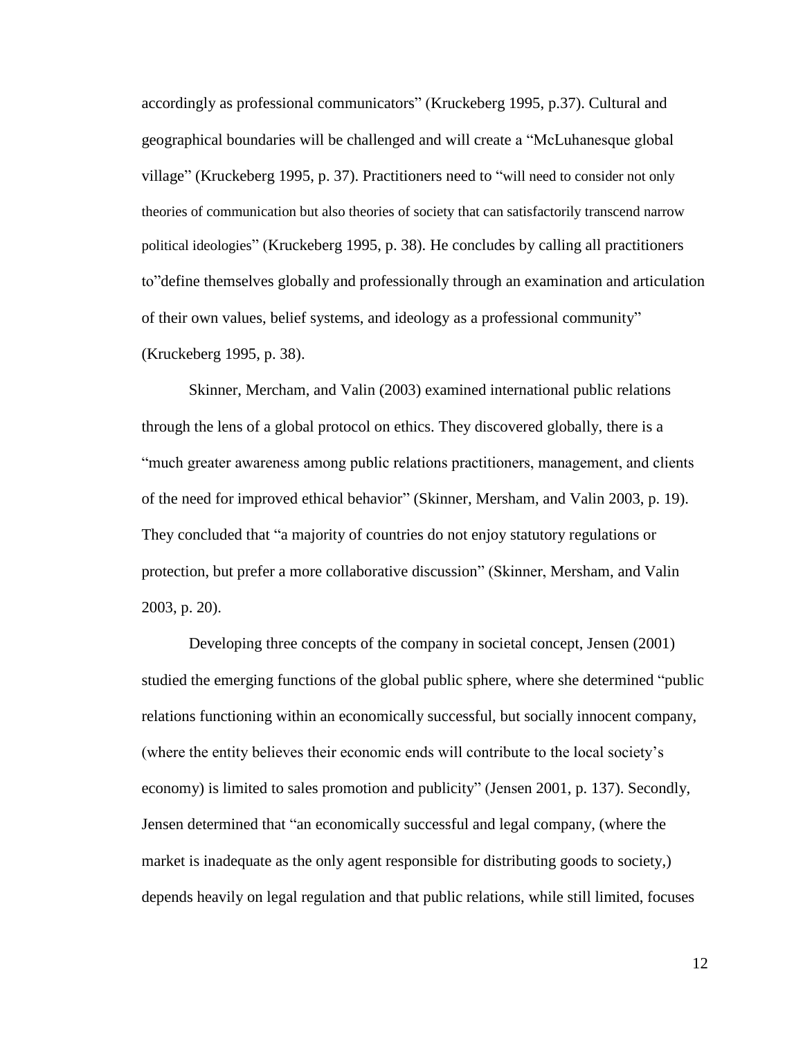accordingly as professional communicators" (Kruckeberg 1995, p.37). Cultural and geographical boundaries will be challenged and will create a "McLuhanesque global village" (Kruckeberg 1995, p. 37). Practitioners need to "will need to consider not only theories of communication but also theories of society that can satisfactorily transcend narrow political ideologies" (Kruckeberg 1995, p. 38). He concludes by calling all practitioners to"define themselves globally and professionally through an examination and articulation of their own values, belief systems, and ideology as a professional community" (Kruckeberg 1995, p. 38).

Skinner, Mercham, and Valin (2003) examined international public relations through the lens of a global protocol on ethics. They discovered globally, there is a "much greater awareness among public relations practitioners, management, and clients of the need for improved ethical behavior" (Skinner, Mersham, and Valin 2003, p. 19). They concluded that "a majority of countries do not enjoy statutory regulations or protection, but prefer a more collaborative discussion" (Skinner, Mersham, and Valin 2003, p. 20).

Developing three concepts of the company in societal concept, Jensen (2001) studied the emerging functions of the global public sphere, where she determined "public relations functioning within an economically successful, but socially innocent company, (where the entity believes their economic ends will contribute to the local society's economy) is limited to sales promotion and publicity" (Jensen 2001, p. 137). Secondly, Jensen determined that "an economically successful and legal company, (where the market is inadequate as the only agent responsible for distributing goods to society,) depends heavily on legal regulation and that public relations, while still limited, focuses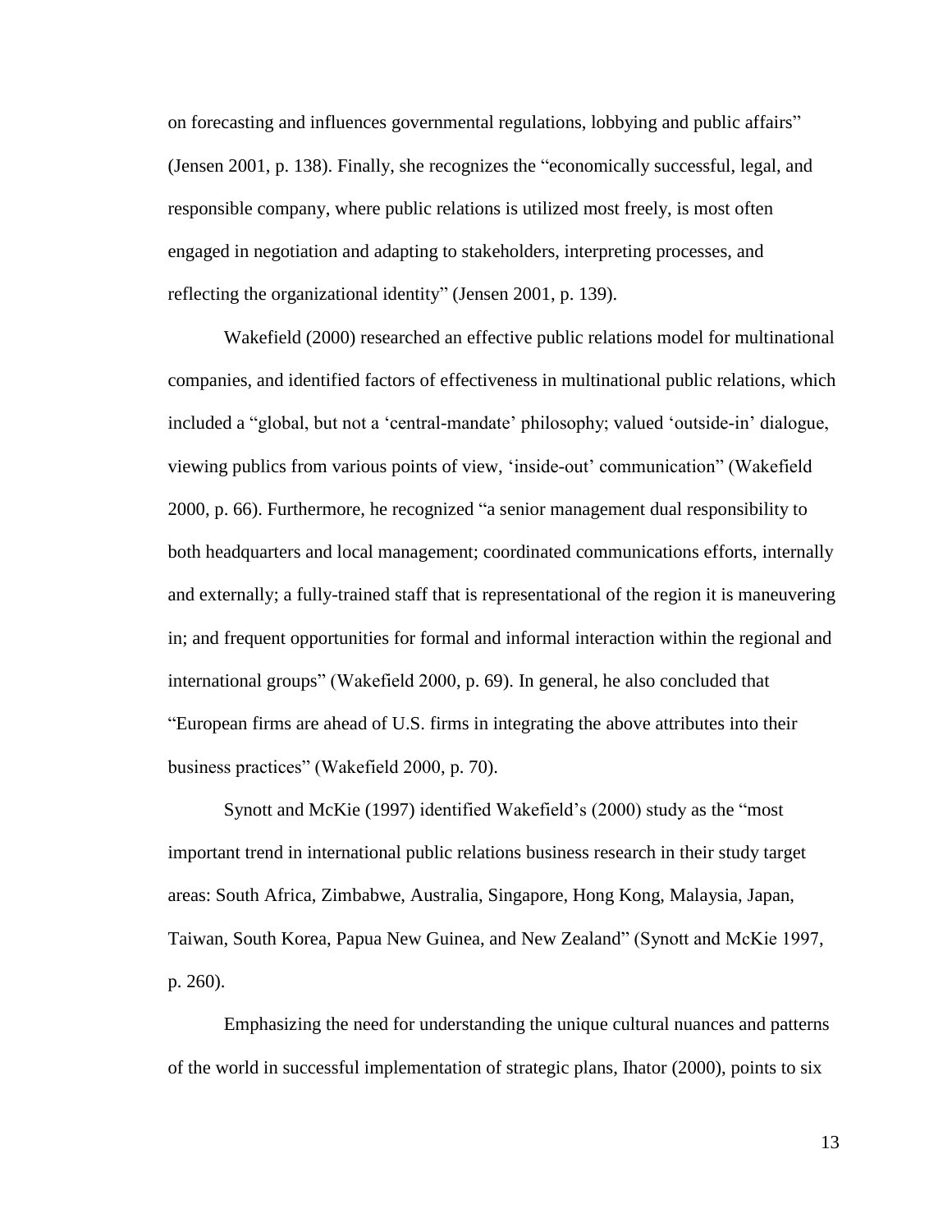on forecasting and influences governmental regulations, lobbying and public affairs" (Jensen 2001, p. 138). Finally, she recognizes the "economically successful, legal, and responsible company, where public relations is utilized most freely, is most often engaged in negotiation and adapting to stakeholders, interpreting processes, and reflecting the organizational identity" (Jensen 2001, p. 139).

Wakefield (2000) researched an effective public relations model for multinational companies, and identified factors of effectiveness in multinational public relations, which included a "global, but not a 'central-mandate' philosophy; valued 'outside-in' dialogue, viewing publics from various points of view, 'inside-out' communication" (Wakefield 2000, p. 66). Furthermore, he recognized "a senior management dual responsibility to both headquarters and local management; coordinated communications efforts, internally and externally; a fully-trained staff that is representational of the region it is maneuvering in; and frequent opportunities for formal and informal interaction within the regional and international groups" (Wakefield 2000, p. 69). In general, he also concluded that "European firms are ahead of U.S. firms in integrating the above attributes into their business practices" (Wakefield 2000, p. 70).

Synott and McKie (1997) identified Wakefield's (2000) study as the "most important trend in international public relations business research in their study target areas: South Africa, Zimbabwe, Australia, Singapore, Hong Kong, Malaysia, Japan, Taiwan, South Korea, Papua New Guinea, and New Zealand" (Synott and McKie 1997, p. 260).

Emphasizing the need for understanding the unique cultural nuances and patterns of the world in successful implementation of strategic plans, Ihator (2000), points to six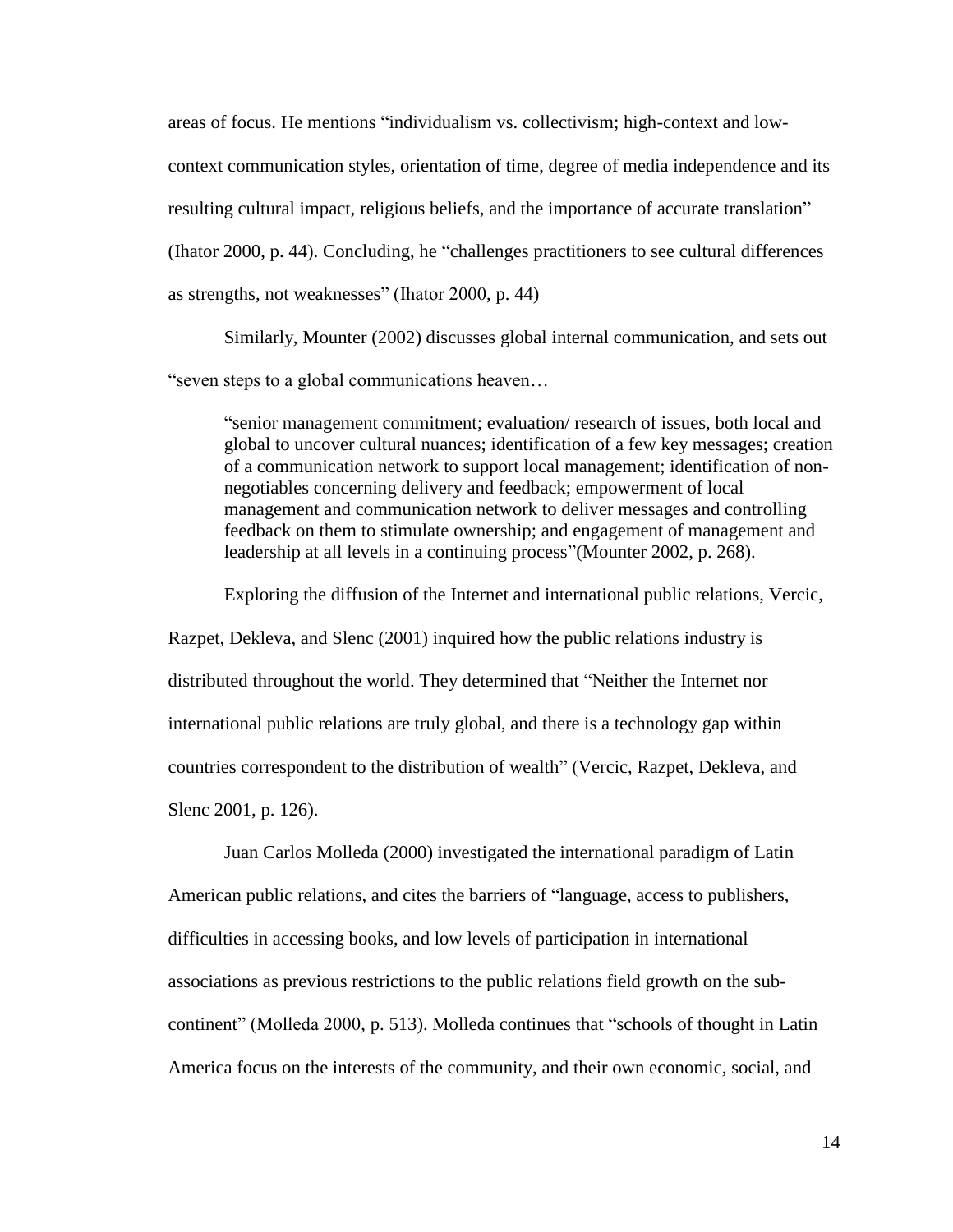areas of focus. He mentions "individualism vs. collectivism; high-context and low-context communication styles, orientation of time, degree of media independence and its resulting cultural impact, religious beliefs, and the importance of accurate translation" (Ihator 2000, p. 44). Concluding, he "challenges practitioners to see cultural differences as strengths, not weaknesses" (Ihator 2000, p. 44)

Similarly, Mounter (2002) discusses global internal communication, and sets out "seven steps to a global communications heaven…

> "senior management commitment; evaluation/ research of issues, both local and global to uncover cultural nuances; identification of a few key messages; creation of a communication network to support local management; identification of non-negotiables concerning delivery and feedback; empowerment of local management and communication network to deliver messages and controlling feedback on them to stimulate ownership; and engagement of management and leadership at all levels in a continuing process"(Mounter 2002, p. 268).

Exploring the diffusion of the Internet and international public relations, Vercic, Razpet, Dekleva, and Slenc (2001) inquired how the public relations industry is distributed throughout the world. They determined that "Neither the Internet nor international public relations are truly global, and there is a technology gap within countries correspondent to the distribution of wealth" (Vercic, Razpet, Dekleva, and Slenc 2001, p. 126).

Juan Carlos Molleda (2000) investigated the international paradigm of Latin American public relations, and cites the barriers of "language, access to publishers, difficulties in accessing books, and low levels of participation in international associations as previous restrictions to the public relations field growth on the sub-continent" (Molleda 2000, p. 513). Molleda continues that "schools of thought in Latin America focus on the interests of the community, and their own economic, social, and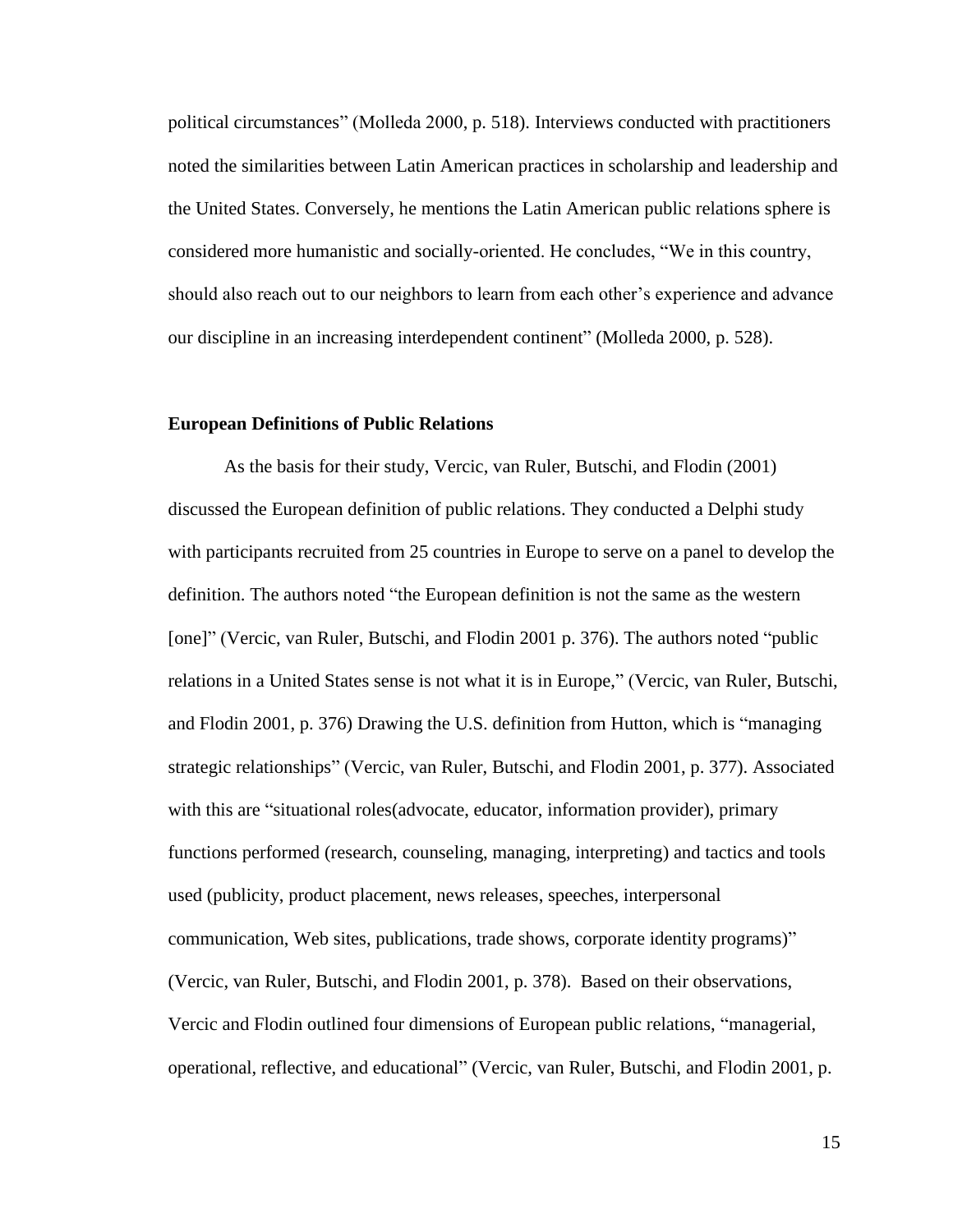political circumstances" (Molleda 2000, p. 518). Interviews conducted with practitioners noted the similarities between Latin American practices in scholarship and leadership and the United States. Conversely, he mentions the Latin American public relations sphere is considered more humanistic and socially-oriented. He concludes, "We in this country, should also reach out to our neighbors to learn from each other's experience and advance our discipline in an increasing interdependent continent" (Molleda 2000, p. 528).

### European Definitions of Public Relations

As the basis for their study, Vercic, van Ruler, Butschi, and Flodin (2001) discussed the European definition of public relations. They conducted a Delphi study with participants recruited from 25 countries in Europe to serve on a panel to develop the definition. The authors noted "the European definition is not the same as the western [one]" (Vercic, van Ruler, Butschi, and Flodin 2001 p. 376). The authors noted "public relations in a United States sense is not what it is in Europe," (Vercic, van Ruler, Butschi, and Flodin 2001, p. 376) Drawing the U.S. definition from Hutton, which is "managing strategic relationships" (Vercic, van Ruler, Butschi, and Flodin 2001, p. 377). Associated with this are "situational roles(advocate, educator, information provider), primary functions performed (research, counseling, managing, interpreting) and tactics and tools used (publicity, product placement, news releases, speeches, interpersonal communication, Web sites, publications, trade shows, corporate identity programs)" (Vercic, van Ruler, Butschi, and Flodin 2001, p. 378). Based on their observations, Vercic and Flodin outlined four dimensions of European public relations, "managerial, operational, reflective, and educational" (Vercic, van Ruler, Butschi, and Flodin 2001, p.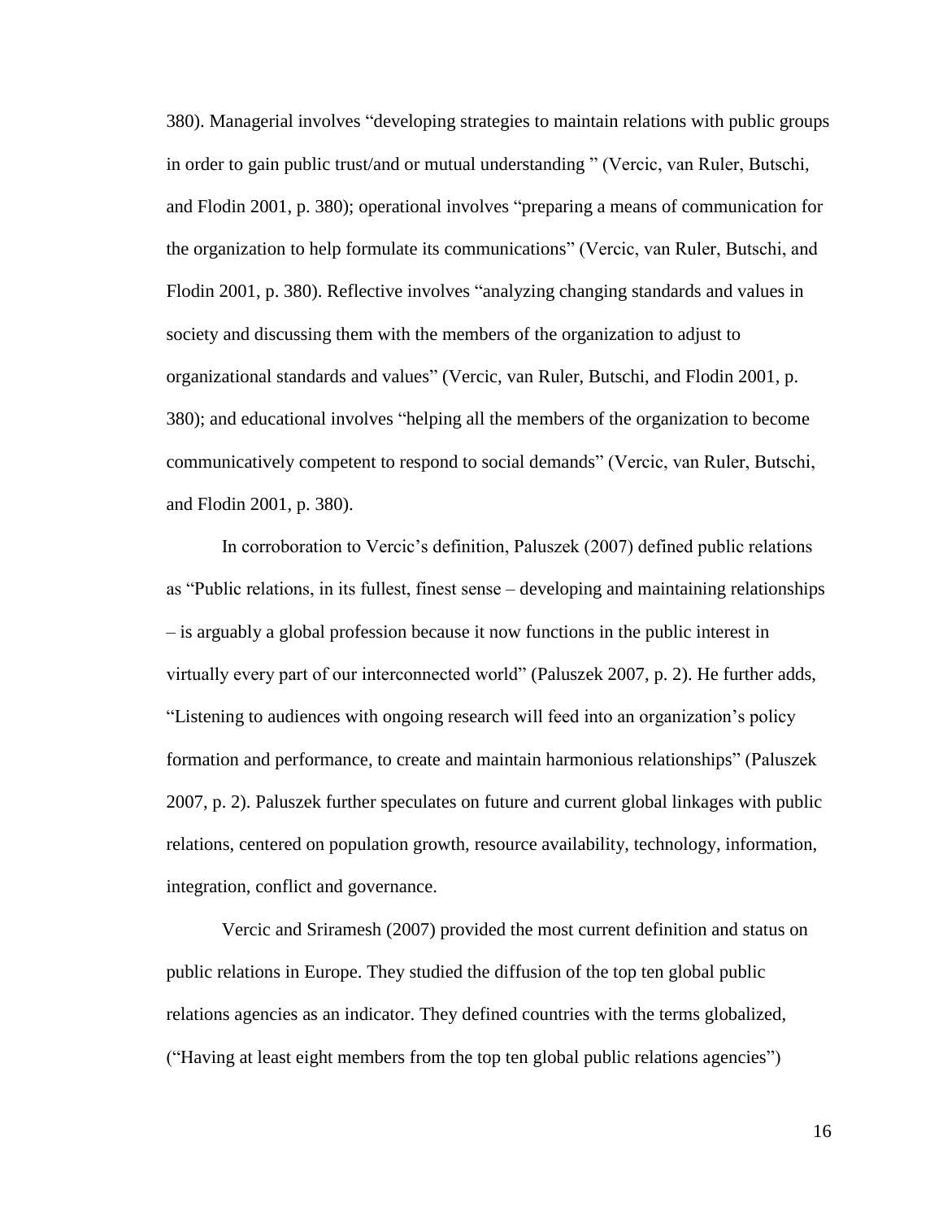380). Managerial involves "developing strategies to maintain relations with public groups in order to gain public trust/and or mutual understanding " (Vercic, van Ruler, Butschi, and Flodin 2001, p. 380); operational involves "preparing a means of communication for the organization to help formulate its communications" (Vercic, van Ruler, Butschi, and Flodin 2001, p. 380). Reflective involves "analyzing changing standards and values in society and discussing them with the members of the organization to adjust to organizational standards and values" (Vercic, van Ruler, Butschi, and Flodin 2001, p. 380); and educational involves "helping all the members of the organization to become communicatively competent to respond to social demands" (Vercic, van Ruler, Butschi, and Flodin 2001, p. 380).

In corroboration to Vercic's definition, Paluszek (2007) defined public relations as "Public relations, in its fullest, finest sense – developing and maintaining relationships – is arguably a global profession because it now functions in the public interest in virtually every part of our interconnected world" (Paluszek 2007, p. 2). He further adds, "Listening to audiences with ongoing research will feed into an organization's policy formation and performance, to create and maintain harmonious relationships" (Paluszek 2007, p. 2). Paluszek further speculates on future and current global linkages with public relations, centered on population growth, resource availability, technology, information, integration, conflict and governance.

Vercic and Sriramesh (2007) provided the most current definition and status on public relations in Europe. They studied the diffusion of the top ten global public relations agencies as an indicator. They defined countries with the terms globalized, ("Having at least eight members from the top ten global public relations agencies")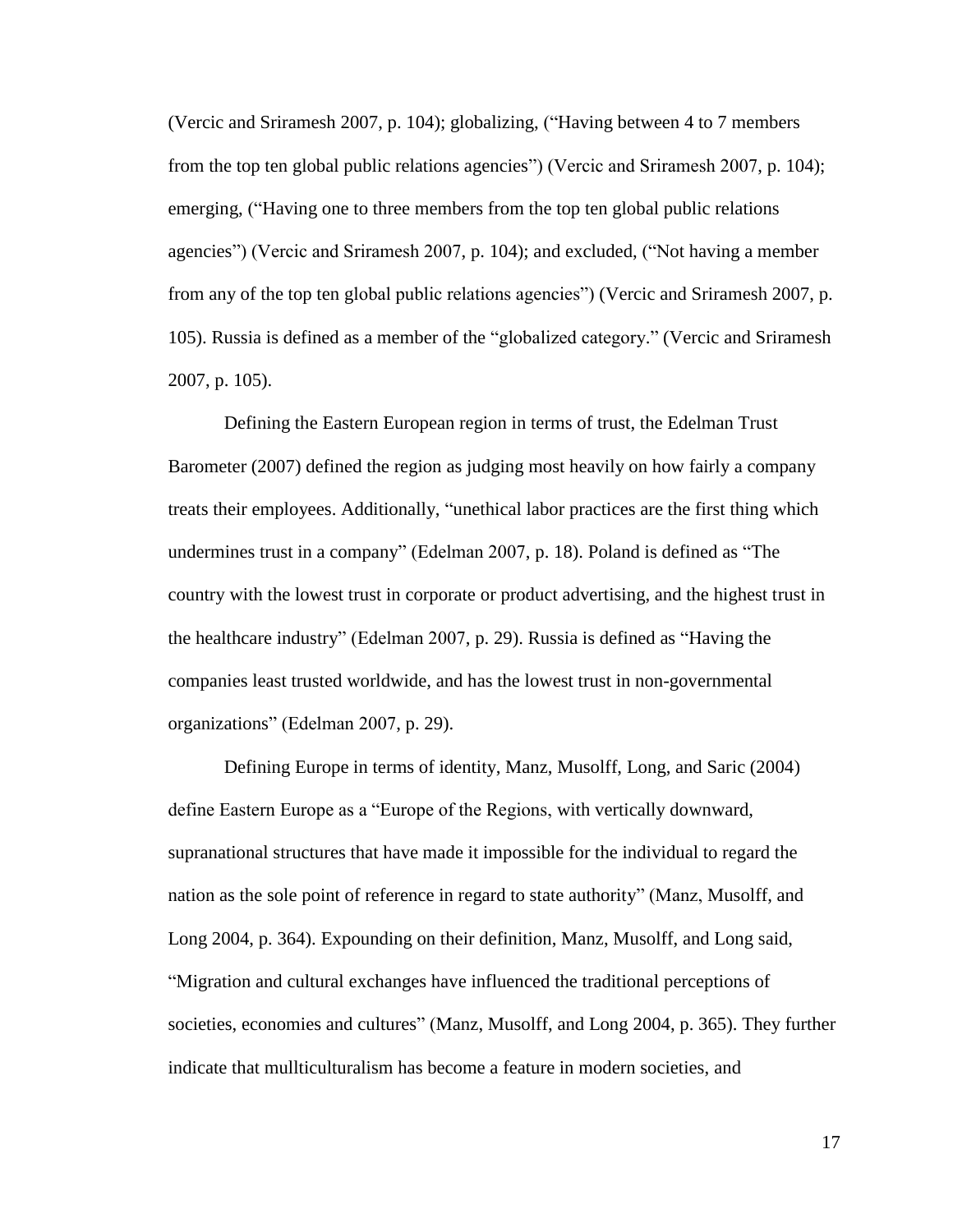(Vercic and Sriramesh 2007, p. 104); globalizing, ("Having between 4 to 7 members from the top ten global public relations agencies") (Vercic and Sriramesh 2007, p. 104); emerging, ("Having one to three members from the top ten global public relations agencies") (Vercic and Sriramesh 2007, p. 104); and excluded, ("Not having a member from any of the top ten global public relations agencies") (Vercic and Sriramesh 2007, p. 105). Russia is defined as a member of the "globalized category." (Vercic and Sriramesh 2007, p. 105).

Defining the Eastern European region in terms of trust, the Edelman Trust Barometer (2007) defined the region as judging most heavily on how fairly a company treats their employees. Additionally, "unethical labor practices are the first thing which undermines trust in a company" (Edelman 2007, p. 18). Poland is defined as "The country with the lowest trust in corporate or product advertising, and the highest trust in the healthcare industry" (Edelman 2007, p. 29). Russia is defined as "Having the companies least trusted worldwide, and has the lowest trust in non-governmental organizations" (Edelman 2007, p. 29).

Defining Europe in terms of identity, Manz, Musolff, Long, and Saric (2004) define Eastern Europe as a "Europe of the Regions, with vertically downward, supranational structures that have made it impossible for the individual to regard the nation as the sole point of reference in regard to state authority" (Manz, Musolff, and Long 2004, p. 364). Expounding on their definition, Manz, Musolff, and Long said, "Migration and cultural exchanges have influenced the traditional perceptions of societies, economies and cultures" (Manz, Musolff, and Long 2004, p. 365). They further indicate that mullticulturalism has become a feature in modern societies, and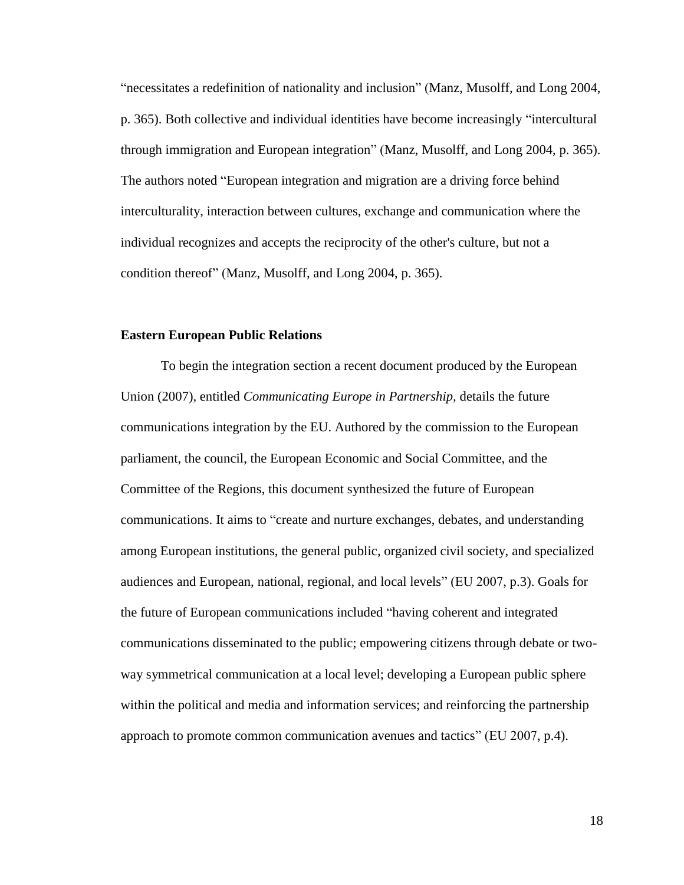"necessitates a redefinition of nationality and inclusion" (Manz, Musolff, and Long 2004, p. 365). Both collective and individual identities have become increasingly "intercultural through immigration and European integration" (Manz, Musolff, and Long 2004, p. 365). The authors noted "European integration and migration are a driving force behind interculturality, interaction between cultures, exchange and communication where the individual recognizes and accepts the reciprocity of the other's culture, but not a condition thereof" (Manz, Musolff, and Long 2004, p. 365).

**Eastern European Public Relations**

To begin the integration section a recent document produced by the European Union (2007), entitled *Communicating Europe in Partnership,* details the future communications integration by the EU. Authored by the commission to the European parliament, the council, the European Economic and Social Committee, and the Committee of the Regions, this document synthesized the future of European communications. It aims to "create and nurture exchanges, debates, and understanding among European institutions, the general public, organized civil society, and specialized audiences and European, national, regional, and local levels" (EU 2007, p.3). Goals for the future of European communications included "having coherent and integrated communications disseminated to the public; empowering citizens through debate or two-way symmetrical communication at a local level; developing a European public sphere within the political and media and information services; and reinforcing the partnership approach to promote common communication avenues and tactics" (EU 2007, p.4).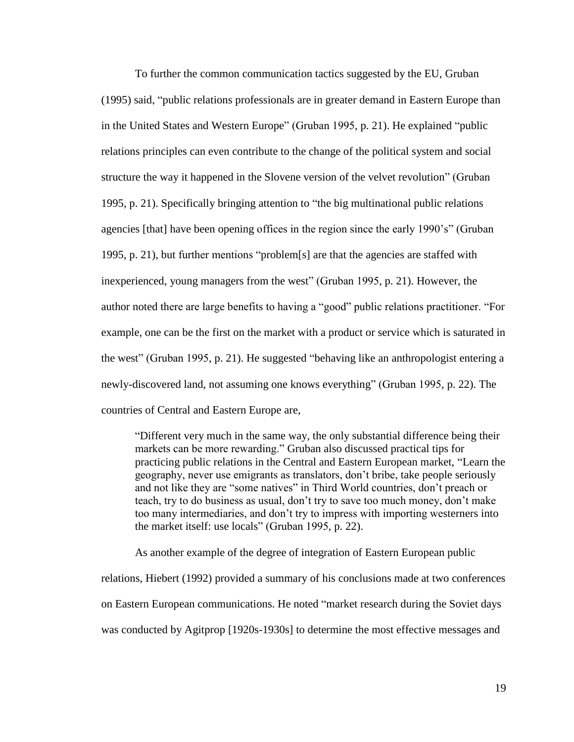To further the common communication tactics suggested by the EU, Gruban (1995) said, "public relations professionals are in greater demand in Eastern Europe than in the United States and Western Europe" (Gruban 1995, p. 21). He explained "public relations principles can even contribute to the change of the political system and social structure the way it happened in the Slovene version of the velvet revolution" (Gruban 1995, p. 21). Specifically bringing attention to "the big multinational public relations agencies [that] have been opening offices in the region since the early 1990's" (Gruban 1995, p. 21), but further mentions "problem[s] are that the agencies are staffed with inexperienced, young managers from the west" (Gruban 1995, p. 21). However, the author noted there are large benefits to having a "good" public relations practitioner. "For example, one can be the first on the market with a product or service which is saturated in the west" (Gruban 1995, p. 21). He suggested "behaving like an anthropologist entering a newly-discovered land, not assuming one knows everything" (Gruban 1995, p. 22). The countries of Central and Eastern Europe are,

> "Different very much in the same way, the only substantial difference being their markets can be more rewarding." Gruban also discussed practical tips for practicing public relations in the Central and Eastern European market, "Learn the geography, never use emigrants as translators, don't bribe, take people seriously and not like they are "some natives" in Third World countries, don't preach or teach, try to do business as usual, don't try to save too much money, don't make too many intermediaries, and don't try to impress with importing westerners into the market itself: use locals" (Gruban 1995, p. 22).

As another example of the degree of integration of Eastern European public relations, Hiebert (1992) provided a summary of his conclusions made at two conferences on Eastern European communications. He noted "market research during the Soviet days was conducted by Agitprop [1920s-1930s] to determine the most effective messages and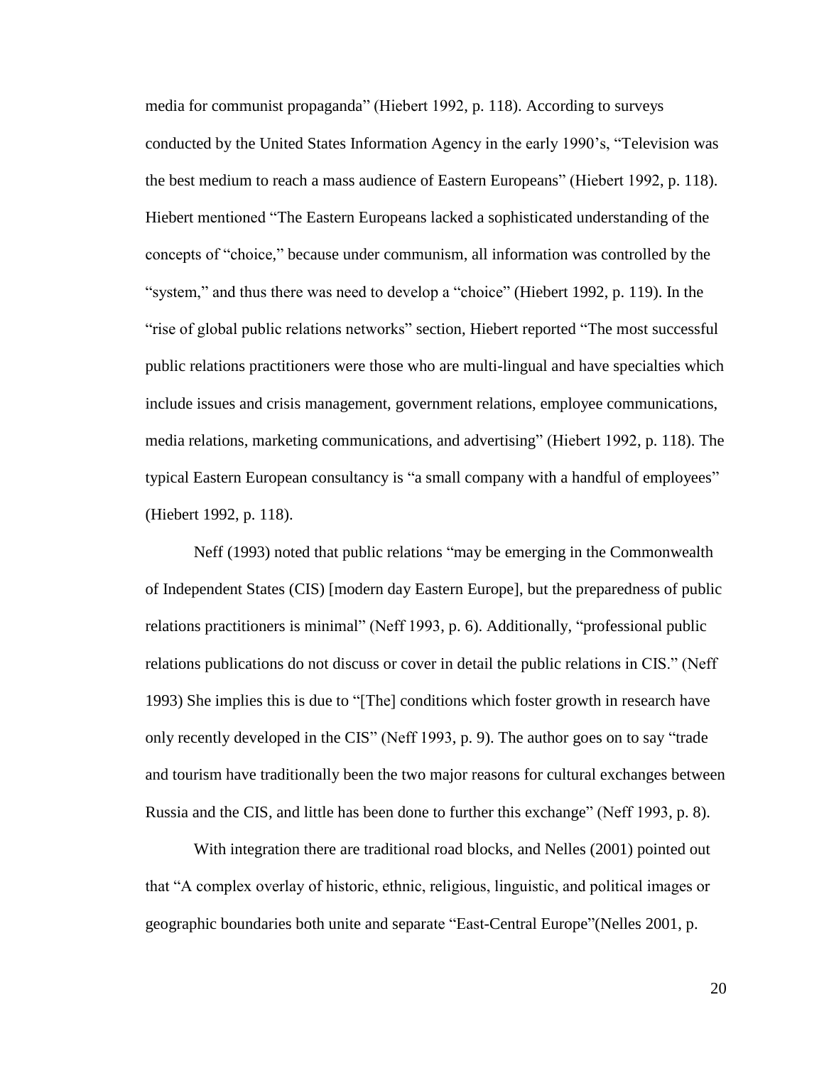media for communist propaganda" (Hiebert 1992, p. 118). According to surveys conducted by the United States Information Agency in the early 1990's, "Television was the best medium to reach a mass audience of Eastern Europeans" (Hiebert 1992, p. 118). Hiebert mentioned "The Eastern Europeans lacked a sophisticated understanding of the concepts of "choice," because under communism, all information was controlled by the "system," and thus there was need to develop a "choice" (Hiebert 1992, p. 119). In the "rise of global public relations networks" section, Hiebert reported "The most successful public relations practitioners were those who are multi-lingual and have specialties which include issues and crisis management, government relations, employee communications, media relations, marketing communications, and advertising" (Hiebert 1992, p. 118). The typical Eastern European consultancy is "a small company with a handful of employees" (Hiebert 1992, p. 118).

Neff (1993) noted that public relations "may be emerging in the Commonwealth of Independent States (CIS) [modern day Eastern Europe], but the preparedness of public relations practitioners is minimal" (Neff 1993, p. 6). Additionally, "professional public relations publications do not discuss or cover in detail the public relations in CIS." (Neff 1993) She implies this is due to "[The] conditions which foster growth in research have only recently developed in the CIS" (Neff 1993, p. 9). The author goes on to say "trade and tourism have traditionally been the two major reasons for cultural exchanges between Russia and the CIS, and little has been done to further this exchange" (Neff 1993, p. 8).

With integration there are traditional road blocks, and Nelles (2001) pointed out that "A complex overlay of historic, ethnic, religious, linguistic, and political images or geographic boundaries both unite and separate "East-Central Europe"(Nelles 2001, p.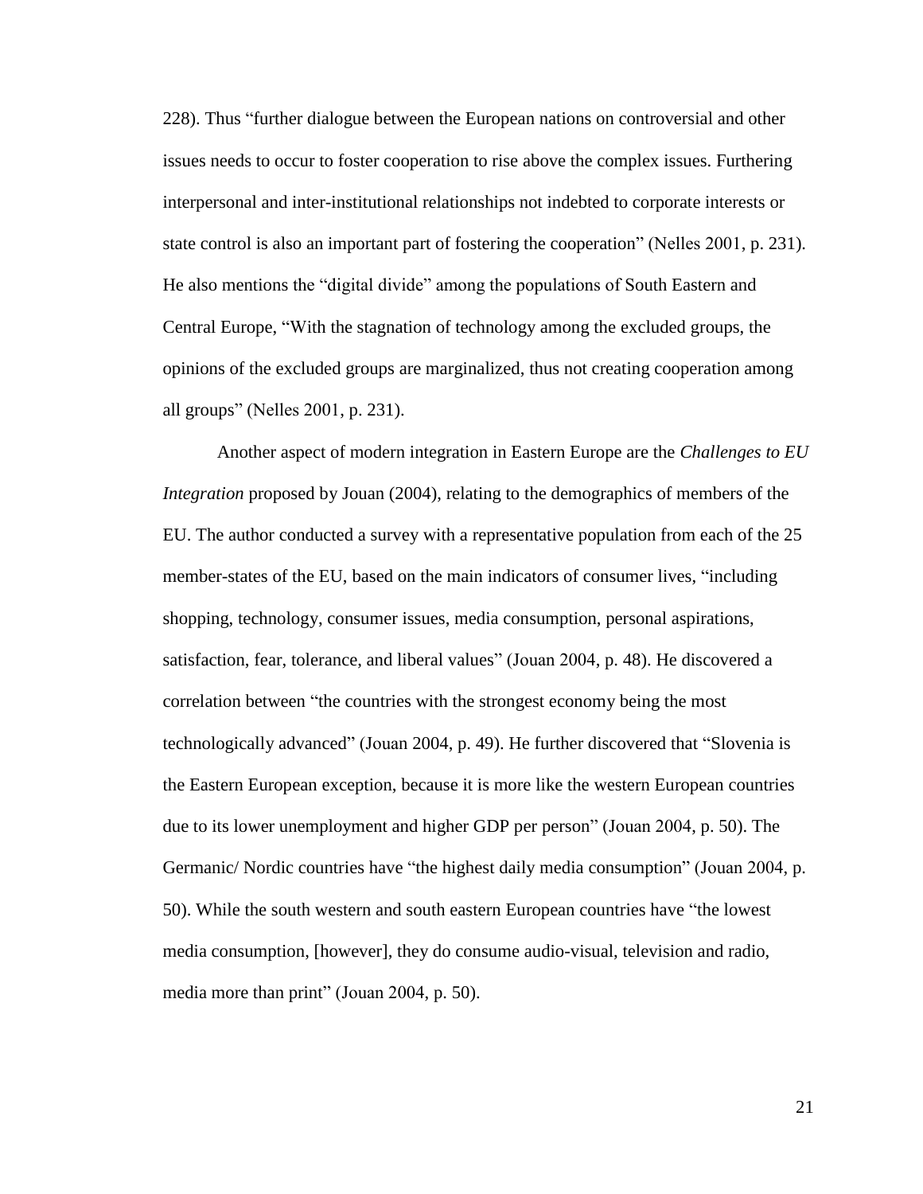228). Thus "further dialogue between the European nations on controversial and other issues needs to occur to foster cooperation to rise above the complex issues. Furthering interpersonal and inter-institutional relationships not indebted to corporate interests or state control is also an important part of fostering the cooperation" (Nelles 2001, p. 231). He also mentions the "digital divide" among the populations of South Eastern and Central Europe, "With the stagnation of technology among the excluded groups, the opinions of the excluded groups are marginalized, thus not creating cooperation among all groups" (Nelles 2001, p. 231).

Another aspect of modern integration in Eastern Europe are the *Challenges to EU Integration* proposed by Jouan (2004), relating to the demographics of members of the EU. The author conducted a survey with a representative population from each of the 25 member-states of the EU, based on the main indicators of consumer lives, "including shopping, technology, consumer issues, media consumption, personal aspirations, satisfaction, fear, tolerance, and liberal values" (Jouan 2004, p. 48). He discovered a correlation between "the countries with the strongest economy being the most technologically advanced" (Jouan 2004, p. 49). He further discovered that "Slovenia is the Eastern European exception, because it is more like the western European countries due to its lower unemployment and higher GDP per person" (Jouan 2004, p. 50). The Germanic/ Nordic countries have "the highest daily media consumption" (Jouan 2004, p. 50). While the south western and south eastern European countries have "the lowest media consumption, [however], they do consume audio-visual, television and radio, media more than print" (Jouan 2004, p. 50).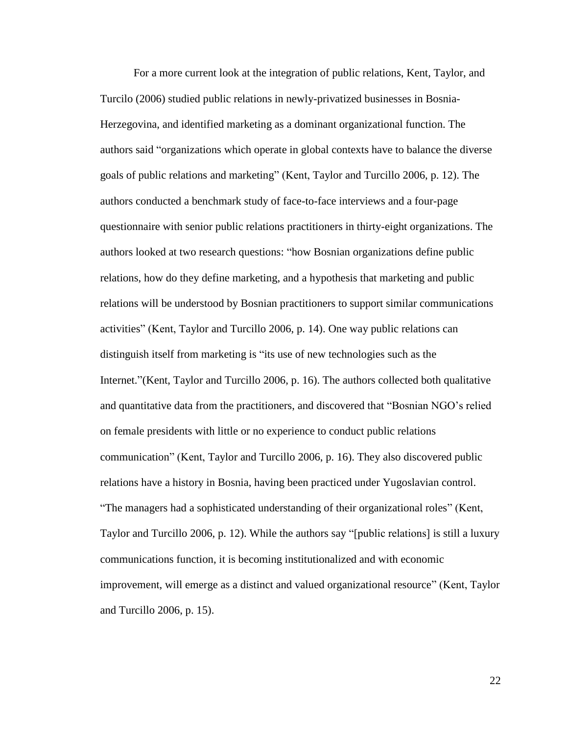For a more current look at the integration of public relations, Kent, Taylor, and Turcilo (2006) studied public relations in newly-privatized businesses in Bosnia-Herzegovina, and identified marketing as a dominant organizational function. The authors said "organizations which operate in global contexts have to balance the diverse goals of public relations and marketing" (Kent, Taylor and Turcillo 2006, p. 12). The authors conducted a benchmark study of face-to-face interviews and a four-page questionnaire with senior public relations practitioners in thirty-eight organizations. The authors looked at two research questions: "how Bosnian organizations define public relations, how do they define marketing, and a hypothesis that marketing and public relations will be understood by Bosnian practitioners to support similar communications activities" (Kent, Taylor and Turcillo 2006, p. 14). One way public relations can distinguish itself from marketing is "its use of new technologies such as the Internet."(Kent, Taylor and Turcillo 2006, p. 16). The authors collected both qualitative and quantitative data from the practitioners, and discovered that "Bosnian NGO's relied on female presidents with little or no experience to conduct public relations communication" (Kent, Taylor and Turcillo 2006, p. 16). They also discovered public relations have a history in Bosnia, having been practiced under Yugoslavian control. "The managers had a sophisticated understanding of their organizational roles" (Kent, Taylor and Turcillo 2006, p. 12). While the authors say "[public relations] is still a luxury communications function, it is becoming institutionalized and with economic improvement, will emerge as a distinct and valued organizational resource" (Kent, Taylor and Turcillo 2006, p. 15).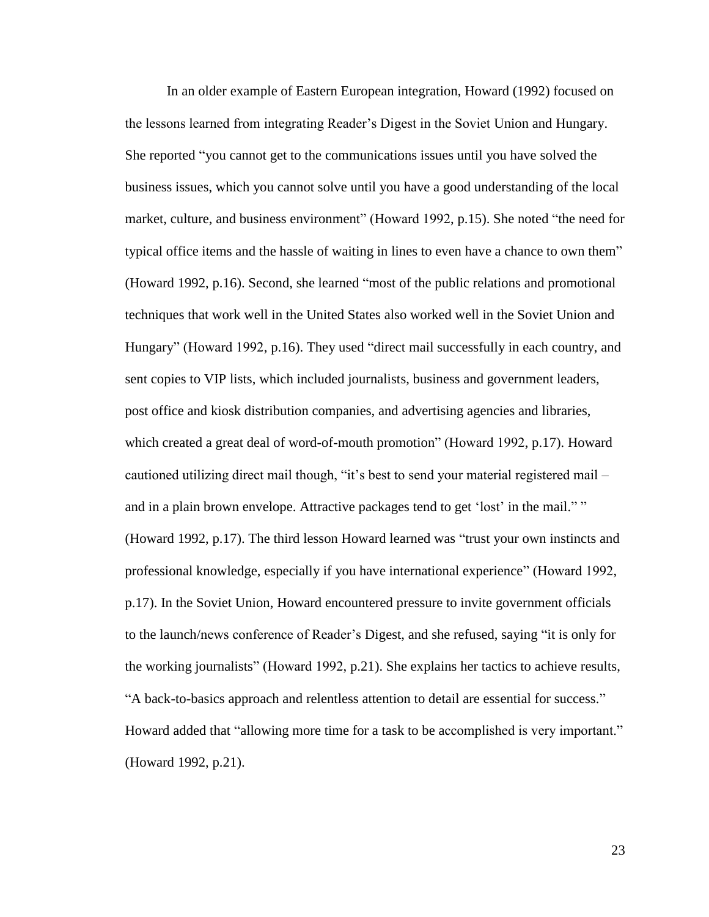In an older example of Eastern European integration, Howard (1992) focused on the lessons learned from integrating Reader's Digest in the Soviet Union and Hungary. She reported "you cannot get to the communications issues until you have solved the business issues, which you cannot solve until you have a good understanding of the local market, culture, and business environment" (Howard 1992, p.15). She noted "the need for typical office items and the hassle of waiting in lines to even have a chance to own them" (Howard 1992, p.16). Second, she learned "most of the public relations and promotional techniques that work well in the United States also worked well in the Soviet Union and Hungary" (Howard 1992, p.16). They used "direct mail successfully in each country, and sent copies to VIP lists, which included journalists, business and government leaders, post office and kiosk distribution companies, and advertising agencies and libraries, which created a great deal of word-of-mouth promotion" (Howard 1992, p.17). Howard cautioned utilizing direct mail though, "it's best to send your material registered mail – and in a plain brown envelope. Attractive packages tend to get 'lost' in the mail." " (Howard 1992, p.17). The third lesson Howard learned was "trust your own instincts and professional knowledge, especially if you have international experience" (Howard 1992, p.17). In the Soviet Union, Howard encountered pressure to invite government officials to the launch/news conference of Reader's Digest, and she refused, saying "it is only for the working journalists" (Howard 1992, p.21). She explains her tactics to achieve results, "A back-to-basics approach and relentless attention to detail are essential for success." Howard added that "allowing more time for a task to be accomplished is very important." (Howard 1992, p.21).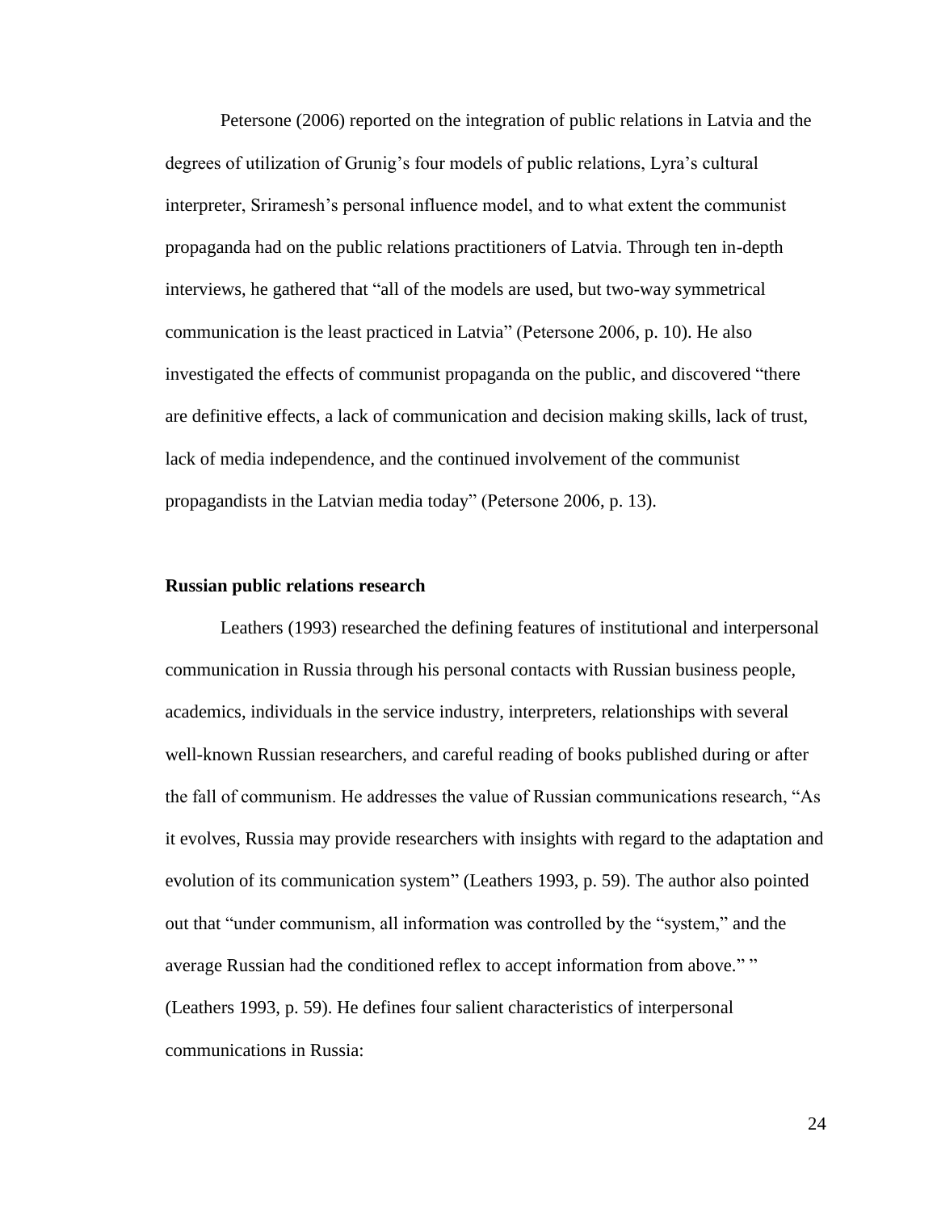Petersone (2006) reported on the integration of public relations in Latvia and the degrees of utilization of Grunig's four models of public relations, Lyra's cultural interpreter, Sriramesh's personal influence model, and to what extent the communist propaganda had on the public relations practitioners of Latvia. Through ten in-depth interviews, he gathered that "all of the models are used, but two-way symmetrical communication is the least practiced in Latvia" (Petersone 2006, p. 10). He also investigated the effects of communist propaganda on the public, and discovered "there are definitive effects, a lack of communication and decision making skills, lack of trust, lack of media independence, and the continued involvement of the communist propagandists in the Latvian media today" (Petersone 2006, p. 13).

**Russian public relations research**

Leathers (1993) researched the defining features of institutional and interpersonal communication in Russia through his personal contacts with Russian business people, academics, individuals in the service industry, interpreters, relationships with several well-known Russian researchers, and careful reading of books published during or after the fall of communism. He addresses the value of Russian communications research, "As it evolves, Russia may provide researchers with insights with regard to the adaptation and evolution of its communication system" (Leathers 1993, p. 59). The author also pointed out that "under communism, all information was controlled by the "system," and the average Russian had the conditioned reflex to accept information from above." " (Leathers 1993, p. 59). He defines four salient characteristics of interpersonal communications in Russia: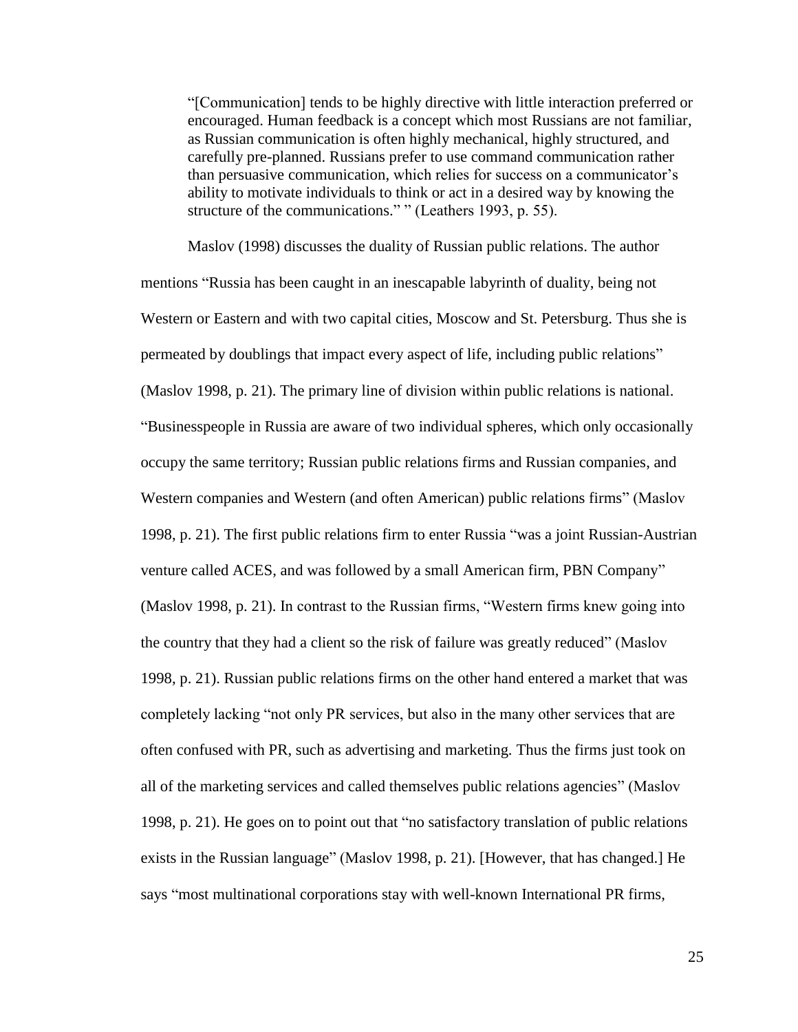> "[Communication] tends to be highly directive with little interaction preferred or encouraged. Human feedback is a concept which most Russians are not familiar, as Russian communication is often highly mechanical, highly structured, and carefully pre-planned. Russians prefer to use command communication rather than persuasive communication, which relies for success on a communicator's ability to motivate individuals to think or act in a desired way by knowing the structure of the communications." " (Leathers 1993, p. 55).

Maslov (1998) discusses the duality of Russian public relations. The author mentions "Russia has been caught in an inescapable labyrinth of duality, being not Western or Eastern and with two capital cities, Moscow and St. Petersburg. Thus she is permeated by doublings that impact every aspect of life, including public relations" (Maslov 1998, p. 21). The primary line of division within public relations is national. "Businesspeople in Russia are aware of two individual spheres, which only occasionally occupy the same territory; Russian public relations firms and Russian companies, and Western companies and Western (and often American) public relations firms" (Maslov 1998, p. 21). The first public relations firm to enter Russia "was a joint Russian-Austrian venture called ACES, and was followed by a small American firm, PBN Company" (Maslov 1998, p. 21). In contrast to the Russian firms, "Western firms knew going into the country that they had a client so the risk of failure was greatly reduced" (Maslov 1998, p. 21). Russian public relations firms on the other hand entered a market that was completely lacking "not only PR services, but also in the many other services that are often confused with PR, such as advertising and marketing. Thus the firms just took on all of the marketing services and called themselves public relations agencies" (Maslov 1998, p. 21). He goes on to point out that "no satisfactory translation of public relations exists in the Russian language" (Maslov 1998, p. 21). [However, that has changed.] He says "most multinational corporations stay with well-known International PR firms,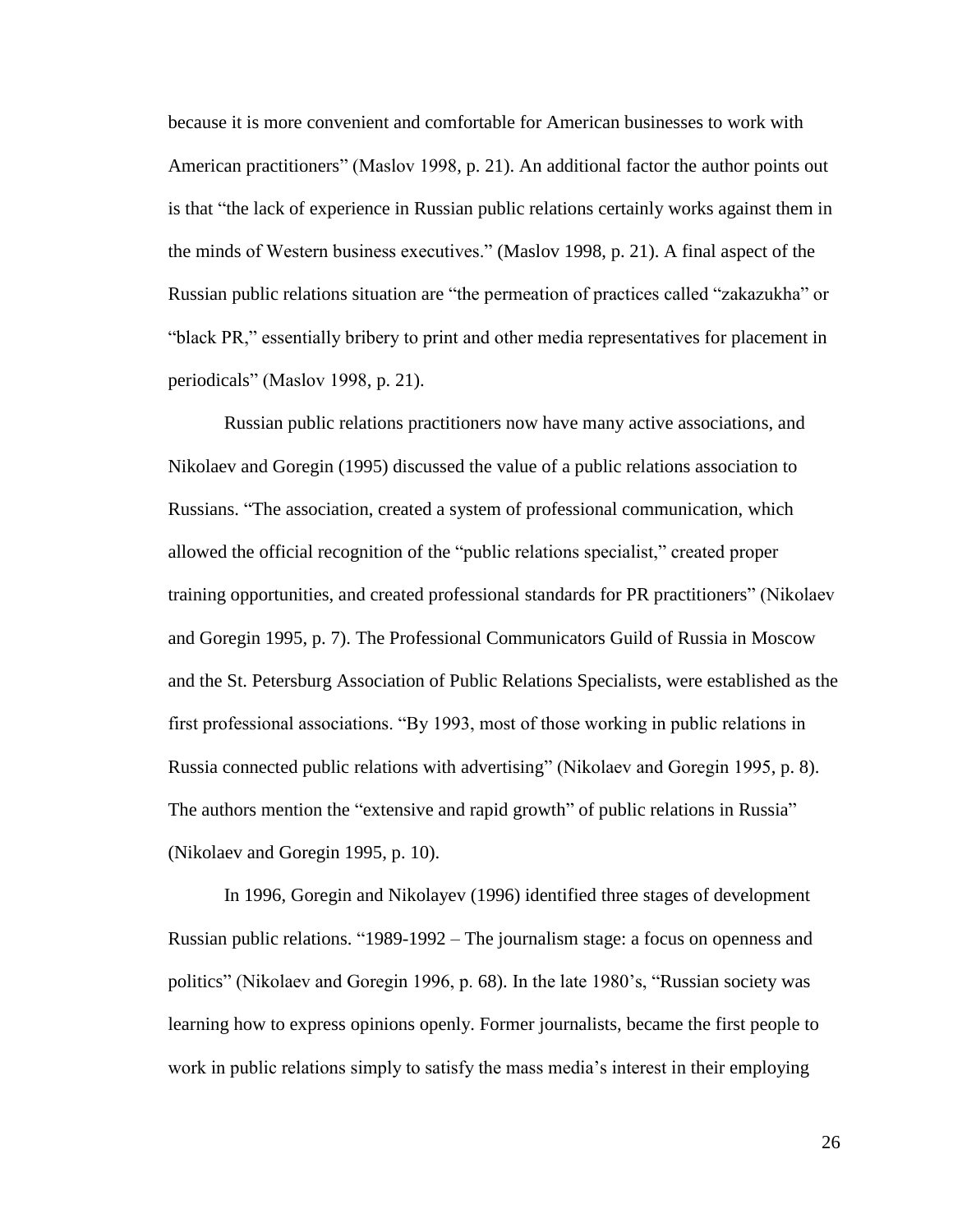because it is more convenient and comfortable for American businesses to work with American practitioners" (Maslov 1998, p. 21). An additional factor the author points out is that "the lack of experience in Russian public relations certainly works against them in the minds of Western business executives." (Maslov 1998, p. 21). A final aspect of the Russian public relations situation are "the permeation of practices called "zakazukha" or "black PR," essentially bribery to print and other media representatives for placement in periodicals" (Maslov 1998, p. 21).

Russian public relations practitioners now have many active associations, and Nikolaev and Goregin (1995) discussed the value of a public relations association to Russians. "The association, created a system of professional communication, which allowed the official recognition of the "public relations specialist," created proper training opportunities, and created professional standards for PR practitioners" (Nikolaev and Goregin 1995, p. 7). The Professional Communicators Guild of Russia in Moscow and the St. Petersburg Association of Public Relations Specialists, were established as the first professional associations. "By 1993, most of those working in public relations in Russia connected public relations with advertising" (Nikolaev and Goregin 1995, p. 8). The authors mention the "extensive and rapid growth" of public relations in Russia" (Nikolaev and Goregin 1995, p. 10).

In 1996, Goregin and Nikolayev (1996) identified three stages of development Russian public relations. "1989-1992 – The journalism stage: a focus on openness and politics" (Nikolaev and Goregin 1996, p. 68). In the late 1980's, "Russian society was learning how to express opinions openly. Former journalists, became the first people to work in public relations simply to satisfy the mass media's interest in their employing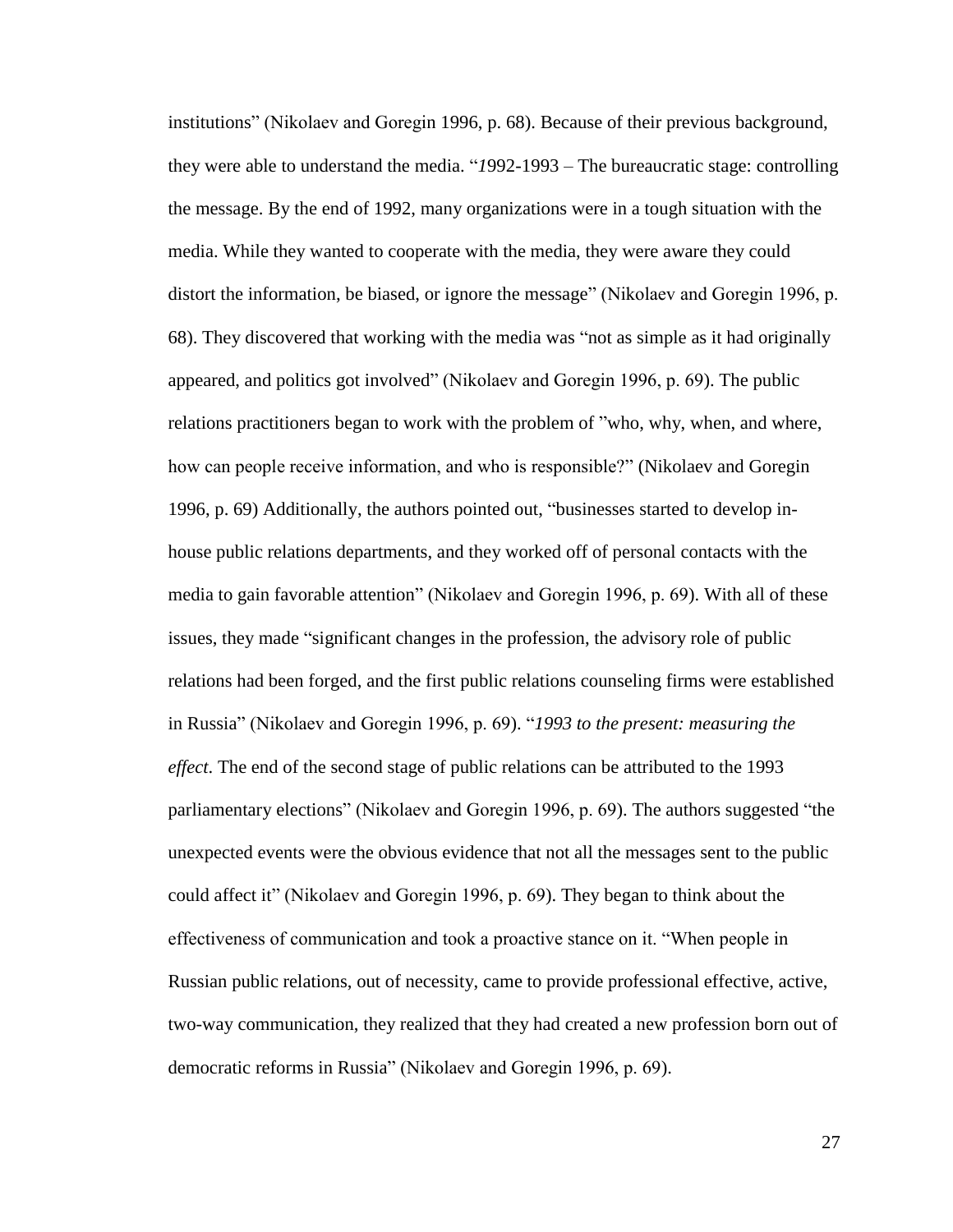institutions" (Nikolaev and Goregin 1996, p. 68). Because of their previous background, they were able to understand the media. "*1*992-1993 – The bureaucratic stage: controlling the message. By the end of 1992, many organizations were in a tough situation with the media. While they wanted to cooperate with the media, they were aware they could distort the information, be biased, or ignore the message" (Nikolaev and Goregin 1996, p. 68). They discovered that working with the media was "not as simple as it had originally appeared, and politics got involved" (Nikolaev and Goregin 1996, p. 69). The public relations practitioners began to work with the problem of "who, why, when, and where, how can people receive information, and who is responsible?" (Nikolaev and Goregin 1996, p. 69) Additionally, the authors pointed out, "businesses started to develop in-house public relations departments, and they worked off of personal contacts with the media to gain favorable attention" (Nikolaev and Goregin 1996, p. 69). With all of these issues, they made "significant changes in the profession, the advisory role of public relations had been forged, and the first public relations counseling firms were established in Russia" (Nikolaev and Goregin 1996, p. 69). "*1993 to the present: measuring the effect*. The end of the second stage of public relations can be attributed to the 1993 parliamentary elections" (Nikolaev and Goregin 1996, p. 69). The authors suggested "the unexpected events were the obvious evidence that not all the messages sent to the public could affect it" (Nikolaev and Goregin 1996, p. 69). They began to think about the effectiveness of communication and took a proactive stance on it. "When people in Russian public relations, out of necessity, came to provide professional effective, active, two-way communication, they realized that they had created a new profession born out of democratic reforms in Russia" (Nikolaev and Goregin 1996, p. 69).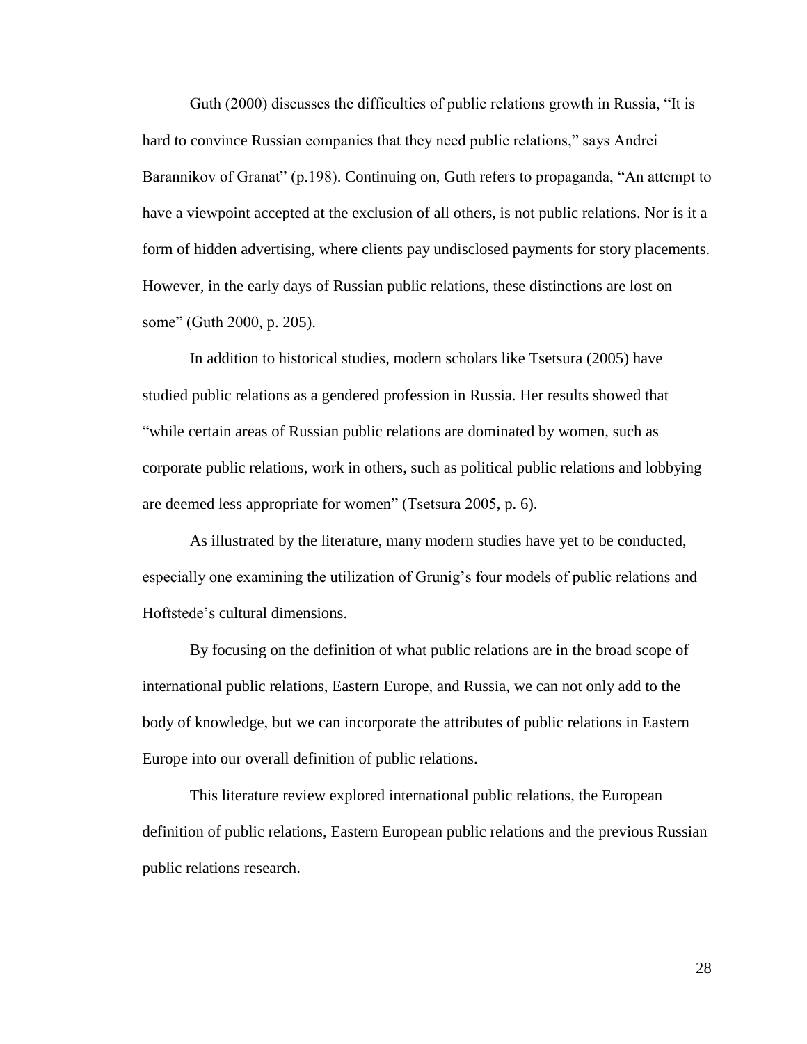Guth (2000) discusses the difficulties of public relations growth in Russia, "It is hard to convince Russian companies that they need public relations," says Andrei Barannikov of Granat" (p.198). Continuing on, Guth refers to propaganda, "An attempt to have a viewpoint accepted at the exclusion of all others, is not public relations. Nor is it a form of hidden advertising, where clients pay undisclosed payments for story placements. However, in the early days of Russian public relations, these distinctions are lost on some" (Guth 2000, p. 205).

In addition to historical studies, modern scholars like Tsetsura (2005) have studied public relations as a gendered profession in Russia. Her results showed that "while certain areas of Russian public relations are dominated by women, such as corporate public relations, work in others, such as political public relations and lobbying are deemed less appropriate for women" (Tsetsura 2005, p. 6).

As illustrated by the literature, many modern studies have yet to be conducted, especially one examining the utilization of Grunig's four models of public relations and Hoftstede's cultural dimensions.

By focusing on the definition of what public relations are in the broad scope of international public relations, Eastern Europe, and Russia, we can not only add to the body of knowledge, but we can incorporate the attributes of public relations in Eastern Europe into our overall definition of public relations.

This literature review explored international public relations, the European definition of public relations, Eastern European public relations and the previous Russian public relations research.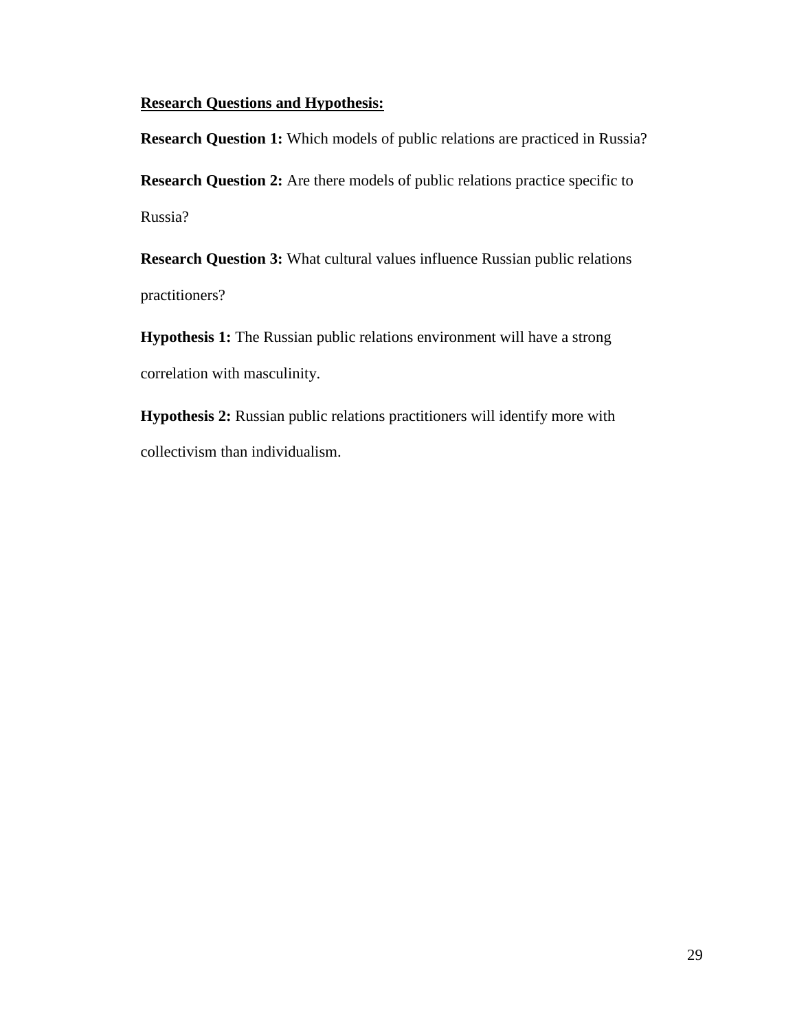**<u>Research Questions and Hypothesis:</u>**

**Research Question 1:** Which models of public relations are practiced in Russia?

**Research Question 2:** Are there models of public relations practice specific to Russia?

**Research Question 3:** What cultural values influence Russian public relations practitioners?

**Hypothesis 1:** The Russian public relations environment will have a strong correlation with masculinity.

**Hypothesis 2:** Russian public relations practitioners will identify more with collectivism than individualism.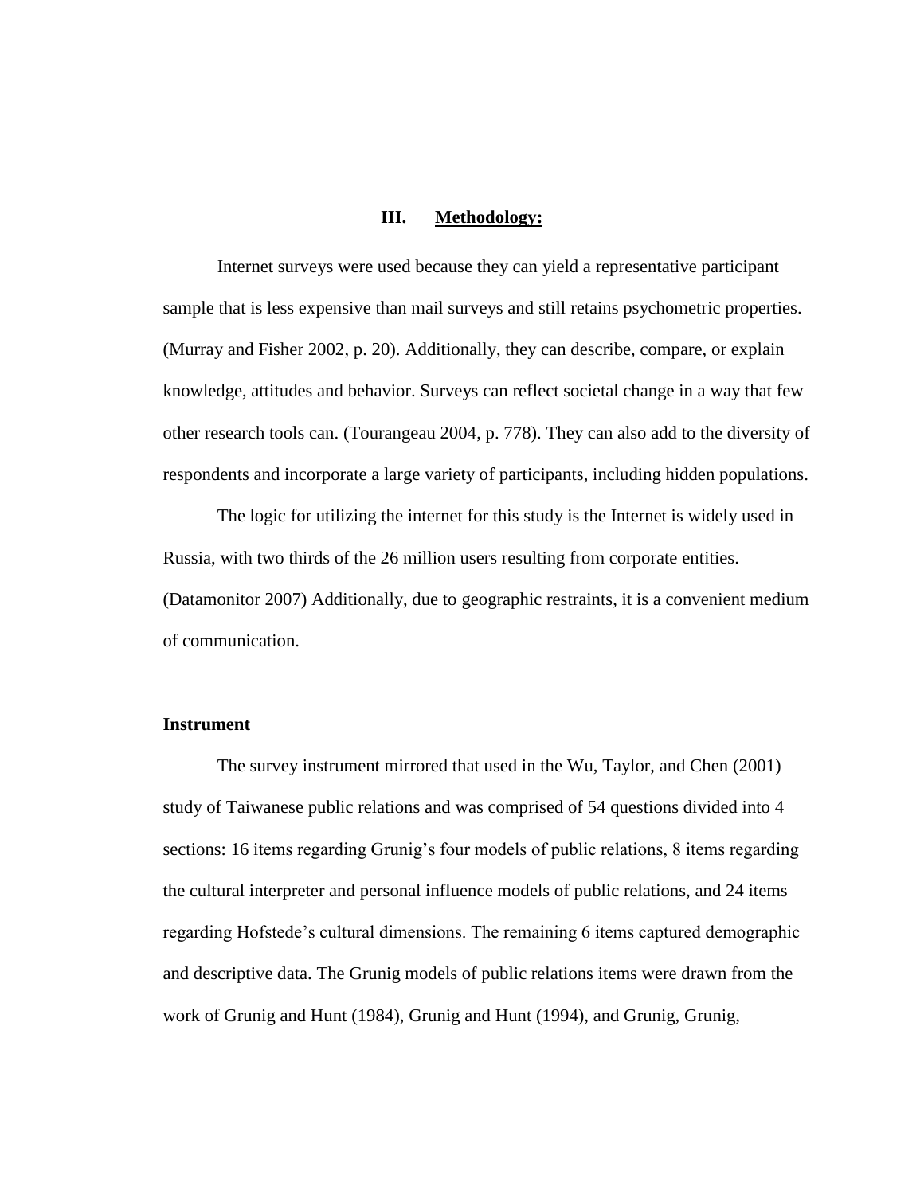# III. Methodology:

Internet surveys were used because they can yield a representative participant sample that is less expensive than mail surveys and still retains psychometric properties. (Murray and Fisher 2002, p. 20). Additionally, they can describe, compare, or explain knowledge, attitudes and behavior. Surveys can reflect societal change in a way that few other research tools can. (Tourangeau 2004, p. 778). They can also add to the diversity of respondents and incorporate a large variety of participants, including hidden populations.

The logic for utilizing the internet for this study is the Internet is widely used in Russia, with two thirds of the 26 million users resulting from corporate entities. (Datamonitor 2007) Additionally, due to geographic restraints, it is a convenient medium of communication.

## Instrument

The survey instrument mirrored that used in the Wu, Taylor, and Chen (2001) study of Taiwanese public relations and was comprised of 54 questions divided into 4 sections: 16 items regarding Grunig's four models of public relations, 8 items regarding the cultural interpreter and personal influence models of public relations, and 24 items regarding Hofstede's cultural dimensions. The remaining 6 items captured demographic and descriptive data. The Grunig models of public relations items were drawn from the work of Grunig and Hunt (1984), Grunig and Hunt (1994), and Grunig, Grunig,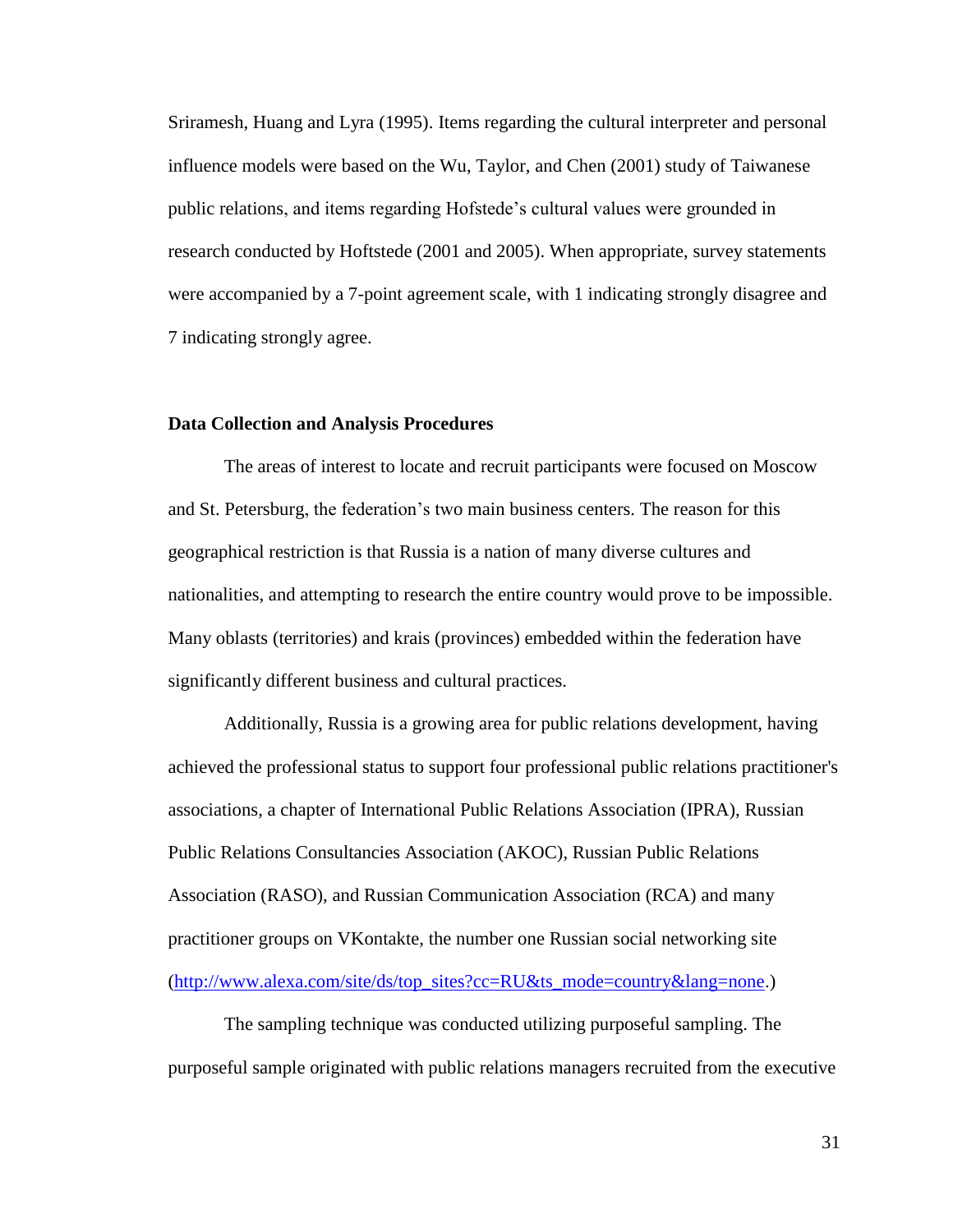Sriramesh, Huang and Lyra (1995). Items regarding the cultural interpreter and personal influence models were based on the Wu, Taylor, and Chen (2001) study of Taiwanese public relations, and items regarding Hofstede's cultural values were grounded in research conducted by Hoftstede (2001 and 2005). When appropriate, survey statements were accompanied by a 7-point agreement scale, with 1 indicating strongly disagree and 7 indicating strongly agree.

**Data Collection and Analysis Procedures**

The areas of interest to locate and recruit participants were focused on Moscow and St. Petersburg, the federation's two main business centers. The reason for this geographical restriction is that Russia is a nation of many diverse cultures and nationalities, and attempting to research the entire country would prove to be impossible. Many oblasts (territories) and krais (provinces) embedded within the federation have significantly different business and cultural practices.

Additionally, Russia is a growing area for public relations development, having achieved the professional status to support four professional public relations practitioner's associations, a chapter of International Public Relations Association (IPRA), Russian Public Relations Consultancies Association (AKOC), Russian Public Relations Association (RASO), and Russian Communication Association (RCA) and many practitioner groups on VKontakte, the number one Russian social networking site (http://www.alexa.com/site/ds/top_sites?cc=RU&ts_mode=country&lang=none.)

The sampling technique was conducted utilizing purposeful sampling. The purposeful sample originated with public relations managers recruited from the executive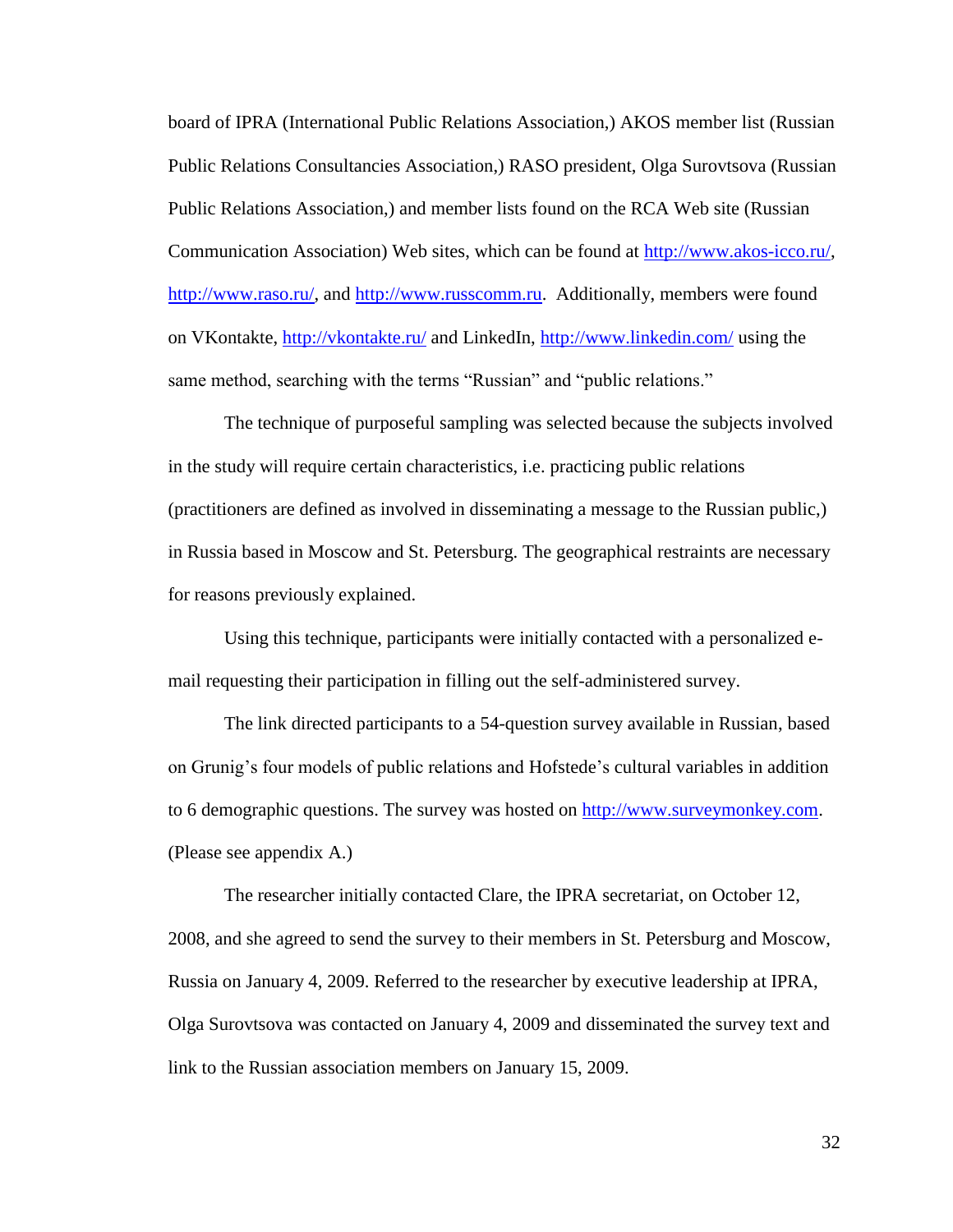board of IPRA (International Public Relations Association,) AKOS member list (Russian Public Relations Consultancies Association,) RASO president, Olga Surovtsova (Russian Public Relations Association,) and member lists found on the RCA Web site (Russian Communication Association) Web sites, which can be found at http://www.akos-icco.ru/, http://www.raso.ru/, and http://www.russcomm.ru. Additionally, members were found on VKontakte, http://vkontakte.ru/ and LinkedIn, http://www.linkedin.com/ using the same method, searching with the terms "Russian" and "public relations."

The technique of purposeful sampling was selected because the subjects involved in the study will require certain characteristics, i.e. practicing public relations (practitioners are defined as involved in disseminating a message to the Russian public,) in Russia based in Moscow and St. Petersburg. The geographical restraints are necessary for reasons previously explained.

Using this technique, participants were initially contacted with a personalized e-mail requesting their participation in filling out the self-administered survey.

The link directed participants to a 54-question survey available in Russian, based on Grunig's four models of public relations and Hofstede's cultural variables in addition to 6 demographic questions. The survey was hosted on http://www.surveymonkey.com. (Please see appendix A.)

The researcher initially contacted Clare, the IPRA secretariat, on October 12, 2008, and she agreed to send the survey to their members in St. Petersburg and Moscow, Russia on January 4, 2009. Referred to the researcher by executive leadership at IPRA, Olga Surovtsova was contacted on January 4, 2009 and disseminated the survey text and link to the Russian association members on January 15, 2009.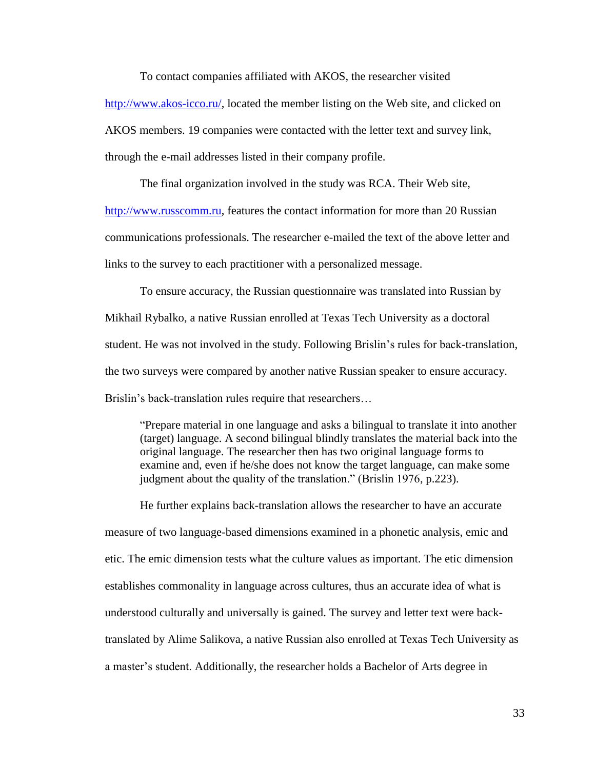To contact companies affiliated with AKOS, the researcher visited http://www.akos-icco.ru/, located the member listing on the Web site, and clicked on AKOS members. 19 companies were contacted with the letter text and survey link, through the e-mail addresses listed in their company profile.

The final organization involved in the study was RCA. Their Web site, http://www.russcomm.ru, features the contact information for more than 20 Russian communications professionals. The researcher e-mailed the text of the above letter and links to the survey to each practitioner with a personalized message.

To ensure accuracy, the Russian questionnaire was translated into Russian by Mikhail Rybalko, a native Russian enrolled at Texas Tech University as a doctoral student. He was not involved in the study. Following Brislin's rules for back-translation, the two surveys were compared by another native Russian speaker to ensure accuracy. Brislin's back-translation rules require that researchers…

> "Prepare material in one language and asks a bilingual to translate it into another (target) language. A second bilingual blindly translates the material back into the original language. The researcher then has two original language forms to examine and, even if he/she does not know the target language, can make some judgment about the quality of the translation." (Brislin 1976, p.223).

He further explains back-translation allows the researcher to have an accurate measure of two language-based dimensions examined in a phonetic analysis, emic and etic. The emic dimension tests what the culture values as important. The etic dimension establishes commonality in language across cultures, thus an accurate idea of what is understood culturally and universally is gained. The survey and letter text were back-translated by Alime Salikova, a native Russian also enrolled at Texas Tech University as a master's student. Additionally, the researcher holds a Bachelor of Arts degree in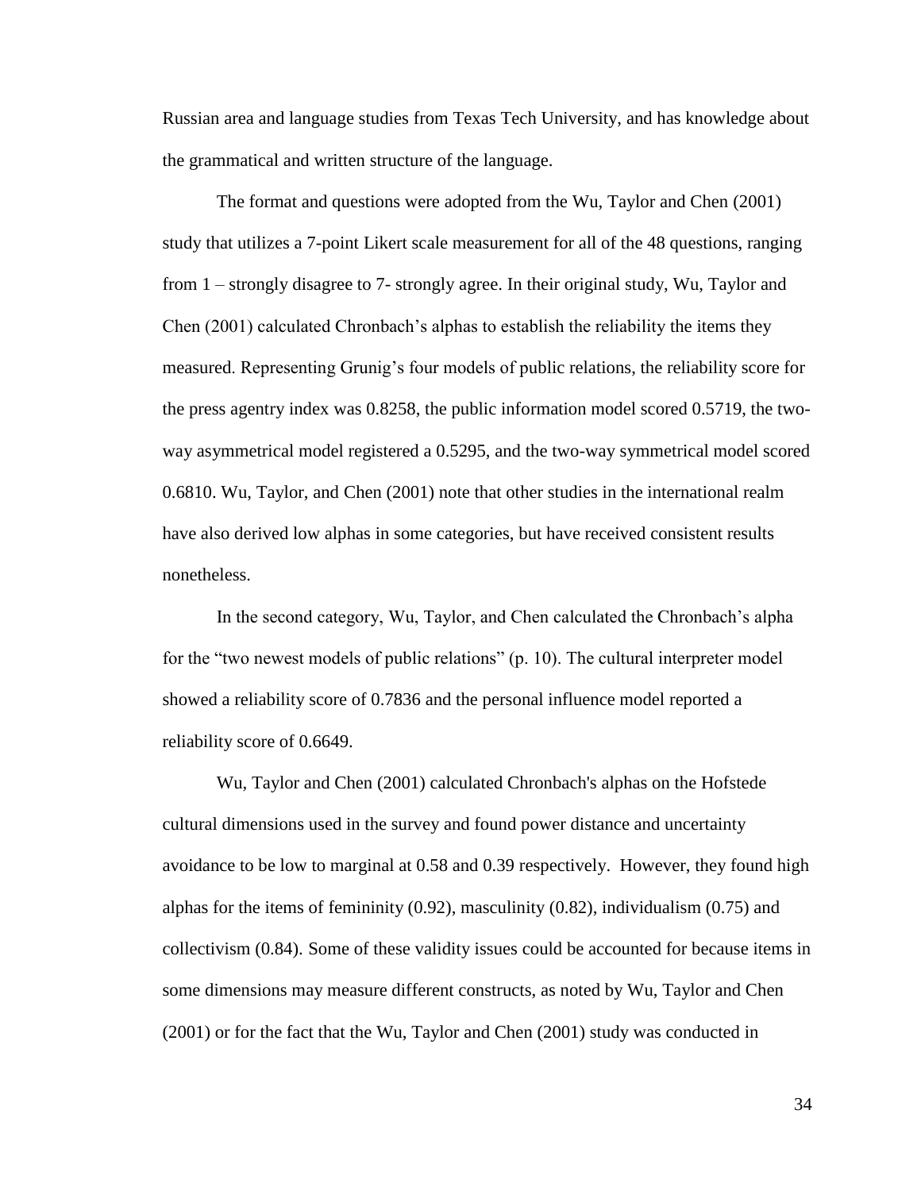Russian area and language studies from Texas Tech University, and has knowledge about the grammatical and written structure of the language.

The format and questions were adopted from the Wu, Taylor and Chen (2001) study that utilizes a 7-point Likert scale measurement for all of the 48 questions, ranging from 1 – strongly disagree to 7- strongly agree. In their original study, Wu, Taylor and Chen (2001) calculated Chronbach's alphas to establish the reliability the items they measured. Representing Grunig's four models of public relations, the reliability score for the press agentry index was 0.8258, the public information model scored 0.5719, the two-way asymmetrical model registered a 0.5295, and the two-way symmetrical model scored 0.6810. Wu, Taylor, and Chen (2001) note that other studies in the international realm have also derived low alphas in some categories, but have received consistent results nonetheless.

In the second category, Wu, Taylor, and Chen calculated the Chronbach's alpha for the "two newest models of public relations" (p. 10). The cultural interpreter model showed a reliability score of 0.7836 and the personal influence model reported a reliability score of 0.6649.

Wu, Taylor and Chen (2001) calculated Chronbach's alphas on the Hofstede cultural dimensions used in the survey and found power distance and uncertainty avoidance to be low to marginal at 0.58 and 0.39 respectively. However, they found high alphas for the items of femininity (0.92), masculinity (0.82), individualism (0.75) and collectivism (0.84). Some of these validity issues could be accounted for because items in some dimensions may measure different constructs, as noted by Wu, Taylor and Chen (2001) or for the fact that the Wu, Taylor and Chen (2001) study was conducted in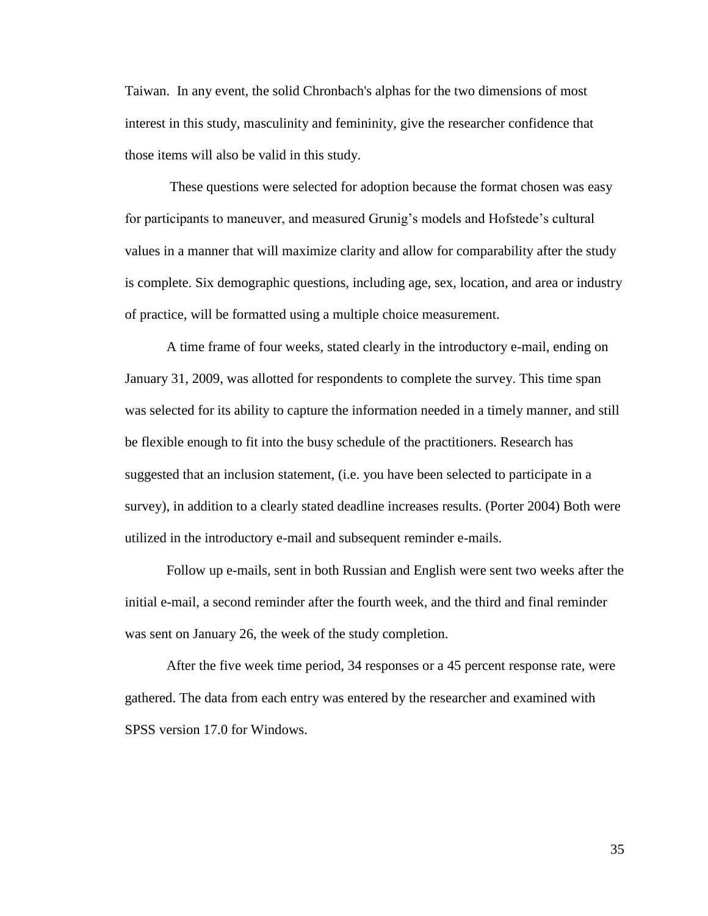Taiwan. In any event, the solid Chronbach's alphas for the two dimensions of most interest in this study, masculinity and femininity, give the researcher confidence that those items will also be valid in this study.

These questions were selected for adoption because the format chosen was easy for participants to maneuver, and measured Grunig's models and Hofstede's cultural values in a manner that will maximize clarity and allow for comparability after the study is complete. Six demographic questions, including age, sex, location, and area or industry of practice, will be formatted using a multiple choice measurement.

A time frame of four weeks, stated clearly in the introductory e-mail, ending on January 31, 2009, was allotted for respondents to complete the survey. This time span was selected for its ability to capture the information needed in a timely manner, and still be flexible enough to fit into the busy schedule of the practitioners. Research has suggested that an inclusion statement, (i.e. you have been selected to participate in a survey), in addition to a clearly stated deadline increases results. (Porter 2004) Both were utilized in the introductory e-mail and subsequent reminder e-mails.

Follow up e-mails, sent in both Russian and English were sent two weeks after the initial e-mail, a second reminder after the fourth week, and the third and final reminder was sent on January 26, the week of the study completion.

After the five week time period, 34 responses or a 45 percent response rate, were gathered. The data from each entry was entered by the researcher and examined with SPSS version 17.0 for Windows.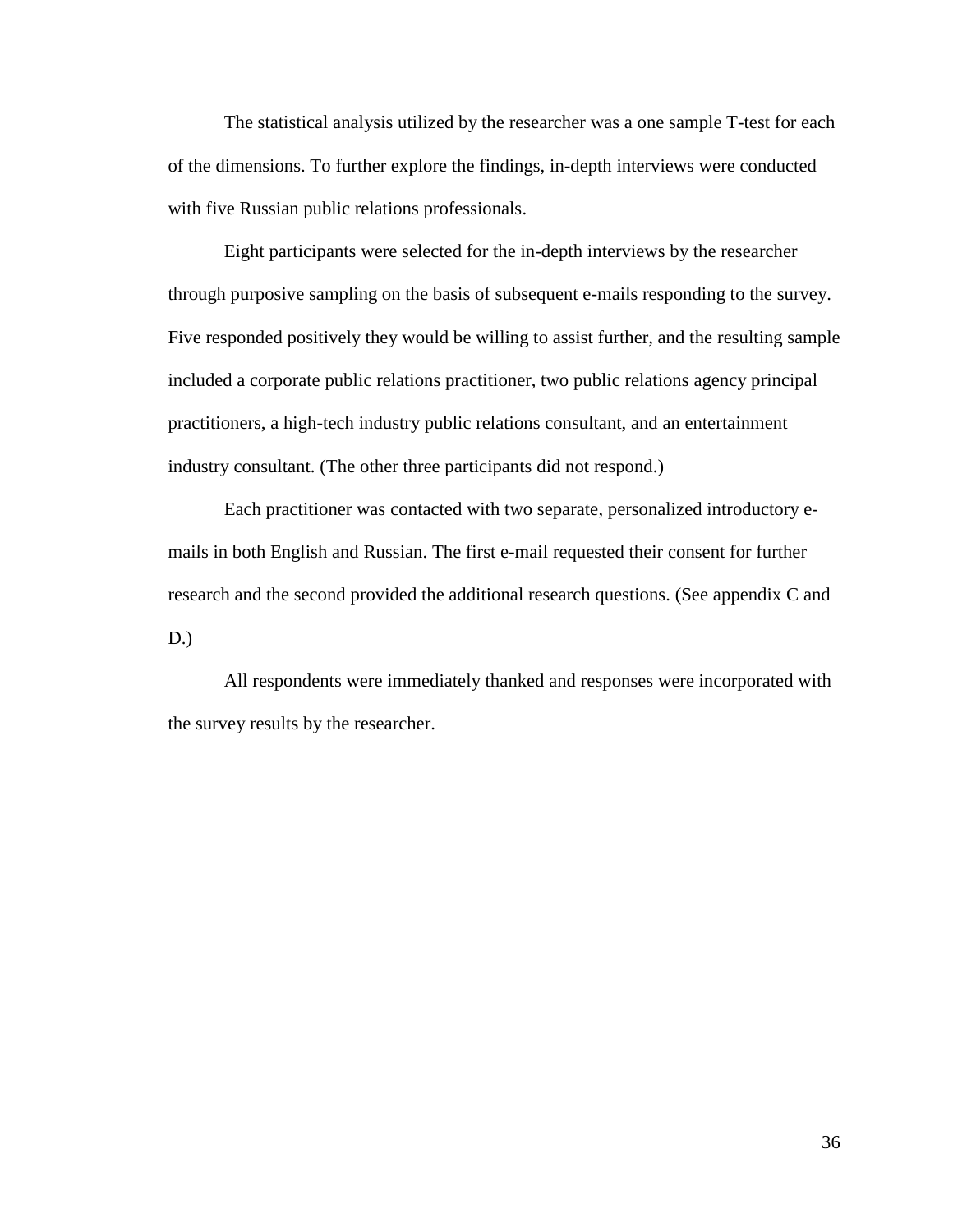The statistical analysis utilized by the researcher was a one sample T-test for each of the dimensions. To further explore the findings, in-depth interviews were conducted with five Russian public relations professionals.

Eight participants were selected for the in-depth interviews by the researcher through purposive sampling on the basis of subsequent e-mails responding to the survey. Five responded positively they would be willing to assist further, and the resulting sample included a corporate public relations practitioner, two public relations agency principal practitioners, a high-tech industry public relations consultant, and an entertainment industry consultant. (The other three participants did not respond.)

Each practitioner was contacted with two separate, personalized introductory e-mails in both English and Russian. The first e-mail requested their consent for further research and the second provided the additional research questions. (See appendix C and D.)

All respondents were immediately thanked and responses were incorporated with the survey results by the researcher.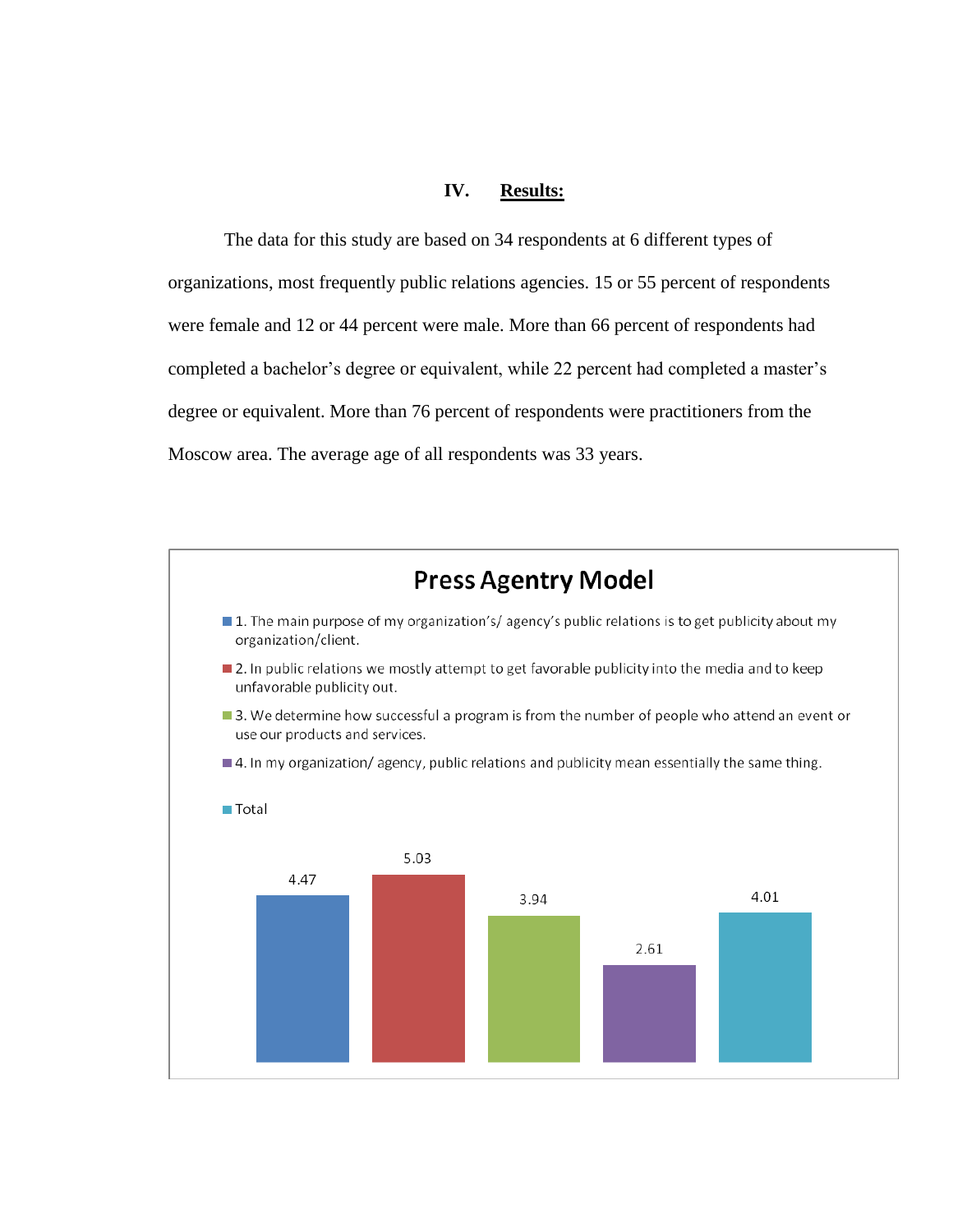## IV. Results:

The data for this study are based on 34 respondents at 6 different types of organizations, most frequently public relations agencies. 15 or 55 percent of respondents were female and 12 or 44 percent were male. More than 66 percent of respondents had completed a bachelor's degree or equivalent, while 22 percent had completed a master's degree or equivalent. More than 76 percent of respondents were practitioners from the Moscow area. The average age of all respondents was 33 years.

**Press Agentry Model**

| Item | Value |
| --- | --- |
| 1. The main purpose of my organization's/ agency's public relations is to get publicity about my organization/client. | 4.47 |
| 2. In public relations we mostly attempt to get favorable publicity into the media and to keep unfavorable publicity out. | 5.03 |
| 3. We determine how successful a program is from the number of people who attend an event or use our products and services. | 3.94 |
| 4. In my organization/ agency, public relations and publicity mean essentially the same thing. | 2.61 |
| Total | 4.01 |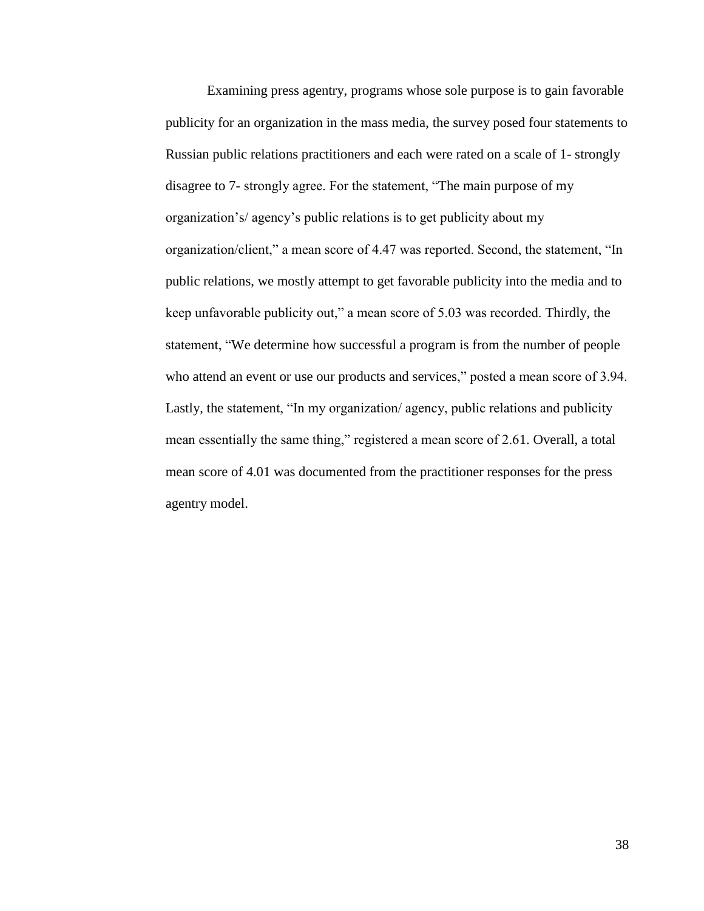Examining press agentry, programs whose sole purpose is to gain favorable publicity for an organization in the mass media, the survey posed four statements to Russian public relations practitioners and each were rated on a scale of 1- strongly disagree to 7- strongly agree. For the statement, “The main purpose of my organization’s/ agency’s public relations is to get publicity about my organization/client,” a mean score of 4.47 was reported. Second, the statement, “In public relations, we mostly attempt to get favorable publicity into the media and to keep unfavorable publicity out,” a mean score of 5.03 was recorded. Thirdly, the statement, “We determine how successful a program is from the number of people who attend an event or use our products and services,” posted a mean score of 3.94. Lastly, the statement, “In my organization/ agency, public relations and publicity mean essentially the same thing,” registered a mean score of 2.61. Overall, a total mean score of 4.01 was documented from the practitioner responses for the press agentry model.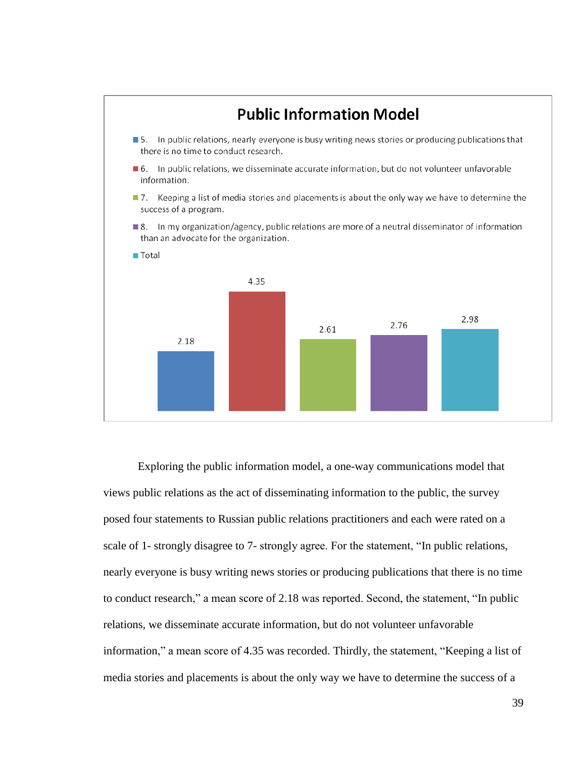**Public Information Model**

- 5. In public relations, nearly everyone is busy writing news stories or producing publications that there is no time to conduct research.
- 6. In public relations, we disseminate accurate information, but do not volunteer unfavorable information.
- 7. Keeping a list of media stories and placements is about the only way we have to determine the success of a program.
- 8. In my organization/agency, public relations are more of a neutral disseminator of information than an advocate for the organization.
- Total

| Statement | Mean |
|---|---|
| 5 | 2.18 |
| 6 | 4.35 |
| 7 | 2.61 |
| 8 | 2.76 |
| Total | 2.98 |

Exploring the public information model, a one-way communications model that views public relations as the act of disseminating information to the public, the survey posed four statements to Russian public relations practitioners and each were rated on a scale of 1- strongly disagree to 7- strongly agree. For the statement, "In public relations, nearly everyone is busy writing news stories or producing publications that there is no time to conduct research," a mean score of 2.18 was reported. Second, the statement, "In public relations, we disseminate accurate information, but do not volunteer unfavorable information," a mean score of 4.35 was recorded. Thirdly, the statement, "Keeping a list of media stories and placements is about the only way we have to determine the success of a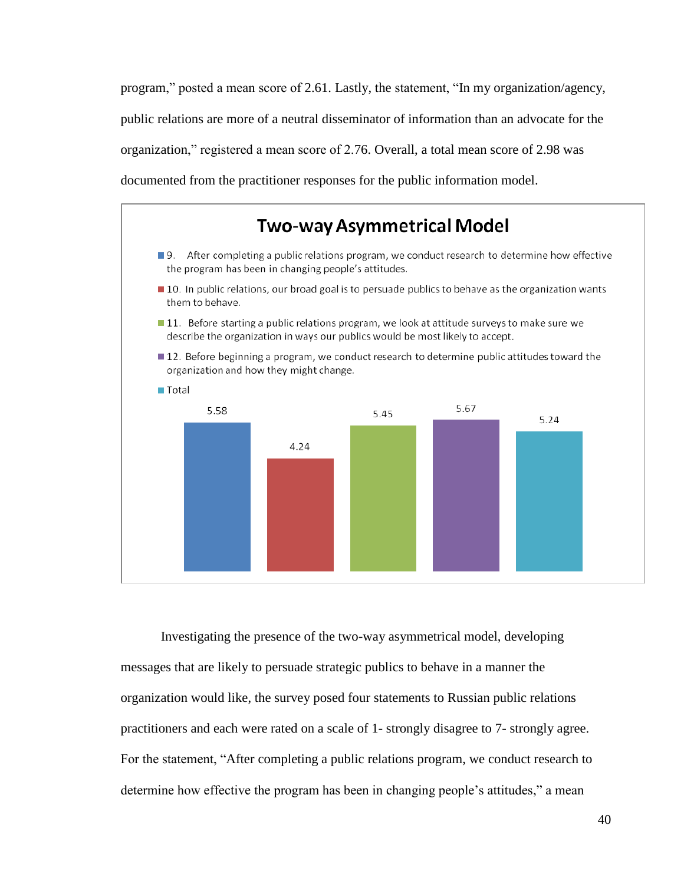program," posted a mean score of 2.61. Lastly, the statement, "In my organization/agency, public relations are more of a neutral disseminator of information than an advocate for the organization," registered a mean score of 2.76. Overall, a total mean score of 2.98 was documented from the practitioner responses for the public information model.

**Two-way Asymmetrical Model**

- 9. After completing a public relations program, we conduct research to determine how effective the program has been in changing people's attitudes.
- 10. In public relations, our broad goal is to persuade publics to behave as the organization wants them to behave.
- 11. Before starting a public relations program, we look at attitude surveys to make sure we describe the organization in ways our publics would be most likely to accept.
- 12. Before beginning a program, we conduct research to determine public attitudes toward the organization and how they might change.
- Total

| 9. | 10. | 11. | 12. | Total |
|---|---|---|---|---|
| 5.58 | 4.24 | 5.45 | 5.67 | 5.24 |

Investigating the presence of the two-way asymmetrical model, developing messages that are likely to persuade strategic publics to behave in a manner the organization would like, the survey posed four statements to Russian public relations practitioners and each were rated on a scale of 1- strongly disagree to 7- strongly agree. For the statement, "After completing a public relations program, we conduct research to determine how effective the program has been in changing people's attitudes," a mean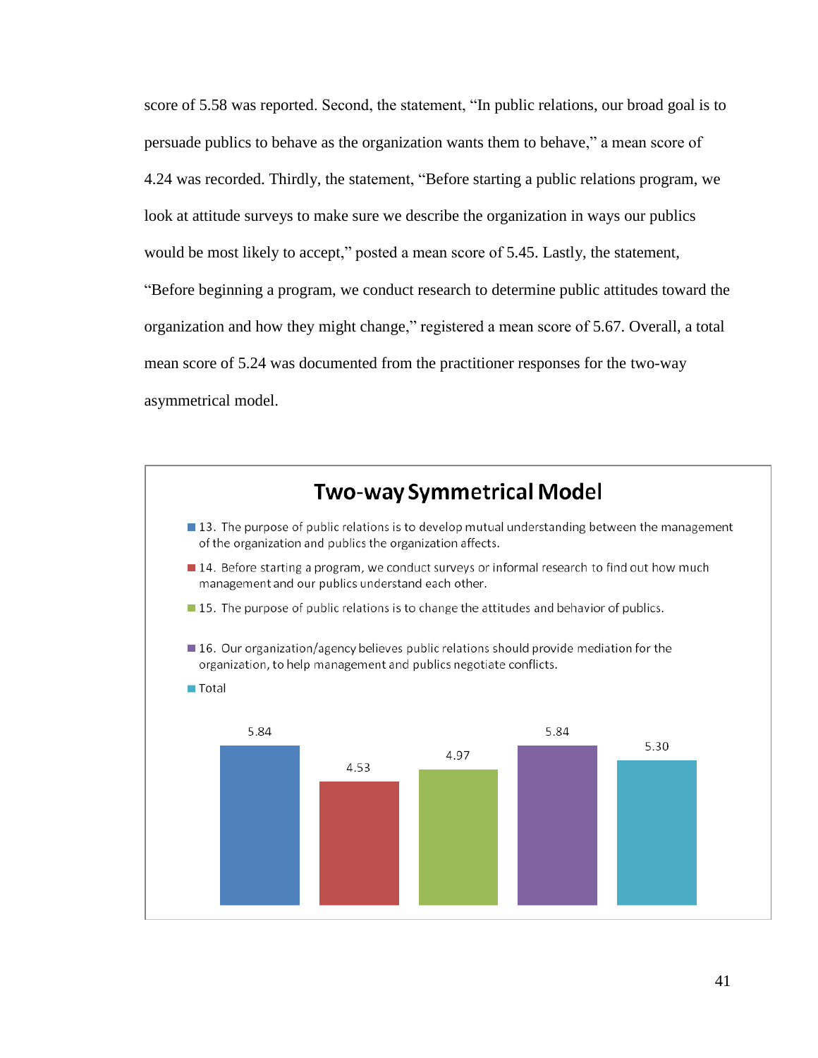score of 5.58 was reported. Second, the statement, "In public relations, our broad goal is to persuade publics to behave as the organization wants them to behave," a mean score of 4.24 was recorded. Thirdly, the statement, "Before starting a public relations program, we look at attitude surveys to make sure we describe the organization in ways our publics would be most likely to accept," posted a mean score of 5.45. Lastly, the statement, "Before beginning a program, we conduct research to determine public attitudes toward the organization and how they might change," registered a mean score of 5.67. Overall, a total mean score of 5.24 was documented from the practitioner responses for the two-way asymmetrical model.

**Two-way Symmetrical Model**

| Item | Mean |
|---|---|
| 13. The purpose of public relations is to develop mutual understanding between the management of the organization and publics the organization affects. | 5.84 |
| 14. Before starting a program, we conduct surveys or informal research to find out how much management and our publics understand each other. | 4.53 |
| 15. The purpose of public relations is to change the attitudes and behavior of publics. | 4.97 |
| 16. Our organization/agency believes public relations should provide mediation for the organization, to help management and publics negotiate conflicts. | 5.84 |
| Total | 5.30 |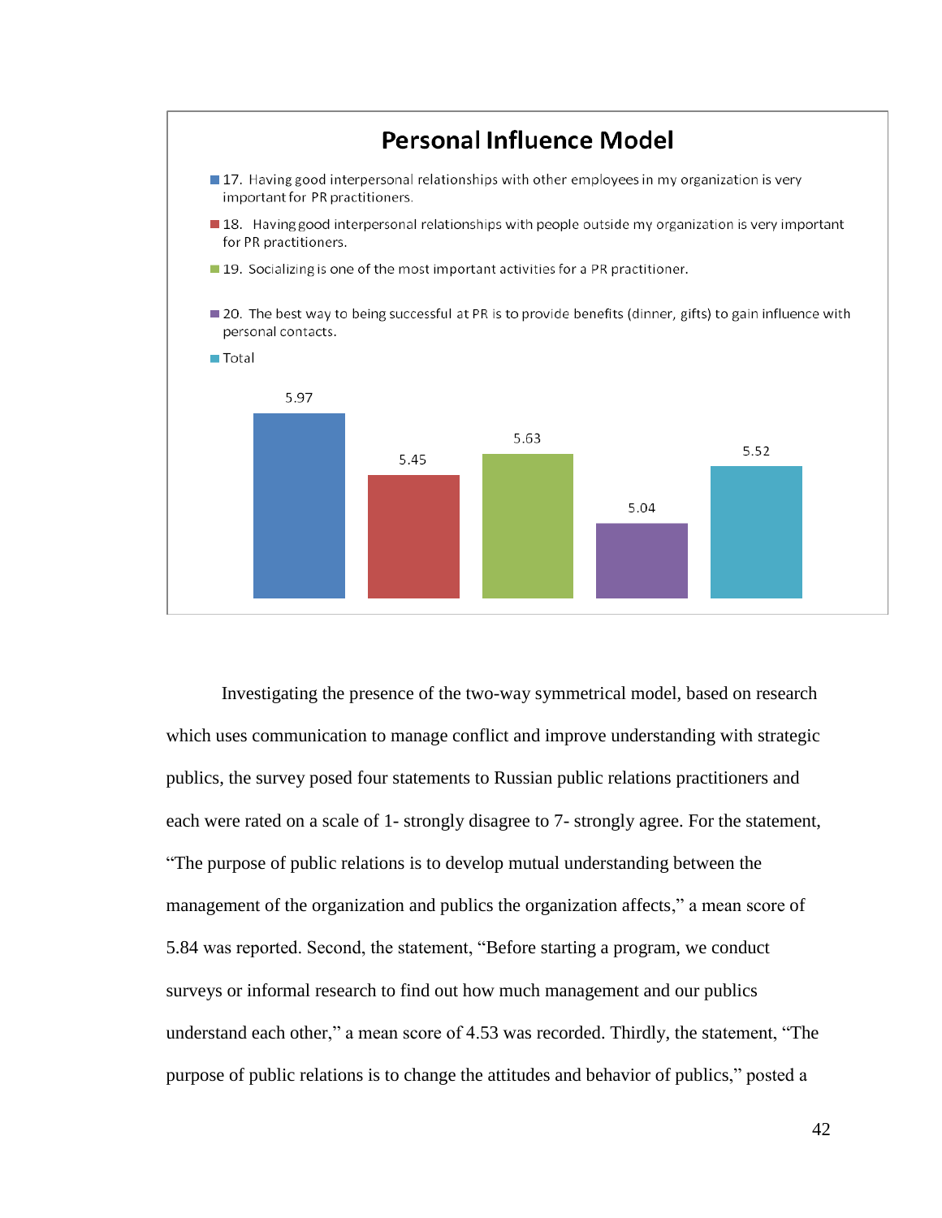**Personal Influence Model**

- 17. Having good interpersonal relationships with other employees in my organization is very important for PR practitioners.
- 18. Having good interpersonal relationships with people outside my organization is very important for PR practitioners.
- 19. Socializing is one of the most important activities for a PR practitioner.
- 20. The best way to being successful at PR is to provide benefits (dinner, gifts) to gain influence with personal contacts.
- Total

| Statement | Mean |
|---|---|
| 17 | 5.97 |
| 18 | 5.45 |
| 19 | 5.63 |
| 20 | 5.04 |
| Total | 5.52 |

Investigating the presence of the two-way symmetrical model, based on research which uses communication to manage conflict and improve understanding with strategic publics, the survey posed four statements to Russian public relations practitioners and each were rated on a scale of 1- strongly disagree to 7- strongly agree. For the statement, "The purpose of public relations is to develop mutual understanding between the management of the organization and publics the organization affects," a mean score of 5.84 was reported. Second, the statement, "Before starting a program, we conduct surveys or informal research to find out how much management and our publics understand each other," a mean score of 4.53 was recorded. Thirdly, the statement, "The purpose of public relations is to change the attitudes and behavior of publics," posted a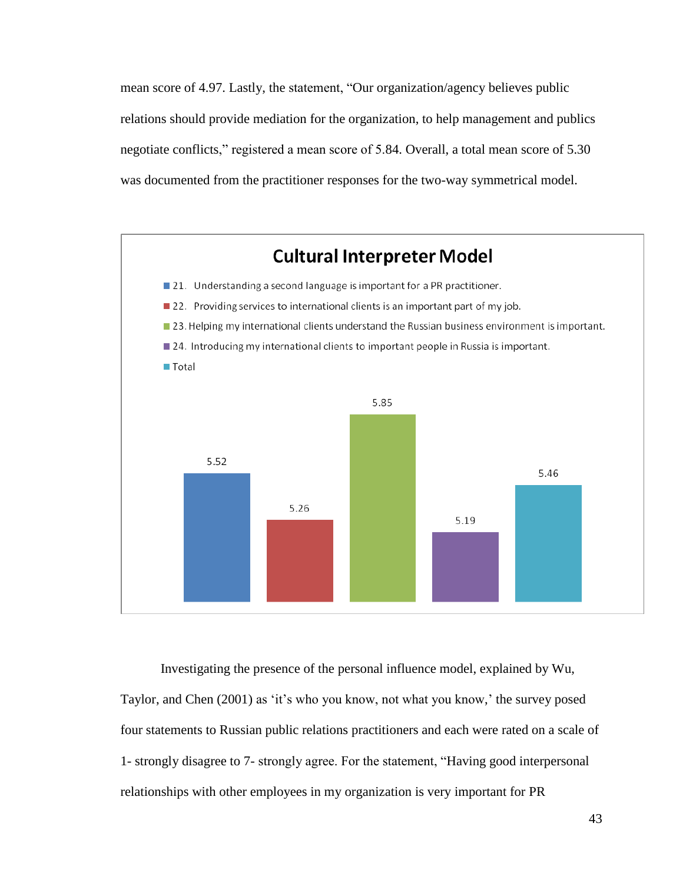mean score of 4.97. Lastly, the statement, "Our organization/agency believes public relations should provide mediation for the organization, to help management and publics negotiate conflicts," registered a mean score of 5.84. Overall, a total mean score of 5.30 was documented from the practitioner responses for the two-way symmetrical model.

**Cultural Interpreter Model**

| Statement | Mean |
|---|---|
| 21. Understanding a second language is important for a PR practitioner. | 5.52 |
| 22. Providing services to international clients is an important part of my job. | 5.26 |
| 23. Helping my international clients understand the Russian business environment is important. | 5.85 |
| 24. Introducing my international clients to important people in Russia is important. | 5.19 |
| Total | 5.46 |

Investigating the presence of the personal influence model, explained by Wu, Taylor, and Chen (2001) as 'it's who you know, not what you know,' the survey posed four statements to Russian public relations practitioners and each were rated on a scale of 1- strongly disagree to 7- strongly agree. For the statement, "Having good interpersonal relationships with other employees in my organization is very important for PR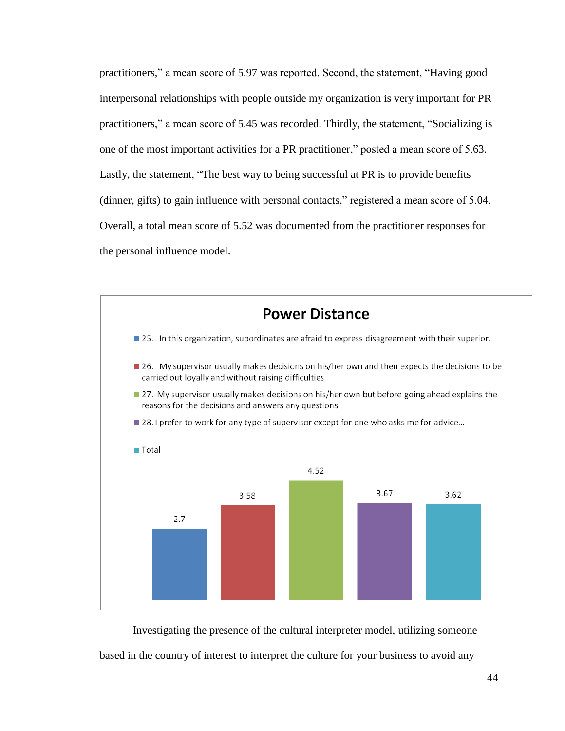practitioners," a mean score of 5.97 was reported. Second, the statement, "Having good interpersonal relationships with people outside my organization is very important for PR practitioners," a mean score of 5.45 was recorded. Thirdly, the statement, "Socializing is one of the most important activities for a PR practitioner," posted a mean score of 5.63. Lastly, the statement, "The best way to being successful at PR is to provide benefits (dinner, gifts) to gain influence with personal contacts," registered a mean score of 5.04. Overall, a total mean score of 5.52 was documented from the practitioner responses for the personal influence model.

**Power Distance**

- 25. In this organization, subordinates are afraid to express disagreement with their superior.
- 26. My supervisor usually makes decisions on his/her own and then expects the decisions to be carried out loyally and without raising difficulties
- 27. My supervisor usually makes decisions on his/her own but before going ahead explains the reasons for the decisions and answers any questions
- 28. I prefer to work for any type of supervisor except for one who asks me for advice...
- Total

| Item | Mean |
|---|---|
| 25 | 2.7 |
| 26 | 3.58 |
| 27 | 4.52 |
| 28 | 3.67 |
| Total | 3.62 |

Investigating the presence of the cultural interpreter model, utilizing someone based in the country of interest to interpret the culture for your business to avoid any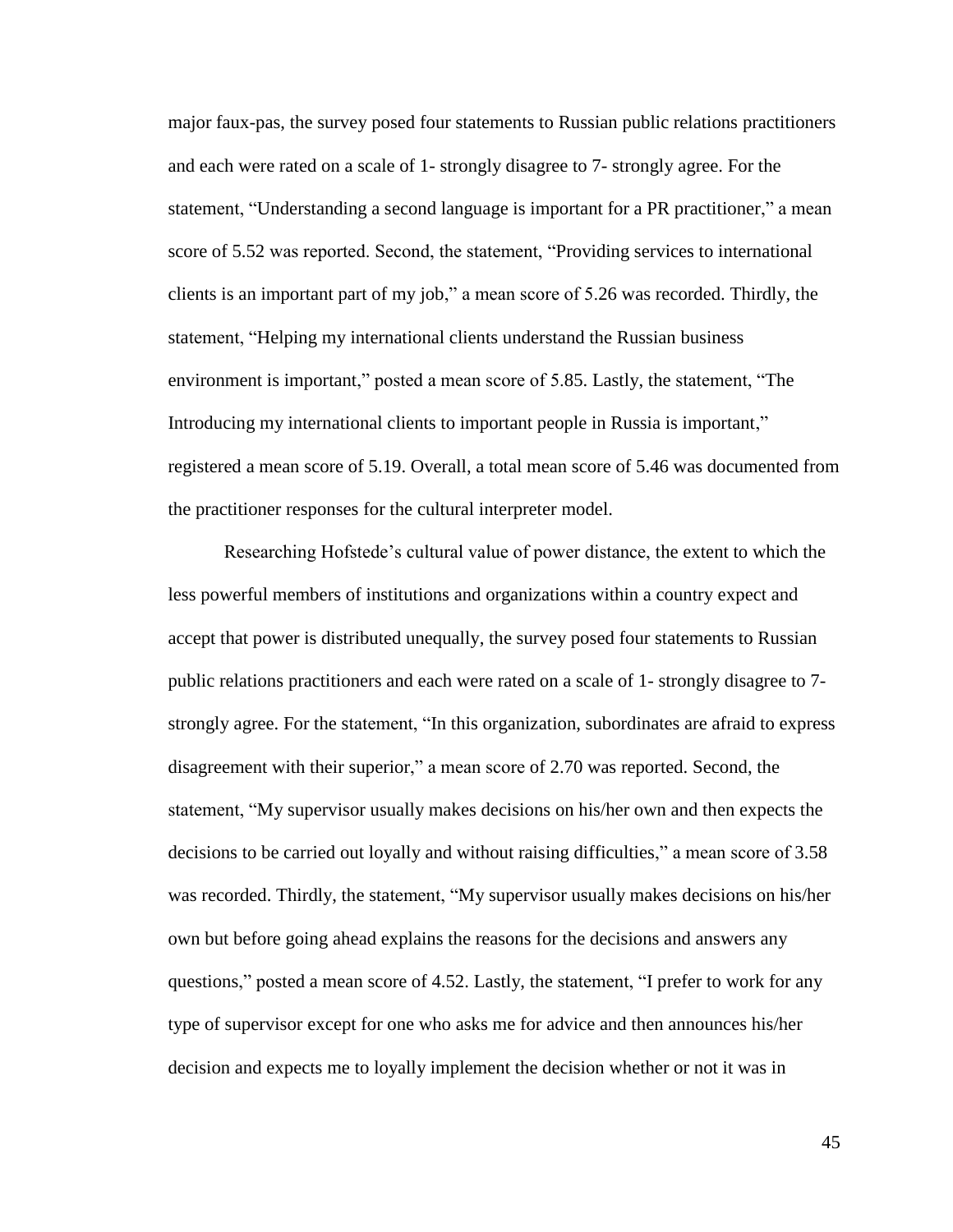major faux-pas, the survey posed four statements to Russian public relations practitioners and each were rated on a scale of 1- strongly disagree to 7- strongly agree. For the statement, "Understanding a second language is important for a PR practitioner," a mean score of 5.52 was reported. Second, the statement, "Providing services to international clients is an important part of my job," a mean score of 5.26 was recorded. Thirdly, the statement, "Helping my international clients understand the Russian business environment is important," posted a mean score of 5.85. Lastly, the statement, "The Introducing my international clients to important people in Russia is important," registered a mean score of 5.19. Overall, a total mean score of 5.46 was documented from the practitioner responses for the cultural interpreter model.

Researching Hofstede's cultural value of power distance, the extent to which the less powerful members of institutions and organizations within a country expect and accept that power is distributed unequally, the survey posed four statements to Russian public relations practitioners and each were rated on a scale of 1- strongly disagree to 7- strongly agree. For the statement, "In this organization, subordinates are afraid to express disagreement with their superior," a mean score of 2.70 was reported. Second, the statement, "My supervisor usually makes decisions on his/her own and then expects the decisions to be carried out loyally and without raising difficulties," a mean score of 3.58 was recorded. Thirdly, the statement, "My supervisor usually makes decisions on his/her own but before going ahead explains the reasons for the decisions and answers any questions," posted a mean score of 4.52. Lastly, the statement, "I prefer to work for any type of supervisor except for one who asks me for advice and then announces his/her decision and expects me to loyally implement the decision whether or not it was in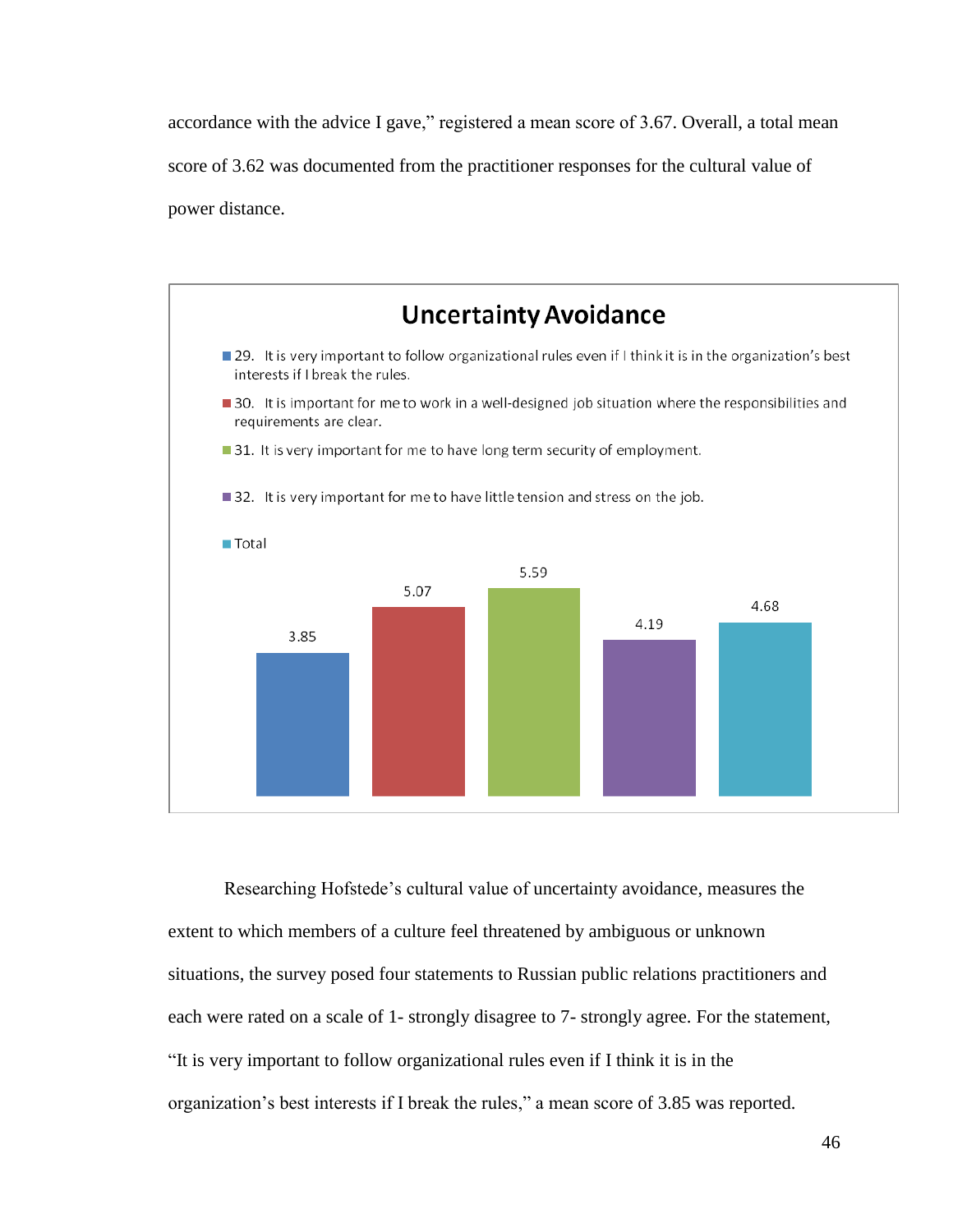accordance with the advice I gave," registered a mean score of 3.67. Overall, a total mean score of 3.62 was documented from the practitioner responses for the cultural value of power distance.

**Uncertainty Avoidance**

| Statement | Mean |
| --- | --- |
| 29. It is very important to follow organizational rules even if I think it is in the organization's best interests if I break the rules. | 3.85 |
| 30. It is important for me to work in a well-designed job situation where the responsibilities and requirements are clear. | 5.07 |
| 31. It is very important for me to have long term security of employment. | 5.59 |
| 32. It is very important for me to have little tension and stress on the job. | 4.19 |
| Total | 4.68 |

Researching Hofstede's cultural value of uncertainty avoidance, measures the extent to which members of a culture feel threatened by ambiguous or unknown situations, the survey posed four statements to Russian public relations practitioners and each were rated on a scale of 1- strongly disagree to 7- strongly agree. For the statement, "It is very important to follow organizational rules even if I think it is in the organization's best interests if I break the rules," a mean score of 3.85 was reported.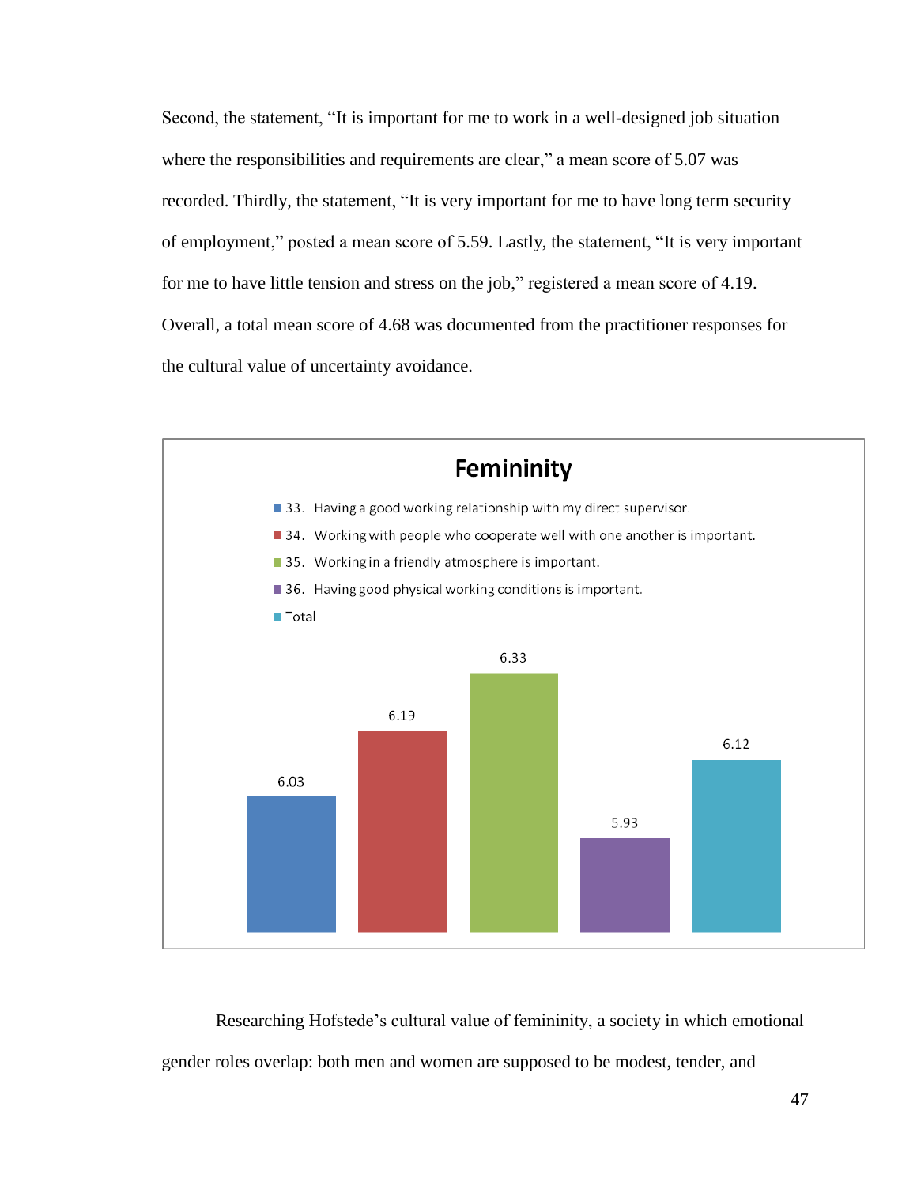Second, the statement, "It is important for me to work in a well-designed job situation where the responsibilities and requirements are clear," a mean score of 5.07 was recorded. Thirdly, the statement, "It is very important for me to have long term security of employment," posted a mean score of 5.59. Lastly, the statement, "It is very important for me to have little tension and stress on the job," registered a mean score of 4.19. Overall, a total mean score of 4.68 was documented from the practitioner responses for the cultural value of uncertainty avoidance.

**Femininity**

| Item | Mean score |
|---|---|
| 33. Having a good working relationship with my direct supervisor. | 6.03 |
| 34. Working with people who cooperate well with one another is important. | 6.19 |
| 35. Working in a friendly atmosphere is important. | 6.33 |
| 36. Having good physical working conditions is important. | 5.93 |
| Total | 6.12 |

Researching Hofstede's cultural value of femininity, a society in which emotional gender roles overlap: both men and women are supposed to be modest, tender, and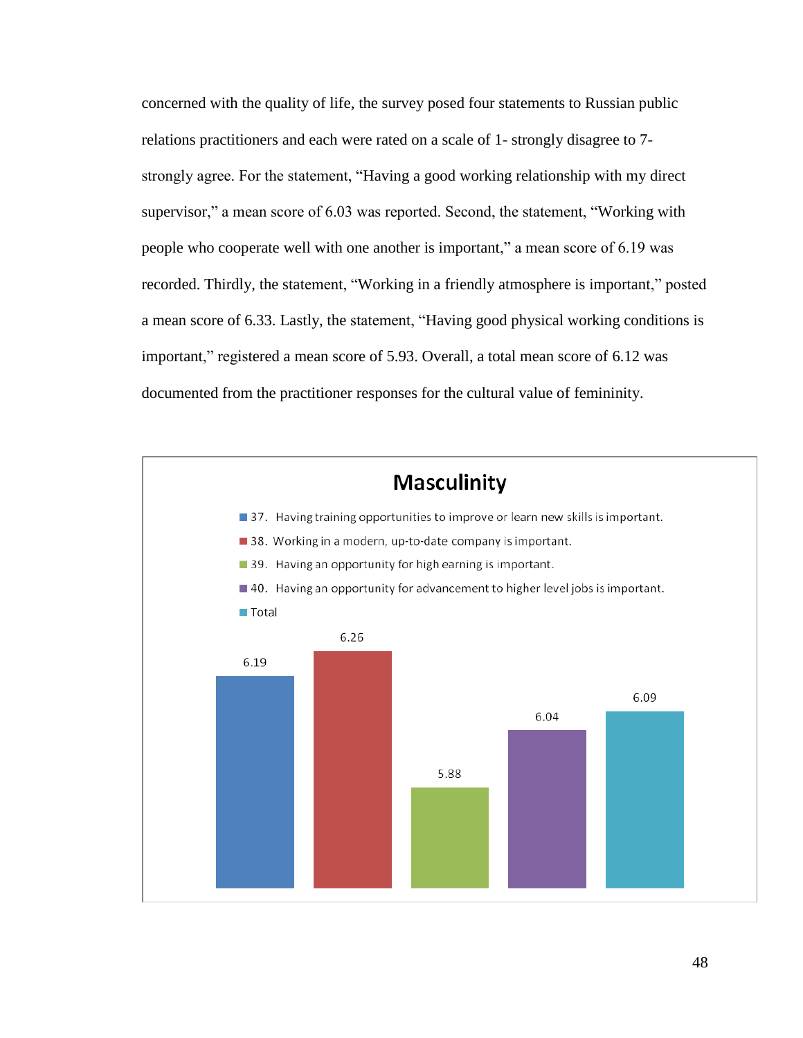concerned with the quality of life, the survey posed four statements to Russian public relations practitioners and each were rated on a scale of 1- strongly disagree to 7- strongly agree. For the statement, “Having a good working relationship with my direct supervisor,” a mean score of 6.03 was reported. Second, the statement, “Working with people who cooperate well with one another is important,” a mean score of 6.19 was recorded. Thirdly, the statement, “Working in a friendly atmosphere is important,” posted a mean score of 6.33. Lastly, the statement, “Having good physical working conditions is important,” registered a mean score of 5.93. Overall, a total mean score of 6.12 was documented from the practitioner responses for the cultural value of femininity.

**Masculinity**

| Item | Mean score |
| --- | --- |
| 37. Having training opportunities to improve or learn new skills is important. | 6.19 |
| 38. Working in a modern, up-to-date company is important. | 6.26 |
| 39. Having an opportunity for high earning is important. | 5.88 |
| 40. Having an opportunity for advancement to higher level jobs is important. | 6.04 |
| Total | 6.09 |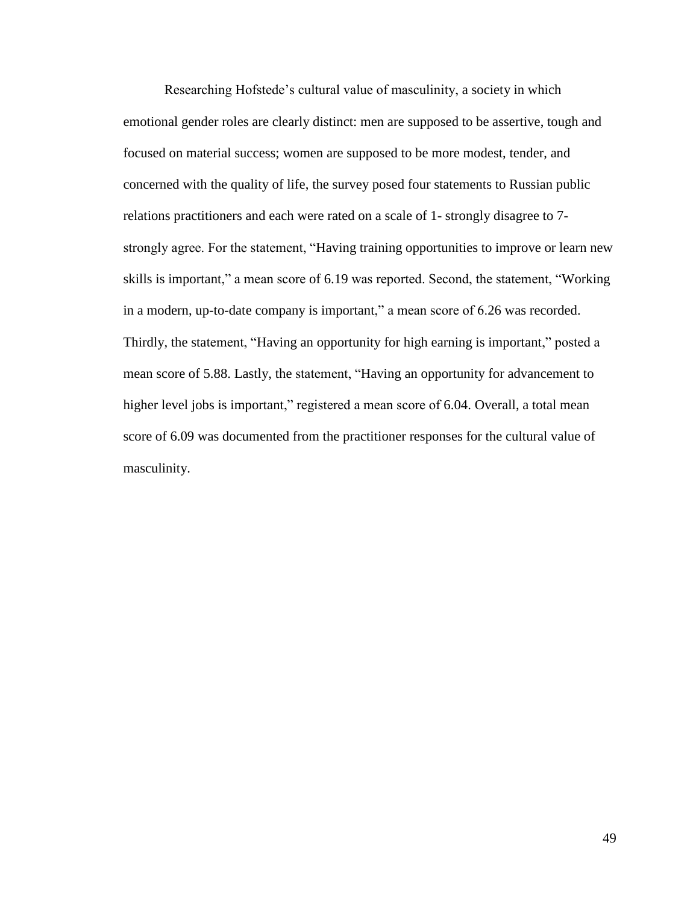Researching Hofstede's cultural value of masculinity, a society in which emotional gender roles are clearly distinct: men are supposed to be assertive, tough and focused on material success; women are supposed to be more modest, tender, and concerned with the quality of life, the survey posed four statements to Russian public relations practitioners and each were rated on a scale of 1- strongly disagree to 7- strongly agree. For the statement, "Having training opportunities to improve or learn new skills is important," a mean score of 6.19 was reported. Second, the statement, "Working in a modern, up-to-date company is important," a mean score of 6.26 was recorded. Thirdly, the statement, "Having an opportunity for high earning is important," posted a mean score of 5.88. Lastly, the statement, "Having an opportunity for advancement to higher level jobs is important," registered a mean score of 6.04. Overall, a total mean score of 6.09 was documented from the practitioner responses for the cultural value of masculinity.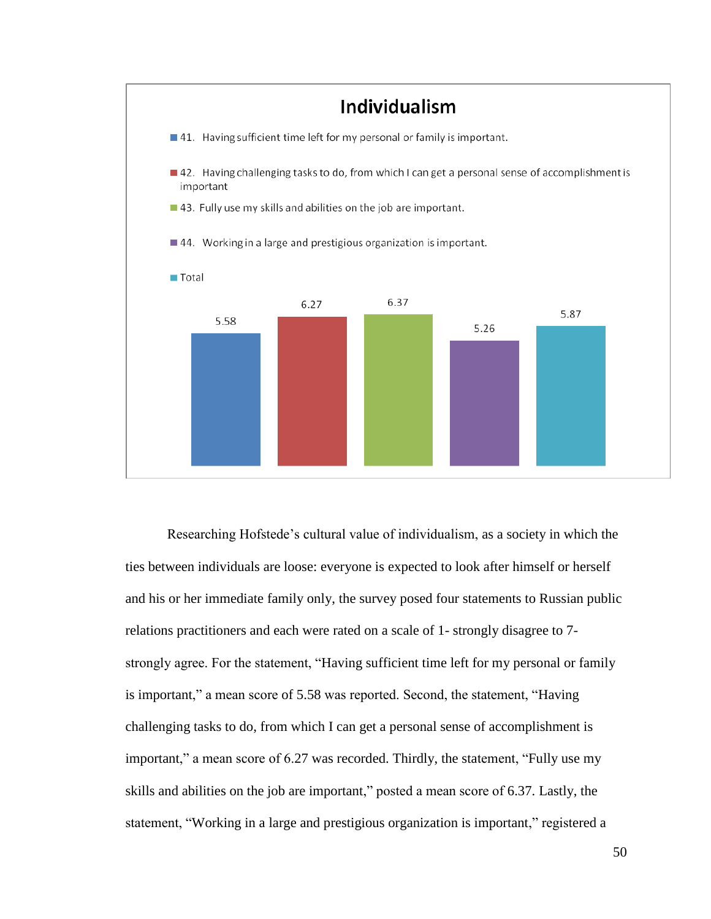**Individualism**

- 41. Having sufficient time left for my personal or family is important.
- 42. Having challenging tasks to do, from which I can get a personal sense of accomplishment is important
- 43. Fully use my skills and abilities on the job are important.
- 44. Working in a large and prestigious organization is important.
- Total

| 41 | 42 | 43 | 44 | Total |
|---|---|---|---|---|
| 5.58 | 6.27 | 6.37 | 5.26 | 5.87 |

Researching Hofstede's cultural value of individualism, as a society in which the ties between individuals are loose: everyone is expected to look after himself or herself and his or her immediate family only, the survey posed four statements to Russian public relations practitioners and each were rated on a scale of 1- strongly disagree to 7- strongly agree. For the statement, "Having sufficient time left for my personal or family is important," a mean score of 5.58 was reported. Second, the statement, "Having challenging tasks to do, from which I can get a personal sense of accomplishment is important," a mean score of 6.27 was recorded. Thirdly, the statement, "Fully use my skills and abilities on the job are important," posted a mean score of 6.37. Lastly, the statement, "Working in a large and prestigious organization is important," registered a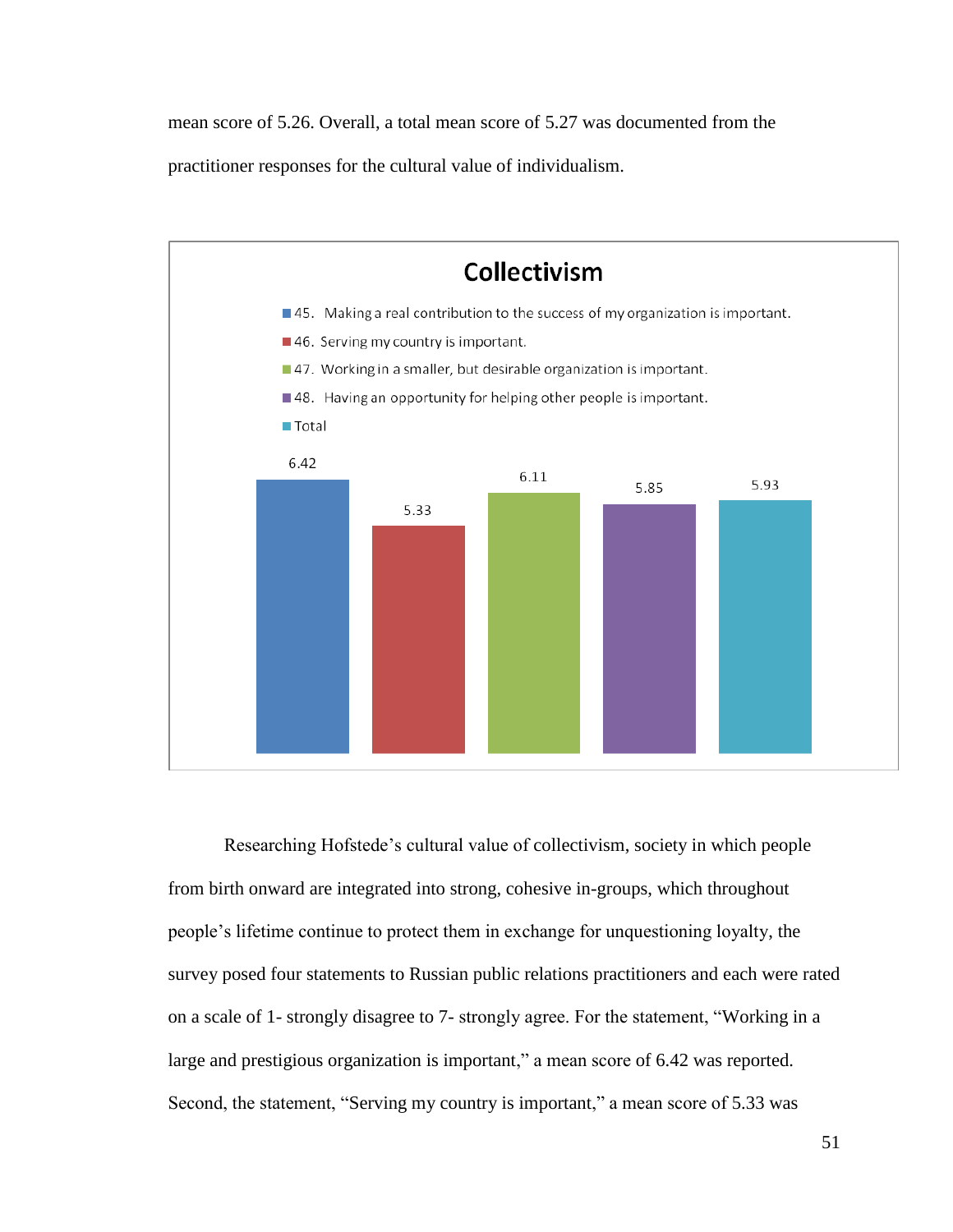mean score of 5.26. Overall, a total mean score of 5.27 was documented from the practitioner responses for the cultural value of individualism.

**Collectivism**

| Item | Mean score |
|---|---|
| 45. Making a real contribution to the success of my organization is important. | 6.42 |
| 46. Serving my country is important. | 5.33 |
| 47. Working in a smaller, but desirable organization is important. | 6.11 |
| 48. Having an opportunity for helping other people is important. | 5.85 |
| Total | 5.93 |

Researching Hofstede's cultural value of collectivism, society in which people from birth onward are integrated into strong, cohesive in-groups, which throughout people's lifetime continue to protect them in exchange for unquestioning loyalty, the survey posed four statements to Russian public relations practitioners and each were rated on a scale of 1- strongly disagree to 7- strongly agree. For the statement, "Working in a large and prestigious organization is important," a mean score of 6.42 was reported. Second, the statement, "Serving my country is important," a mean score of 5.33 was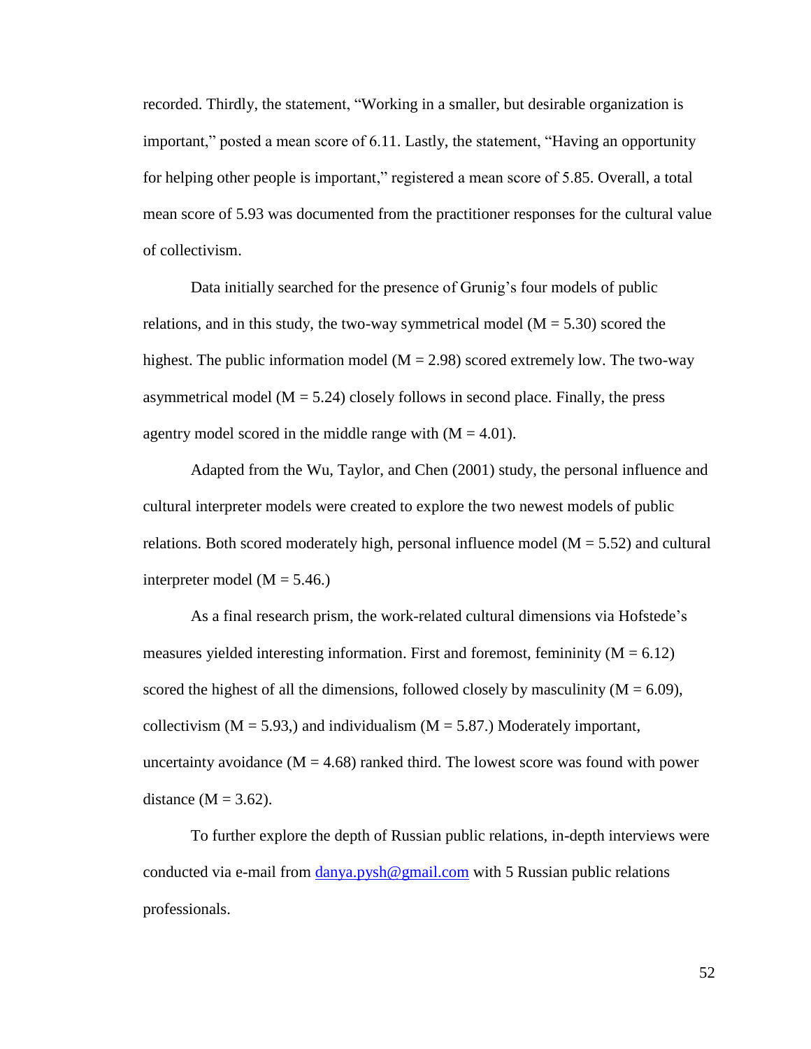recorded. Thirdly, the statement, "Working in a smaller, but desirable organization is important," posted a mean score of 6.11. Lastly, the statement, "Having an opportunity for helping other people is important," registered a mean score of 5.85. Overall, a total mean score of 5.93 was documented from the practitioner responses for the cultural value of collectivism.

Data initially searched for the presence of Grunig's four models of public relations, and in this study, the two-way symmetrical model (M = 5.30) scored the highest. The public information model (M = 2.98) scored extremely low. The two-way asymmetrical model (M = 5.24) closely follows in second place. Finally, the press agentry model scored in the middle range with (M = 4.01).

Adapted from the Wu, Taylor, and Chen (2001) study, the personal influence and cultural interpreter models were created to explore the two newest models of public relations. Both scored moderately high, personal influence model (M = 5.52) and cultural interpreter model (M = 5.46.)

As a final research prism, the work-related cultural dimensions via Hofstede's measures yielded interesting information. First and foremost, femininity (M = 6.12) scored the highest of all the dimensions, followed closely by masculinity (M = 6.09), collectivism (M = 5.93,) and individualism (M = 5.87.) Moderately important, uncertainty avoidance (M = 4.68) ranked third. The lowest score was found with power distance (M = 3.62).

To further explore the depth of Russian public relations, in-depth interviews were conducted via e-mail from danya.pysh@gmail.com with 5 Russian public relations professionals.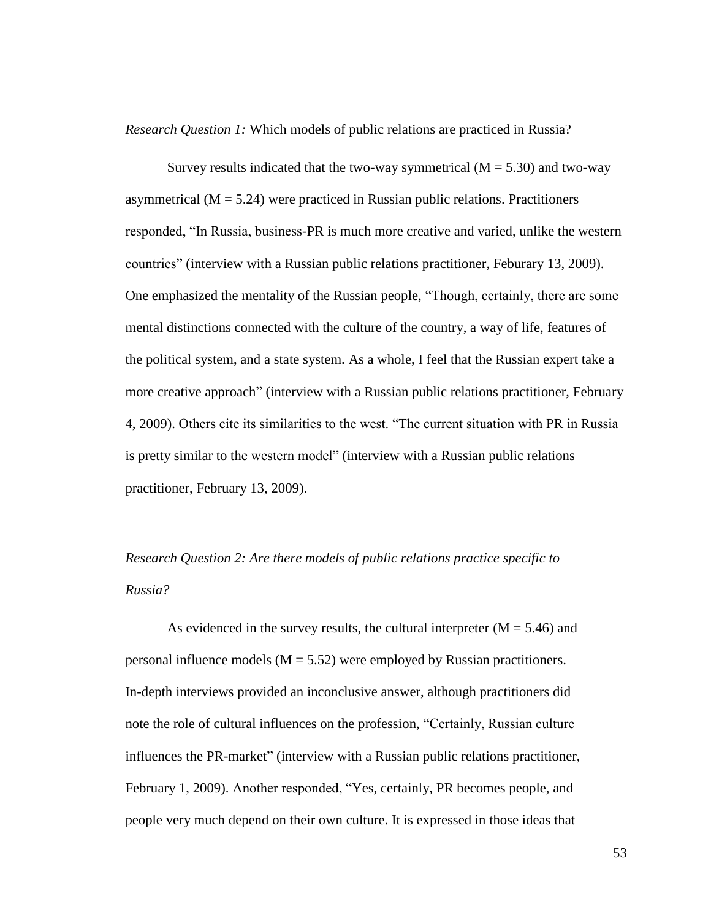*Research Question 1:* Which models of public relations are practiced in Russia?

Survey results indicated that the two-way symmetrical ($M = 5.30$) and two-way asymmetrical ($M = 5.24$) were practiced in Russian public relations. Practitioners responded, "In Russia, business-PR is much more creative and varied, unlike the western countries" (interview with a Russian public relations practitioner, Feburary 13, 2009). One emphasized the mentality of the Russian people, "Though, certainly, there are some mental distinctions connected with the culture of the country, a way of life, features of the political system, and a state system. As a whole, I feel that the Russian expert take a more creative approach" (interview with a Russian public relations practitioner, February 4, 2009). Others cite its similarities to the west. "The current situation with PR in Russia is pretty similar to the western model" (interview with a Russian public relations practitioner, February 13, 2009).

*Research Question 2: Are there models of public relations practice specific to Russia?*

As evidenced in the survey results, the cultural interpreter ($M = 5.46$) and personal influence models ($M = 5.52$) were employed by Russian practitioners. In-depth interviews provided an inconclusive answer, although practitioners did note the role of cultural influences on the profession, "Certainly, Russian culture influences the PR-market" (interview with a Russian public relations practitioner, February 1, 2009). Another responded, "Yes, certainly, PR becomes people, and people very much depend on their own culture. It is expressed in those ideas that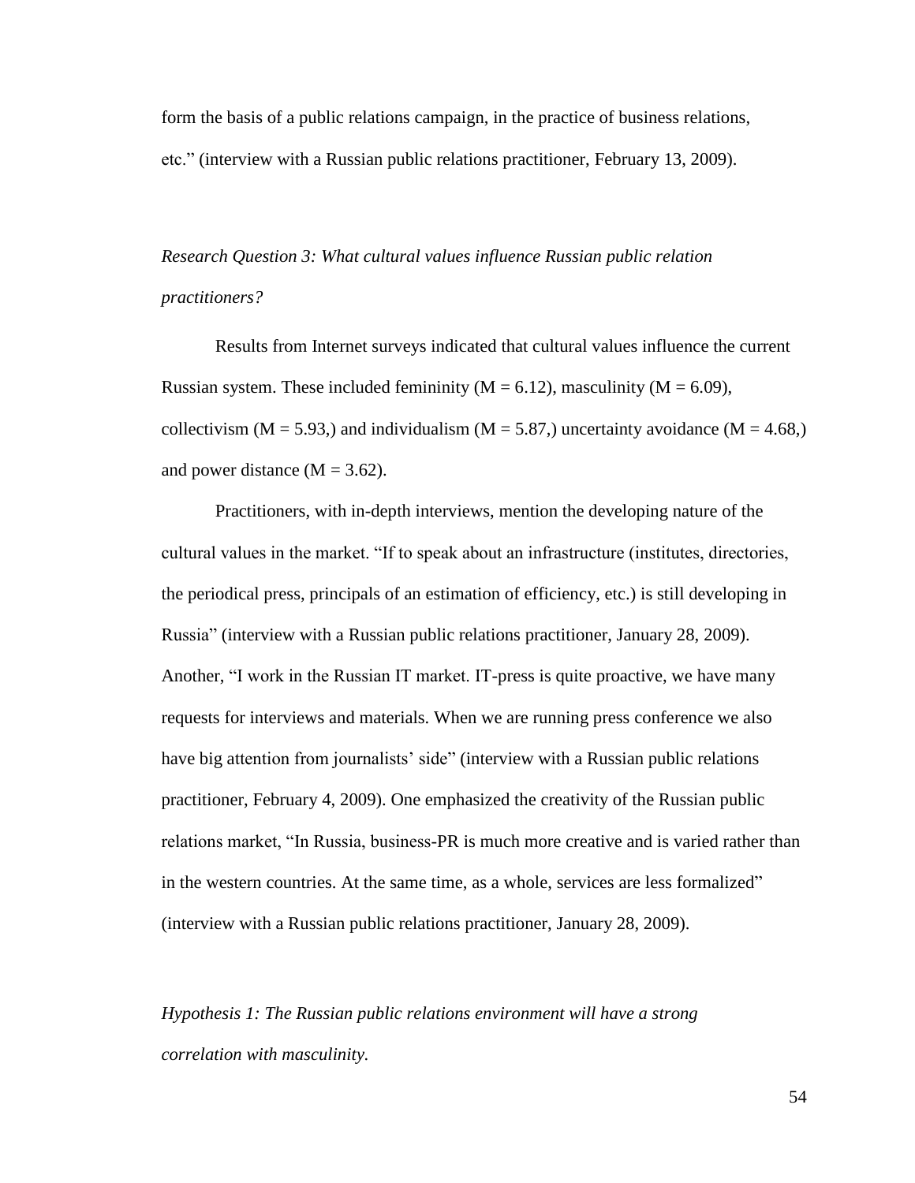form the basis of a public relations campaign, in the practice of business relations, etc." (interview with a Russian public relations practitioner, February 13, 2009).

*Research Question 3: What cultural values influence Russian public relation practitioners?*

Results from Internet surveys indicated that cultural values influence the current Russian system. These included femininity ($M = 6.12$), masculinity ($M = 6.09$), collectivism ($M = 5.93$,) and individualism ($M = 5.87$,) uncertainty avoidance ($M = 4.68$,) and power distance ($M = 3.62$).

Practitioners, with in-depth interviews, mention the developing nature of the cultural values in the market. "If to speak about an infrastructure (institutes, directories, the periodical press, principals of an estimation of efficiency, etc.) is still developing in Russia" (interview with a Russian public relations practitioner, January 28, 2009). Another, "I work in the Russian IT market. IT-press is quite proactive, we have many requests for interviews and materials. When we are running press conference we also have big attention from journalists' side" (interview with a Russian public relations practitioner, February 4, 2009). One emphasized the creativity of the Russian public relations market, "In Russia, business-PR is much more creative and is varied rather than in the western countries. At the same time, as a whole, services are less formalized" (interview with a Russian public relations practitioner, January 28, 2009).

*Hypothesis 1: The Russian public relations environment will have a strong correlation with masculinity.*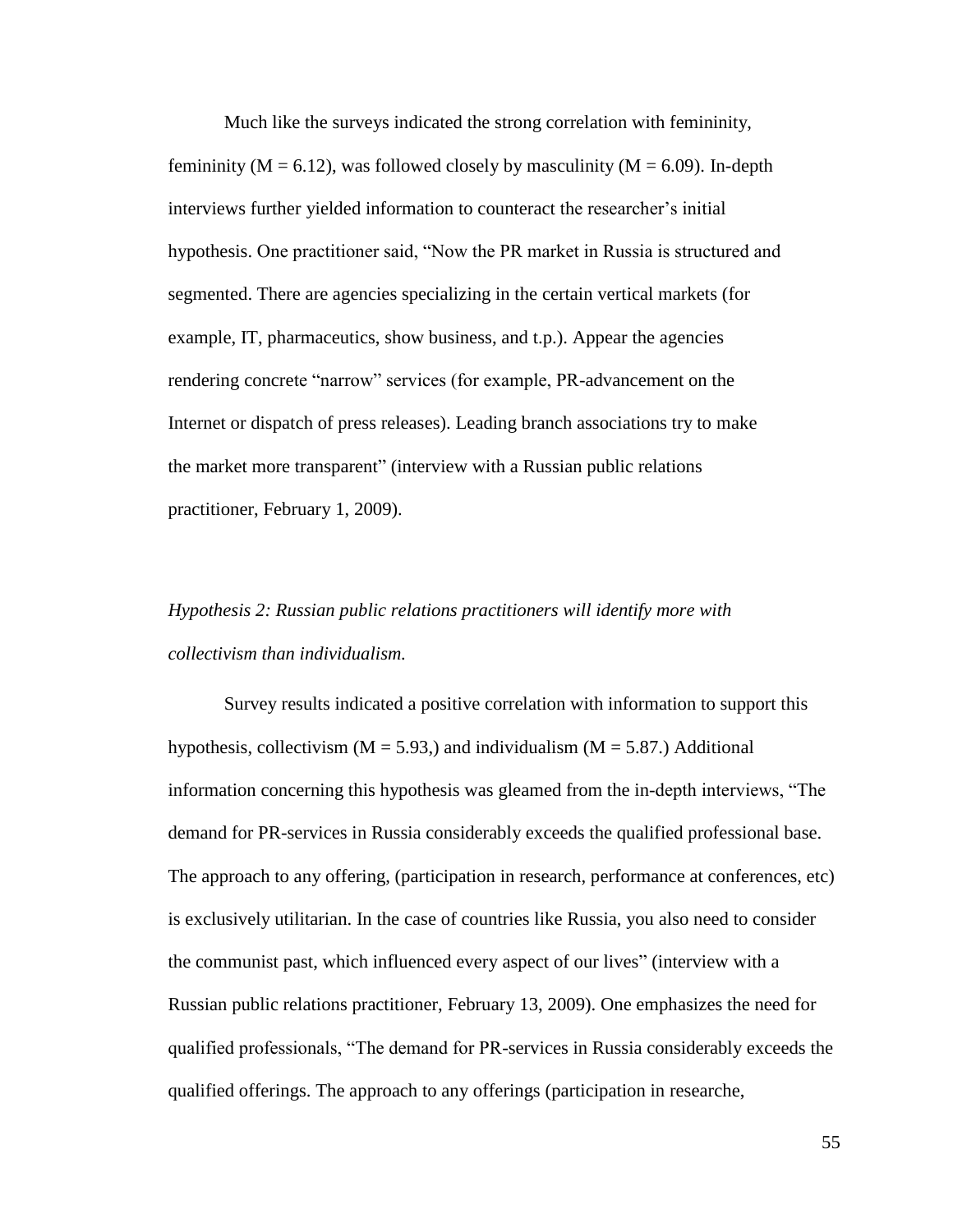Much like the surveys indicated the strong correlation with femininity, femininity ($M = 6.12$), was followed closely by masculinity ($M = 6.09$). In-depth interviews further yielded information to counteract the researcher's initial hypothesis. One practitioner said, "Now the PR market in Russia is structured and segmented. There are agencies specializing in the certain vertical markets (for example, IT, pharmaceutics, show business, and t.p.). Appear the agencies rendering concrete "narrow" services (for example, PR-advancement on the Internet or dispatch of press releases). Leading branch associations try to make the market more transparent" (interview with a Russian public relations practitioner, February 1, 2009).

*Hypothesis 2: Russian public relations practitioners will identify more with collectivism than individualism.*

Survey results indicated a positive correlation with information to support this hypothesis, collectivism ($M = 5.93$,) and individualism ($M = 5.87$.) Additional information concerning this hypothesis was gleamed from the in-depth interviews, "The demand for PR-services in Russia considerably exceeds the qualified professional base. The approach to any offering, (participation in research, performance at conferences, etc) is exclusively utilitarian. In the case of countries like Russia, you also need to consider the communist past, which influenced every aspect of our lives" (interview with a Russian public relations practitioner, February 13, 2009). One emphasizes the need for qualified professionals, "The demand for PR-services in Russia considerably exceeds the qualified offerings. The approach to any offerings (participation in researche,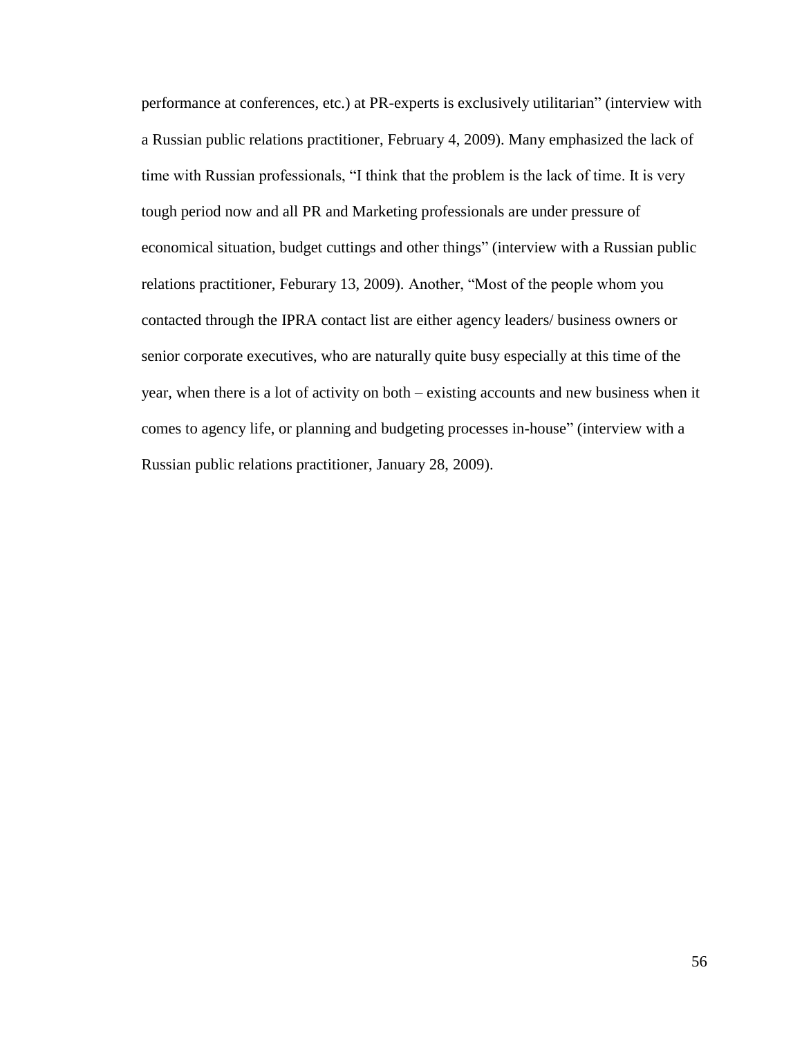performance at conferences, etc.) at PR-experts is exclusively utilitarian" (interview with a Russian public relations practitioner, February 4, 2009). Many emphasized the lack of time with Russian professionals, "I think that the problem is the lack of time. It is very tough period now and all PR and Marketing professionals are under pressure of economical situation, budget cuttings and other things" (interview with a Russian public relations practitioner, Feburary 13, 2009). Another, "Most of the people whom you contacted through the IPRA contact list are either agency leaders/ business owners or senior corporate executives, who are naturally quite busy especially at this time of the year, when there is a lot of activity on both – existing accounts and new business when it comes to agency life, or planning and budgeting processes in-house" (interview with a Russian public relations practitioner, January 28, 2009).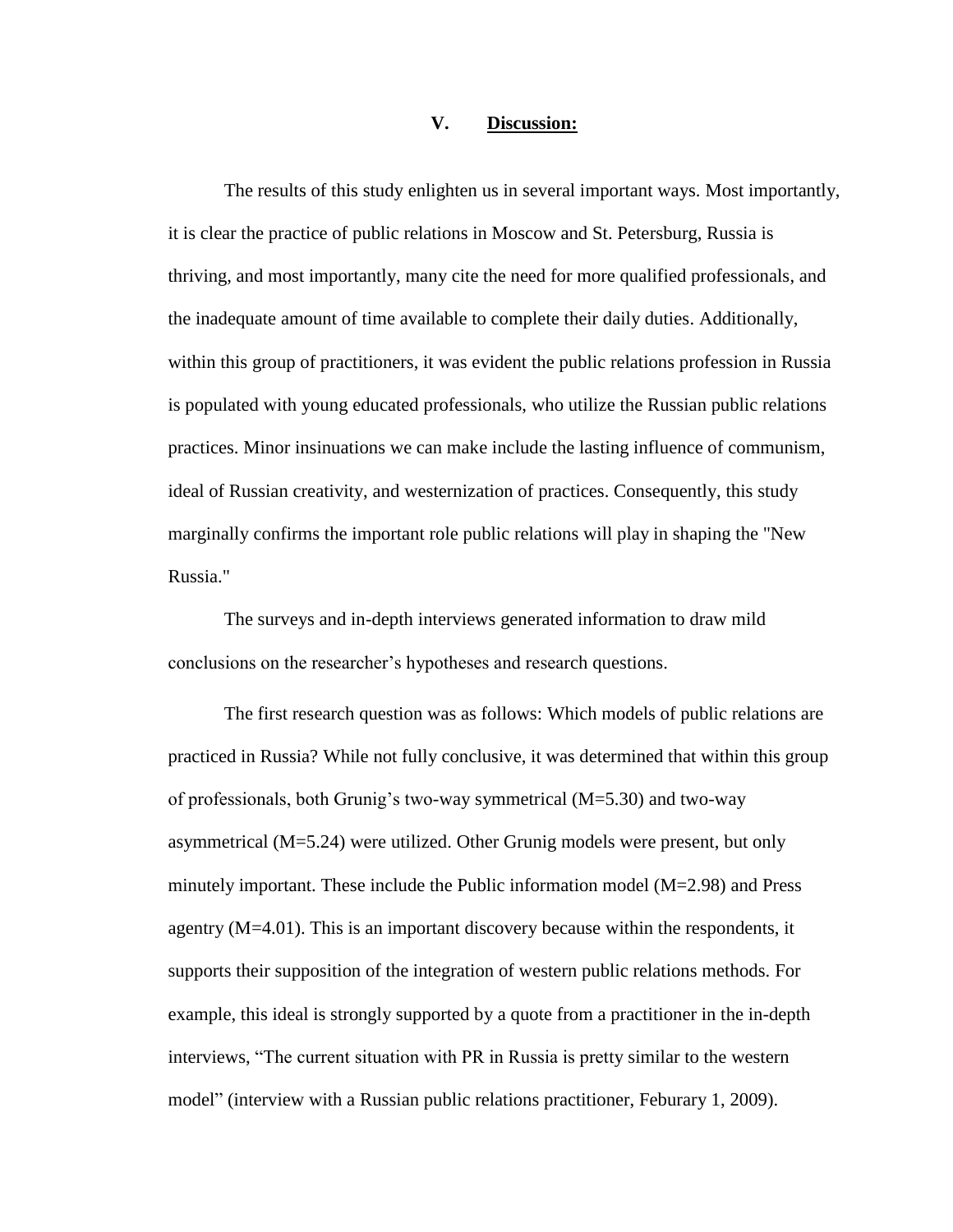## V. Discussion:

The results of this study enlighten us in several important ways. Most importantly, it is clear the practice of public relations in Moscow and St. Petersburg, Russia is thriving, and most importantly, many cite the need for more qualified professionals, and the inadequate amount of time available to complete their daily duties. Additionally, within this group of practitioners, it was evident the public relations profession in Russia is populated with young educated professionals, who utilize the Russian public relations practices. Minor insinuations we can make include the lasting influence of communism, ideal of Russian creativity, and westernization of practices. Consequently, this study marginally confirms the important role public relations will play in shaping the "New Russia."

The surveys and in-depth interviews generated information to draw mild conclusions on the researcher's hypotheses and research questions.

The first research question was as follows: Which models of public relations are practiced in Russia? While not fully conclusive, it was determined that within this group of professionals, both Grunig's two-way symmetrical (M=5.30) and two-way asymmetrical (M=5.24) were utilized. Other Grunig models were present, but only minutely important. These include the Public information model (M=2.98) and Press agentry (M=4.01). This is an important discovery because within the respondents, it supports their supposition of the integration of western public relations methods. For example, this ideal is strongly supported by a quote from a practitioner in the in-depth interviews, "The current situation with PR in Russia is pretty similar to the western model" (interview with a Russian public relations practitioner, Feburary 1, 2009).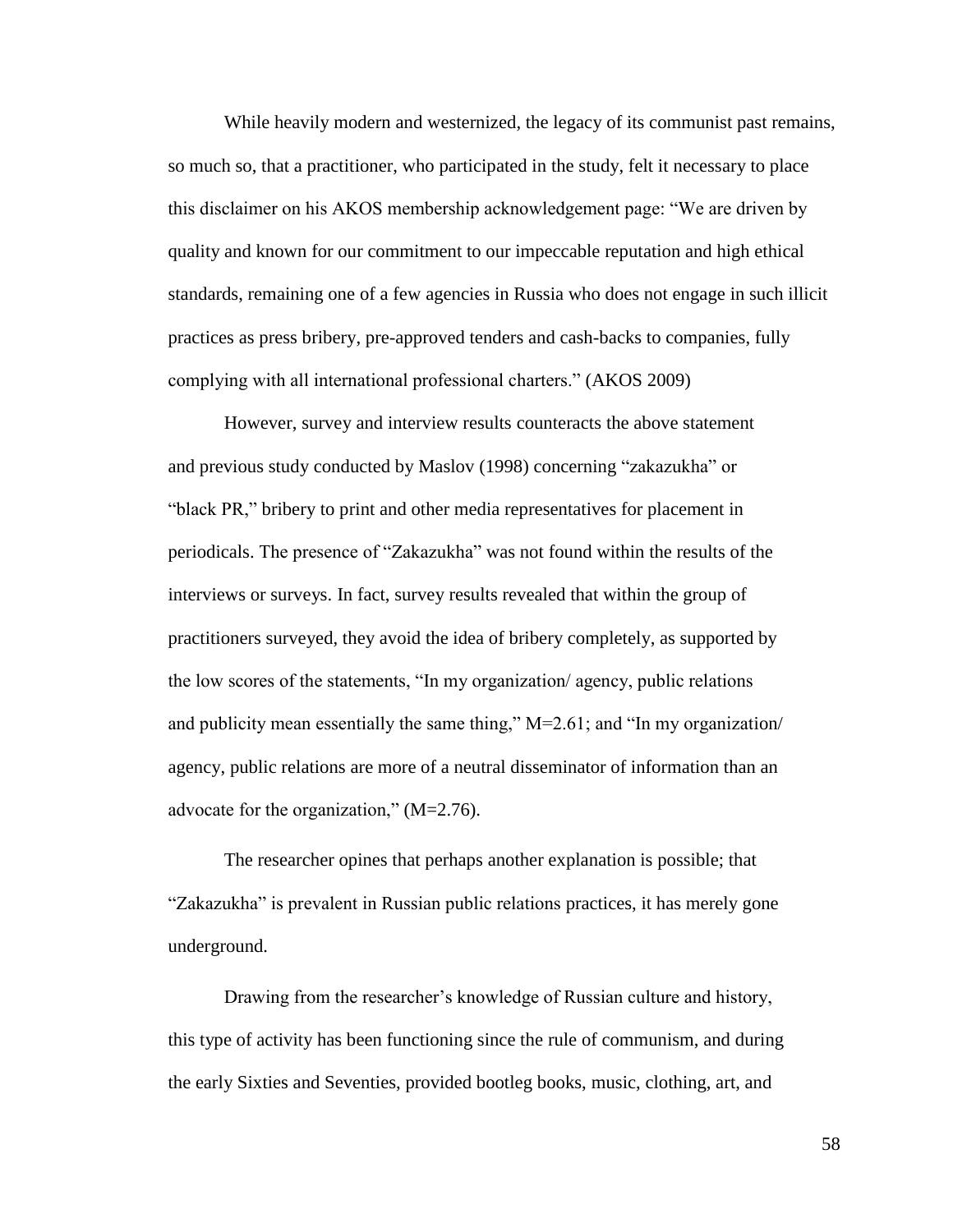While heavily modern and westernized, the legacy of its communist past remains, so much so, that a practitioner, who participated in the study, felt it necessary to place this disclaimer on his AKOS membership acknowledgement page: "We are driven by quality and known for our commitment to our impeccable reputation and high ethical standards, remaining one of a few agencies in Russia who does not engage in such illicit practices as press bribery, pre-approved tenders and cash-backs to companies, fully complying with all international professional charters." (AKOS 2009)

However, survey and interview results counteracts the above statement and previous study conducted by Maslov (1998) concerning "zakazukha" or "black PR," bribery to print and other media representatives for placement in periodicals. The presence of "Zakazukha" was not found within the results of the interviews or surveys. In fact, survey results revealed that within the group of practitioners surveyed, they avoid the idea of bribery completely, as supported by the low scores of the statements, "In my organization/ agency, public relations and publicity mean essentially the same thing," M=2.61; and "In my organization/ agency, public relations are more of a neutral disseminator of information than an advocate for the organization," (M=2.76).

The researcher opines that perhaps another explanation is possible; that "Zakazukha" is prevalent in Russian public relations practices, it has merely gone underground.

Drawing from the researcher's knowledge of Russian culture and history, this type of activity has been functioning since the rule of communism, and during the early Sixties and Seventies, provided bootleg books, music, clothing, art, and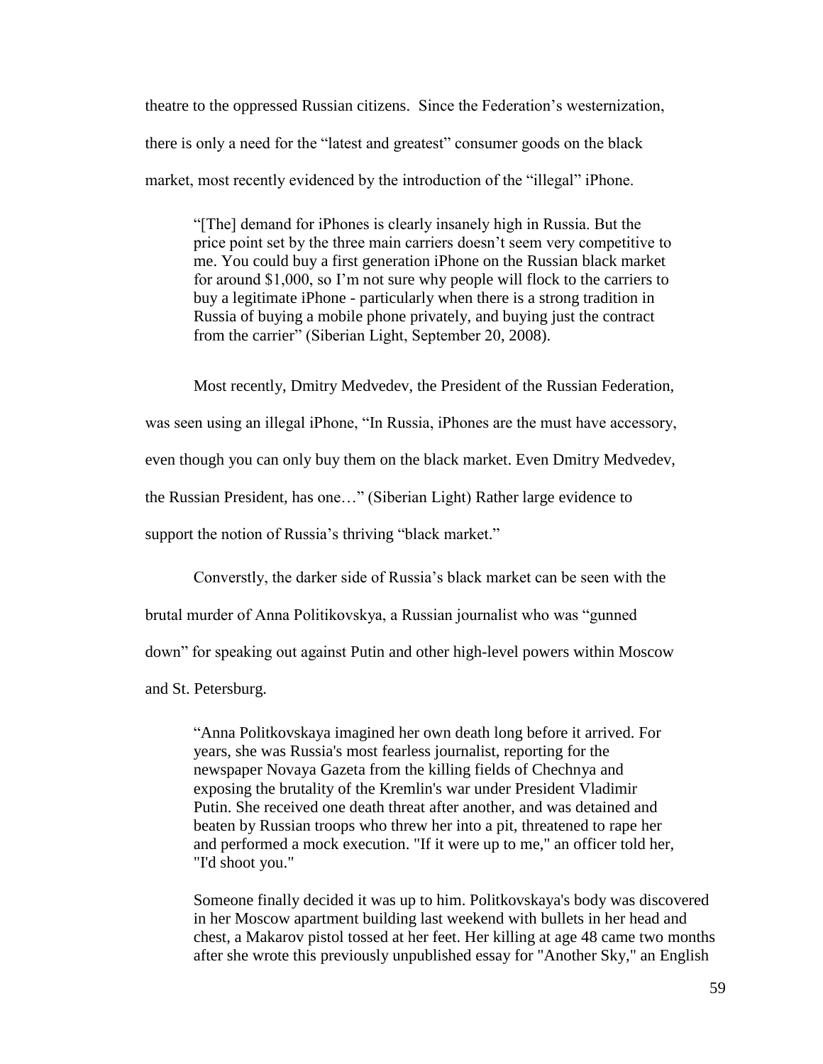theatre to the oppressed Russian citizens. Since the Federation's westernization, there is only a need for the "latest and greatest" consumer goods on the black market, most recently evidenced by the introduction of the "illegal" iPhone.

> "[The] demand for iPhones is clearly insanely high in Russia. But the price point set by the three main carriers doesn't seem very competitive to me. You could buy a first generation iPhone on the Russian black market for around $1,000, so I'm not sure why people will flock to the carriers to buy a legitimate iPhone - particularly when there is a strong tradition in Russia of buying a mobile phone privately, and buying just the contract from the carrier" (Siberian Light, September 20, 2008).

Most recently, Dmitry Medvedev, the President of the Russian Federation, was seen using an illegal iPhone, "In Russia, iPhones are the must have accessory, even though you can only buy them on the black market. Even Dmitry Medvedev, the Russian President, has one…" (Siberian Light) Rather large evidence to support the notion of Russia's thriving "black market."

Converstly, the darker side of Russia's black market can be seen with the brutal murder of Anna Politikovskya, a Russian journalist who was "gunned down" for speaking out against Putin and other high-level powers within Moscow and St. Petersburg.

> "Anna Politkovskaya imagined her own death long before it arrived. For years, she was Russia's most fearless journalist, reporting for the newspaper Novaya Gazeta from the killing fields of Chechnya and exposing the brutality of the Kremlin's war under President Vladimir Putin. She received one death threat after another, and was detained and beaten by Russian troops who threw her into a pit, threatened to rape her and performed a mock execution. "If it were up to me," an officer told her, "I'd shoot you."
>
> Someone finally decided it was up to him. Politkovskaya's body was discovered in her Moscow apartment building last weekend with bullets in her head and chest, a Makarov pistol tossed at her feet. Her killing at age 48 came two months after she wrote this previously unpublished essay for "Another Sky," an English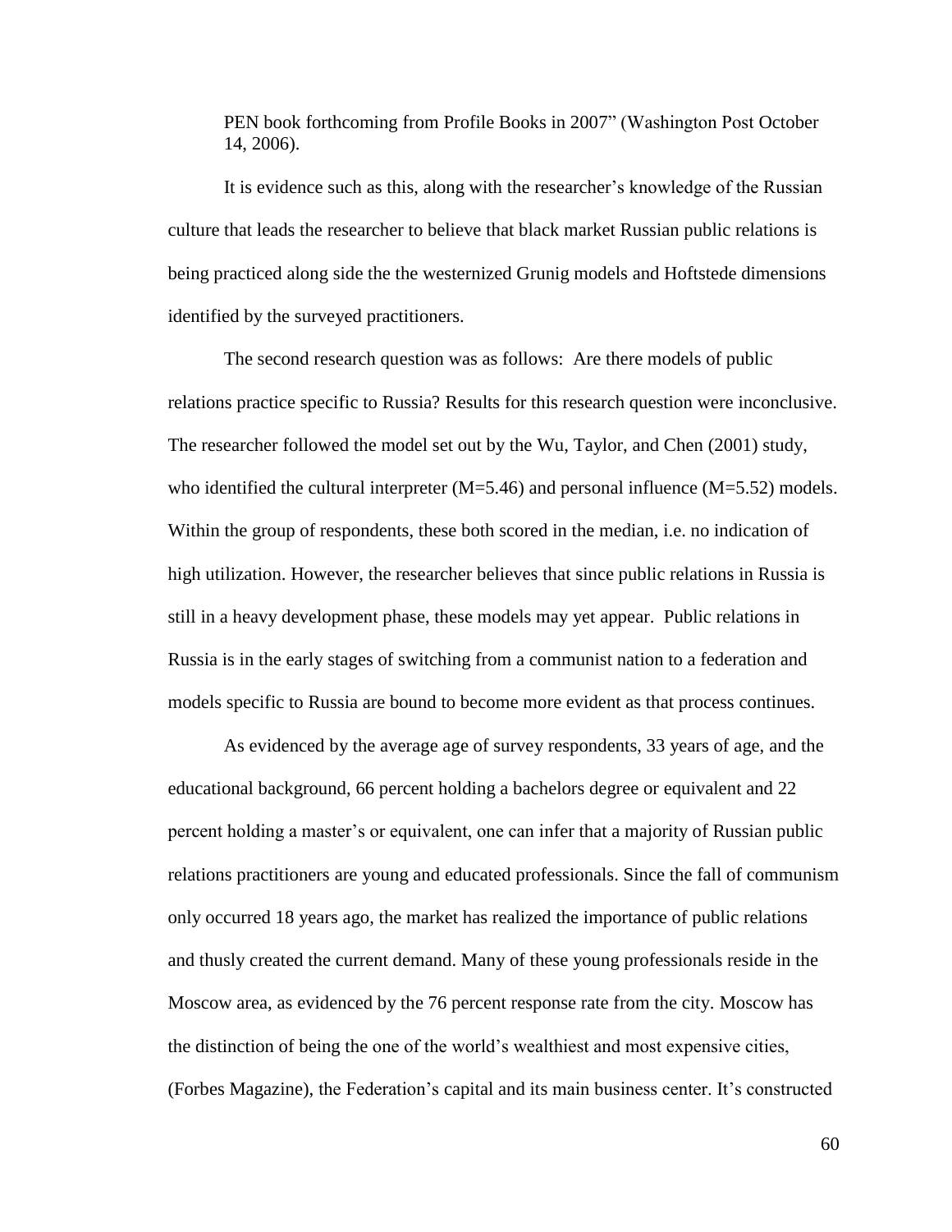PEN book forthcoming from Profile Books in 2007" (Washington Post October 14, 2006).

It is evidence such as this, along with the researcher's knowledge of the Russian culture that leads the researcher to believe that black market Russian public relations is being practiced along side the the westernized Grunig models and Hoftstede dimensions identified by the surveyed practitioners.

The second research question was as follows: Are there models of public relations practice specific to Russia? Results for this research question were inconclusive. The researcher followed the model set out by the Wu, Taylor, and Chen (2001) study, who identified the cultural interpreter (M=5.46) and personal influence (M=5.52) models. Within the group of respondents, these both scored in the median, i.e. no indication of high utilization. However, the researcher believes that since public relations in Russia is still in a heavy development phase, these models may yet appear. Public relations in Russia is in the early stages of switching from a communist nation to a federation and models specific to Russia are bound to become more evident as that process continues.

As evidenced by the average age of survey respondents, 33 years of age, and the educational background, 66 percent holding a bachelors degree or equivalent and 22 percent holding a master's or equivalent, one can infer that a majority of Russian public relations practitioners are young and educated professionals. Since the fall of communism only occurred 18 years ago, the market has realized the importance of public relations and thusly created the current demand. Many of these young professionals reside in the Moscow area, as evidenced by the 76 percent response rate from the city. Moscow has the distinction of being the one of the world's wealthiest and most expensive cities, (Forbes Magazine), the Federation's capital and its main business center. It's constructed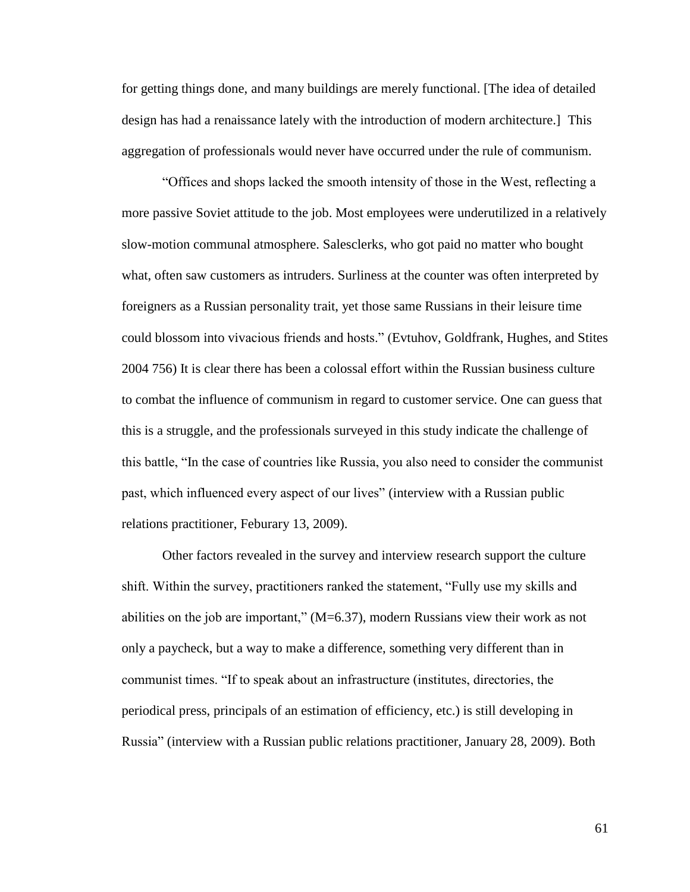for getting things done, and many buildings are merely functional. [The idea of detailed design has had a renaissance lately with the introduction of modern architecture.] This aggregation of professionals would never have occurred under the rule of communism.

"Offices and shops lacked the smooth intensity of those in the West, reflecting a more passive Soviet attitude to the job. Most employees were underutilized in a relatively slow-motion communal atmosphere. Salesclerks, who got paid no matter who bought what, often saw customers as intruders. Surliness at the counter was often interpreted by foreigners as a Russian personality trait, yet those same Russians in their leisure time could blossom into vivacious friends and hosts." (Evtuhov, Goldfrank, Hughes, and Stites 2004 756) It is clear there has been a colossal effort within the Russian business culture to combat the influence of communism in regard to customer service. One can guess that this is a struggle, and the professionals surveyed in this study indicate the challenge of this battle, "In the case of countries like Russia, you also need to consider the communist past, which influenced every aspect of our lives" (interview with a Russian public relations practitioner, Feburary 13, 2009).

Other factors revealed in the survey and interview research support the culture shift. Within the survey, practitioners ranked the statement, "Fully use my skills and abilities on the job are important," (M=6.37), modern Russians view their work as not only a paycheck, but a way to make a difference, something very different than in communist times. "If to speak about an infrastructure (institutes, directories, the periodical press, principals of an estimation of efficiency, etc.) is still developing in Russia" (interview with a Russian public relations practitioner, January 28, 2009). Both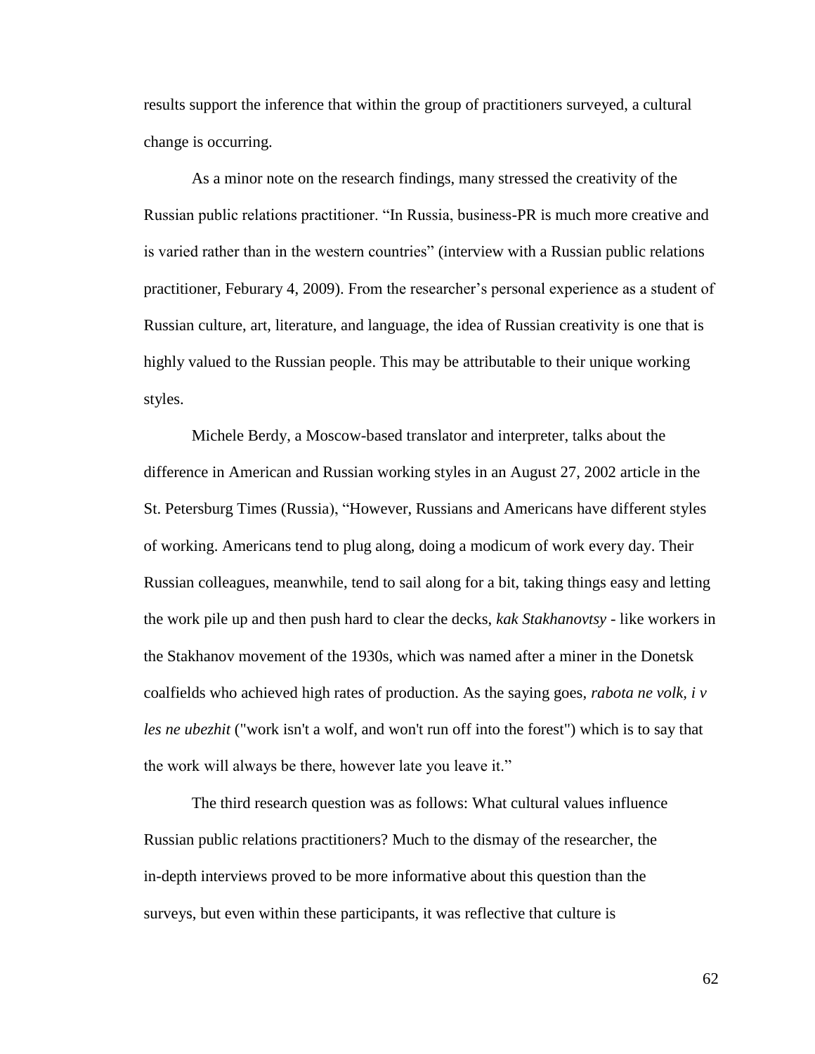results support the inference that within the group of practitioners surveyed, a cultural change is occurring.

As a minor note on the research findings, many stressed the creativity of the Russian public relations practitioner. “In Russia, business-PR is much more creative and is varied rather than in the western countries” (interview with a Russian public relations practitioner, Feburary 4, 2009). From the researcher’s personal experience as a student of Russian culture, art, literature, and language, the idea of Russian creativity is one that is highly valued to the Russian people. This may be attributable to their unique working styles.

Michele Berdy, a Moscow-based translator and interpreter, talks about the difference in American and Russian working styles in an August 27, 2002 article in the St. Petersburg Times (Russia), “However, Russians and Americans have different styles of working. Americans tend to plug along, doing a modicum of work every day. Their Russian colleagues, meanwhile, tend to sail along for a bit, taking things easy and letting the work pile up and then push hard to clear the decks, *kak Stakhanovtsy* - like workers in the Stakhanov movement of the 1930s, which was named after a miner in the Donetsk coalfields who achieved high rates of production. As the saying goes, *rabota ne volk, i v les ne ubezhit* ("work isn't a wolf, and won't run off into the forest") which is to say that the work will always be there, however late you leave it.”

The third research question was as follows: What cultural values influence Russian public relations practitioners? Much to the dismay of the researcher, the in-depth interviews proved to be more informative about this question than the surveys, but even within these participants, it was reflective that culture is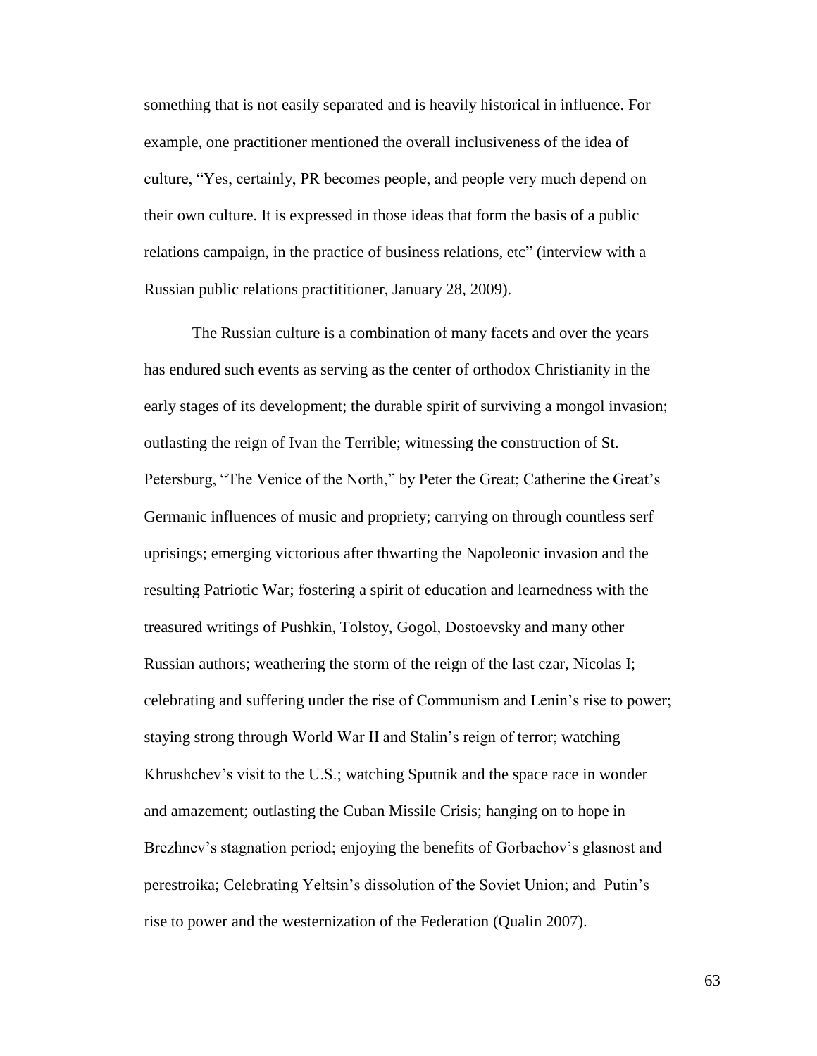something that is not easily separated and is heavily historical in influence. For example, one practitioner mentioned the overall inclusiveness of the idea of culture, "Yes, certainly, PR becomes people, and people very much depend on their own culture. It is expressed in those ideas that form the basis of a public relations campaign, in the practice of business relations, etc" (interview with a Russian public relations practititioner, January 28, 2009).

The Russian culture is a combination of many facets and over the years has endured such events as serving as the center of orthodox Christianity in the early stages of its development; the durable spirit of surviving a mongol invasion; outlasting the reign of Ivan the Terrible; witnessing the construction of St. Petersburg, "The Venice of the North," by Peter the Great; Catherine the Great's Germanic influences of music and propriety; carrying on through countless serf uprisings; emerging victorious after thwarting the Napoleonic invasion and the resulting Patriotic War; fostering a spirit of education and learnedness with the treasured writings of Pushkin, Tolstoy, Gogol, Dostoevsky and many other Russian authors; weathering the storm of the reign of the last czar, Nicolas I; celebrating and suffering under the rise of Communism and Lenin's rise to power; staying strong through World War II and Stalin's reign of terror; watching Khrushchev's visit to the U.S.; watching Sputnik and the space race in wonder and amazement; outlasting the Cuban Missile Crisis; hanging on to hope in Brezhnev's stagnation period; enjoying the benefits of Gorbachov's glasnost and perestroika; Celebrating Yeltsin's dissolution of the Soviet Union; and Putin's rise to power and the westernization of the Federation (Qualin 2007).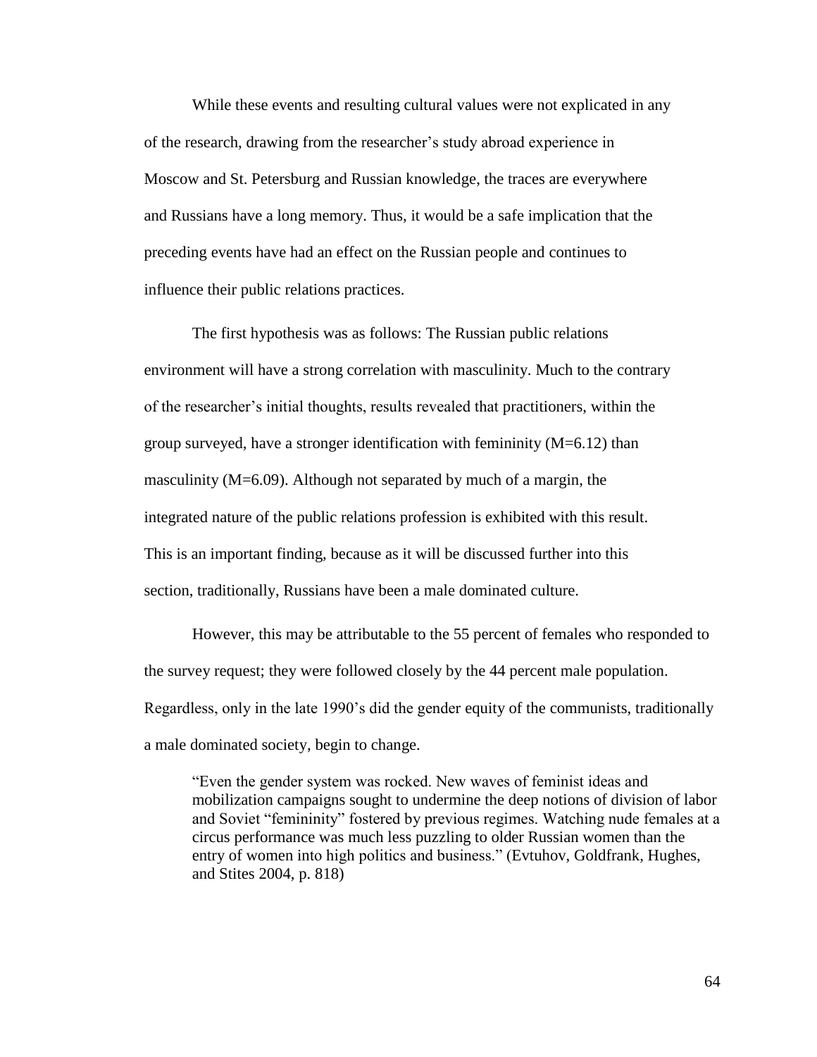While these events and resulting cultural values were not explicated in any of the research, drawing from the researcher's study abroad experience in Moscow and St. Petersburg and Russian knowledge, the traces are everywhere and Russians have a long memory. Thus, it would be a safe implication that the preceding events have had an effect on the Russian people and continues to influence their public relations practices.

The first hypothesis was as follows: The Russian public relations environment will have a strong correlation with masculinity. Much to the contrary of the researcher's initial thoughts, results revealed that practitioners, within the group surveyed, have a stronger identification with femininity ($M=6.12$) than masculinity ($M=6.09$). Although not separated by much of a margin, the integrated nature of the public relations profession is exhibited with this result. This is an important finding, because as it will be discussed further into this section, traditionally, Russians have been a male dominated culture.

However, this may be attributable to the 55 percent of females who responded to the survey request; they were followed closely by the 44 percent male population. Regardless, only in the late 1990's did the gender equity of the communists, traditionally a male dominated society, begin to change.

> "Even the gender system was rocked. New waves of feminist ideas and mobilization campaigns sought to undermine the deep notions of division of labor and Soviet "femininity" fostered by previous regimes. Watching nude females at a circus performance was much less puzzling to older Russian women than the entry of women into high politics and business." (Evtuhov, Goldfrank, Hughes, and Stites 2004, p. 818)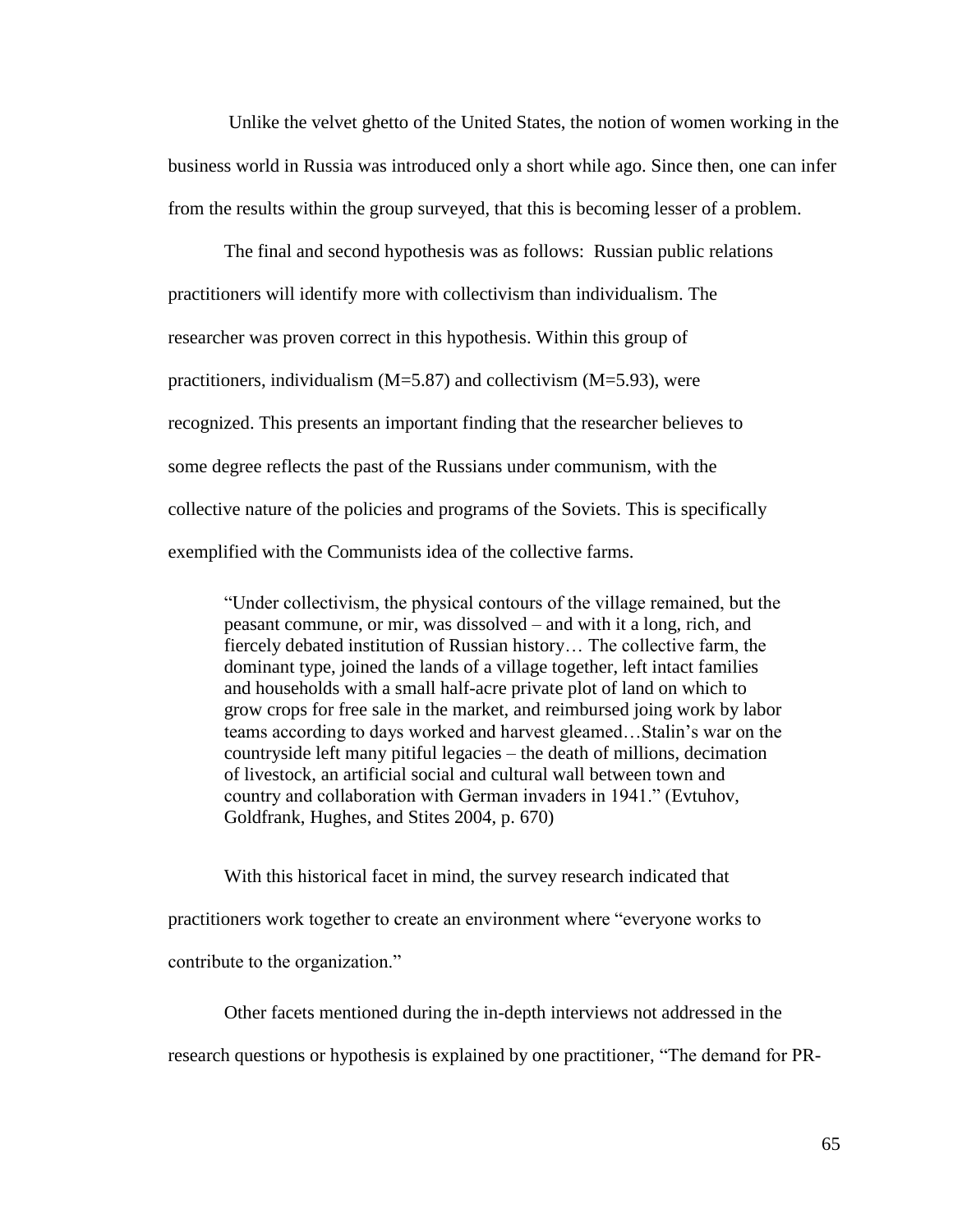Unlike the velvet ghetto of the United States, the notion of women working in the business world in Russia was introduced only a short while ago. Since then, one can infer from the results within the group surveyed, that this is becoming lesser of a problem.

The final and second hypothesis was as follows: Russian public relations practitioners will identify more with collectivism than individualism. The researcher was proven correct in this hypothesis. Within this group of practitioners, individualism (M=5.87) and collectivism (M=5.93), were recognized. This presents an important finding that the researcher believes to some degree reflects the past of the Russians under communism, with the collective nature of the policies and programs of the Soviets. This is specifically exemplified with the Communists idea of the collective farms.

> "Under collectivism, the physical contours of the village remained, but the peasant commune, or mir, was dissolved – and with it a long, rich, and fiercely debated institution of Russian history… The collective farm, the dominant type, joined the lands of a village together, left intact families and households with a small half-acre private plot of land on which to grow crops for free sale in the market, and reimbursed joing work by labor teams according to days worked and harvest gleamed…Stalin's war on the countryside left many pitiful legacies – the death of millions, decimation of livestock, an artificial social and cultural wall between town and country and collaboration with German invaders in 1941." (Evtuhov, Goldfrank, Hughes, and Stites 2004, p. 670)

With this historical facet in mind, the survey research indicated that practitioners work together to create an environment where "everyone works to contribute to the organization."

Other facets mentioned during the in-depth interviews not addressed in the research questions or hypothesis is explained by one practitioner, "The demand for PR-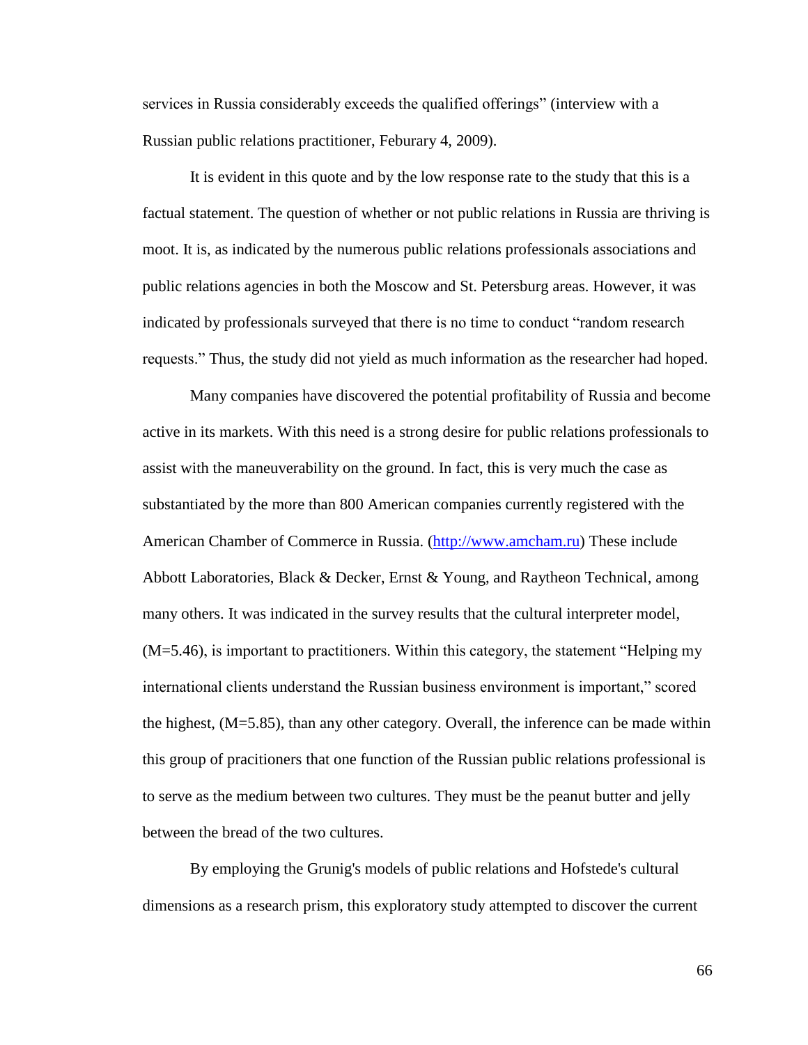services in Russia considerably exceeds the qualified offerings" (interview with a Russian public relations practitioner, Feburary 4, 2009).

It is evident in this quote and by the low response rate to the study that this is a factual statement. The question of whether or not public relations in Russia are thriving is moot. It is, as indicated by the numerous public relations professionals associations and public relations agencies in both the Moscow and St. Petersburg areas. However, it was indicated by professionals surveyed that there is no time to conduct "random research requests." Thus, the study did not yield as much information as the researcher had hoped.

Many companies have discovered the potential profitability of Russia and become active in its markets. With this need is a strong desire for public relations professionals to assist with the maneuverability on the ground. In fact, this is very much the case as substantiated by the more than 800 American companies currently registered with the American Chamber of Commerce in Russia. (http://www.amcham.ru) These include Abbott Laboratories, Black & Decker, Ernst & Young, and Raytheon Technical, among many others. It was indicated in the survey results that the cultural interpreter model, (M=5.46), is important to practitioners. Within this category, the statement "Helping my international clients understand the Russian business environment is important," scored the highest, (M=5.85), than any other category. Overall, the inference can be made within this group of pracitioners that one function of the Russian public relations professional is to serve as the medium between two cultures. They must be the peanut butter and jelly between the bread of the two cultures.

By employing the Grunig's models of public relations and Hofstede's cultural dimensions as a research prism, this exploratory study attempted to discover the current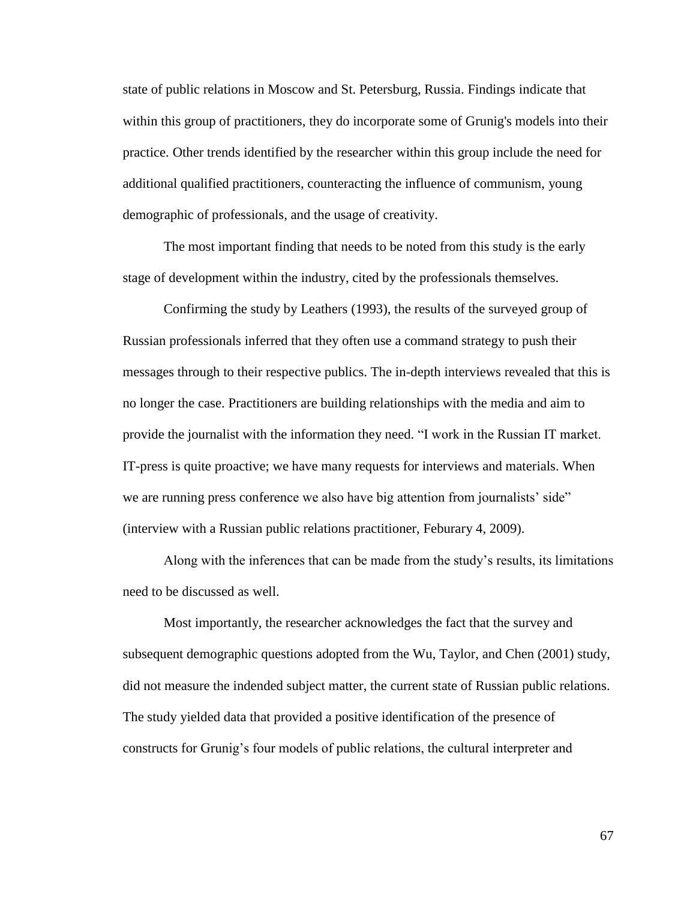state of public relations in Moscow and St. Petersburg, Russia. Findings indicate that within this group of practitioners, they do incorporate some of Grunig's models into their practice. Other trends identified by the researcher within this group include the need for additional qualified practitioners, counteracting the influence of communism, young demographic of professionals, and the usage of creativity.

The most important finding that needs to be noted from this study is the early stage of development within the industry, cited by the professionals themselves.

Confirming the study by Leathers (1993), the results of the surveyed group of Russian professionals inferred that they often use a command strategy to push their messages through to their respective publics. The in-depth interviews revealed that this is no longer the case. Practitioners are building relationships with the media and aim to provide the journalist with the information they need. "I work in the Russian IT market. IT-press is quite proactive; we have many requests for interviews and materials. When we are running press conference we also have big attention from journalists' side" (interview with a Russian public relations practitioner, Feburary 4, 2009).

Along with the inferences that can be made from the study's results, its limitations need to be discussed as well.

Most importantly, the researcher acknowledges the fact that the survey and subsequent demographic questions adopted from the Wu, Taylor, and Chen (2001) study, did not measure the indended subject matter, the current state of Russian public relations. The study yielded data that provided a positive identification of the presence of constructs for Grunig's four models of public relations, the cultural interpreter and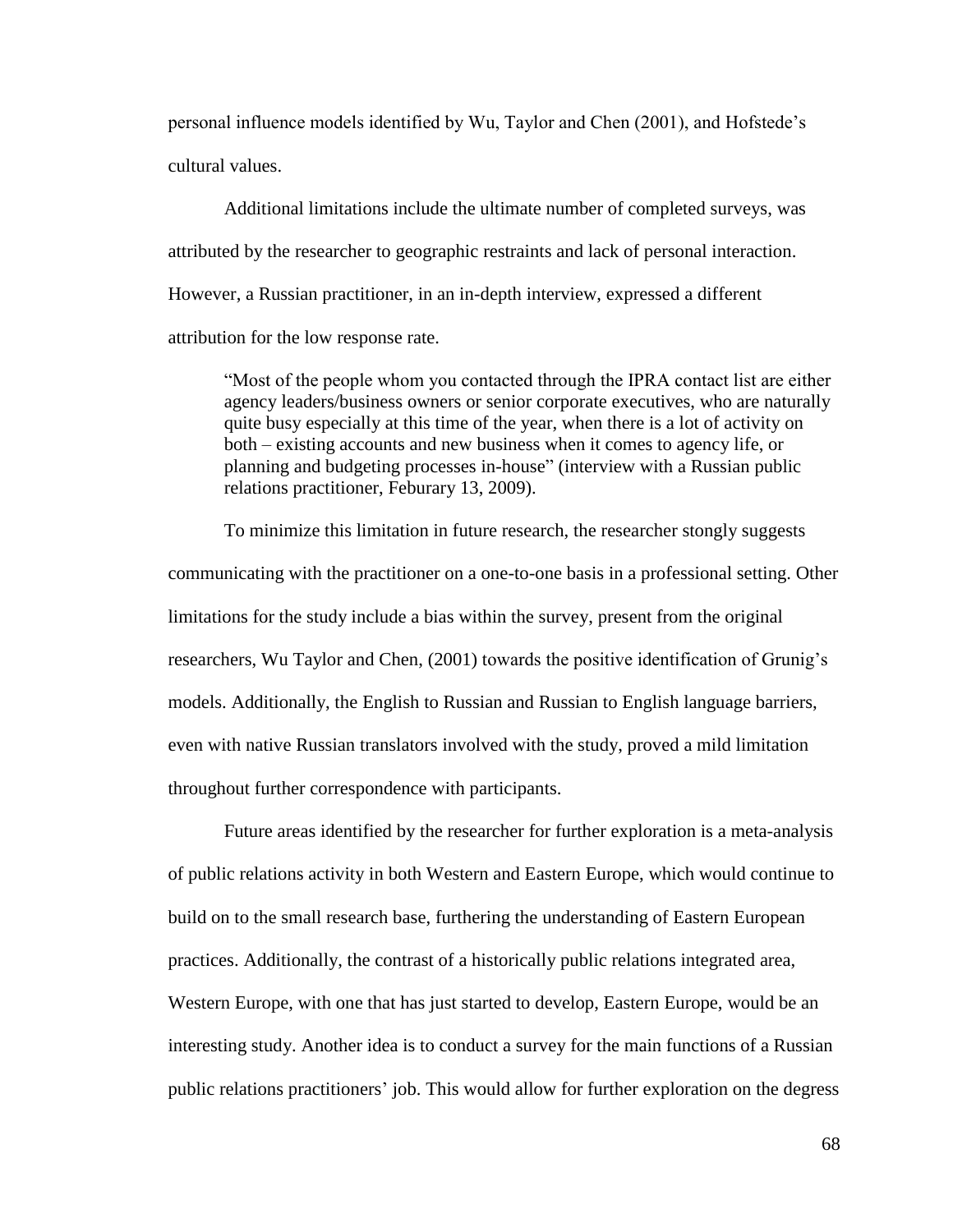personal influence models identified by Wu, Taylor and Chen (2001), and Hofstede's cultural values.

Additional limitations include the ultimate number of completed surveys, was attributed by the researcher to geographic restraints and lack of personal interaction. However, a Russian practitioner, in an in-depth interview, expressed a different attribution for the low response rate.

> "Most of the people whom you contacted through the IPRA contact list are either agency leaders/business owners or senior corporate executives, who are naturally quite busy especially at this time of the year, when there is a lot of activity on both – existing accounts and new business when it comes to agency life, or planning and budgeting processes in-house" (interview with a Russian public relations practitioner, Feburary 13, 2009).

To minimize this limitation in future research, the researcher stongly suggests communicating with the practitioner on a one-to-one basis in a professional setting. Other limitations for the study include a bias within the survey, present from the original researchers, Wu Taylor and Chen, (2001) towards the positive identification of Grunig's models. Additionally, the English to Russian and Russian to English language barriers, even with native Russian translators involved with the study, proved a mild limitation throughout further correspondence with participants.

Future areas identified by the researcher for further exploration is a meta-analysis of public relations activity in both Western and Eastern Europe, which would continue to build on to the small research base, furthering the understanding of Eastern European practices. Additionally, the contrast of a historically public relations integrated area, Western Europe, with one that has just started to develop, Eastern Europe, would be an interesting study. Another idea is to conduct a survey for the main functions of a Russian public relations practitioners' job. This would allow for further exploration on the degress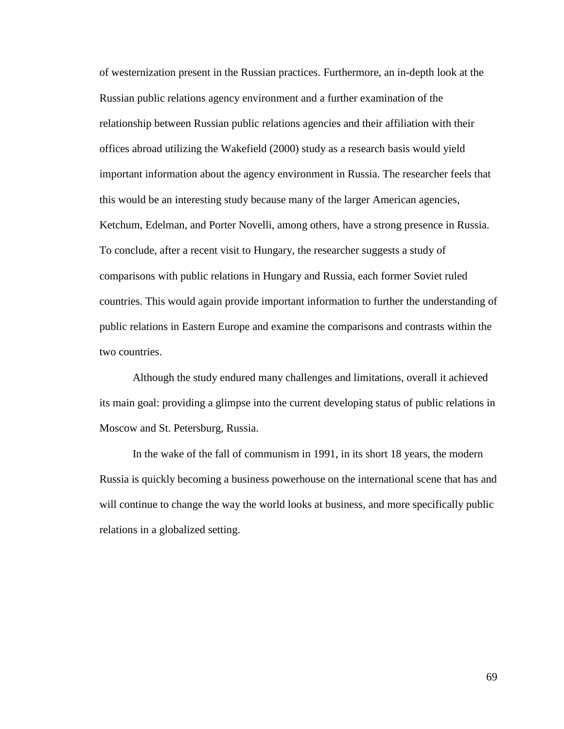of westernization present in the Russian practices. Furthermore, an in-depth look at the Russian public relations agency environment and a further examination of the relationship between Russian public relations agencies and their affiliation with their offices abroad utilizing the Wakefield (2000) study as a research basis would yield important information about the agency environment in Russia. The researcher feels that this would be an interesting study because many of the larger American agencies, Ketchum, Edelman, and Porter Novelli, among others, have a strong presence in Russia. To conclude, after a recent visit to Hungary, the researcher suggests a study of comparisons with public relations in Hungary and Russia, each former Soviet ruled countries. This would again provide important information to further the understanding of public relations in Eastern Europe and examine the comparisons and contrasts within the two countries.

Although the study endured many challenges and limitations, overall it achieved its main goal: providing a glimpse into the current developing status of public relations in Moscow and St. Petersburg, Russia.

In the wake of the fall of communism in 1991, in its short 18 years, the modern Russia is quickly becoming a business powerhouse on the international scene that has and will continue to change the way the world looks at business, and more specifically public relations in a globalized setting.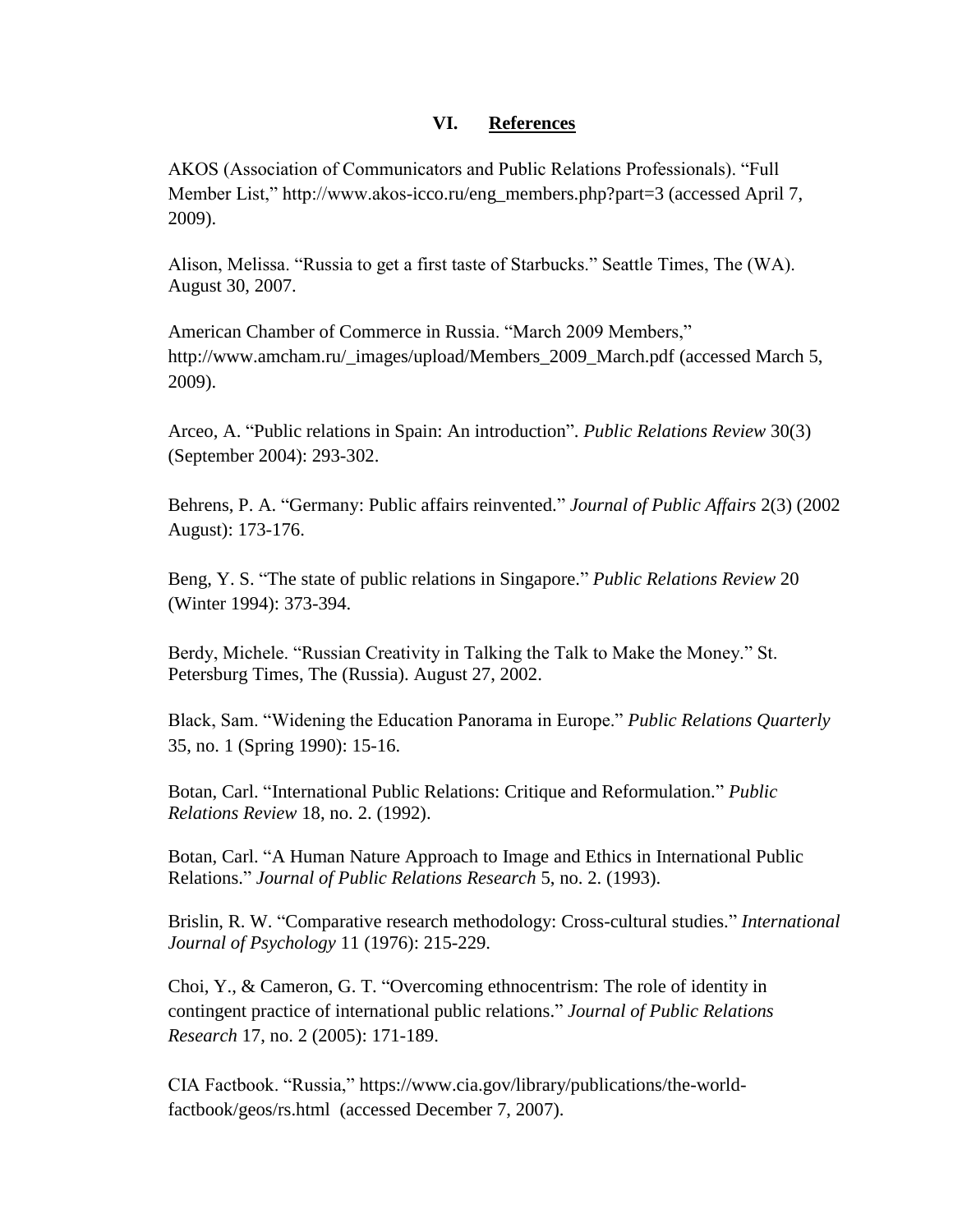## VI. References

AKOS (Association of Communicators and Public Relations Professionals). "Full Member List," http://www.akos-icco.ru/eng_members.php?part=3 (accessed April 7, 2009).

Alison, Melissa. "Russia to get a first taste of Starbucks." Seattle Times, The (WA). August 30, 2007.

American Chamber of Commerce in Russia. "March 2009 Members," http://www.amcham.ru/_images/upload/Members_2009_March.pdf (accessed March 5, 2009).

Arceo, A. "Public relations in Spain: An introduction". *Public Relations Review* 30(3) (September 2004): 293-302.

Behrens, P. A. "Germany: Public affairs reinvented." *Journal of Public Affairs* 2(3) (2002 August): 173-176.

Beng, Y. S. "The state of public relations in Singapore." *Public Relations Review* 20 (Winter 1994): 373-394.

Berdy, Michele. "Russian Creativity in Talking the Talk to Make the Money." St. Petersburg Times, The (Russia). August 27, 2002.

Black, Sam. "Widening the Education Panorama in Europe." *Public Relations Quarterly* 35, no. 1 (Spring 1990): 15-16.

Botan, Carl. "International Public Relations: Critique and Reformulation." *Public Relations Review* 18, no. 2. (1992).

Botan, Carl. "A Human Nature Approach to Image and Ethics in International Public Relations." *Journal of Public Relations Research* 5, no. 2. (1993).

Brislin, R. W. "Comparative research methodology: Cross-cultural studies." *International Journal of Psychology* 11 (1976): 215-229.

Choi, Y., & Cameron, G. T. "Overcoming ethnocentrism: The role of identity in contingent practice of international public relations." *Journal of Public Relations Research* 17, no. 2 (2005): 171-189.

CIA Factbook. "Russia," https://www.cia.gov/library/publications/the-world-factbook/geos/rs.html (accessed December 7, 2007).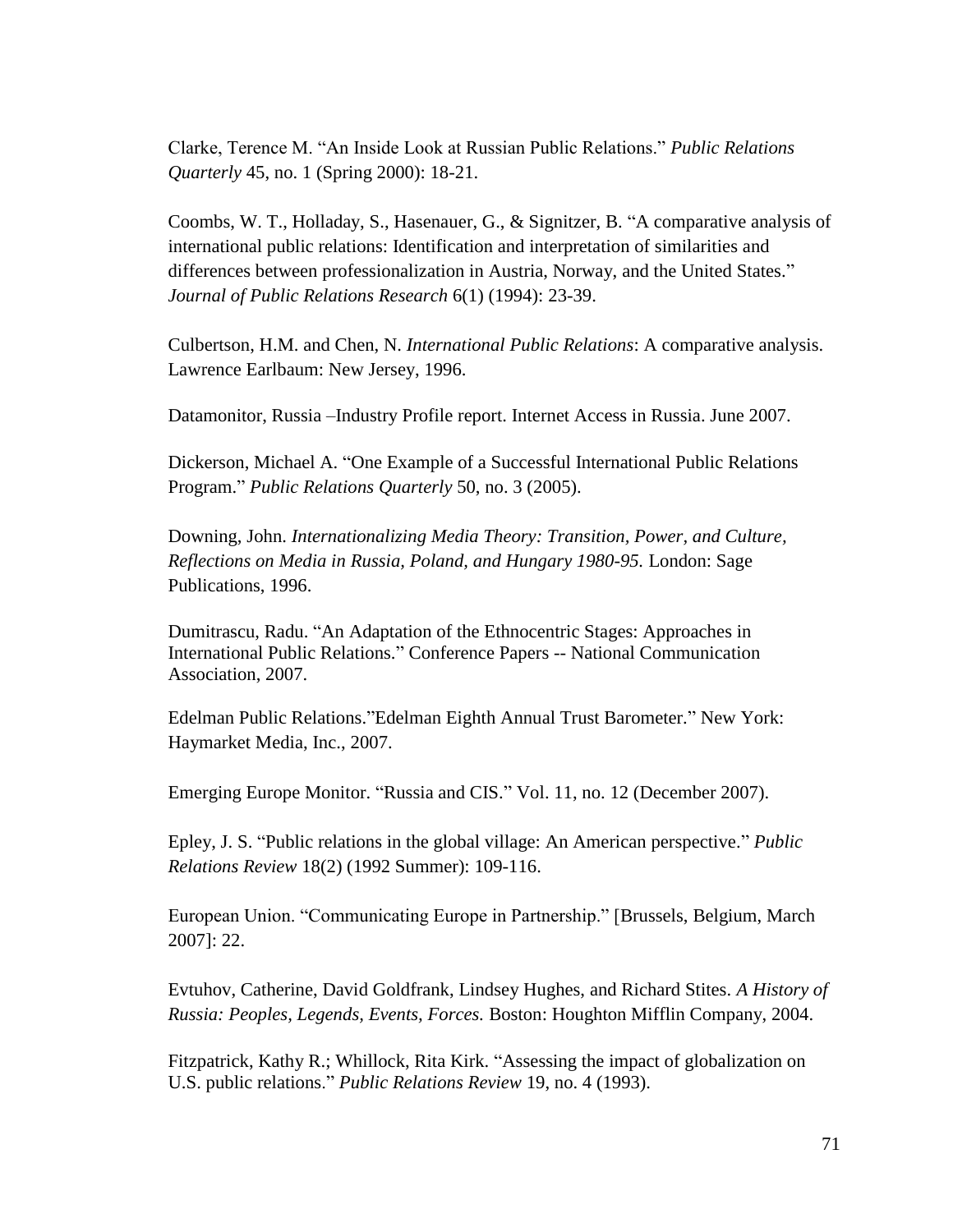Clarke, Terence M. "An Inside Look at Russian Public Relations." *Public Relations Quarterly* 45, no. 1 (Spring 2000): 18-21.

Coombs, W. T., Holladay, S., Hasenauer, G., & Signitzer, B. "A comparative analysis of international public relations: Identification and interpretation of similarities and differences between professionalization in Austria, Norway, and the United States." *Journal of Public Relations Research* 6(1) (1994): 23-39.

Culbertson, H.M. and Chen, N. *International Public Relations*: A comparative analysis. Lawrence Earlbaum: New Jersey, 1996.

Datamonitor, Russia –Industry Profile report. Internet Access in Russia. June 2007.

Dickerson, Michael A. "One Example of a Successful International Public Relations Program." *Public Relations Quarterly* 50, no. 3 (2005).

Downing, John. *Internationalizing Media Theory: Transition, Power, and Culture, Reflections on Media in Russia, Poland, and Hungary 1980-95.* London: Sage Publications, 1996.

Dumitrascu, Radu. "An Adaptation of the Ethnocentric Stages: Approaches in International Public Relations." Conference Papers -- National Communication Association, 2007.

Edelman Public Relations."Edelman Eighth Annual Trust Barometer." New York: Haymarket Media, Inc., 2007.

Emerging Europe Monitor. "Russia and CIS." Vol. 11, no. 12 (December 2007).

Epley, J. S. "Public relations in the global village: An American perspective." *Public Relations Review* 18(2) (1992 Summer): 109-116.

European Union. "Communicating Europe in Partnership." [Brussels, Belgium, March 2007]: 22.

Evtuhov, Catherine, David Goldfrank, Lindsey Hughes, and Richard Stites. *A History of Russia: Peoples, Legends, Events, Forces.* Boston: Houghton Mifflin Company, 2004.

Fitzpatrick, Kathy R.; Whillock, Rita Kirk. "Assessing the impact of globalization on U.S. public relations." *Public Relations Review* 19, no. 4 (1993).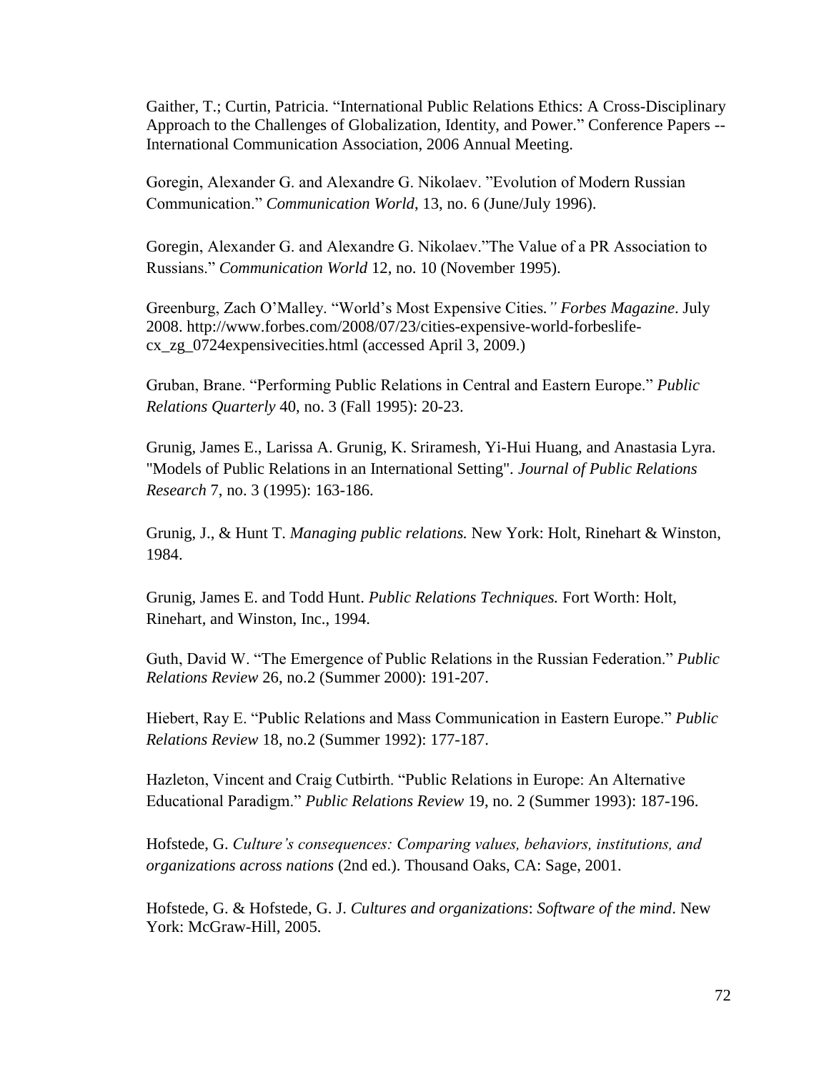Gaither, T.; Curtin, Patricia. “International Public Relations Ethics: A Cross-Disciplinary Approach to the Challenges of Globalization, Identity, and Power.” Conference Papers -- International Communication Association, 2006 Annual Meeting.

Goregin, Alexander G. and Alexandre G. Nikolaev. ”Evolution of Modern Russian Communication.” *Communication World*, 13, no. 6 (June/July 1996).

Goregin, Alexander G. and Alexandre G. Nikolaev.”The Value of a PR Association to Russians.” *Communication World* 12, no. 10 (November 1995).

Greenburg, Zach O’Malley. “World’s Most Expensive Cities*.” Forbes Magazine*. July 2008. http://www.forbes.com/2008/07/23/cities-expensive-world-forbeslife-cx_zg_0724expensivecities.html (accessed April 3, 2009.)

Gruban, Brane. “Performing Public Relations in Central and Eastern Europe.” *Public Relations Quarterly* 40, no. 3 (Fall 1995): 20-23.

Grunig, James E., Larissa A. Grunig, K. Sriramesh, Yi-Hui Huang, and Anastasia Lyra. "Models of Public Relations in an International Setting". *Journal of Public Relations Research* 7, no. 3 (1995): 163-186.

Grunig, J., & Hunt T. *Managing public relations.* New York: Holt, Rinehart & Winston, 1984.

Grunig, James E. and Todd Hunt. *Public Relations Techniques.* Fort Worth: Holt, Rinehart, and Winston, Inc., 1994.

Guth, David W. “The Emergence of Public Relations in the Russian Federation.” *Public Relations Review* 26, no.2 (Summer 2000): 191-207.

Hiebert, Ray E. “Public Relations and Mass Communication in Eastern Europe.” *Public Relations Review* 18, no.2 (Summer 1992): 177-187.

Hazleton, Vincent and Craig Cutbirth. “Public Relations in Europe: An Alternative Educational Paradigm.” *Public Relations Review* 19, no. 2 (Summer 1993): 187-196.

Hofstede, G. *Culture’s consequences: Comparing values, behaviors, institutions, and organizations across nations* (2nd ed.). Thousand Oaks, CA: Sage, 2001.

Hofstede, G. & Hofstede, G. J. *Cultures and organizations*: *Software of the mind*. New York: McGraw-Hill, 2005.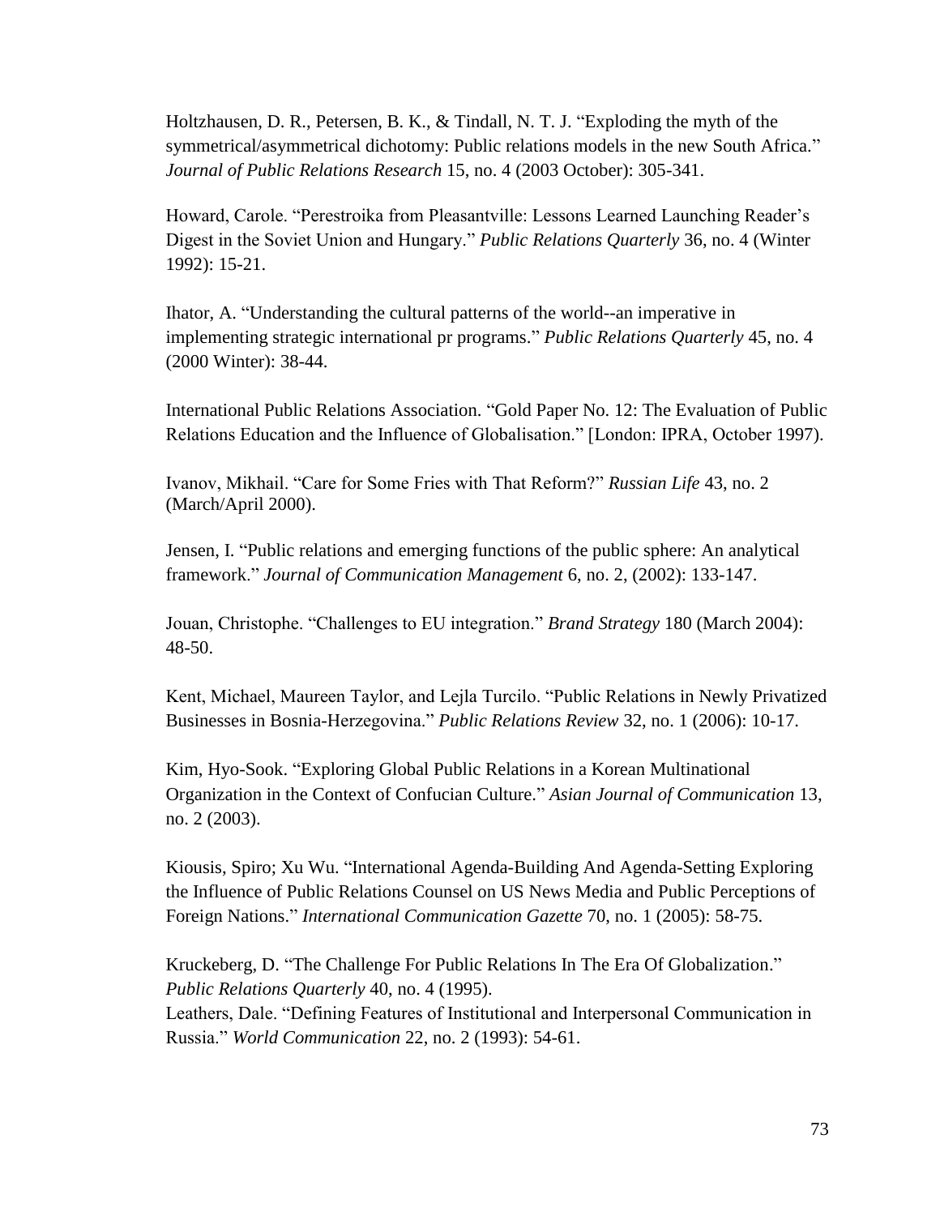Holtzhausen, D. R., Petersen, B. K., & Tindall, N. T. J. “Exploding the myth of the symmetrical/asymmetrical dichotomy: Public relations models in the new South Africa.” *Journal of Public Relations Research* 15, no. 4 (2003 October): 305-341.

Howard, Carole. “Perestroika from Pleasantville: Lessons Learned Launching Reader’s Digest in the Soviet Union and Hungary.” *Public Relations Quarterly* 36, no. 4 (Winter 1992): 15-21.

Ihator, A. “Understanding the cultural patterns of the world--an imperative in implementing strategic international pr programs.” *Public Relations Quarterly* 45, no. 4 (2000 Winter): 38-44.

International Public Relations Association. “Gold Paper No. 12: The Evaluation of Public Relations Education and the Influence of Globalisation.” [London: IPRA, October 1997).

Ivanov, Mikhail. “Care for Some Fries with That Reform?” *Russian Life* 43, no. 2 (March/April 2000).

Jensen, I. “Public relations and emerging functions of the public sphere: An analytical framework.” *Journal of Communication Management* 6, no. 2, (2002): 133-147.

Jouan, Christophe. “Challenges to EU integration.” *Brand Strategy* 180 (March 2004): 48-50.

Kent, Michael, Maureen Taylor, and Lejla Turcilo. “Public Relations in Newly Privatized Businesses in Bosnia-Herzegovina.” *Public Relations Review* 32, no. 1 (2006): 10-17.

Kim, Hyo-Sook. “Exploring Global Public Relations in a Korean Multinational Organization in the Context of Confucian Culture.” *Asian Journal of Communication* 13, no. 2 (2003).

Kiousis, Spiro; Xu Wu. “International Agenda-Building And Agenda-Setting Exploring the Influence of Public Relations Counsel on US News Media and Public Perceptions of Foreign Nations.” *International Communication Gazette* 70, no. 1 (2005): 58-75.

Kruckeberg, D. “The Challenge For Public Relations In The Era Of Globalization.” *Public Relations Quarterly* 40, no. 4 (1995).

Leathers, Dale. “Defining Features of Institutional and Interpersonal Communication in Russia.” *World Communication* 22, no. 2 (1993): 54-61.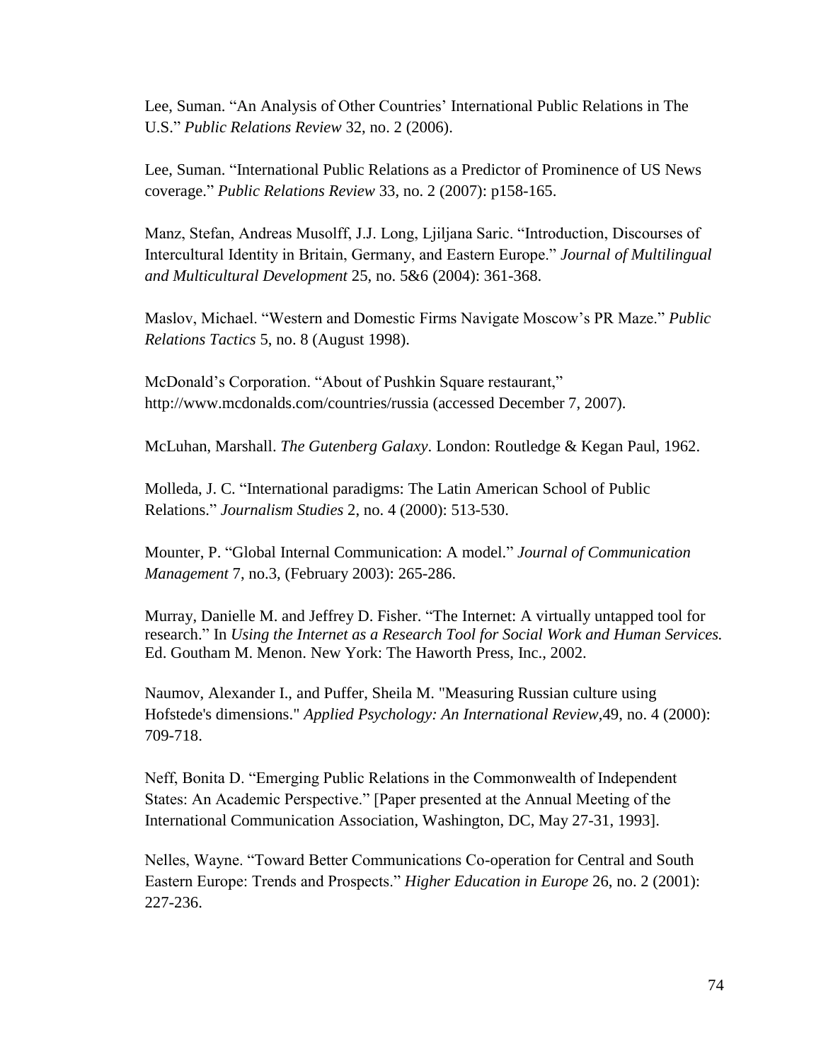Lee, Suman. “An Analysis of Other Countries’ International Public Relations in The U.S.” *Public Relations Review* 32, no. 2 (2006).

Lee, Suman. “International Public Relations as a Predictor of Prominence of US News coverage.” *Public Relations Review* 33, no. 2 (2007): p158-165.

Manz, Stefan, Andreas Musolff, J.J. Long, Ljiljana Saric. “Introduction, Discourses of Intercultural Identity in Britain, Germany, and Eastern Europe.” *Journal of Multilingual and Multicultural Development* 25, no. 5&6 (2004): 361-368.

Maslov, Michael. “Western and Domestic Firms Navigate Moscow’s PR Maze.” *Public Relations Tactics* 5, no. 8 (August 1998).

McDonald’s Corporation. “About of Pushkin Square restaurant,” http://www.mcdonalds.com/countries/russia (accessed December 7, 2007).

McLuhan, Marshall. *The Gutenberg Galaxy*. London: Routledge & Kegan Paul, 1962.

Molleda, J. C. “International paradigms: The Latin American School of Public Relations.” *Journalism Studies* 2, no. 4 (2000): 513-530.

Mounter, P. “Global Internal Communication: A model.” *Journal of Communication Management* 7, no.3, (February 2003): 265-286.

Murray, Danielle M. and Jeffrey D. Fisher. “The Internet: A virtually untapped tool for research.” In *Using the Internet as a Research Tool for Social Work and Human Services.* Ed. Goutham M. Menon. New York: The Haworth Press, Inc., 2002.

Naumov, Alexander I., and Puffer, Sheila M. "Measuring Russian culture using Hofstede's dimensions." *Applied Psychology: An International Review*,49, no. 4 (2000): 709-718.

Neff, Bonita D. “Emerging Public Relations in the Commonwealth of Independent States: An Academic Perspective.” [Paper presented at the Annual Meeting of the International Communication Association, Washington, DC, May 27-31, 1993].

Nelles, Wayne. “Toward Better Communications Co-operation for Central and South Eastern Europe: Trends and Prospects.” *Higher Education in Europe* 26, no. 2 (2001): 227-236.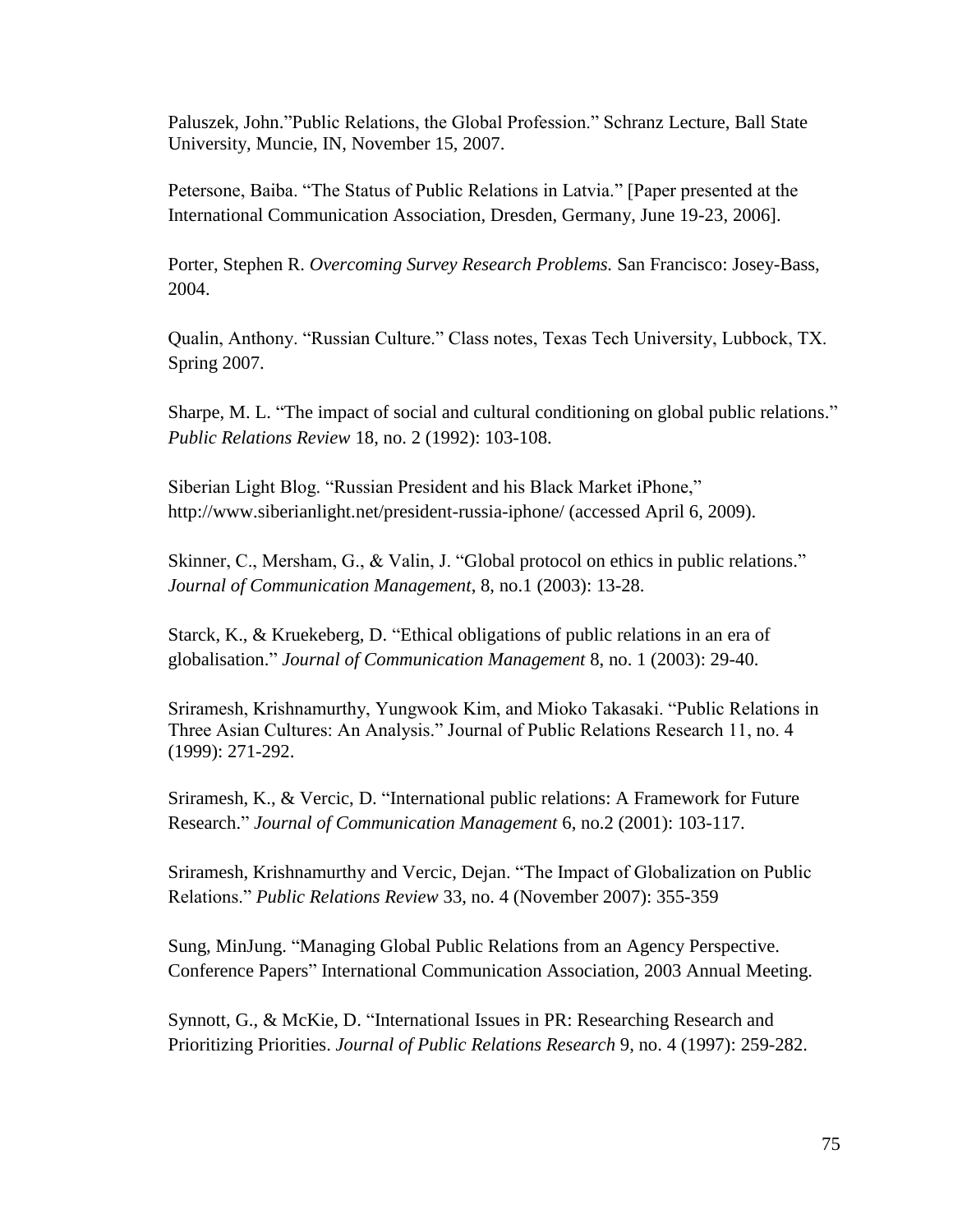Paluszek, John."Public Relations, the Global Profession." Schranz Lecture, Ball State University, Muncie, IN, November 15, 2007.

Petersone, Baiba. "The Status of Public Relations in Latvia." [Paper presented at the International Communication Association, Dresden, Germany, June 19-23, 2006].

Porter, Stephen R. *Overcoming Survey Research Problems.* San Francisco: Josey-Bass, 2004.

Qualin, Anthony. "Russian Culture." Class notes, Texas Tech University, Lubbock, TX. Spring 2007.

Sharpe, M. L. "The impact of social and cultural conditioning on global public relations." *Public Relations Review* 18, no. 2 (1992): 103-108.

Siberian Light Blog. "Russian President and his Black Market iPhone," http://www.siberianlight.net/president-russia-iphone/ (accessed April 6, 2009).

Skinner, C., Mersham, G., & Valin, J. "Global protocol on ethics in public relations." *Journal of Communication Management*, 8, no.1 (2003): 13-28.

Starck, K., & Kruekeberg, D. "Ethical obligations of public relations in an era of globalisation." *Journal of Communication Management* 8, no. 1 (2003): 29-40.

Sriramesh, Krishnamurthy, Yungwook Kim, and Mioko Takasaki. "Public Relations in Three Asian Cultures: An Analysis." Journal of Public Relations Research 11, no. 4 (1999): 271-292.

Sriramesh, K., & Vercic, D. "International public relations: A Framework for Future Research." *Journal of Communication Management* 6, no.2 (2001): 103-117.

Sriramesh, Krishnamurthy and Vercic, Dejan. "The Impact of Globalization on Public Relations." *Public Relations Review* 33, no. 4 (November 2007): 355-359

Sung, MinJung. "Managing Global Public Relations from an Agency Perspective. Conference Papers" International Communication Association, 2003 Annual Meeting.

Synnott, G., & McKie, D. "International Issues in PR: Researching Research and Prioritizing Priorities. *Journal of Public Relations Research* 9, no. 4 (1997): 259-282.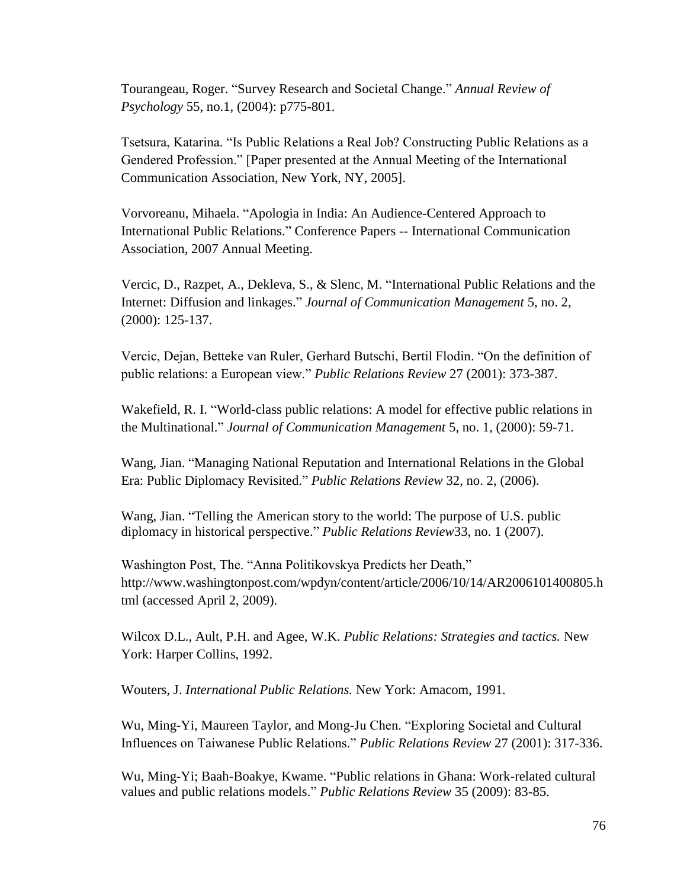Tourangeau, Roger. "Survey Research and Societal Change." *Annual Review of Psychology* 55, no.1, (2004): p775-801.

Tsetsura, Katarina. "Is Public Relations a Real Job? Constructing Public Relations as a Gendered Profession." [Paper presented at the Annual Meeting of the International Communication Association, New York, NY, 2005].

Vorvoreanu, Mihaela. "Apologia in India: An Audience-Centered Approach to International Public Relations." Conference Papers -- International Communication Association, 2007 Annual Meeting.

Vercic, D., Razpet, A., Dekleva, S., & Slenc, M. "International Public Relations and the Internet: Diffusion and linkages." *Journal of Communication Management* 5, no. 2, (2000): 125-137.

Vercic, Dejan, Betteke van Ruler, Gerhard Butschi, Bertil Flodin. "On the definition of public relations: a European view." *Public Relations Review* 27 (2001): 373-387.

Wakefield, R. I. "World-class public relations: A model for effective public relations in the Multinational." *Journal of Communication Management* 5, no. 1, (2000): 59-71.

Wang, Jian. "Managing National Reputation and International Relations in the Global Era: Public Diplomacy Revisited." *Public Relations Review* 32, no. 2, (2006).

Wang, Jian. "Telling the American story to the world: The purpose of U.S. public diplomacy in historical perspective." *Public Relations Review*33, no. 1 (2007).

Washington Post, The. "Anna Politikovskya Predicts her Death," http://www.washingtonpost.com/wpdyn/content/article/2006/10/14/AR2006101400805.html (accessed April 2, 2009).

Wilcox D.L., Ault, P.H. and Agee, W.K. *Public Relations: Strategies and tactics.* New York: Harper Collins, 1992.

Wouters, J. *International Public Relations.* New York: Amacom, 1991.

Wu, Ming-Yi, Maureen Taylor, and Mong-Ju Chen. "Exploring Societal and Cultural Influences on Taiwanese Public Relations." *Public Relations Review* 27 (2001): 317-336.

Wu, Ming-Yi; Baah-Boakye, Kwame. "Public relations in Ghana: Work-related cultural values and public relations models." *Public Relations Review* 35 (2009): 83-85.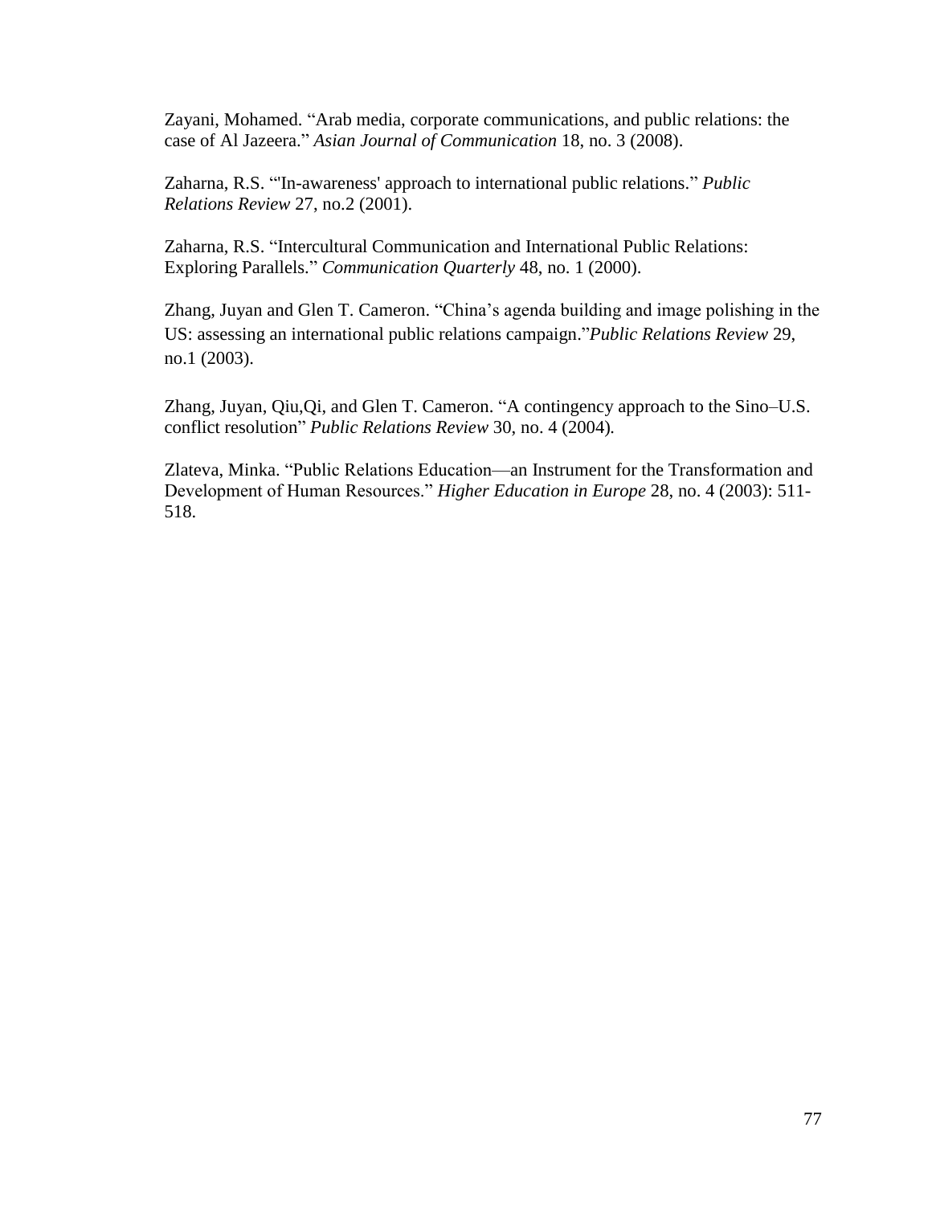Zayani, Mohamed. “Arab media, corporate communications, and public relations: the case of Al Jazeera.” *Asian Journal of Communication* 18, no. 3 (2008).

Zaharna, R.S. “'In-awareness' approach to international public relations.” *Public Relations Review* 27, no.2 (2001).

Zaharna, R.S. “Intercultural Communication and International Public Relations: Exploring Parallels.” *Communication Quarterly* 48, no. 1 (2000).

Zhang, Juyan and Glen T. Cameron. “China’s agenda building and image polishing in the US: assessing an international public relations campaign.”*Public Relations Review* 29, no.1 (2003).

Zhang, Juyan, Qiu,Qi, and Glen T. Cameron. “A contingency approach to the Sino–U.S. conflict resolution” *Public Relations Review* 30, no. 4 (2004).

Zlateva, Minka. “Public Relations Education—an Instrument for the Transformation and Development of Human Resources.” *Higher Education in Europe* 28, no. 4 (2003): 511-518.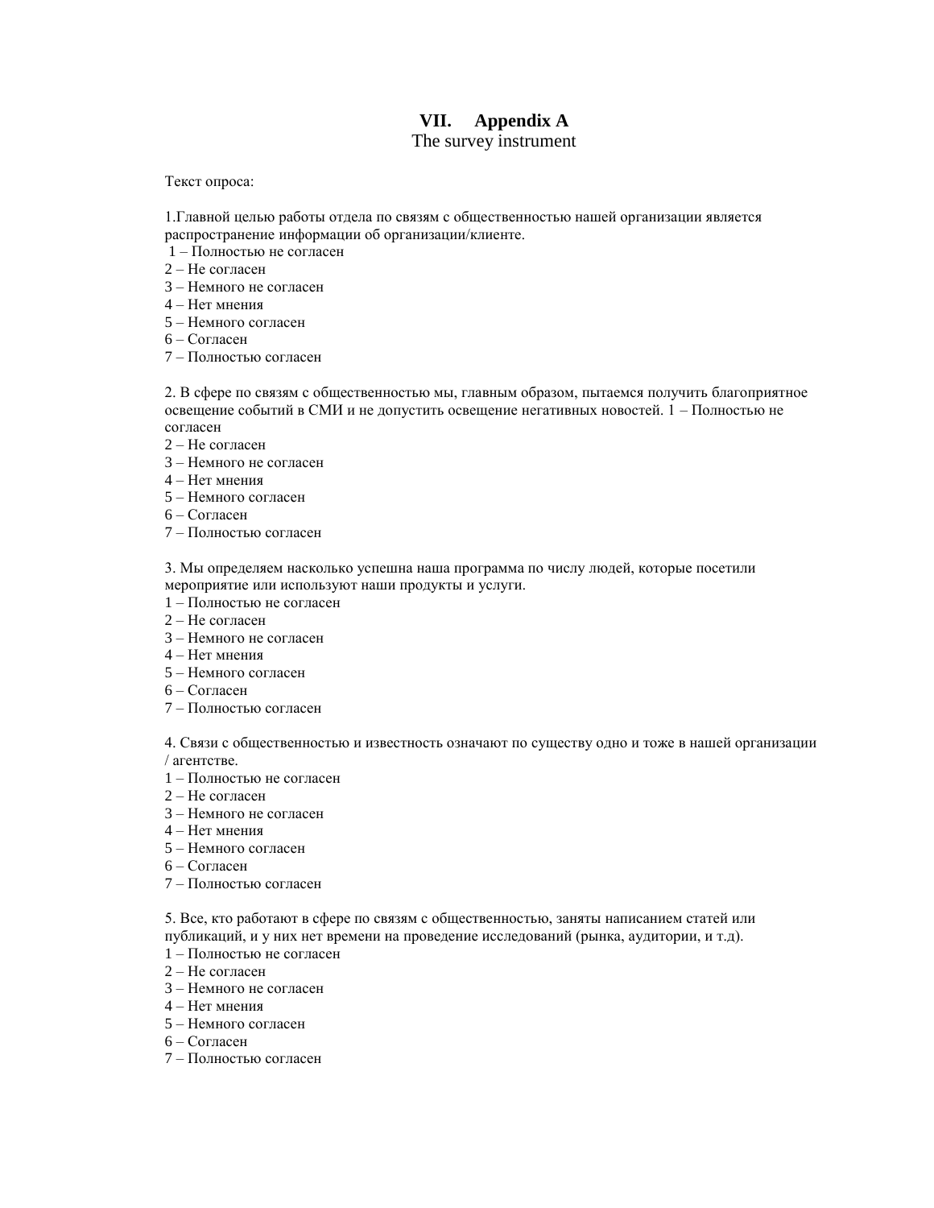# VII. Appendix A

The survey instrument

Текст опроса:

1.Главной целью работы отдела по связям с общественностью нашей организации является распространение информации об организации/клиенте.

1 – Полностью не согласен
2 – Не согласен
3 – Немного не согласен
4 – Нет мнения
5 – Немного согласен
6 – Согласен
7 – Полностью согласен

2. В сфере по связям с общественностью мы, главным образом, пытаемся получить благоприятное освещение событий в СМИ и не допустить освещение негативных новостей. 1 – Полностью не согласен
2 – Не согласен
3 – Немного не согласен
4 – Нет мнения
5 – Немного согласен
6 – Согласен
7 – Полностью согласен

3. Мы определяем насколько успешна наша программа по числу людей, которые посетили мероприятие или используют наши продукты и услуги.

1 – Полностью не согласен
2 – Не согласен
3 – Немного не согласен
4 – Нет мнения
5 – Немного согласен
6 – Согласен
7 – Полностью согласен

4. Связи с общественностью и известность означают по существу одно и тоже в нашей организации / агентстве.

1 – Полностью не согласен
2 – Не согласен
3 – Немного не согласен
4 – Нет мнения
5 – Немного согласен
6 – Согласен
7 – Полностью согласен

5. Все, кто работают в сфере по связям с общественностью, заняты написанием статей или публикаций, и у них нет времени на проведение исследований (рынка, аудитории, и т.д).

1 – Полностью не согласен
2 – Не согласен
3 – Немного не согласен
4 – Нет мнения
5 – Немного согласен
6 – Согласен
7 – Полностью согласен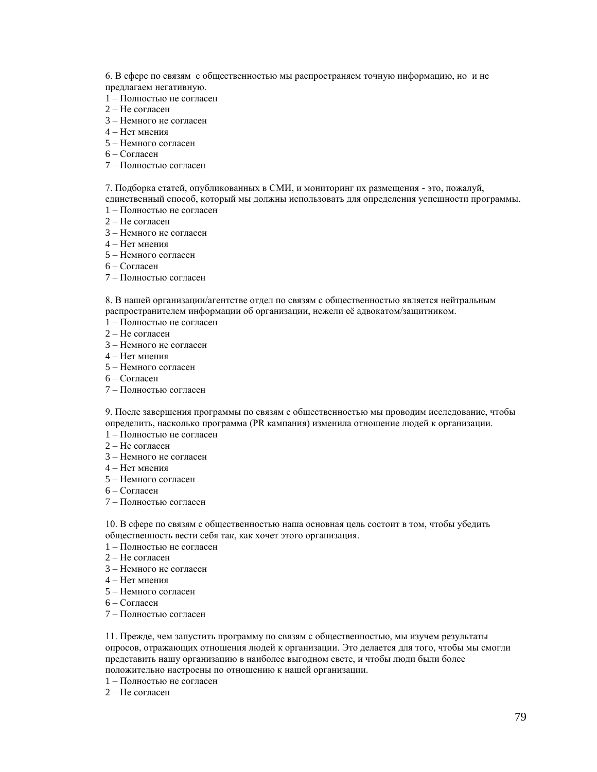6. В сфере по связям с общественностью мы распространяем точную информацию, но и не предлагаем негативную.
1 – Полностью не согласен
2 – Не согласен
3 – Немного не согласен
4 – Нет мнения
5 – Немного согласен
6 – Согласен
7 – Полностью согласен

7. Подборка статей, опубликованных в СМИ, и мониторинг их размещения - это, пожалуй, единственный способ, который мы должны использовать для определения успешности программы.
1 – Полностью не согласен
2 – Не согласен
3 – Немного не согласен
4 – Нет мнения
5 – Немного согласен
6 – Согласен
7 – Полностью согласен

8. В нашей организации/агентстве отдел по связям с общественностью является нейтральным распространителем информации об организации, нежели её адвокатом/защитником.
1 – Полностью не согласен
2 – Не согласен
3 – Немного не согласен
4 – Нет мнения
5 – Немного согласен
6 – Согласен
7 – Полностью согласен

9. После завершения программы по связям с общественностью мы проводим исследование, чтобы определить, насколько программа (PR кампания) изменила отношение людей к организации.
1 – Полностью не согласен
2 – Не согласен
3 – Немного не согласен
4 – Нет мнения
5 – Немного согласен
6 – Согласен
7 – Полностью согласен

10. В сфере по связям с общественностью наша основная цель состоит в том, чтобы убедить общественность вести себя так, как хочет этого организация.
1 – Полностью не согласен
2 – Не согласен
3 – Немного не согласен
4 – Нет мнения
5 – Немного согласен
6 – Согласен
7 – Полностью согласен

11. Прежде, чем запустить программу по связям с общественностью, мы изучем результаты опросов, отражающих отношения людей к организации. Это делается для того, чтобы мы смогли представить нашу организацию в наиболее выгодном свете, и чтобы люди были более положительно настроены по отношению к нашей организации.
1 – Полностью не согласен
2 – Не согласен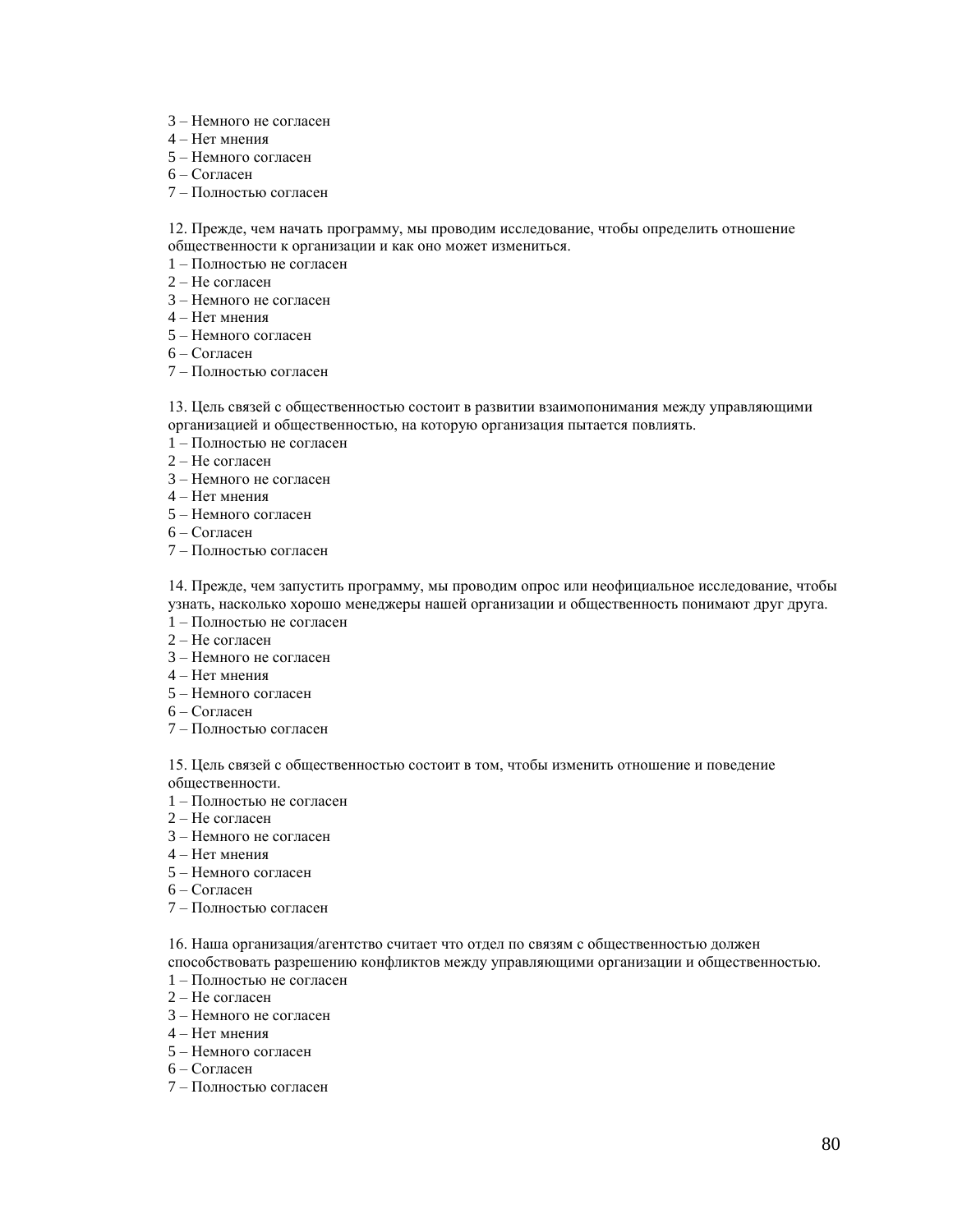3 – Немного не согласен
4 – Нет мнения
5 – Немного согласен
6 – Согласен
7 – Полностью согласен

12. Прежде, чем начать программу, мы проводим исследование, чтобы определить отношение общественности к организации и как оно может измениться.
1 – Полностью не согласен
2 – Не согласен
3 – Немного не согласен
4 – Нет мнения
5 – Немного согласен
6 – Согласен
7 – Полностью согласен

13. Цель связей с общественностью состоит в развитии взаимопонимания между управляющими организацией и общественностью, на которую организация пытается повлиять.
1 – Полностью не согласен
2 – Не согласен
3 – Немного не согласен
4 – Нет мнения
5 – Немного согласен
6 – Согласен
7 – Полностью согласен

14. Прежде, чем запустить программу, мы проводим опрос или неофициальное исследование, чтобы узнать, насколько хорошо менеджеры нашей организации и общественность понимают друг друга.
1 – Полностью не согласен
2 – Не согласен
3 – Немного не согласен
4 – Нет мнения
5 – Немного согласен
6 – Согласен
7 – Полностью согласен

15. Цель связей с общественностью состоит в том, чтобы изменить отношение и поведение общественности.
1 – Полностью не согласен
2 – Не согласен
3 – Немного не согласен
4 – Нет мнения
5 – Немного согласен
6 – Согласен
7 – Полностью согласен

16. Наша организация/агентство считает что отдел по связям с общественностью должен способствовать разрешению конфликтов между управляющими организации и общественностью.
1 – Полностью не согласен
2 – Не согласен
3 – Немного не согласен
4 – Нет мнения
5 – Немного согласен
6 – Согласен
7 – Полностью согласен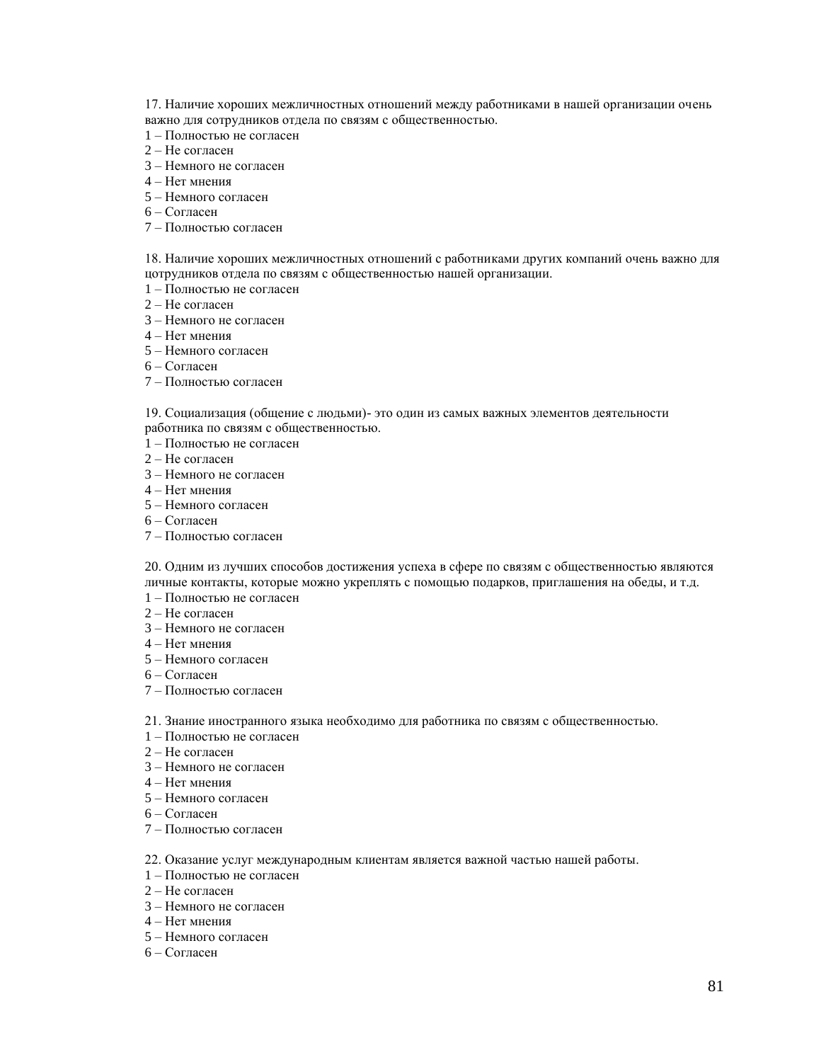17. Наличие хороших межличностных отношений между работниками в нашей организации очень важно для сотрудников отдела по связям с общественностью.
1 – Полностью не согласен
2 – Не согласен
3 – Немного не согласен
4 – Нет мнения
5 – Немного согласен
6 – Согласен
7 – Полностью согласен

18. Наличие хороших межличностных отношений с работниками других компаний очень важно для цотрудников отдела по связям с общественностью нашей организации.
1 – Полностью не согласен
2 – Не согласен
3 – Немного не согласен
4 – Нет мнения
5 – Немного согласен
6 – Согласен
7 – Полностью согласен

19. Социализация (общение с людьми)- это один из самых важных элементов деятельности работника по связям с общественностью.
1 – Полностью не согласен
2 – Не согласен
3 – Немного не согласен
4 – Нет мнения
5 – Немного согласен
6 – Согласен
7 – Полностью согласен

20. Одним из лучших способов достижения успеха в сфере по связям с общественностью являются личные контакты, которые можно укреплять с помощью подарков, приглашения на обеды, и т.д.
1 – Полностью не согласен
2 – Не согласен
3 – Немного не согласен
4 – Нет мнения
5 – Немного согласен
6 – Согласен
7 – Полностью согласен

21. Знание иностранного языка необходимо для работника по связям с общественностью.
1 – Полностью не согласен
2 – Не согласен
3 – Немного не согласен
4 – Нет мнения
5 – Немного согласен
6 – Согласен
7 – Полностью согласен

22. Оказание услуг международным клиентам является важной частью нашей работы.
1 – Полностью не согласен
2 – Не согласен
3 – Немного не согласен
4 – Нет мнения
5 – Немного согласен
6 – Согласен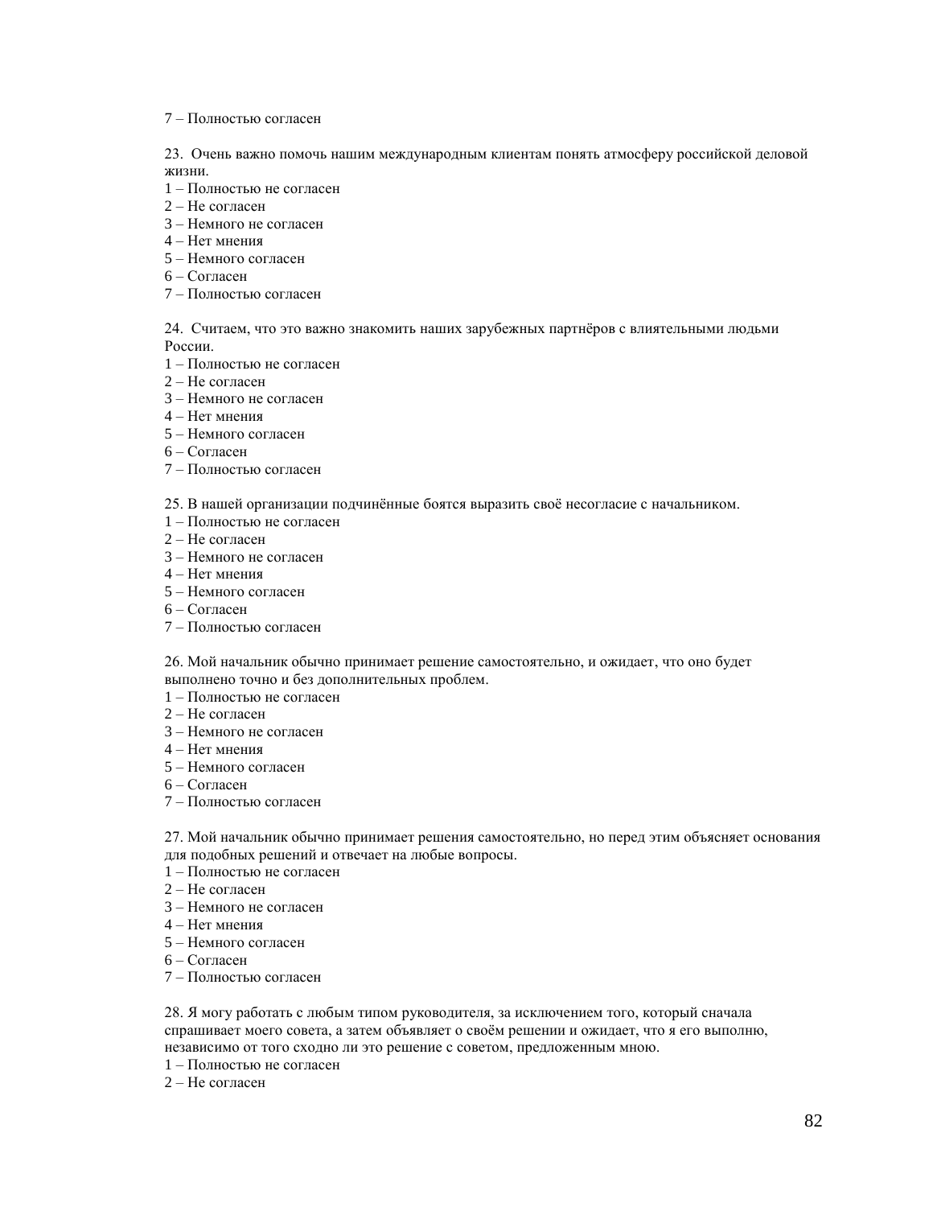7 – Полностью согласен

23. Очень важно помочь нашим международным клиентам понять атмосферу российской деловой жизни.

1 – Полностью не согласен
2 – Не согласен
3 – Немного не согласен
4 – Нет мнения
5 – Немного согласен
6 – Согласен
7 – Полностью согласен

24. Считаем, что это важно знакомить наших зарубежных партнёров с влиятельными людьми России.

1 – Полностью не согласен
2 – Не согласен
3 – Немного не согласен
4 – Нет мнения
5 – Немного согласен
6 – Согласен
7 – Полностью согласен

25. В нашей организации подчинённые боятся выразить своё несогласие с начальником.

1 – Полностью не согласен
2 – Не согласен
3 – Немного не согласен
4 – Нет мнения
5 – Немного согласен
6 – Согласен
7 – Полностью согласен

26. Мой начальник обычно принимает решение самостоятельно, и ожидает, что оно будет выполнено точно и без дополнительных проблем.

1 – Полностью не согласен
2 – Не согласен
3 – Немного не согласен
4 – Нет мнения
5 – Немного согласен
6 – Согласен
7 – Полностью согласен

27. Мой начальник обычно принимает решения самостоятельно, но перед этим объясняет основания для подобных решений и отвечает на любые вопросы.

1 – Полностью не согласен
2 – Не согласен
3 – Немного не согласен
4 – Нет мнения
5 – Немного согласен
6 – Согласен
7 – Полностью согласен

28. Я могу работать с любым типом руководителя, за исключением того, который сначала спрашивает моего совета, а затем объявляет о своём решении и ожидает, что я его выполню, независимо от того сходно ли это решение с советом, предложенным мною.

1 – Полностью не согласен
2 – Не согласен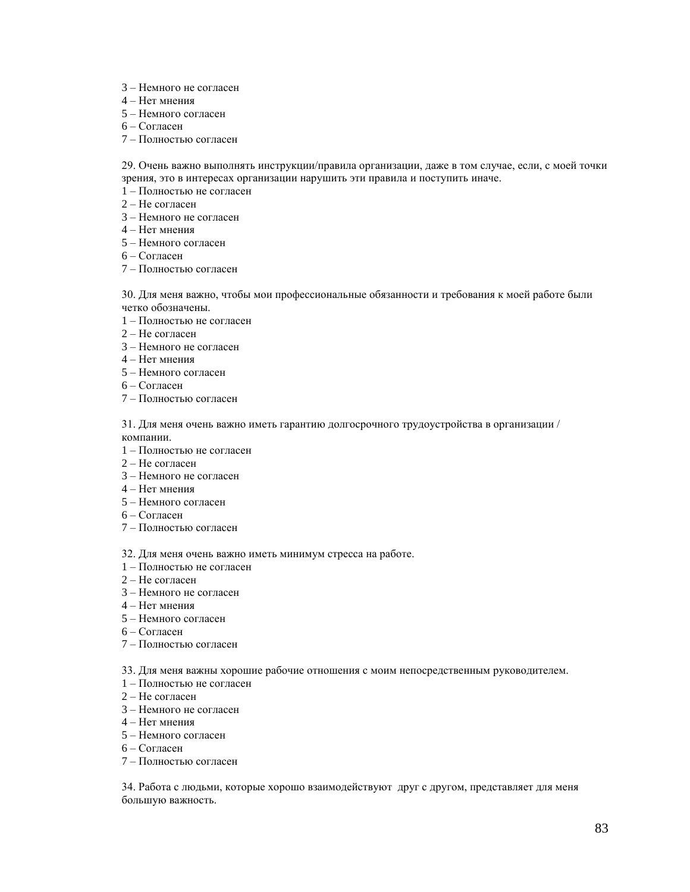3 – Немного не согласен
4 – Нет мнения
5 – Немного согласен
6 – Согласен
7 – Полностью согласен

29. Очень важно выполнять инструкции/правила организации, даже в том случае, если, с моей точки зрения, это в интересах организации нарушить эти правила и поступить иначе.
1 – Полностью не согласен
2 – Не согласен
3 – Немного не согласен
4 – Нет мнения
5 – Немного согласен
6 – Согласен
7 – Полностью согласен

30. Для меня важно, чтобы мои профессиональные обязанности и требования к моей работе были четко обозначены.
1 – Полностью не согласен
2 – Не согласен
3 – Немного не согласен
4 – Нет мнения
5 – Немного согласен
6 – Согласен
7 – Полностью согласен

31. Для меня очень важно иметь гарантию долгосрочного трудоустройства в организации / компании.
1 – Полностью не согласен
2 – Не согласен
3 – Немного не согласен
4 – Нет мнения
5 – Немного согласен
6 – Согласен
7 – Полностью согласен

32. Для меня очень важно иметь минимум стресса на работе.
1 – Полностью не согласен
2 – Не согласен
3 – Немного не согласен
4 – Нет мнения
5 – Немного согласен
6 – Согласен
7 – Полностью согласен

33. Для меня важны хорошие рабочие отношения с моим непосредственным руководителем.
1 – Полностью не согласен
2 – Не согласен
3 – Немного не согласен
4 – Нет мнения
5 – Немного согласен
6 – Согласен
7 – Полностью согласен

34. Работа с людьми, которые хорошо взаимодействуют друг с другом, представляет для меня большую важность.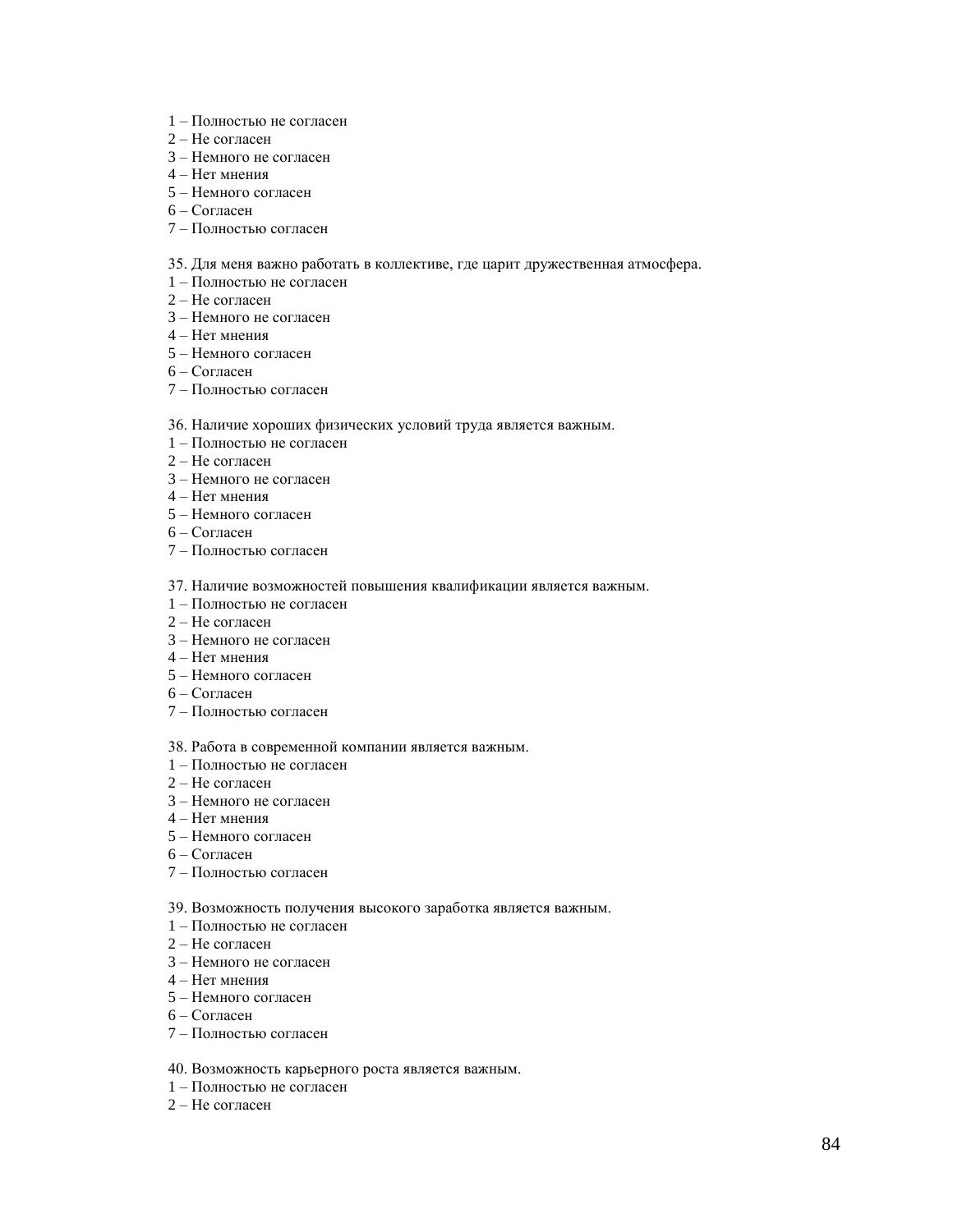1 – Полностью не согласен
2 – Не согласен
3 – Немного не согласен
4 – Нет мнения
5 – Немного согласен
6 – Согласен
7 – Полностью согласен

35. Для меня важно работать в коллективе, где царит дружественная атмосфера.
1 – Полностью не согласен
2 – Не согласен
3 – Немного не согласен
4 – Нет мнения
5 – Немного согласен
6 – Согласен
7 – Полностью согласен

36. Наличие хороших физических условий труда является важным.
1 – Полностью не согласен
2 – Не согласен
3 – Немного не согласен
4 – Нет мнения
5 – Немного согласен
6 – Согласен
7 – Полностью согласен

37. Наличие возможностей повышения квалификации является важным.
1 – Полностью не согласен
2 – Не согласен
3 – Немного не согласен
4 – Нет мнения
5 – Немного согласен
6 – Согласен
7 – Полностью согласен

38. Работа в современной компании является важным.
1 – Полностью не согласен
2 – Не согласен
3 – Немного не согласен
4 – Нет мнения
5 – Немного согласен
6 – Согласен
7 – Полностью согласен

39. Возможность получения высокого заработка является важным.
1 – Полностью не согласен
2 – Не согласен
3 – Немного не согласен
4 – Нет мнения
5 – Немного согласен
6 – Согласен
7 – Полностью согласен

40. Возможность карьерного роста является важным.
1 – Полностью не согласен
2 – Не согласен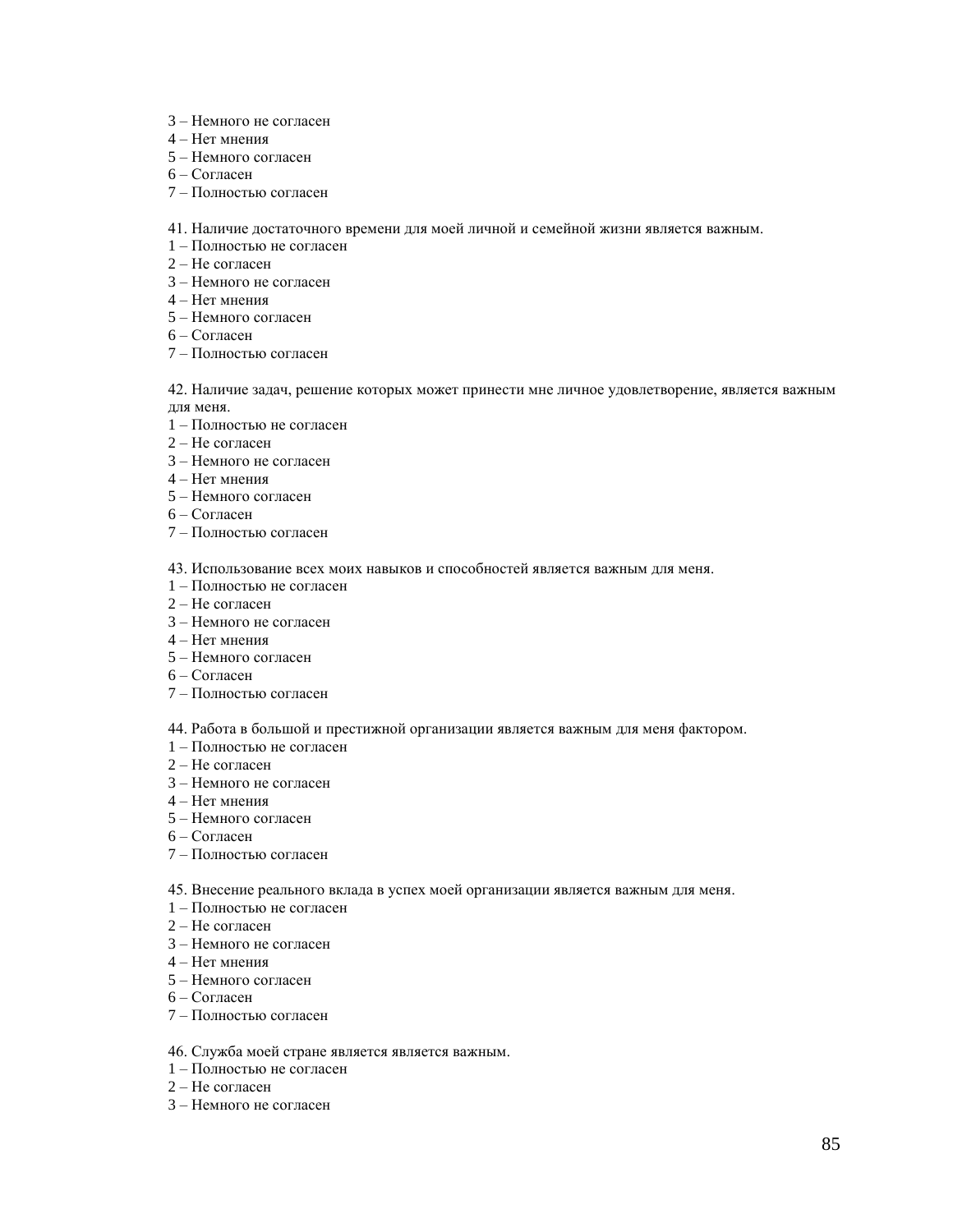3 – Немного не согласен
4 – Нет мнения
5 – Немного согласен
6 – Согласен
7 – Полностью согласен

41. Наличие достаточного времени для моей личной и семейной жизни является важным.
1 – Полностью не согласен
2 – Не согласен
3 – Немного не согласен
4 – Нет мнения
5 – Немного согласен
6 – Согласен
7 – Полностью согласен

42. Наличие задач, решение которых может принести мне личное удовлетворение, является важным для меня.
1 – Полностью не согласен
2 – Не согласен
3 – Немного не согласен
4 – Нет мнения
5 – Немного согласен
6 – Согласен
7 – Полностью согласен

43. Использование всех моих навыков и способностей является важным для меня.
1 – Полностью не согласен
2 – Не согласен
3 – Немного не согласен
4 – Нет мнения
5 – Немного согласен
6 – Согласен
7 – Полностью согласен

44. Работа в большой и престижной организации является важным для меня фактором.
1 – Полностью не согласен
2 – Не согласен
3 – Немного не согласен
4 – Нет мнения
5 – Немного согласен
6 – Согласен
7 – Полностью согласен

45. Внесение реального вклада в успех моей организации является важным для меня.
1 – Полностью не согласен
2 – Не согласен
3 – Немного не согласен
4 – Нет мнения
5 – Немного согласен
6 – Согласен
7 – Полностью согласен

46. Служба моей стране является является важным.
1 – Полностью не согласен
2 – Не согласен
3 – Немного не согласен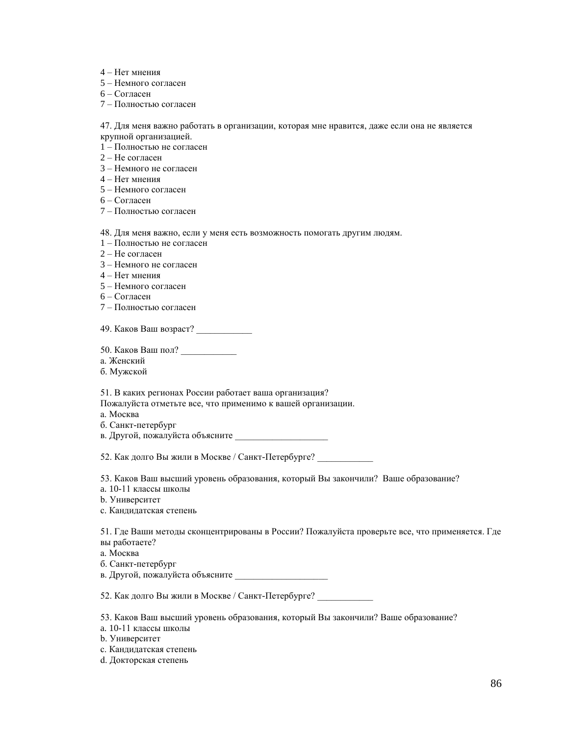4 – Нет мнения
5 – Немного согласен
6 – Согласен
7 – Полностью согласен

47. Для меня важно работать в организации, которая мне нравится, даже если она не является крупной организацией.
1 – Полностью не согласен
2 – Не согласен
3 – Немного не согласен
4 – Нет мнения
5 – Немного согласен
6 – Согласен
7 – Полностью согласен

48. Для меня важно, если у меня есть возможность помогать другим людям.
1 – Полностью не согласен
2 – Не согласен
3 – Немного не согласен
4 – Нет мнения
5 – Немного согласен
6 – Согласен
7 – Полностью согласен

49. Каков Ваш возраст? ____________

50. Каков Ваш пол? ____________
а. Женский
б. Мужской

51. В каких регионах России работает ваша организация?
Пожалуйста отметьте все, что применимо к вашей организации.
а. Москва
б. Санкт-петербург
в. Другой, пожалуйста объясните ____________________

52. Как долго Вы жили в Москве / Санкт-Петербурге? ____________

53. Каков Ваш высший уровень образования, который Вы закончили? Ваше образование?
a. 10-11 классы школы
b. Университет
c. Кандидатская степень

51. Где Ваши методы сконцентрированы в России? Пожалуйста проверьте все, что применяется. Где вы работаете?
а. Москва
б. Санкт-петербург
в. Другой, пожалуйста объясните ____________________

52. Как долго Вы жили в Москве / Санкт-Петербурге? ____________

53. Каков Ваш высший уровень образования, который Вы закончили? Ваше образование?
a. 10-11 классы школы
b. Университет
c. Кандидатская степень
d. Докторская степень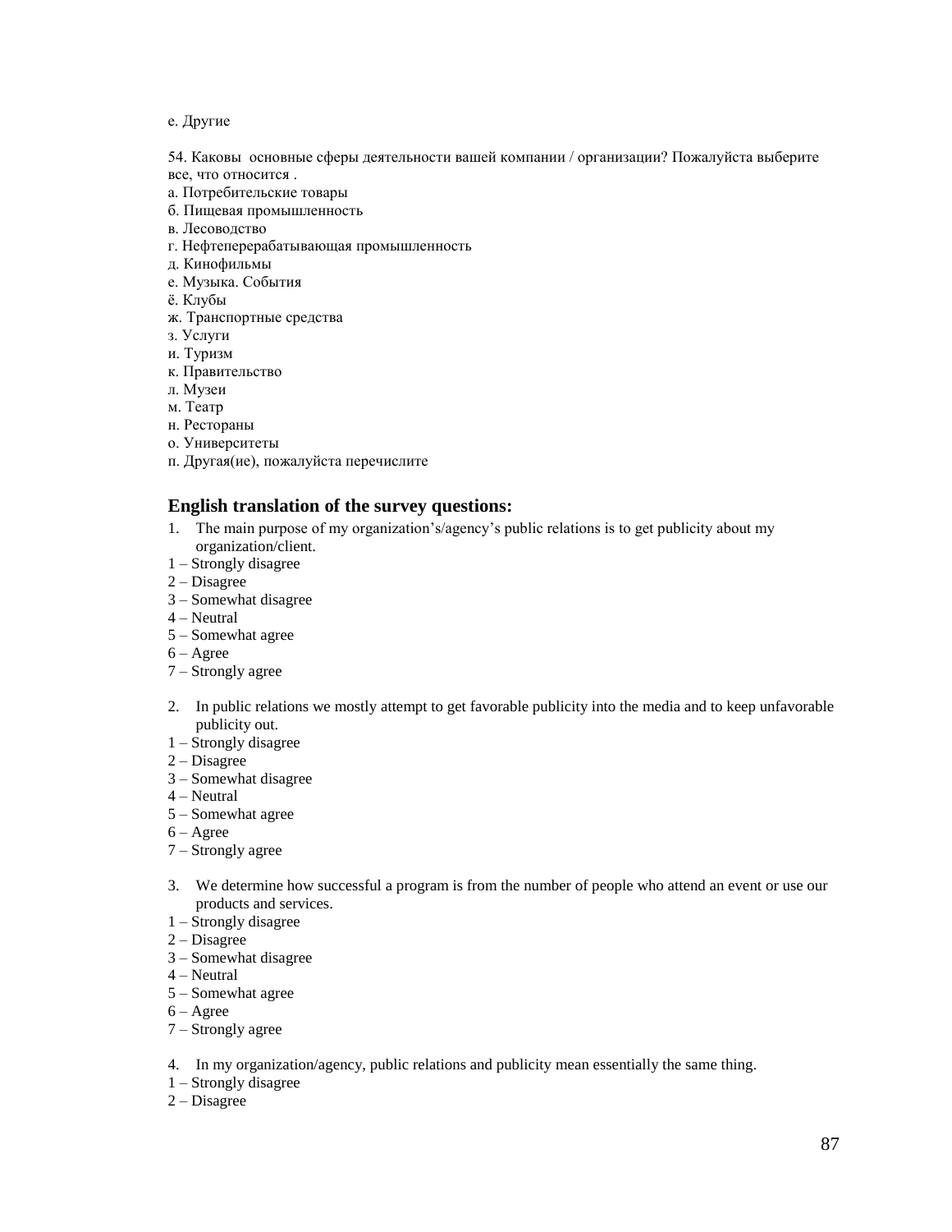е. Другие

54. Каковы  основные сферы деятельности вашей компании / организации? Пожалуйста выберите все, что относится .

а. Потребительские товары
б. Пищевая промышленность
в. Лесоводство
г. Нефтеперерабатывающая промышленность
д. Кинофильмы
е. Музыка. События
ё. Клубы
ж. Транспортные средства
з. Услуги
и. Туризм
к. Правительство
л. Музеи
м. Театр
н. Рестораны
о. Университеты
п. Другая(ие), пожалуйста перечислите

## English translation of the survey questions:

1. The main purpose of my organization's/agency's public relations is to get publicity about my organization/client.

1 – Strongly disagree
2 – Disagree
3 – Somewhat disagree
4 – Neutral
5 – Somewhat agree
6 – Agree
7 – Strongly agree

2. In public relations we mostly attempt to get favorable publicity into the media and to keep unfavorable publicity out.

1 – Strongly disagree
2 – Disagree
3 – Somewhat disagree
4 – Neutral
5 – Somewhat agree
6 – Agree
7 – Strongly agree

3. We determine how successful a program is from the number of people who attend an event or use our products and services.

1 – Strongly disagree
2 – Disagree
3 – Somewhat disagree
4 – Neutral
5 – Somewhat agree
6 – Agree
7 – Strongly agree

4. In my organization/agency, public relations and publicity mean essentially the same thing.

1 – Strongly disagree
2 – Disagree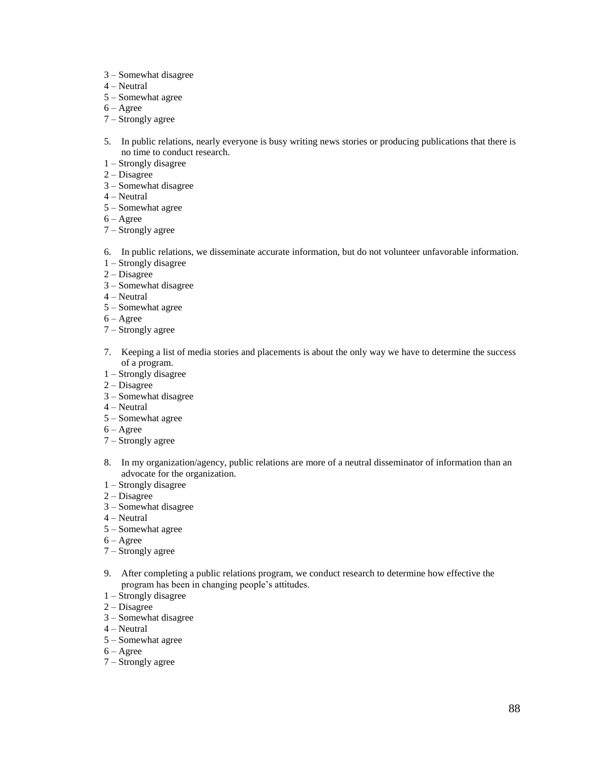3 – Somewhat disagree
4 – Neutral
5 – Somewhat agree
6 – Agree
7 – Strongly agree

5. In public relations, nearly everyone is busy writing news stories or producing publications that there is no time to conduct research.

1 – Strongly disagree
2 – Disagree
3 – Somewhat disagree
4 – Neutral
5 – Somewhat agree
6 – Agree
7 – Strongly agree

6. In public relations, we disseminate accurate information, but do not volunteer unfavorable information.

1 – Strongly disagree
2 – Disagree
3 – Somewhat disagree
4 – Neutral
5 – Somewhat agree
6 – Agree
7 – Strongly agree

7. Keeping a list of media stories and placements is about the only way we have to determine the success of a program.

1 – Strongly disagree
2 – Disagree
3 – Somewhat disagree
4 – Neutral
5 – Somewhat agree
6 – Agree
7 – Strongly agree

8. In my organization/agency, public relations are more of a neutral disseminator of information than an advocate for the organization.

1 – Strongly disagree
2 – Disagree
3 – Somewhat disagree
4 – Neutral
5 – Somewhat agree
6 – Agree
7 – Strongly agree

9. After completing a public relations program, we conduct research to determine how effective the program has been in changing people's attitudes.

1 – Strongly disagree
2 – Disagree
3 – Somewhat disagree
4 – Neutral
5 – Somewhat agree
6 – Agree
7 – Strongly agree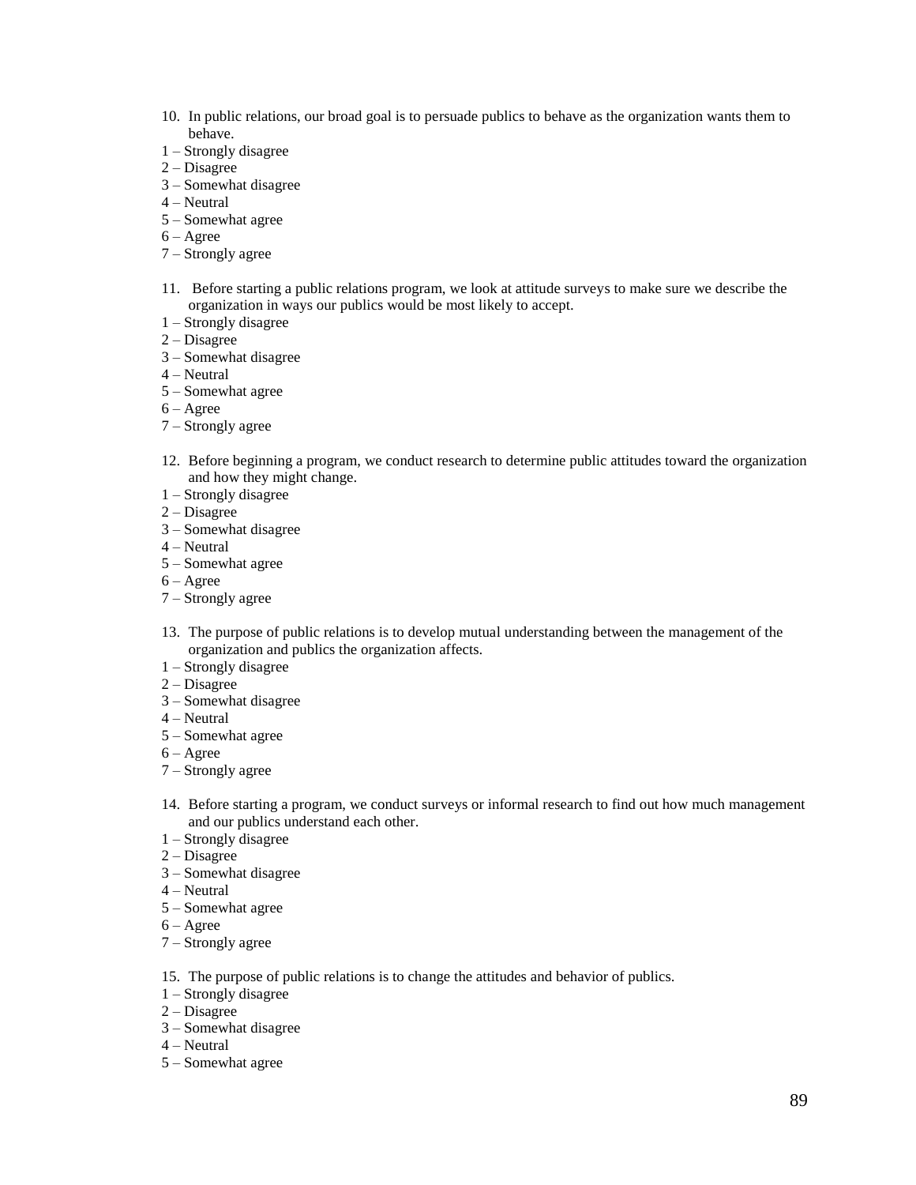10. In public relations, our broad goal is to persuade publics to behave as the organization wants them to behave.

1 – Strongly disagree
2 – Disagree
3 – Somewhat disagree
4 – Neutral
5 – Somewhat agree
6 – Agree
7 – Strongly agree

11. Before starting a public relations program, we look at attitude surveys to make sure we describe the organization in ways our publics would be most likely to accept.

1 – Strongly disagree
2 – Disagree
3 – Somewhat disagree
4 – Neutral
5 – Somewhat agree
6 – Agree
7 – Strongly agree

12. Before beginning a program, we conduct research to determine public attitudes toward the organization and how they might change.

1 – Strongly disagree
2 – Disagree
3 – Somewhat disagree
4 – Neutral
5 – Somewhat agree
6 – Agree
7 – Strongly agree

13. The purpose of public relations is to develop mutual understanding between the management of the organization and publics the organization affects.

1 – Strongly disagree
2 – Disagree
3 – Somewhat disagree
4 – Neutral
5 – Somewhat agree
6 – Agree
7 – Strongly agree

14. Before starting a program, we conduct surveys or informal research to find out how much management and our publics understand each other.

1 – Strongly disagree
2 – Disagree
3 – Somewhat disagree
4 – Neutral
5 – Somewhat agree
6 – Agree
7 – Strongly agree

15. The purpose of public relations is to change the attitudes and behavior of publics.

1 – Strongly disagree
2 – Disagree
3 – Somewhat disagree
4 – Neutral
5 – Somewhat agree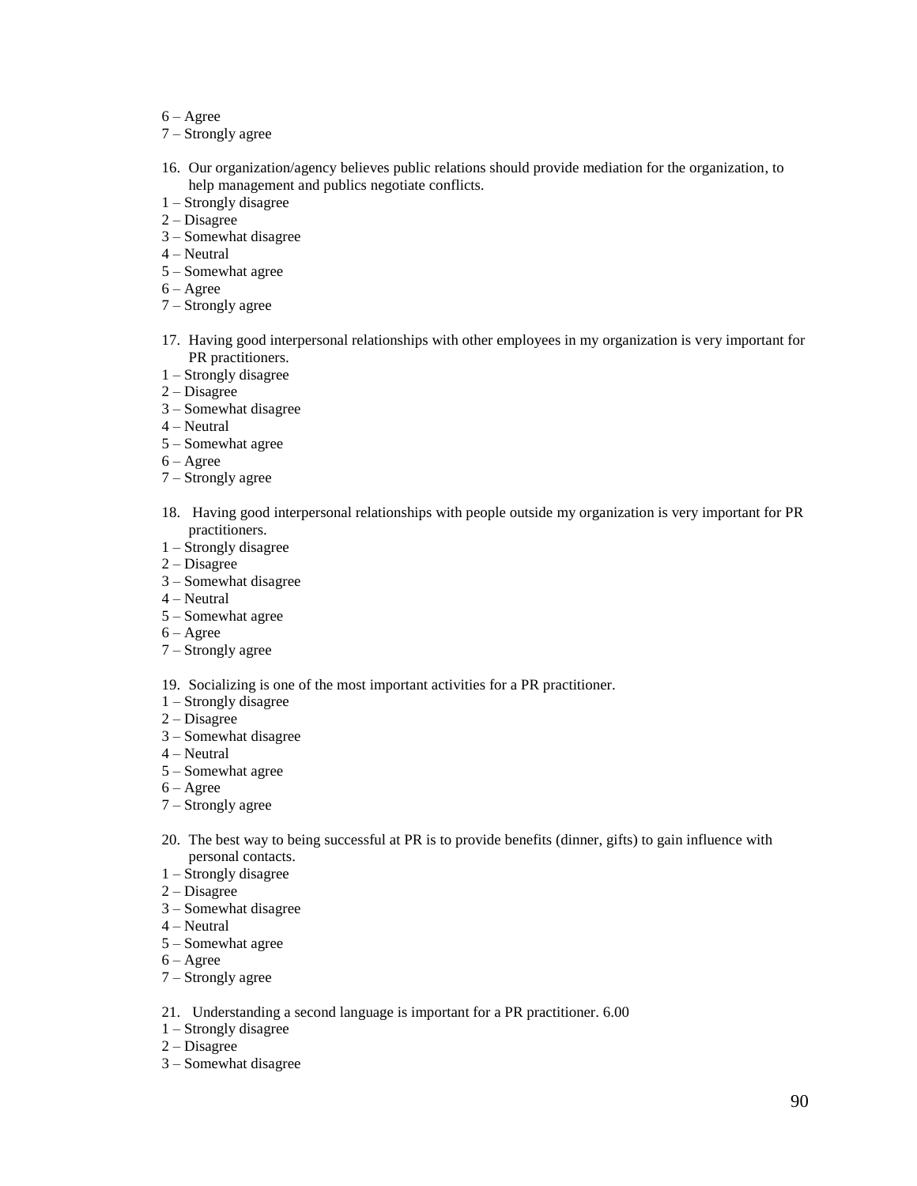6 – Agree
7 – Strongly agree

16. Our organization/agency believes public relations should provide mediation for the organization, to help management and publics negotiate conflicts.

1 – Strongly disagree
2 – Disagree
3 – Somewhat disagree
4 – Neutral
5 – Somewhat agree
6 – Agree
7 – Strongly agree

17. Having good interpersonal relationships with other employees in my organization is very important for PR practitioners.

1 – Strongly disagree
2 – Disagree
3 – Somewhat disagree
4 – Neutral
5 – Somewhat agree
6 – Agree
7 – Strongly agree

18. Having good interpersonal relationships with people outside my organization is very important for PR practitioners.

1 – Strongly disagree
2 – Disagree
3 – Somewhat disagree
4 – Neutral
5 – Somewhat agree
6 – Agree
7 – Strongly agree

19. Socializing is one of the most important activities for a PR practitioner.

1 – Strongly disagree
2 – Disagree
3 – Somewhat disagree
4 – Neutral
5 – Somewhat agree
6 – Agree
7 – Strongly agree

20. The best way to being successful at PR is to provide benefits (dinner, gifts) to gain influence with personal contacts.

1 – Strongly disagree
2 – Disagree
3 – Somewhat disagree
4 – Neutral
5 – Somewhat agree
6 – Agree
7 – Strongly agree

21. Understanding a second language is important for a PR practitioner. 6.00

1 – Strongly disagree
2 – Disagree
3 – Somewhat disagree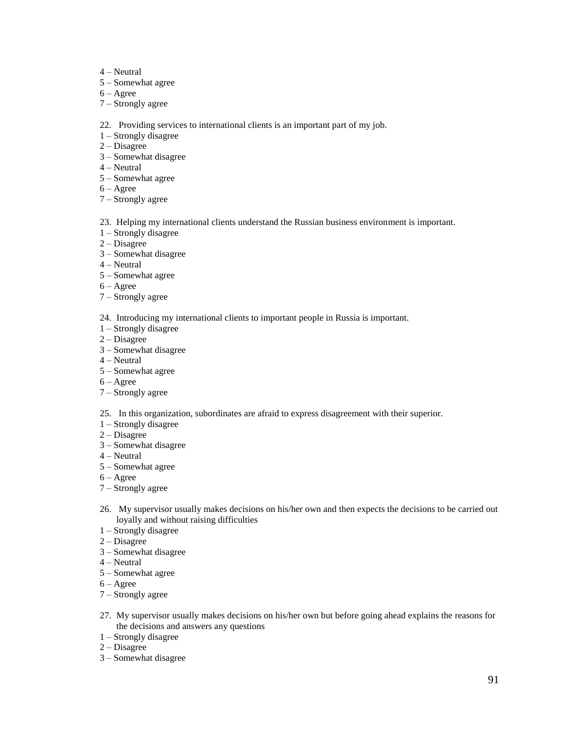4 – Neutral
5 – Somewhat agree
6 – Agree
7 – Strongly agree

22. Providing services to international clients is an important part of my job.
1 – Strongly disagree
2 – Disagree
3 – Somewhat disagree
4 – Neutral
5 – Somewhat agree
6 – Agree
7 – Strongly agree

23. Helping my international clients understand the Russian business environment is important.
1 – Strongly disagree
2 – Disagree
3 – Somewhat disagree
4 – Neutral
5 – Somewhat agree
6 – Agree
7 – Strongly agree

24. Introducing my international clients to important people in Russia is important.
1 – Strongly disagree
2 – Disagree
3 – Somewhat disagree
4 – Neutral
5 – Somewhat agree
6 – Agree
7 – Strongly agree

25. In this organization, subordinates are afraid to express disagreement with their superior.
1 – Strongly disagree
2 – Disagree
3 – Somewhat disagree
4 – Neutral
5 – Somewhat agree
6 – Agree
7 – Strongly agree

26. My supervisor usually makes decisions on his/her own and then expects the decisions to be carried out loyally and without raising difficulties
1 – Strongly disagree
2 – Disagree
3 – Somewhat disagree
4 – Neutral
5 – Somewhat agree
6 – Agree
7 – Strongly agree

27. My supervisor usually makes decisions on his/her own but before going ahead explains the reasons for the decisions and answers any questions
1 – Strongly disagree
2 – Disagree
3 – Somewhat disagree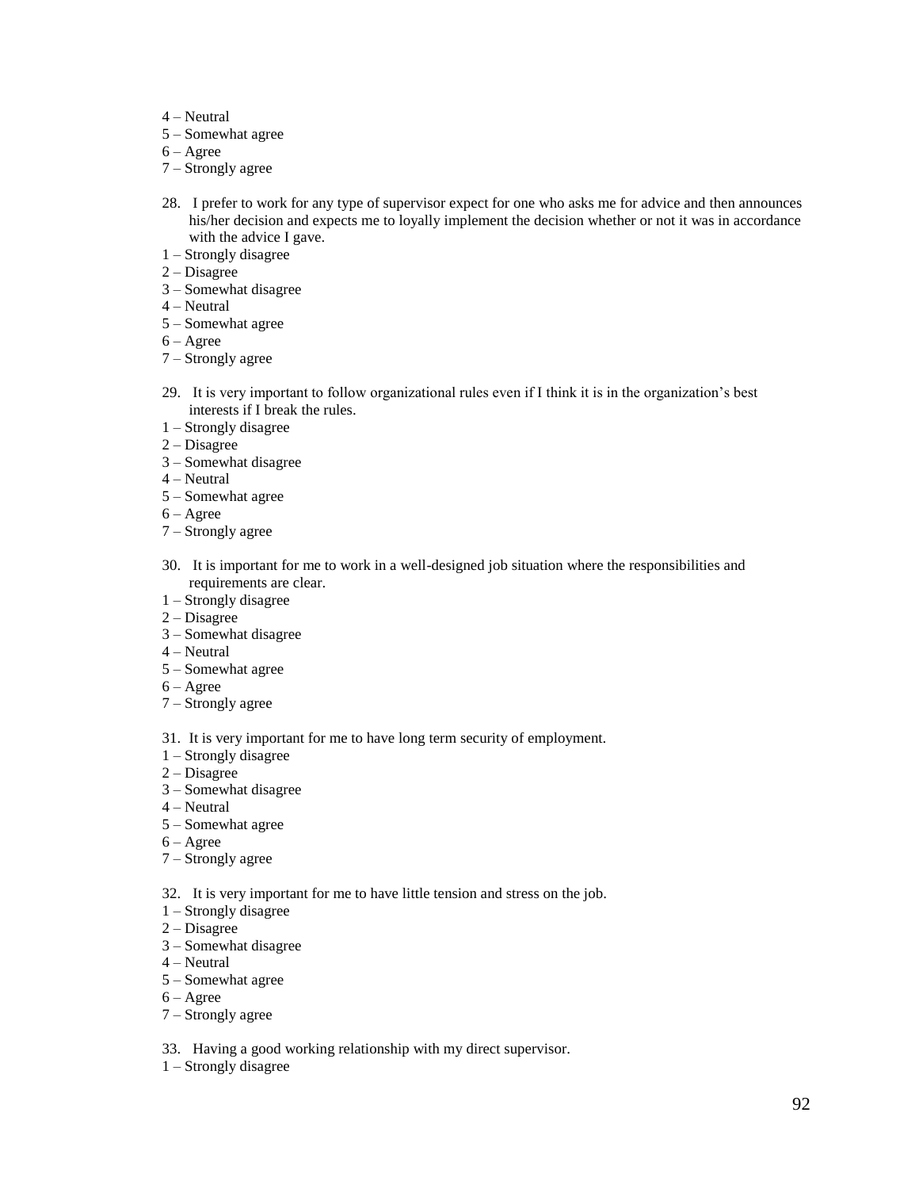4 – Neutral
5 – Somewhat agree
6 – Agree
7 – Strongly agree

28. I prefer to work for any type of supervisor expect for one who asks me for advice and then announces his/her decision and expects me to loyally implement the decision whether or not it was in accordance with the advice I gave.

1 – Strongly disagree
2 – Disagree
3 – Somewhat disagree
4 – Neutral
5 – Somewhat agree
6 – Agree
7 – Strongly agree

29. It is very important to follow organizational rules even if I think it is in the organization's best interests if I break the rules.

1 – Strongly disagree
2 – Disagree
3 – Somewhat disagree
4 – Neutral
5 – Somewhat agree
6 – Agree
7 – Strongly agree

30. It is important for me to work in a well-designed job situation where the responsibilities and requirements are clear.

1 – Strongly disagree
2 – Disagree
3 – Somewhat disagree
4 – Neutral
5 – Somewhat agree
6 – Agree
7 – Strongly agree

31. It is very important for me to have long term security of employment.

1 – Strongly disagree
2 – Disagree
3 – Somewhat disagree
4 – Neutral
5 – Somewhat agree
6 – Agree
7 – Strongly agree

32. It is very important for me to have little tension and stress on the job.

1 – Strongly disagree
2 – Disagree
3 – Somewhat disagree
4 – Neutral
5 – Somewhat agree
6 – Agree
7 – Strongly agree

33. Having a good working relationship with my direct supervisor.

1 – Strongly disagree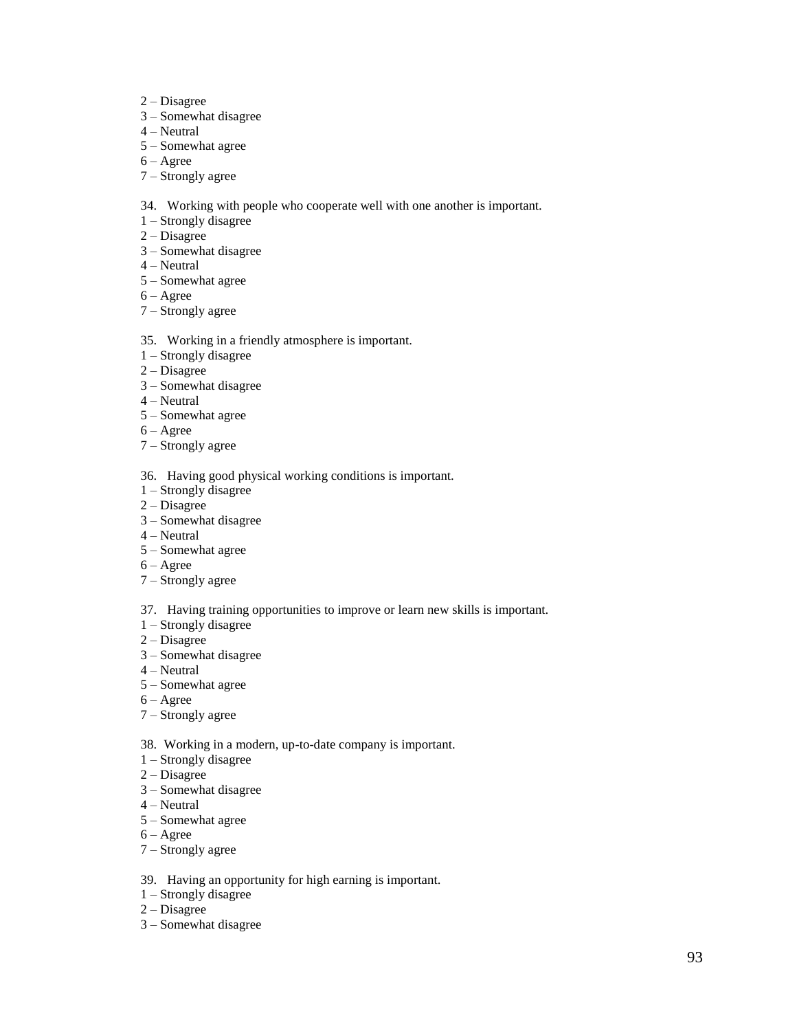2 – Disagree
3 – Somewhat disagree
4 – Neutral
5 – Somewhat agree
6 – Agree
7 – Strongly agree

34. Working with people who cooperate well with one another is important.
1 – Strongly disagree
2 – Disagree
3 – Somewhat disagree
4 – Neutral
5 – Somewhat agree
6 – Agree
7 – Strongly agree

35. Working in a friendly atmosphere is important.
1 – Strongly disagree
2 – Disagree
3 – Somewhat disagree
4 – Neutral
5 – Somewhat agree
6 – Agree
7 – Strongly agree

36. Having good physical working conditions is important.
1 – Strongly disagree
2 – Disagree
3 – Somewhat disagree
4 – Neutral
5 – Somewhat agree
6 – Agree
7 – Strongly agree

37. Having training opportunities to improve or learn new skills is important.
1 – Strongly disagree
2 – Disagree
3 – Somewhat disagree
4 – Neutral
5 – Somewhat agree
6 – Agree
7 – Strongly agree

38. Working in a modern, up-to-date company is important.
1 – Strongly disagree
2 – Disagree
3 – Somewhat disagree
4 – Neutral
5 – Somewhat agree
6 – Agree
7 – Strongly agree

39. Having an opportunity for high earning is important.
1 – Strongly disagree
2 – Disagree
3 – Somewhat disagree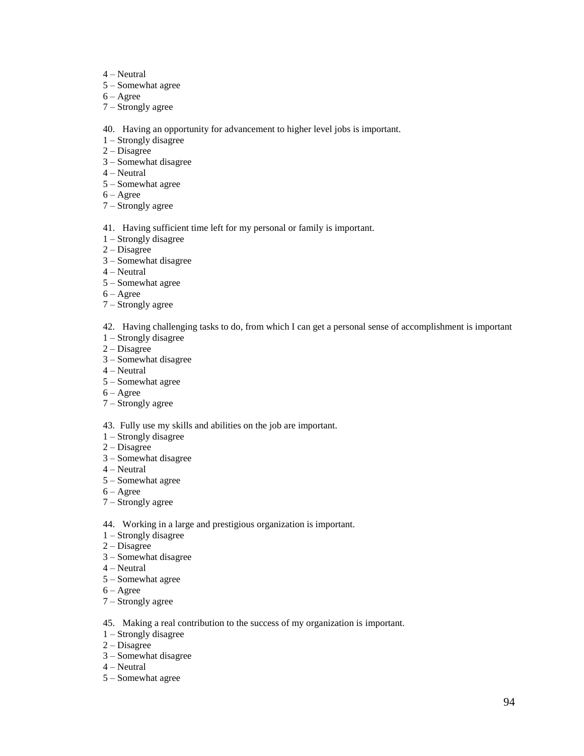4 – Neutral
5 – Somewhat agree
6 – Agree
7 – Strongly agree

40. Having an opportunity for advancement to higher level jobs is important.
1 – Strongly disagree
2 – Disagree
3 – Somewhat disagree
4 – Neutral
5 – Somewhat agree
6 – Agree
7 – Strongly agree

41. Having sufficient time left for my personal or family is important.
1 – Strongly disagree
2 – Disagree
3 – Somewhat disagree
4 – Neutral
5 – Somewhat agree
6 – Agree
7 – Strongly agree

42. Having challenging tasks to do, from which I can get a personal sense of accomplishment is important
1 – Strongly disagree
2 – Disagree
3 – Somewhat disagree
4 – Neutral
5 – Somewhat agree
6 – Agree
7 – Strongly agree

43. Fully use my skills and abilities on the job are important.
1 – Strongly disagree
2 – Disagree
3 – Somewhat disagree
4 – Neutral
5 – Somewhat agree
6 – Agree
7 – Strongly agree

44. Working in a large and prestigious organization is important.
1 – Strongly disagree
2 – Disagree
3 – Somewhat disagree
4 – Neutral
5 – Somewhat agree
6 – Agree
7 – Strongly agree

45. Making a real contribution to the success of my organization is important.
1 – Strongly disagree
2 – Disagree
3 – Somewhat disagree
4 – Neutral
5 – Somewhat agree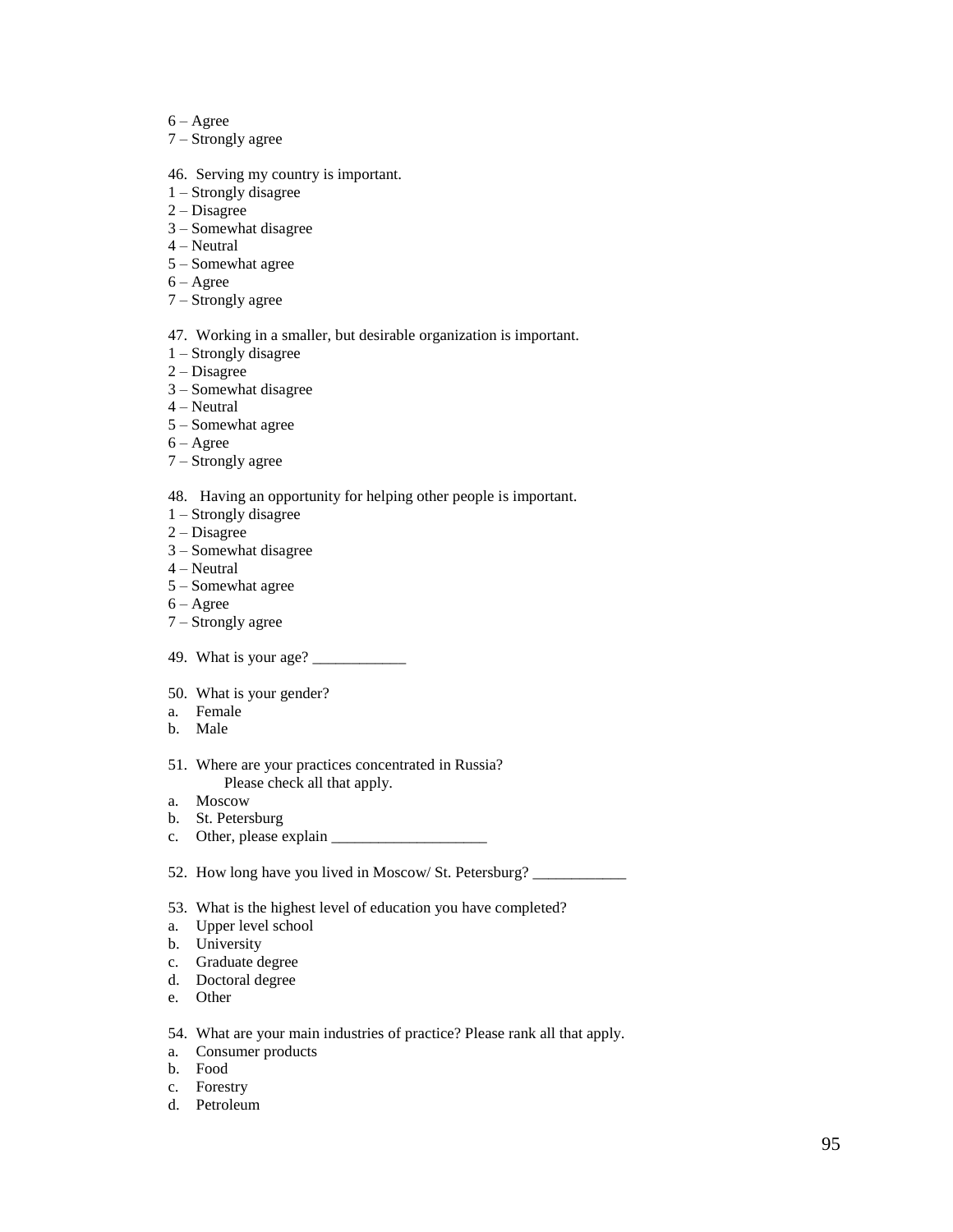6 – Agree
7 – Strongly agree

46. Serving my country is important.
1 – Strongly disagree
2 – Disagree
3 – Somewhat disagree
4 – Neutral
5 – Somewhat agree
6 – Agree
7 – Strongly agree

47. Working in a smaller, but desirable organization is important.
1 – Strongly disagree
2 – Disagree
3 – Somewhat disagree
4 – Neutral
5 – Somewhat agree
6 – Agree
7 – Strongly agree

48. Having an opportunity for helping other people is important.
1 – Strongly disagree
2 – Disagree
3 – Somewhat disagree
4 – Neutral
5 – Somewhat agree
6 – Agree
7 – Strongly agree

49. What is your age? ____________

50. What is your gender?
a. Female
b. Male

51. Where are your practices concentrated in Russia?
Please check all that apply.
a. Moscow
b. St. Petersburg
c. Other, please explain ____________________

52. How long have you lived in Moscow/ St. Petersburg? ____________

53. What is the highest level of education you have completed?
a. Upper level school
b. University
c. Graduate degree
d. Doctoral degree
e. Other

54. What are your main industries of practice? Please rank all that apply.
a. Consumer products
b. Food
c. Forestry
d. Petroleum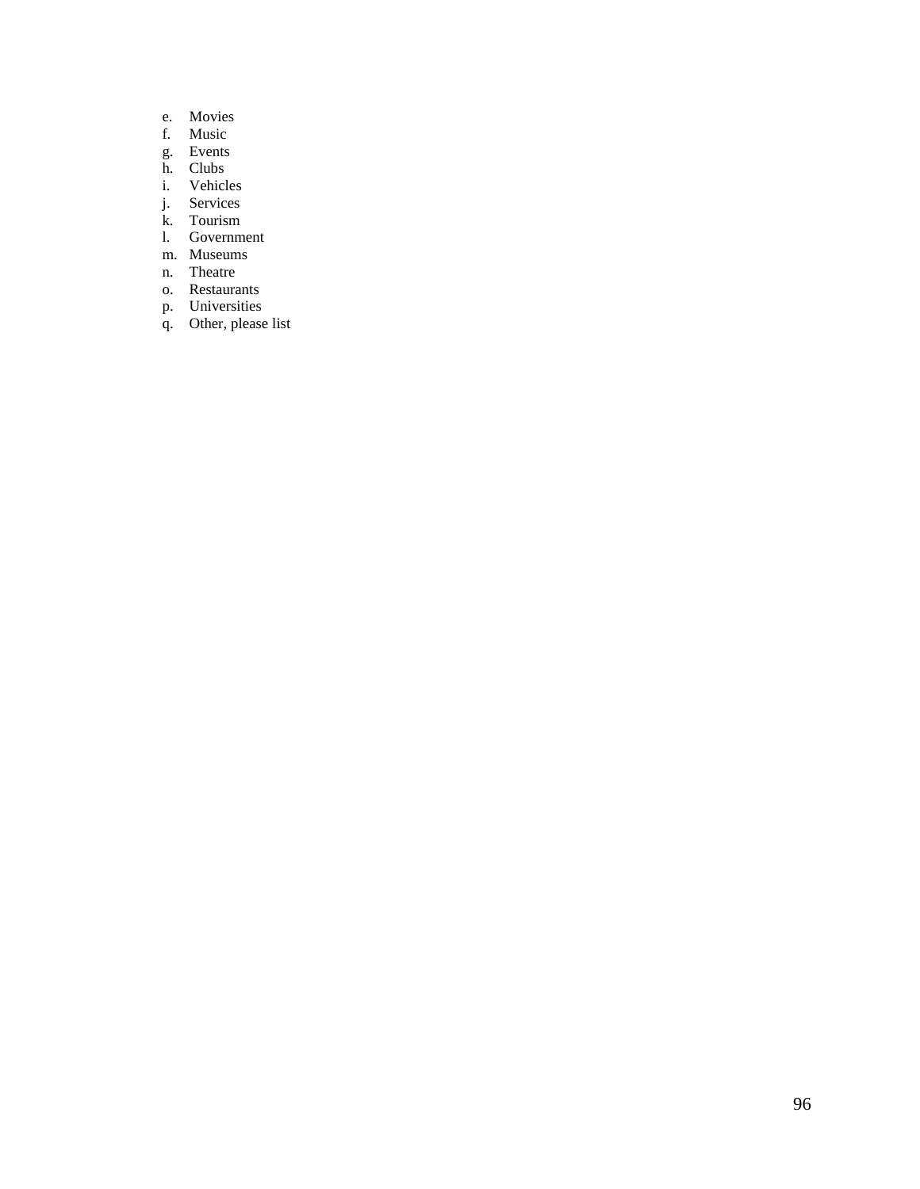e. Movies
f. Music
g. Events
h. Clubs
i. Vehicles
j. Services
k. Tourism
l. Government
m. Museums
n. Theatre
o. Restaurants
p. Universities
q. Other, please list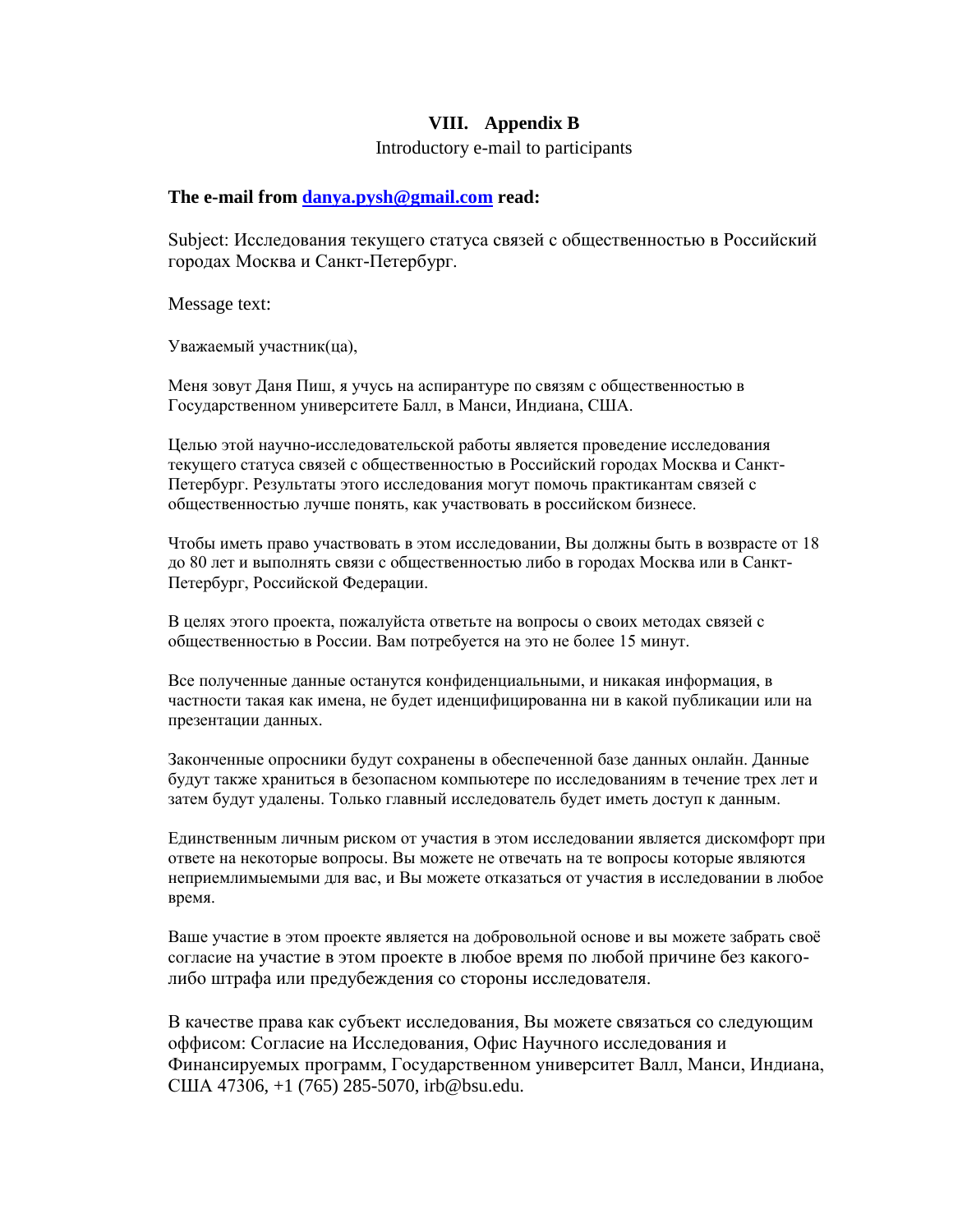## VIII. Appendix B

Introductory e-mail to participants

**The e-mail from danya.pysh@gmail.com read:**

Subject: Исследования текущего статуса связей с общественностью в Российский городах Москва и Санкт-Петербург.

Message text:

Уважаемый участник(ца),

Меня зовут Даня Пиш, я учусь на аспирантуре по связям с общественностью в Государственном университете Балл, в Манси, Индиана, США.

Целью этой научно-исследовательской работы является проведение исследования текущего статуса связей с общественностью в Российский городах Москва и Санкт-Петербург. Результаты этого исследования могут помочь практикантам связей с общественностью лучше понять, как участвовать в российском бизнесе.

Чтобы иметь право участвовать в этом исследовании, Вы должны быть в возврасте от 18 до 80 лет и выполнять связи с общественностью либо в городах Москва или в Санкт-Петербург, Российской Федерации.

В целях этого проекта, пожалуйста ответьте на вопросы о своих методах связей с общественностью в России. Вам потребуется на это не более 15 минут.

Все полученные данные останутся конфиденциальными, и никакая информация, в частности такая как имена, не будет иденцифицированна ни в какой публикации или на презентации данных.

Законченные опросники будут сохранены в обеспеченной базе данных онлайн. Данные будут также храниться в безопасном компьютере по исследованиям в течение трех лет и затем будут удалены. Только главный исследователь будет иметь доступ к данным.

Единственным личным риском от участия в этом исследовании является дискомфорт при ответе на некоторые вопросы. Вы можете не отвечать на те вопросы которые являются неприемлимыемыми для вас, и Вы можете отказаться от участия в исследовании в любое время.

Ваше участие в этом проекте является на добровольной основе и вы можете забрать своё согласие на участие в этом проекте в любое время по любой причине без какого-либо штрафа или предубеждения со стороны исследователя.

В качестве права как субъект исследования, Вы можете связаться со следующим оффисом: Согласие на Исследования, Офис Научного исследования и Финансируемых программ, Государственном университет Валл, Манси, Индиана, США 47306, +1 (765) 285-5070, irb@bsu.edu.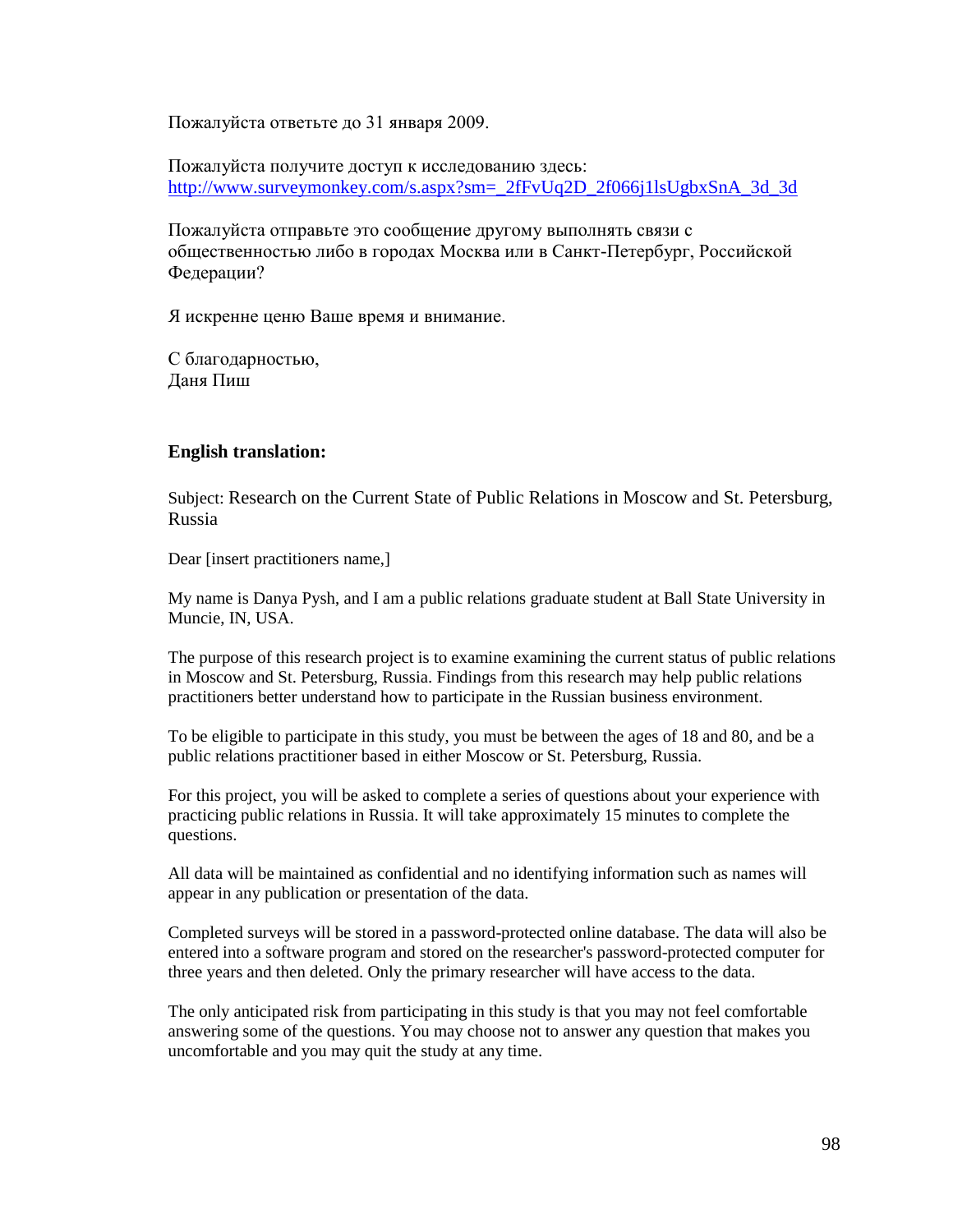Пожалуйста ответьте до 31 января 2009.

Пожалуйста получите доступ к исследованию здесь:
http://www.surveymonkey.com/s.aspx?sm=_2fFvUq2D_2f066j1lsUgbxSnA_3d_3d

Пожалуйста отправьте это сообщение другому выполнять связи с общественностью либо в городах Москва или в Санкт-Петербург, Российской Федерации?

Я искренне ценю Ваше время и внимание.

С благодарностью,
Даня Пиш

**English translation:**

Subject: Research on the Current State of Public Relations in Moscow and St. Petersburg, Russia

Dear [insert practitioners name,]

My name is Danya Pysh, and I am a public relations graduate student at Ball State University in Muncie, IN, USA.

The purpose of this research project is to examine examining the current status of public relations in Moscow and St. Petersburg, Russia. Findings from this research may help public relations practitioners better understand how to participate in the Russian business environment.

To be eligible to participate in this study, you must be between the ages of 18 and 80, and be a public relations practitioner based in either Moscow or St. Petersburg, Russia.

For this project, you will be asked to complete a series of questions about your experience with practicing public relations in Russia. It will take approximately 15 minutes to complete the questions.

All data will be maintained as confidential and no identifying information such as names will appear in any publication or presentation of the data.

Completed surveys will be stored in a password-protected online database. The data will also be entered into a software program and stored on the researcher's password-protected computer for three years and then deleted. Only the primary researcher will have access to the data.

The only anticipated risk from participating in this study is that you may not feel comfortable answering some of the questions. You may choose not to answer any question that makes you uncomfortable and you may quit the study at any time.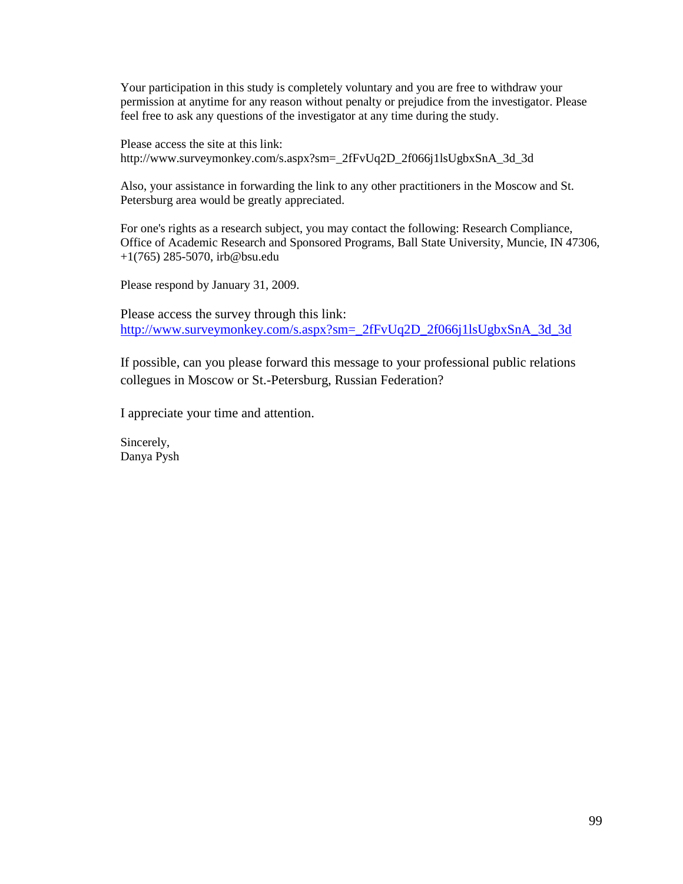Your participation in this study is completely voluntary and you are free to withdraw your permission at anytime for any reason without penalty or prejudice from the investigator. Please feel free to ask any questions of the investigator at any time during the study.

Please access the site at this link:
http://www.surveymonkey.com/s.aspx?sm=_2fFvUq2D_2f066j1lsUgbxSnA_3d_3d

Also, your assistance in forwarding the link to any other practitioners in the Moscow and St. Petersburg area would be greatly appreciated.

For one's rights as a research subject, you may contact the following: Research Compliance, Office of Academic Research and Sponsored Programs, Ball State University, Muncie, IN 47306, +1(765) 285-5070, irb@bsu.edu

Please respond by January 31, 2009.

Please access the survey through this link:
http://www.surveymonkey.com/s.aspx?sm=_2fFvUq2D_2f066j1lsUgbxSnA_3d_3d

If possible, can you please forward this message to your professional public relations collegues in Moscow or St.-Petersburg, Russian Federation?

I appreciate your time and attention.

Sincerely,
Danya Pysh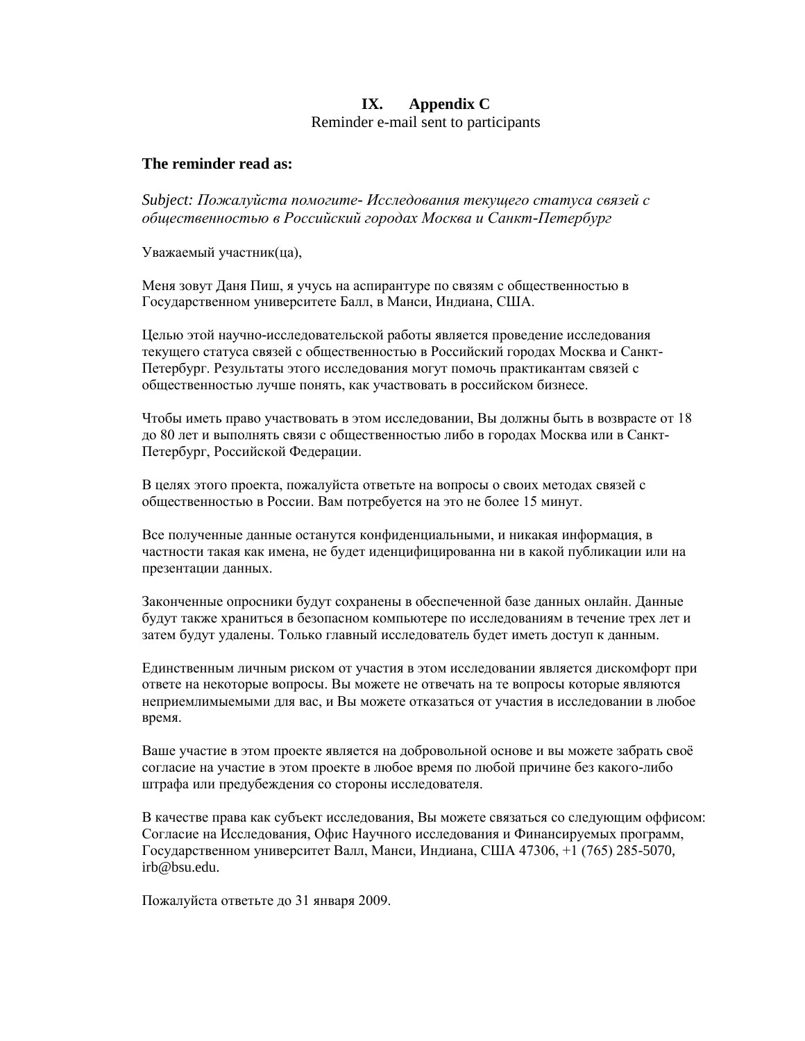# IX. Appendix C

Reminder e-mail sent to participants

**The reminder read as:**

*Subject: Пожалуйста помогите- Исследования текущего статуса связей с общественностью в Российский городах Москва и Санкт-Петербург*

Уважаемый участник(ца),

Меня зовут Даня Пиш, я учусь на аспирантуре по связям с общественностью в Государственном университете Балл, в Манси, Индиана, США.

Целью этой научно-исследовательской работы является проведение исследования текущего статуса связей с общественностью в Российский городах Москва и Санкт-Петербург. Результаты этого исследования могут помочь практикантам связей с общественностью лучше понять, как участвовать в российском бизнесе.

Чтобы иметь право участвовать в этом исследовании, Вы должны быть в возврасте от 18 до 80 лет и выполнять связи с общественностью либо в городах Москва или в Санкт-Петербург, Российской Федерации.

В целях этого проекта, пожалуйста ответьте на вопросы о своих методах связей с общественностью в России. Вам потребуется на это не более 15 минут.

Все полученные данные останутся конфиденциальными, и никакая информация, в частности такая как имена, не будет иденцифицированна ни в какой публикации или на презентации данных.

Законченные опросники будут сохранены в обеспеченной базе данных онлайн. Данные будут также храниться в безопасном компьютере по исследованиям в течение трех лет и затем будут удалены. Только главный исследователь будет иметь доступ к данным.

Единственным личным риском от участия в этом исследовании является дискомфорт при ответе на некоторые вопросы. Вы можете не отвечать на те вопросы которые являются неприемлимыемыми для вас, и Вы можете отказаться от участия в исследовании в любое время.

Ваше участие в этом проекте является на добровольной основе и вы можете забрать своё согласие на участие в этом проекте в любое время по любой причине без какого-либо штрафа или предубеждения со стороны исследователя.

В качестве права как субъект исследования, Вы можете связаться со следующим оффисом: Согласие на Исследования, Офис Научного исследования и Финансируемых программ, Государственном университет Валл, Манси, Индиана, США 47306, +1 (765) 285-5070, irb@bsu.edu.

Пожалуйста ответьте до 31 января 2009.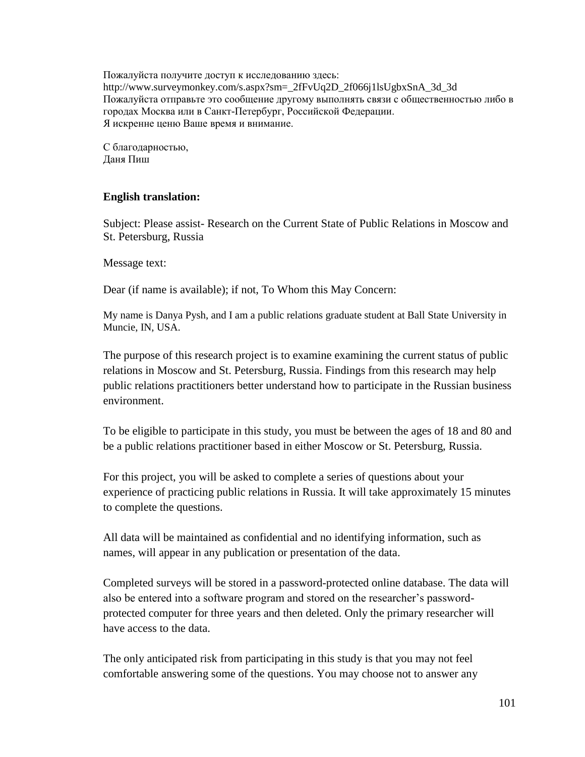Пожалуйста получите доступ к исследованию здесь:
http://www.surveymonkey.com/s.aspx?sm=_2fFvUq2D_2f066j1lsUgbxSnA_3d_3d
Пожалуйста отправьте это сообщение другому выполнять связи с общественностью либо в городах Москва или в Санкт-Петербург, Российской Федерации.
Я искренне ценю Ваше время и внимание.

С благодарностью,
Даня Пиш

**English translation:**

Subject: Please assist- Research on the Current State of Public Relations in Moscow and St. Petersburg, Russia

Message text:

Dear (if name is available); if not, To Whom this May Concern:

My name is Danya Pysh, and I am a public relations graduate student at Ball State University in Muncie, IN, USA.

The purpose of this research project is to examine examining the current status of public relations in Moscow and St. Petersburg, Russia. Findings from this research may help public relations practitioners better understand how to participate in the Russian business environment.

To be eligible to participate in this study, you must be between the ages of 18 and 80 and be a public relations practitioner based in either Moscow or St. Petersburg, Russia.

For this project, you will be asked to complete a series of questions about your experience of practicing public relations in Russia. It will take approximately 15 minutes to complete the questions.

All data will be maintained as confidential and no identifying information, such as names, will appear in any publication or presentation of the data.

Completed surveys will be stored in a password-protected online database. The data will also be entered into a software program and stored on the researcher's password-protected computer for three years and then deleted. Only the primary researcher will have access to the data.

The only anticipated risk from participating in this study is that you may not feel comfortable answering some of the questions. You may choose not to answer any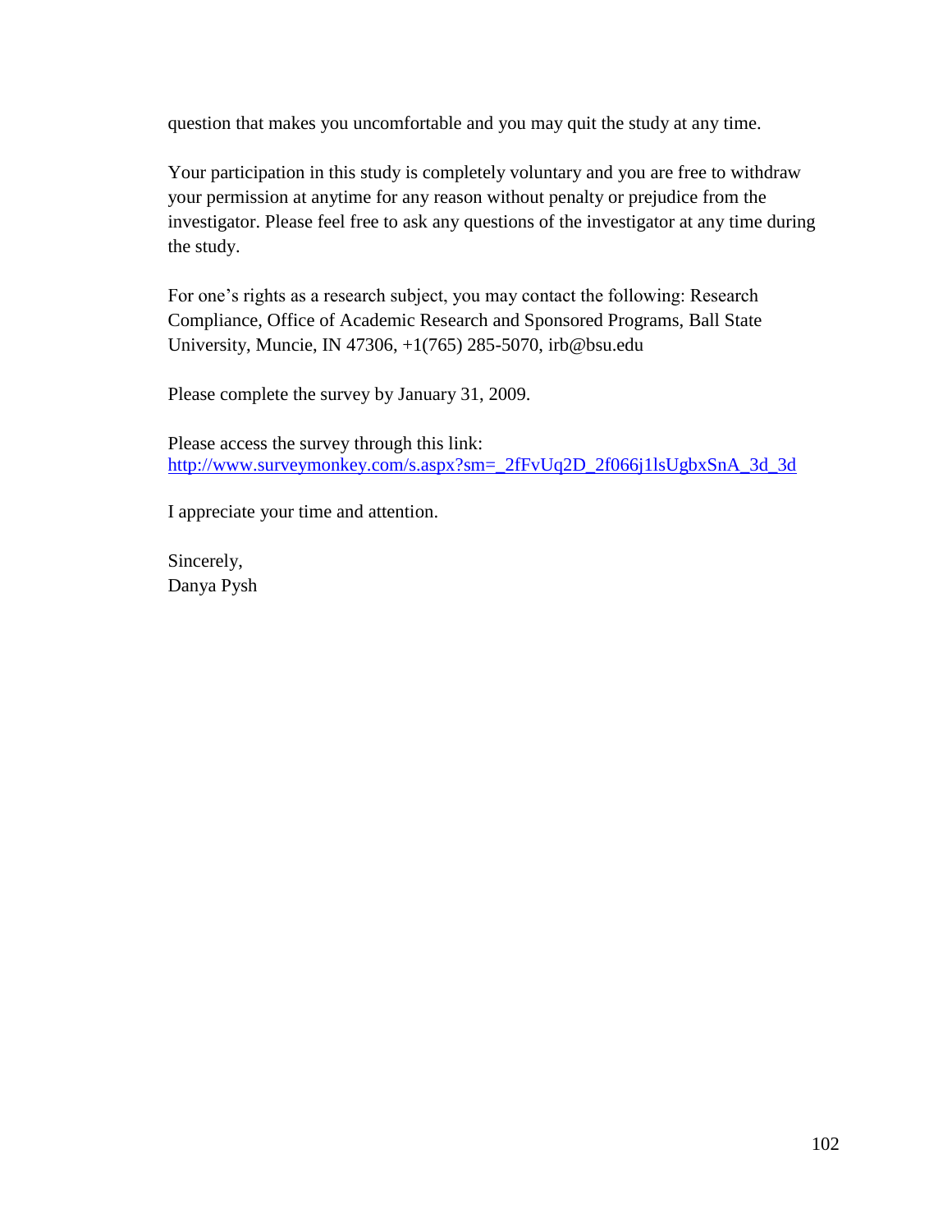question that makes you uncomfortable and you may quit the study at any time.

Your participation in this study is completely voluntary and you are free to withdraw your permission at anytime for any reason without penalty or prejudice from the investigator. Please feel free to ask any questions of the investigator at any time during the study.

For one's rights as a research subject, you may contact the following: Research Compliance, Office of Academic Research and Sponsored Programs, Ball State University, Muncie, IN 47306, +1(765) 285-5070, irb@bsu.edu

Please complete the survey by January 31, 2009.

Please access the survey through this link:
[http://www.surveymonkey.com/s.aspx?sm=_2fFvUq2D_2f066j1lsUgbxSnA_3d_3d](http://www.surveymonkey.com/s.aspx?sm=_2fFvUq2D_2f066j1lsUgbxSnA_3d_3d)

I appreciate your time and attention.

Sincerely,
Danya Pysh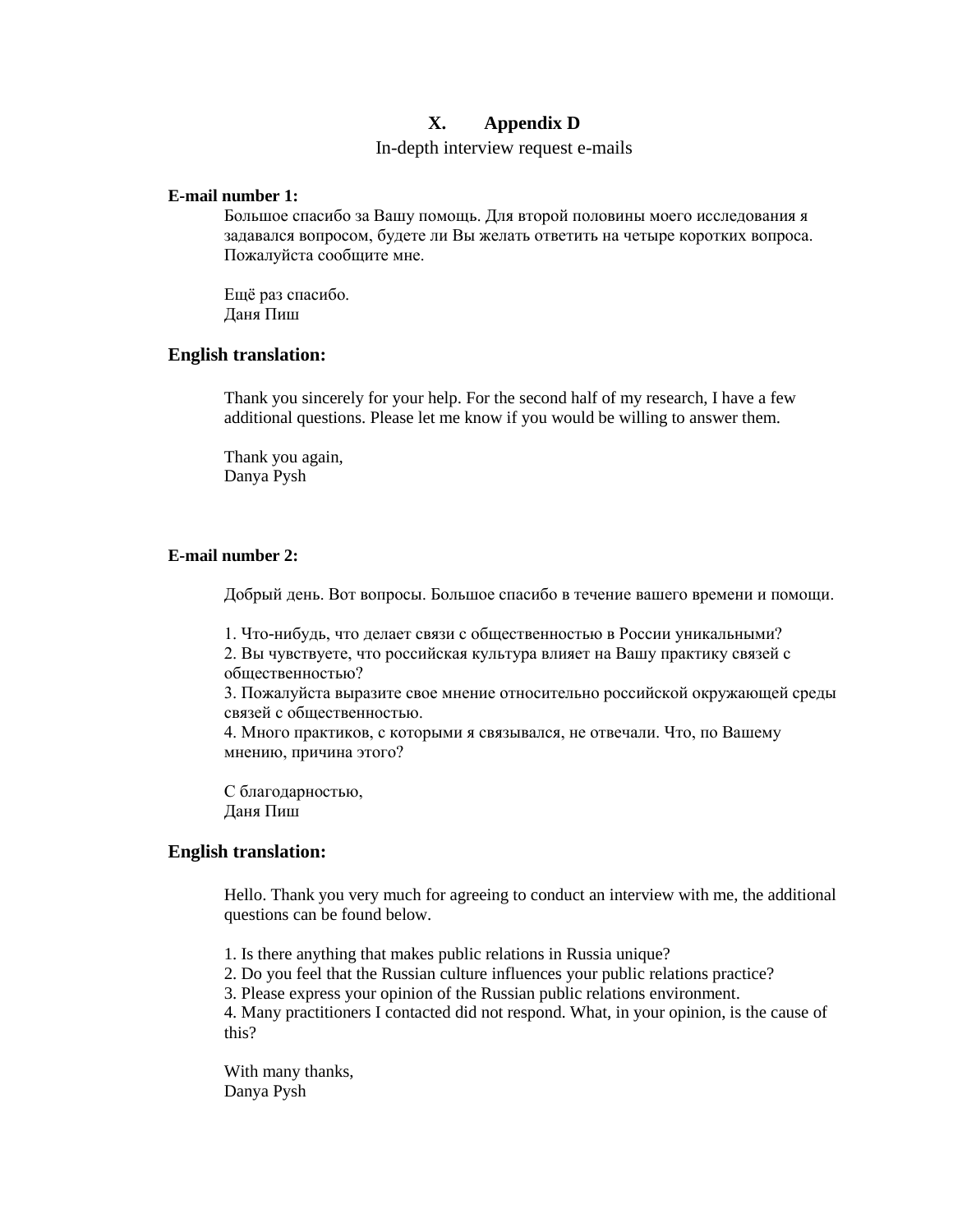# X. Appendix D

In-depth interview request e-mails

**E-mail number 1:**

Большое спасибо за Вашу помощь. Для второй половины моего исследования я задавался вопросом, будете ли Вы желать ответить на четыре коротких вопроса. Пожалуйста сообщите мне.

Ещё раз спасибо.
Даня Пиш

**English translation:**

Thank you sincerely for your help. For the second half of my research, I have a few additional questions. Please let me know if you would be willing to answer them.

Thank you again,
Danya Pysh

**E-mail number 2:**

Добрый день. Вот вопросы. Большое спасибо в течение вашего времени и помощи.

1. Что-нибудь, что делает связи с общественностью в России уникальными?
2. Вы чувствуете, что российская культура влияет на Вашу практику связей с общественностью?
3. Пожалуйста выразите свое мнение относительно российской окружающей среды связей с общественностью.
4. Много практиков, с которыми я связывался, не отвечали. Что, по Вашему мнению, причина этого?

С благодарностью,
Даня Пиш

**English translation:**

Hello. Thank you very much for agreeing to conduct an interview with me, the additional questions can be found below.

1. Is there anything that makes public relations in Russia unique?
2. Do you feel that the Russian culture influences your public relations practice?
3. Please express your opinion of the Russian public relations environment.
4. Many practitioners I contacted did not respond. What, in your opinion, is the cause of this?

With many thanks,
Danya Pysh